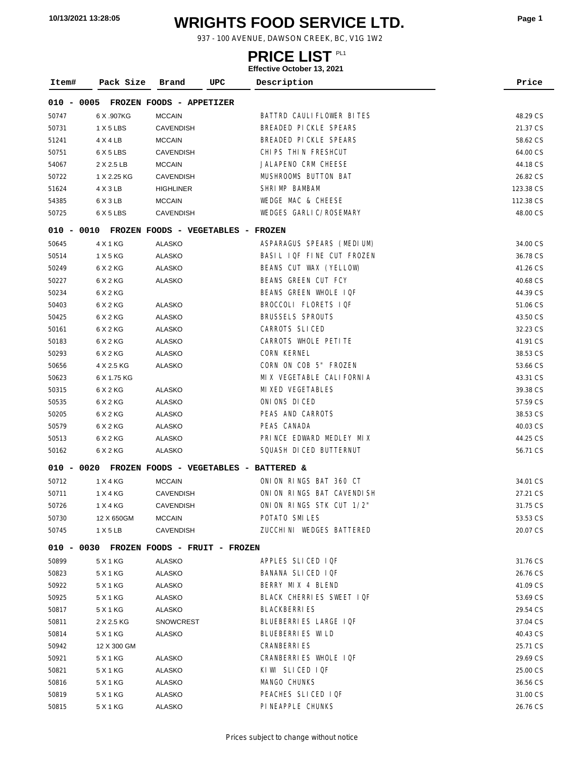# WRIGHTS FOOD SERVICE LTD.

937 - 100 AVENUE, DAWSON CREEK, BC, V1G 1W2

## PRICE LIST PL1

**Effective October 13, 2021**

| Item# | Pack Size | Brand | UPC | Description | Price |
|---|---|---|---|---|---|
| **010 - 0005 FROZEN FOODS - APPETIZER** | | | | | |
| 50747 | 6 X .907KG | MCCAIN | | BATTRD CAULIFLOWER BITES | 48.29 CS |
| 50731 | 1 X 5 LBS | CAVENDISH | | BREADED PICKLE SPEARS | 21.37 CS |
| 51241 | 4 X 4 LB | MCCAIN | | BREADED PICKLE SPEARS | 58.62 CS |
| 50751 | 6 X 5 LBS | CAVENDISH | | CHIPS THIN FRESHCUT | 64.00 CS |
| 54067 | 2 X 2.5 LB | MCCAIN | | JALAPENO CRM CHEESE | 44.18 CS |
| 50722 | 1 X 2.25 KG | CAVENDISH | | MUSHROOMS BUTTON BAT | 26.82 CS |
| 51624 | 4 X 3 LB | HIGHLINER | | SHRIMP BAMBAM | 123.38 CS |
| 54385 | 6 X 3 LB | MCCAIN | | WEDGE MAC & CHEESE | 112.38 CS |
| 50725 | 6 X 5 LBS | CAVENDISH | | WEDGES GARLIC/ROSEMARY | 48.00 CS |
| **010 - 0010 FROZEN FOODS - VEGETABLES - FROZEN** | | | | | |
| 50645 | 4 X 1 KG | ALASKO | | ASPARAGUS SPEARS (MEDIUM) | 34.00 CS |
| 50514 | 1 X 5 KG | ALASKO | | BASIL IQF FINE CUT FROZEN | 36.78 CS |
| 50249 | 6 X 2 KG | ALASKO | | BEANS CUT WAX (YELLOW) | 41.26 CS |
| 50227 | 6 X 2 KG | ALASKO | | BEANS GREEN CUT FCY | 40.68 CS |
| 50234 | 6 X 2 KG | | | BEANS GREEN WHOLE IQF | 44.39 CS |
| 50403 | 6 X 2 KG | ALASKO | | BROCCOLI FLORETS IQF | 51.06 CS |
| 50425 | 6 X 2 KG | ALASKO | | BRUSSELS SPROUTS | 43.50 CS |
| 50161 | 6 X 2 KG | ALASKO | | CARROTS SLICED | 32.23 CS |
| 50183 | 6 X 2 KG | ALASKO | | CARROTS WHOLE PETITE | 41.91 CS |
| 50293 | 6 X 2 KG | ALASKO | | CORN KERNEL | 38.53 CS |
| 50656 | 4 X 2.5 KG | ALASKO | | CORN ON COB 5" FROZEN | 53.66 CS |
| 50623 | 6 X 1.75 KG | | | MIX VEGETABLE CALIFORNIA | 43.31 CS |
| 50315 | 6 X 2 KG | ALASKO | | MIXED VEGETABLES | 39.38 CS |
| 50535 | 6 X 2 KG | ALASKO | | ONIONS DICED | 57.59 CS |
| 50205 | 6 X 2 KG | ALASKO | | PEAS AND CARROTS | 38.53 CS |
| 50579 | 6 X 2 KG | ALASKO | | PEAS CANADA | 40.03 CS |
| 50513 | 6 X 2 KG | ALASKO | | PRINCE EDWARD MEDLEY MIX | 44.25 CS |
| 50162 | 6 X 2 KG | ALASKO | | SQUASH DICED BUTTERNUT | 56.71 CS |
| **010 - 0020 FROZEN FOODS - VEGETABLES - BATTERED &** | | | | | |
| 50712 | 1 X 4 KG | MCCAIN | | ONION RINGS BAT 360 CT | 34.01 CS |
| 50711 | 1 X 4 KG | CAVENDISH | | ONION RINGS BAT CAVENDISH | 27.21 CS |
| 50726 | 1 X 4 KG | CAVENDISH | | ONION RINGS STK CUT 1/2" | 31.75 CS |
| 50730 | 12 X 650GM | MCCAIN | | POTATO SMILES | 53.53 CS |
| 50745 | 1 X 5 LB | CAVENDISH | | ZUCCHINI WEDGES BATTERED | 20.07 CS |
| **010 - 0030 FROZEN FOODS - FRUIT - FROZEN** | | | | | |
| 50899 | 5 X 1 KG | ALASKO | | APPLES SLICED IQF | 31.76 CS |
| 50823 | 5 X 1 KG | ALASKO | | BANANA SLICED IQF | 26.76 CS |
| 50922 | 5 X 1 KG | ALASKO | | BERRY MIX 4 BLEND | 41.09 CS |
| 50925 | 5 X 1 KG | ALASKO | | BLACK CHERRIES SWEET IQF | 53.69 CS |
| 50817 | 5 X 1 KG | ALASKO | | BLACKBERRIES | 29.54 CS |
| 50811 | 2 X 2.5 KG | SNOWCREST | | BLUEBERRIES LARGE IQF | 37.04 CS |
| 50814 | 5 X 1 KG | ALASKO | | BLUEBERRIES WILD | 40.43 CS |
| 50942 | 12 X 300 GM | | | CRANBERRIES | 25.71 CS |
| 50921 | 5 X 1 KG | ALASKO | | CRANBERRIES WHOLE IQF | 29.69 CS |
| 50821 | 5 X 1 KG | ALASKO | | KIWI SLICED IQF | 25.00 CS |
| 50816 | 5 X 1 KG | ALASKO | | MANGO CHUNKS | 36.56 CS |
| 50819 | 5 X 1 KG | ALASKO | | PEACHES SLICED IQF | 31.00 CS |
| 50815 | 5 X 1 KG | ALASKO | | PINEAPPLE CHUNKS | 26.76 CS |

Prices subject to change without notice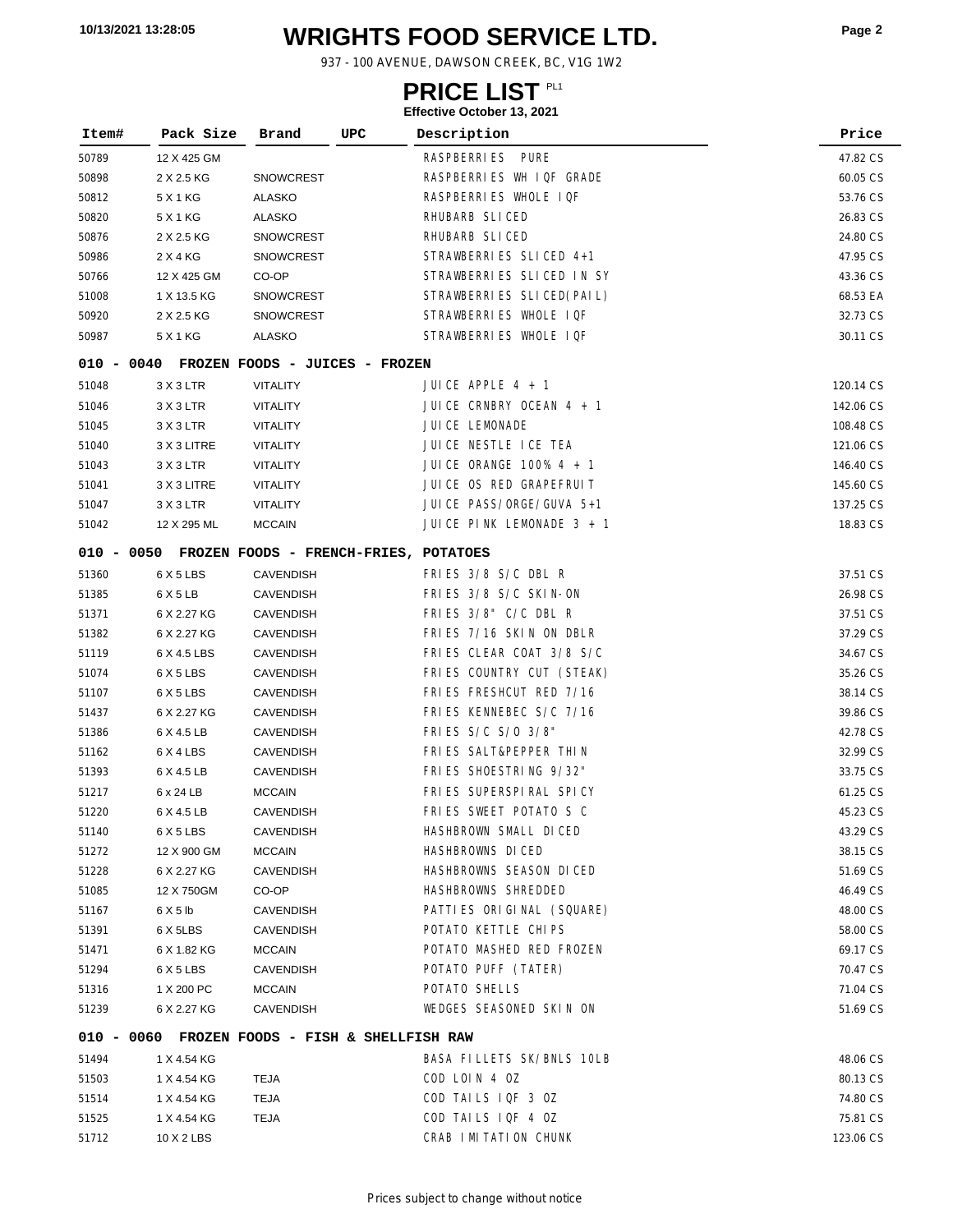# WRIGHTS FOOD SERVICE LTD.

937 - 100 AVENUE, DAWSON CREEK, BC, V1G 1W2

## PRICE LIST PL1

**Effective October 13, 2021**

| Item# | Pack Size | Brand | UPC | Description | Price |
|---|---|---|---|---|---|
| 50789 | 12 X 425 GM | | | RASPBERRIES PURE | 47.82 CS |
| 50898 | 2 X 2.5 KG | SNOWCREST | | RASPBERRIES WH IQF GRADE | 60.05 CS |
| 50812 | 5 X 1 KG | ALASKO | | RASPBERRIES WHOLE IQF | 53.76 CS |
| 50820 | 5 X 1 KG | ALASKO | | RHUBARB SLICED | 26.83 CS |
| 50876 | 2 X 2.5 KG | SNOWCREST | | RHUBARB SLICED | 24.80 CS |
| 50986 | 2 X 4 KG | SNOWCREST | | STRAWBERRIES SLICED 4+1 | 47.95 CS |
| 50766 | 12 X 425 GM | CO-OP | | STRAWBERRIES SLICED IN SY | 43.36 CS |
| 51008 | 1 X 13.5 KG | SNOWCREST | | STRAWBERRIES SLICED(PAIL) | 68.53 EA |
| 50920 | 2 X 2.5 KG | SNOWCREST | | STRAWBERRIES WHOLE IQF | 32.73 CS |
| 50987 | 5 X 1 KG | ALASKO | | STRAWBERRIES WHOLE IQF | 30.11 CS |

### 010 - 0040 FROZEN FOODS - JUICES - FROZEN

| Item# | Pack Size | Brand | UPC | Description | Price |
|---|---|---|---|---|---|
| 51048 | 3 X 3 LTR | VITALITY | | JUICE APPLE 4 + 1 | 120.14 CS |
| 51046 | 3 X 3 LTR | VITALITY | | JUICE CRNBRY OCEAN 4 + 1 | 142.06 CS |
| 51045 | 3 X 3 LTR | VITALITY | | JUICE LEMONADE | 108.48 CS |
| 51040 | 3 X 3 LITRE | VITALITY | | JUICE NESTLE ICE TEA | 121.06 CS |
| 51043 | 3 X 3 LTR | VITALITY | | JUICE ORANGE 100% 4 + 1 | 146.40 CS |
| 51041 | 3 X 3 LITRE | VITALITY | | JUICE OS RED GRAPEFRUIT | 145.60 CS |
| 51047 | 3 X 3 LTR | VITALITY | | JUICE PASS/ORGE/GUVA 5+1 | 137.25 CS |
| 51042 | 12 X 295 ML | MCCAIN | | JUICE PINK LEMONADE 3 + 1 | 18.83 CS |

### 010 - 0050 FROZEN FOODS - FRENCH-FRIES, POTATOES

| Item# | Pack Size | Brand | UPC | Description | Price |
|---|---|---|---|---|---|
| 51360 | 6 X 5 LBS | CAVENDISH | | FRIES 3/8 S/C DBL R | 37.51 CS |
| 51385 | 6 X 5 LB | CAVENDISH | | FRIES 3/8 S/C SKIN-ON | 26.98 CS |
| 51371 | 6 X 2.27 KG | CAVENDISH | | FRIES 3/8" C/C DBL R | 37.51 CS |
| 51382 | 6 X 2.27 KG | CAVENDISH | | FRIES 7/16 SKIN ON DBLR | 37.29 CS |
| 51119 | 6 X 4.5 LBS | CAVENDISH | | FRIES CLEAR COAT 3/8 S/C | 34.67 CS |
| 51074 | 6 X 5 LBS | CAVENDISH | | FRIES COUNTRY CUT (STEAK) | 35.26 CS |
| 51107 | 6 X 5 LBS | CAVENDISH | | FRIES FRESHCUT RED 7/16 | 38.14 CS |
| 51437 | 6 X 2.27 KG | CAVENDISH | | FRIES KENNEBEC S/C 7/16 | 39.86 CS |
| 51386 | 6 X 4.5 LB | CAVENDISH | | FRIES S/C S/O 3/8" | 42.78 CS |
| 51162 | 6 X 4 LBS | CAVENDISH | | FRIES SALT&PEPPER THIN | 32.99 CS |
| 51393 | 6 X 4.5 LB | CAVENDISH | | FRIES SHOESTRING 9/32" | 33.75 CS |
| 51217 | 6 x 24 LB | MCCAIN | | FRIES SUPERSPIRAL SPICY | 61.25 CS |
| 51220 | 6 X 4.5 LB | CAVENDISH | | FRIES SWEET POTATO S C | 45.23 CS |
| 51140 | 6 X 5 LBS | CAVENDISH | | HASHBROWN SMALL DICED | 43.29 CS |
| 51272 | 12 X 900 GM | MCCAIN | | HASHBROWNS DICED | 38.15 CS |
| 51228 | 6 X 2.27 KG | CAVENDISH | | HASHBROWNS SEASON DICED | 51.69 CS |
| 51085 | 12 X 750GM | CO-OP | | HASHBROWNS SHREDDED | 46.49 CS |
| 51167 | 6 X 5 lb | CAVENDISH | | PATTIES ORIGINAL (SQUARE) | 48.00 CS |
| 51391 | 6 X 5LBS | CAVENDISH | | POTATO KETTLE CHIPS | 58.00 CS |
| 51471 | 6 X 1.82 KG | MCCAIN | | POTATO MASHED RED FROZEN | 69.17 CS |
| 51294 | 6 X 5 LBS | CAVENDISH | | POTATO PUFF (TATER) | 70.47 CS |
| 51316 | 1 X 200 PC | MCCAIN | | POTATO SHELLS | 71.04 CS |
| 51239 | 6 X 2.27 KG | CAVENDISH | | WEDGES SEASONED SKIN ON | 51.69 CS |

### 010 - 0060 FROZEN FOODS - FISH & SHELLFISH RAW

| Item# | Pack Size | Brand | UPC | Description | Price |
|---|---|---|---|---|---|
| 51494 | 1 X 4.54 KG | | | BASA FILLETS SK/BNLS 10LB | 48.06 CS |
| 51503 | 1 X 4.54 KG | TEJA | | COD LOIN 4 OZ | 80.13 CS |
| 51514 | 1 X 4.54 KG | TEJA | | COD TAILS IQF 3 OZ | 74.80 CS |
| 51525 | 1 X 4.54 KG | TEJA | | COD TAILS IQF 4 OZ | 75.81 CS |
| 51712 | 10 X 2 LBS | | | CRAB IMITATION CHUNK | 123.06 CS |

Prices subject to change without notice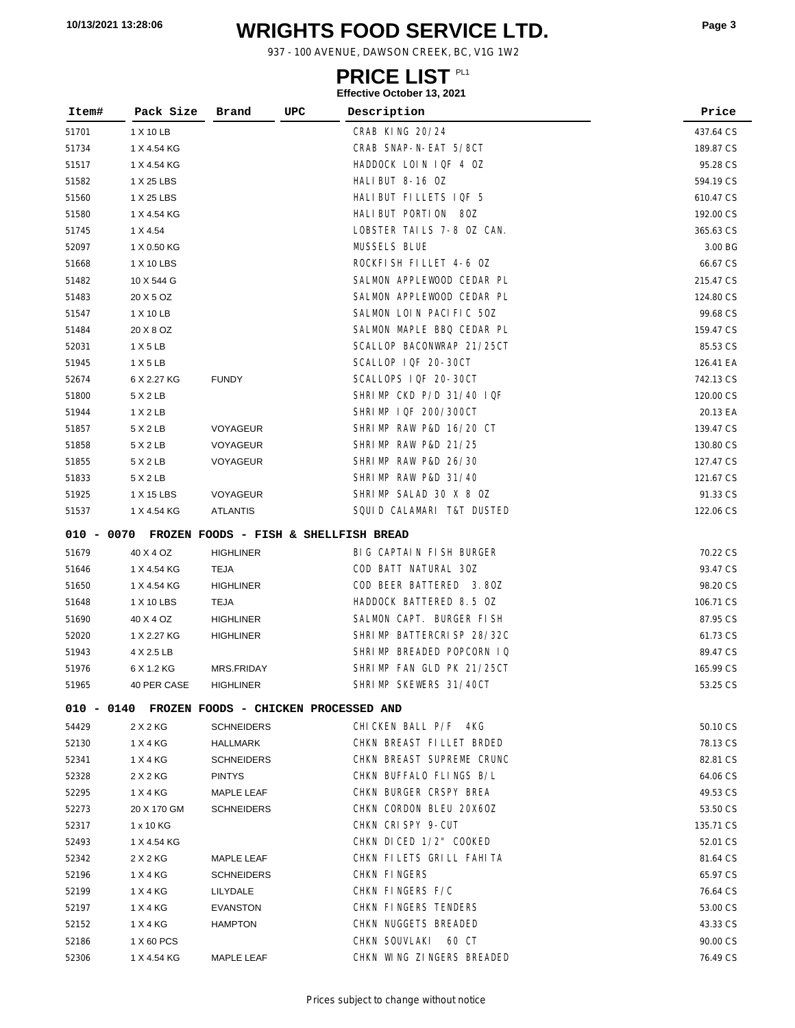# WRIGHTS FOOD SERVICE LTD.

937 - 100 AVENUE, DAWSON CREEK, BC, V1G 1W2

## PRICE LIST PL1

**Effective October 13, 2021**

| Item# | Pack Size | Brand | UPC | Description | Price |
|---|---|---|---|---|---|
| 51701 | 1 X 10 LB | | | CRAB KING 20/24 | 437.64 CS |
| 51734 | 1 X 4.54 KG | | | CRAB SNAP-N-EAT 5/8CT | 189.87 CS |
| 51517 | 1 X 4.54 KG | | | HADDOCK LOIN IQF 4 OZ | 95.28 CS |
| 51582 | 1 X 25 LBS | | | HALIBUT 8-16 OZ | 594.19 CS |
| 51560 | 1 X 25 LBS | | | HALIBUT FILLETS IQF 5 | 610.47 CS |
| 51580 | 1 X 4.54 KG | | | HALIBUT PORTION 8OZ | 192.00 CS |
| 51745 | 1 X 4.54 | | | LOBSTER TAILS 7-8 OZ CAN. | 365.63 CS |
| 52097 | 1 X 0.50 KG | | | MUSSELS BLUE | 3.00 BG |
| 51668 | 1 X 10 LBS | | | ROCKFISH FILLET 4-6 OZ | 66.67 CS |
| 51482 | 10 X 544 G | | | SALMON APPLEWOOD CEDAR PL | 215.47 CS |
| 51483 | 20 X 5 OZ | | | SALMON APPLEWOOD CEDAR PL | 124.80 CS |
| 51547 | 1 X 10 LB | | | SALMON LOIN PACIFIC 5OZ | 99.68 CS |
| 51484 | 20 X 8 OZ | | | SALMON MAPLE BBQ CEDAR PL | 159.47 CS |
| 52031 | 1 X 5 LB | | | SCALLOP BACONWRAP 21/25CT | 85.53 CS |
| 51945 | 1 X 5 LB | | | SCALLOP IQF 20-30CT | 126.41 EA |
| 52674 | 6 X 2.27 KG | FUNDY | | SCALLOPS IQF 20-30CT | 742.13 CS |
| 51800 | 5 X 2 LB | | | SHRIMP CKD P/D 31/40 IQF | 120.00 CS |
| 51944 | 1 X 2 LB | | | SHRIMP IQF 200/300CT | 20.13 EA |
| 51857 | 5 X 2 LB | VOYAGEUR | | SHRIMP RAW P&D 16/20 CT | 139.47 CS |
| 51858 | 5 X 2 LB | VOYAGEUR | | SHRIMP RAW P&D 21/25 | 130.80 CS |
| 51855 | 5 X 2 LB | VOYAGEUR | | SHRIMP RAW P&D 26/30 | 127.47 CS |
| 51833 | 5 X 2 LB | | | SHRIMP RAW P&D 31/40 | 121.67 CS |
| 51925 | 1 X 15 LBS | VOYAGEUR | | SHRIMP SALAD 30 X 8 OZ | 91.33 CS |
| 51537 | 1 X 4.54 KG | ATLANTIS | | SQUID CALAMARI T&T DUSTED | 122.06 CS |
| **010 - 0070** | **FROZEN FOODS - FISH & SHELLFISH BREAD** | | | | |
| 51679 | 40 X 4 OZ | HIGHLINER | | BIG CAPTAIN FISH BURGER | 70.22 CS |
| 51646 | 1 X 4.54 KG | TEJA | | COD BATT NATURAL 3OZ | 93.47 CS |
| 51650 | 1 X 4.54 KG | HIGHLINER | | COD BEER BATTERED 3.8OZ | 98.20 CS |
| 51648 | 1 X 10 LBS | TEJA | | HADDOCK BATTERED 8.5 OZ | 106.71 CS |
| 51690 | 40 X 4 OZ | HIGHLINER | | SALMON CAPT. BURGER FISH | 87.95 CS |
| 52020 | 1 X 2.27 KG | HIGHLINER | | SHRIMP BATTERCRISP 28/32C | 61.73 CS |
| 51943 | 4 X 2.5 LB | | | SHRIMP BREADED POPCORN IQ | 89.47 CS |
| 51976 | 6 X 1.2 KG | MRS.FRIDAY | | SHRIMP FAN GLD PK 21/25CT | 165.99 CS |
| 51965 | 40 PER CASE | HIGHLINER | | SHRIMP SKEWERS 31/40CT | 53.25 CS |
| **010 - 0140** | **FROZEN FOODS - CHICKEN PROCESSED AND** | | | | |
| 54429 | 2 X 2 KG | SCHNEIDERS | | CHICKEN BALL P/F 4KG | 50.10 CS |
| 52130 | 1 X 4 KG | HALLMARK | | CHKN BREAST FILLET BRDED | 78.13 CS |
| 52341 | 1 X 4 KG | SCHNEIDERS | | CHKN BREAST SUPREME CRUNC | 82.81 CS |
| 52328 | 2 X 2 KG | PINTYS | | CHKN BUFFALO FLINGS B/L | 64.06 CS |
| 52295 | 1 X 4 KG | MAPLE LEAF | | CHKN BURGER CRSPY BREA | 49.53 CS |
| 52273 | 20 X 170 GM | SCHNEIDERS | | CHKN CORDON BLEU 20X6OZ | 53.50 CS |
| 52317 | 1 x 10 KG | | | CHKN CRISPY 9-CUT | 135.71 CS |
| 52493 | 1 X 4.54 KG | | | CHKN DICED 1/2" COOKED | 52.01 CS |
| 52342 | 2 X 2 KG | MAPLE LEAF | | CHKN FILETS GRILL FAHITA | 81.64 CS |
| 52196 | 1 X 4 KG | SCHNEIDERS | | CHKN FINGERS | 65.97 CS |
| 52199 | 1 X 4 KG | LILYDALE | | CHKN FINGERS F/C | 76.64 CS |
| 52197 | 1 X 4 KG | EVANSTON | | CHKN FINGERS TENDERS | 53.00 CS |
| 52152 | 1 X 4 KG | HAMPTON | | CHKN NUGGETS BREADED | 43.33 CS |
| 52186 | 1 X 60 PCS | | | CHKN SOUVLAKI 60 CT | 90.00 CS |
| 52306 | 1 X 4.54 KG | MAPLE LEAF | | CHKN WING ZINGERS BREADED | 76.49 CS |

Prices subject to change without notice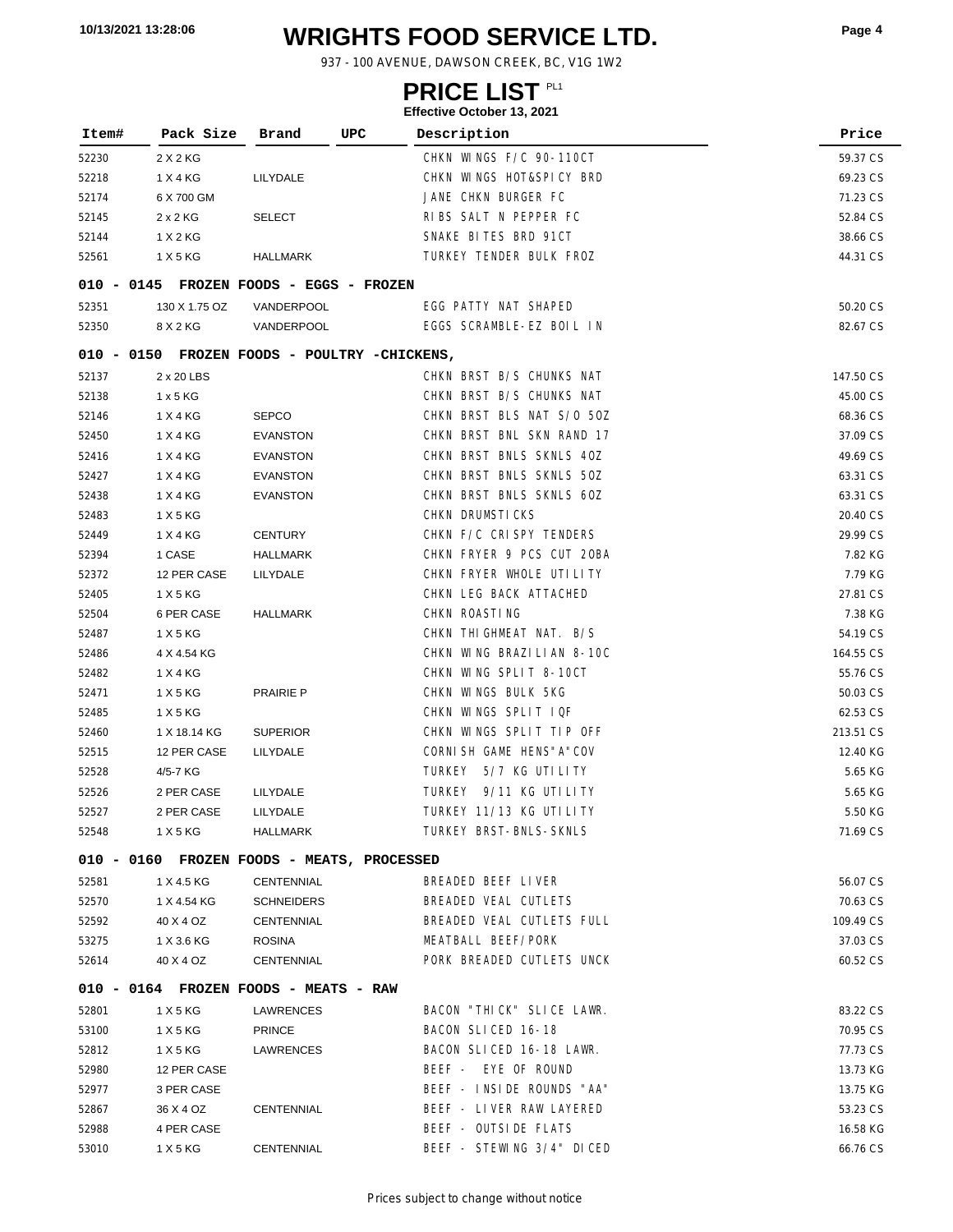# WRIGHTS FOOD SERVICE LTD.

937 - 100 AVENUE, DAWSON CREEK, BC, V1G 1W2

## PRICE LIST PL1

**Effective October 13, 2021**

| Item# | Pack Size | Brand | UPC | Description | Price |
|---|---|---|---|---|---|
| 52230 | 2 X 2 KG | | | CHKN WINGS F/C 90-110CT | 59.37 CS |
| 52218 | 1 X 4 KG | LILYDALE | | CHKN WINGS HOT&SPICY BRD | 69.23 CS |
| 52174 | 6 X 700 GM | | | JANE CHKN BURGER FC | 71.23 CS |
| 52145 | 2 x 2 KG | SELECT | | RIBS SALT N PEPPER FC | 52.84 CS |
| 52144 | 1 X 2 KG | | | SNAKE BITES BRD 91CT | 38.66 CS |
| 52561 | 1 X 5 KG | HALLMARK | | TURKEY TENDER BULK FROZ | 44.31 CS |
| **010 - 0145 FROZEN FOODS - EGGS - FROZEN** | | | | | |
| 52351 | 130 X 1.75 OZ | VANDERPOOL | | EGG PATTY NAT SHAPED | 50.20 CS |
| 52350 | 8 X 2 KG | VANDERPOOL | | EGGS SCRAMBLE-EZ BOIL IN | 82.67 CS |
| **010 - 0150 FROZEN FOODS - POULTRY -CHICKENS,** | | | | | |
| 52137 | 2 x 20 LBS | | | CHKN BRST B/S CHUNKS NAT | 147.50 CS |
| 52138 | 1 x 5 KG | | | CHKN BRST B/S CHUNKS NAT | 45.00 CS |
| 52146 | 1 X 4 KG | SEPCO | | CHKN BRST BLS NAT S/O 5OZ | 68.36 CS |
| 52450 | 1 X 4 KG | EVANSTON | | CHKN BRST BNL SKN RAND 17 | 37.09 CS |
| 52416 | 1 X 4 KG | EVANSTON | | CHKN BRST BNLS SKNLS 4OZ | 49.69 CS |
| 52427 | 1 X 4 KG | EVANSTON | | CHKN BRST BNLS SKNLS 5OZ | 63.31 CS |
| 52438 | 1 X 4 KG | EVANSTON | | CHKN BRST BNLS SKNLS 6OZ | 63.31 CS |
| 52483 | 1 X 5 KG | | | CHKN DRUMSTICKS | 20.40 CS |
| 52449 | 1 X 4 KG | CENTURY | | CHKN F/C CRISPY TENDERS | 29.99 CS |
| 52394 | 1 CASE | HALLMARK | | CHKN FRYER 9 PCS CUT 2OBA | 7.82 KG |
| 52372 | 12 PER CASE | LILYDALE | | CHKN FRYER WHOLE UTILITY | 7.79 KG |
| 52405 | 1 X 5 KG | | | CHKN LEG BACK ATTACHED | 27.81 CS |
| 52504 | 6 PER CASE | HALLMARK | | CHKN ROASTING | 7.38 KG |
| 52487 | 1 X 5 KG | | | CHKN THIGHMEAT NAT. B/S | 54.19 CS |
| 52486 | 4 X 4.54 KG | | | CHKN WING BRAZILIAN 8-10C | 164.55 CS |
| 52482 | 1 X 4 KG | | | CHKN WING SPLIT 8-10CT | 55.76 CS |
| 52471 | 1 X 5 KG | PRAIRIE P | | CHKN WINGS BULK 5KG | 50.03 CS |
| 52485 | 1 X 5 KG | | | CHKN WINGS SPLIT IQF | 62.53 CS |
| 52460 | 1 X 18.14 KG | SUPERIOR | | CHKN WINGS SPLIT TIP OFF | 213.51 CS |
| 52515 | 12 PER CASE | LILYDALE | | CORNISH GAME HENS"A"COV | 12.40 KG |
| 52528 | 4/5-7 KG | | | TURKEY 5/7 KG UTILITY | 5.65 KG |
| 52526 | 2 PER CASE | LILYDALE | | TURKEY 9/11 KG UTILITY | 5.65 KG |
| 52527 | 2 PER CASE | LILYDALE | | TURKEY 11/13 KG UTILITY | 5.50 KG |
| 52548 | 1 X 5 KG | HALLMARK | | TURKEY BRST-BNLS-SKNLS | 71.69 CS |
| **010 - 0160 FROZEN FOODS - MEATS, PROCESSED** | | | | | |
| 52581 | 1 X 4.5 KG | CENTENNIAL | | BREADED BEEF LIVER | 56.07 CS |
| 52570 | 1 X 4.54 KG | SCHNEIDERS | | BREADED VEAL CUTLETS | 70.63 CS |
| 52592 | 40 X 4 OZ | CENTENNIAL | | BREADED VEAL CUTLETS FULL | 109.49 CS |
| 53275 | 1 X 3.6 KG | ROSINA | | MEATBALL BEEF/PORK | 37.03 CS |
| 52614 | 40 X 4 OZ | CENTENNIAL | | PORK BREADED CUTLETS UNCK | 60.52 CS |
| **010 - 0164 FROZEN FOODS - MEATS - RAW** | | | | | |
| 52801 | 1 X 5 KG | LAWRENCES | | BACON "THICK" SLICE LAWR. | 83.22 CS |
| 53100 | 1 X 5 KG | PRINCE | | BACON SLICED 16-18 | 70.95 CS |
| 52812 | 1 X 5 KG | LAWRENCES | | BACON SLICED 16-18 LAWR. | 77.73 CS |
| 52980 | 12 PER CASE | | | BEEF - EYE OF ROUND | 13.73 KG |
| 52977 | 3 PER CASE | | | BEEF - INSIDE ROUNDS "AA" | 13.75 KG |
| 52867 | 36 X 4 OZ | CENTENNIAL | | BEEF - LIVER RAW LAYERED | 53.23 CS |
| 52988 | 4 PER CASE | | | BEEF - OUTSIDE FLATS | 16.58 KG |
| 53010 | 1 X 5 KG | CENTENNIAL | | BEEF - STEWING 3/4" DICED | 66.76 CS |

Prices subject to change without notice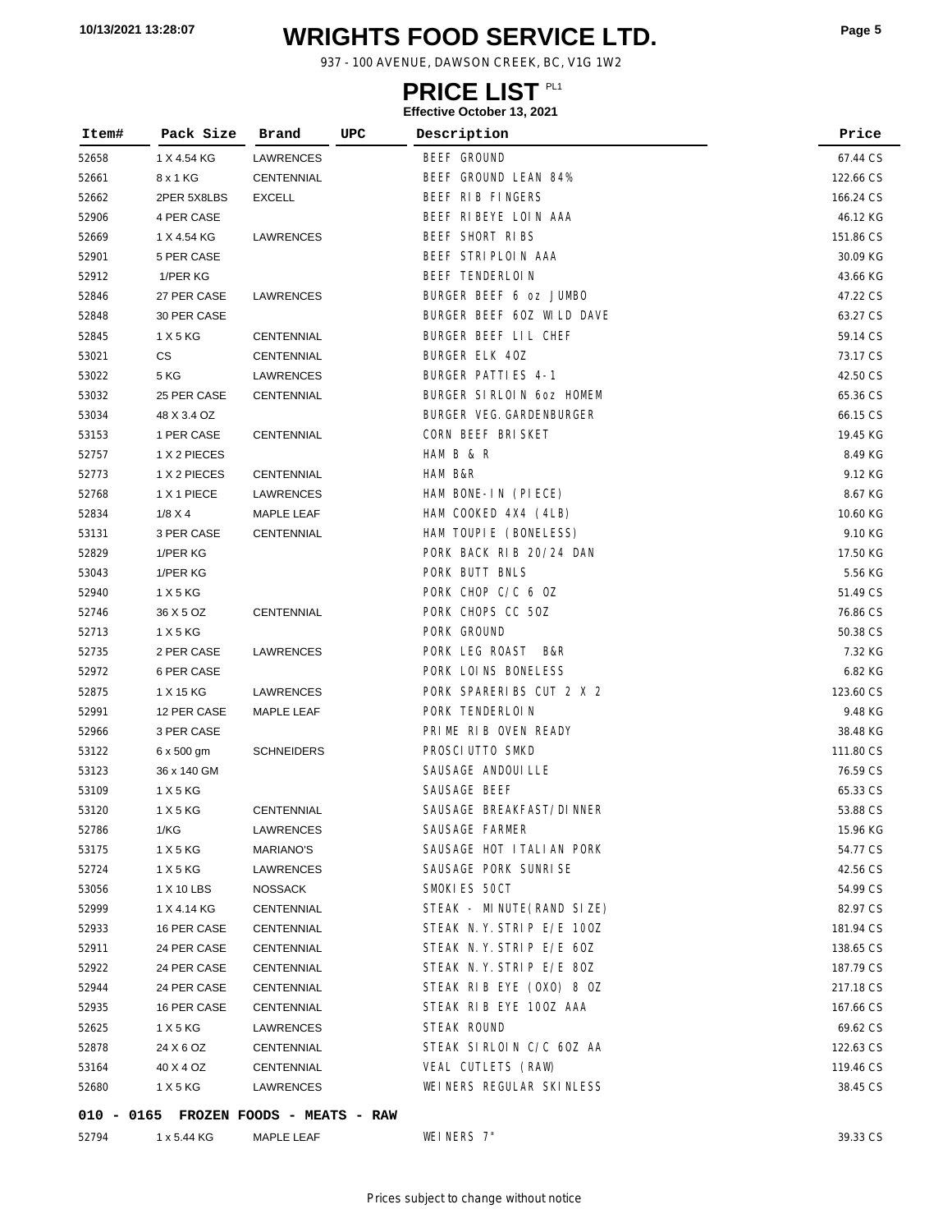# WRIGHTS FOOD SERVICE LTD.

937 - 100 AVENUE, DAWSON CREEK, BC, V1G 1W2

## PRICE LIST PL1

**Effective October 13, 2021**

| Item# | Pack Size | Brand | UPC | Description | Price |
|---|---|---|---|---|---|
| 52658 | 1 X 4.54 KG | LAWRENCES | | BEEF GROUND | 67.44 CS |
| 52661 | 8 x 1 KG | CENTENNIAL | | BEEF GROUND LEAN 84% | 122.66 CS |
| 52662 | 2PER 5X8LBS | EXCELL | | BEEF RIB FINGERS | 166.24 CS |
| 52906 | 4 PER CASE | | | BEEF RIBEYE LOIN AAA | 46.12 KG |
| 52669 | 1 X 4.54 KG | LAWRENCES | | BEEF SHORT RIBS | 151.86 CS |
| 52901 | 5 PER CASE | | | BEEF STRIPLOIN AAA | 30.09 KG |
| 52912 | 1/PER KG | | | BEEF TENDERLOIN | 43.66 KG |
| 52846 | 27 PER CASE | LAWRENCES | | BURGER BEEF 6 oz JUMBO | 47.22 CS |
| 52848 | 30 PER CASE | | | BURGER BEEF 6OZ WILD DAVE | 63.27 CS |
| 52845 | 1 X 5 KG | CENTENNIAL | | BURGER BEEF LIL CHEF | 59.14 CS |
| 53021 | CS | CENTENNIAL | | BURGER ELK 4OZ | 73.17 CS |
| 53022 | 5 KG | LAWRENCES | | BURGER PATTIES 4-1 | 42.50 CS |
| 53032 | 25 PER CASE | CENTENNIAL | | BURGER SIRLOIN 6oz HOMEM | 65.36 CS |
| 53034 | 48 X 3.4 OZ | | | BURGER VEG.GARDENBURGER | 66.15 CS |
| 53153 | 1 PER CASE | CENTENNIAL | | CORN BEEF BRISKET | 19.45 KG |
| 52757 | 1 X 2 PIECES | | | HAM B & R | 8.49 KG |
| 52773 | 1 X 2 PIECES | CENTENNIAL | | HAM B&R | 9.12 KG |
| 52768 | 1 X 1 PIECE | LAWRENCES | | HAM BONE-IN (PIECE) | 8.67 KG |
| 52834 | 1/8 X 4 | MAPLE LEAF | | HAM COOKED 4X4 (4LB) | 10.60 KG |
| 53131 | 3 PER CASE | CENTENNIAL | | HAM TOUPIE (BONELESS) | 9.10 KG |
| 52829 | 1/PER KG | | | PORK BACK RIB 20/24 DAN | 17.50 KG |
| 53043 | 1/PER KG | | | PORK BUTT BNLS | 5.56 KG |
| 52940 | 1 X 5 KG | | | PORK CHOP C/C 6 OZ | 51.49 CS |
| 52746 | 36 X 5 OZ | CENTENNIAL | | PORK CHOPS CC 5OZ | 76.86 CS |
| 52713 | 1 X 5 KG | | | PORK GROUND | 50.38 CS |
| 52735 | 2 PER CASE | LAWRENCES | | PORK LEG ROAST B&R | 7.32 KG |
| 52972 | 6 PER CASE | | | PORK LOINS BONELESS | 6.82 KG |
| 52875 | 1 X 15 KG | LAWRENCES | | PORK SPARERIBS CUT 2 X 2 | 123.60 CS |
| 52991 | 12 PER CASE | MAPLE LEAF | | PORK TENDERLOIN | 9.48 KG |
| 52966 | 3 PER CASE | | | PRIME RIB OVEN READY | 38.48 KG |
| 53122 | 6 x 500 gm | SCHNEIDERS | | PROSCIUTTO SMKD | 111.80 CS |
| 53123 | 36 x 140 GM | | | SAUSAGE ANDOUILLE | 76.59 CS |
| 53109 | 1 X 5 KG | | | SAUSAGE BEEF | 65.33 CS |
| 53120 | 1 X 5 KG | CENTENNIAL | | SAUSAGE BREAKFAST/DINNER | 53.88 CS |
| 52786 | 1/KG | LAWRENCES | | SAUSAGE FARMER | 15.96 KG |
| 53175 | 1 X 5 KG | MARIANO'S | | SAUSAGE HOT ITALIAN PORK | 54.77 CS |
| 52724 | 1 X 5 KG | LAWRENCES | | SAUSAGE PORK SUNRISE | 42.56 CS |
| 53056 | 1 X 10 LBS | NOSSACK | | SMOKIES 50CT | 54.99 CS |
| 52999 | 1 X 4.14 KG | CENTENNIAL | | STEAK - MINUTE(RAND SIZE) | 82.97 CS |
| 52933 | 16 PER CASE | CENTENNIAL | | STEAK N.Y.STRIP E/E 10OZ | 181.94 CS |
| 52911 | 24 PER CASE | CENTENNIAL | | STEAK N.Y.STRIP E/E 6OZ | 138.65 CS |
| 52922 | 24 PER CASE | CENTENNIAL | | STEAK N.Y.STRIP E/E 8OZ | 187.79 CS |
| 52944 | 24 PER CASE | CENTENNIAL | | STEAK RIB EYE (OXO) 8 OZ | 217.18 CS |
| 52935 | 16 PER CASE | CENTENNIAL | | STEAK RIB EYE 10OZ AAA | 167.66 CS |
| 52625 | 1 X 5 KG | LAWRENCES | | STEAK ROUND | 69.62 CS |
| 52878 | 24 X 6 OZ | CENTENNIAL | | STEAK SIRLOIN C/C 6OZ AA | 122.63 CS |
| 53164 | 40 X 4 OZ | CENTENNIAL | | VEAL CUTLETS (RAW) | 119.46 CS |
| 52680 | 1 X 5 KG | LAWRENCES | | WEINERS REGULAR SKINLESS | 38.45 CS |

**010 - 0165 FROZEN FOODS - MEATS - RAW**

| Item# | Pack Size | Brand | UPC | Description | Price |
|---|---|---|---|---|---|
| 52794 | 1 x 5.44 KG | MAPLE LEAF | | WEINERS 7" | 39.33 CS |

Prices subject to change without notice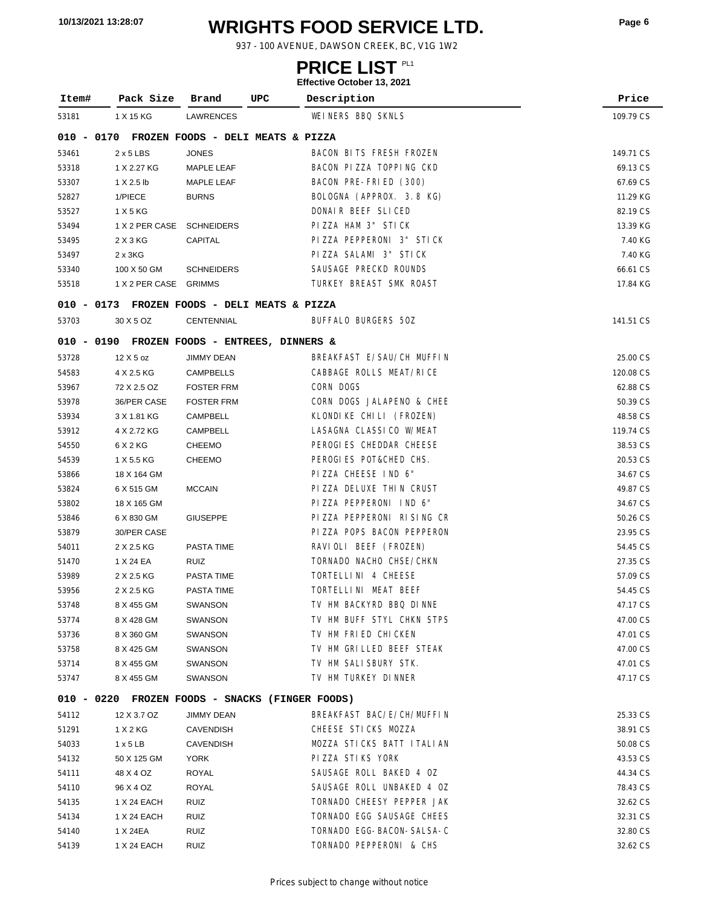# WRIGHTS FOOD SERVICE LTD.

937 - 100 AVENUE, DAWSON CREEK, BC, V1G 1W2

## PRICE LIST PL1

**Effective October 13, 2021**

| Item# | Pack Size | Brand | UPC | Description | Price |
|---|---|---|---|---|---|
| 53181 | 1 X 15 KG | LAWRENCES | | WEINERS BBQ SKNLS | 109.79 CS |
| **010 - 0170 FROZEN FOODS - DELI MEATS & PIZZA** | | | | | |
| 53461 | 2 x 5 LBS | JONES | | BACON BITS FRESH FROZEN | 149.71 CS |
| 53318 | 1 X 2.27 KG | MAPLE LEAF | | BACON PIZZA TOPPING CKD | 69.13 CS |
| 53307 | 1 X 2.5 lb | MAPLE LEAF | | BACON PRE-FRIED (300) | 67.69 CS |
| 52827 | 1/PIECE | BURNS | | BOLOGNA (APPROX. 3.8 KG) | 11.29 KG |
| 53527 | 1 X 5 KG | | | DONAIR BEEF SLICED | 82.19 CS |
| 53494 | 1 X 2 PER CASE | SCHNEIDERS | | PIZZA HAM 3" STICK | 13.39 KG |
| 53495 | 2 X 3 KG | CAPITAL | | PIZZA PEPPERONI 3" STICK | 7.40 KG |
| 53497 | 2 x 3KG | | | PIZZA SALAMI 3" STICK | 7.40 KG |
| 53340 | 100 X 50 GM | SCHNEIDERS | | SAUSAGE PRECKD ROUNDS | 66.61 CS |
| 53518 | 1 X 2 PER CASE | GRIMMS | | TURKEY BREAST SMK ROAST | 17.84 KG |
| **010 - 0173 FROZEN FOODS - DELI MEATS & PIZZA** | | | | | |
| 53703 | 30 X 5 OZ | CENTENNIAL | | BUFFALO BURGERS 5OZ | 141.51 CS |
| **010 - 0190 FROZEN FOODS - ENTREES, DINNERS &** | | | | | |
| 53728 | 12 X 5 oz | JIMMY DEAN | | BREAKFAST E/SAU/CH MUFFIN | 25.00 CS |
| 54583 | 4 X 2.5 KG | CAMPBELLS | | CABBAGE ROLLS MEAT/RICE | 120.08 CS |
| 53967 | 72 X 2.5 OZ | FOSTER FRM | | CORN DOGS | 62.88 CS |
| 53978 | 36/PER CASE | FOSTER FRM | | CORN DOGS JALAPENO & CHEE | 50.39 CS |
| 53934 | 3 X 1.81 KG | CAMPBELL | | KLONDIKE CHILI (FROZEN) | 48.58 CS |
| 53912 | 4 X 2.72 KG | CAMPBELL | | LASAGNA CLASSICO W/MEAT | 119.74 CS |
| 54550 | 6 X 2 KG | CHEEMO | | PEROGIES CHEDDAR CHEESE | 38.53 CS |
| 54539 | 1 X 5.5 KG | CHEEMO | | PEROGIES POT&CHED CHS. | 20.53 CS |
| 53866 | 18 X 164 GM | | | PIZZA CHEESE IND 6" | 34.67 CS |
| 53824 | 6 X 515 GM | MCCAIN | | PIZZA DELUXE THIN CRUST | 49.87 CS |
| 53802 | 18 X 165 GM | | | PIZZA PEPPERONI IND 6" | 34.67 CS |
| 53846 | 6 X 830 GM | GIUSEPPE | | PIZZA PEPPERONI RISING CR | 50.26 CS |
| 53879 | 30/PER CASE | | | PIZZA POPS BACON PEPPERON | 23.95 CS |
| 54011 | 2 X 2.5 KG | PASTA TIME | | RAVIOLI BEEF (FROZEN) | 54.45 CS |
| 51470 | 1 X 24 EA | RUIZ | | TORNADO NACHO CHSE/CHKN | 27.35 CS |
| 53989 | 2 X 2.5 KG | PASTA TIME | | TORTELLINI 4 CHEESE | 57.09 CS |
| 53956 | 2 X 2.5 KG | PASTA TIME | | TORTELLINI MEAT BEEF | 54.45 CS |
| 53748 | 8 X 455 GM | SWANSON | | TV HM BACKYRD BBQ DINNE | 47.17 CS |
| 53774 | 8 X 428 GM | SWANSON | | TV HM BUFF STYL CHKN STPS | 47.00 CS |
| 53736 | 8 X 360 GM | SWANSON | | TV HM FRIED CHICKEN | 47.01 CS |
| 53758 | 8 X 425 GM | SWANSON | | TV HM GRILLED BEEF STEAK | 47.00 CS |
| 53714 | 8 X 455 GM | SWANSON | | TV HM SALISBURY STK. | 47.01 CS |
| 53747 | 8 X 455 GM | SWANSON | | TV HM TURKEY DINNER | 47.17 CS |
| **010 - 0220 FROZEN FOODS - SNACKS (FINGER FOODS)** | | | | | |
| 54112 | 12 X 3.7 OZ | JIMMY DEAN | | BREAKFAST BAC/E/CH/MUFFIN | 25.33 CS |
| 51291 | 1 X 2 KG | CAVENDISH | | CHEESE STICKS MOZZA | 38.91 CS |
| 54033 | 1 x 5 LB | CAVENDISH | | MOZZA STICKS BATT ITALIAN | 50.08 CS |
| 54132 | 50 X 125 GM | YORK | | PIZZA STIKS YORK | 43.53 CS |
| 54111 | 48 X 4 OZ | ROYAL | | SAUSAGE ROLL BAKED 4 OZ | 44.34 CS |
| 54110 | 96 X 4 OZ | ROYAL | | SAUSAGE ROLL UNBAKED 4 OZ | 78.43 CS |
| 54135 | 1 X 24 EACH | RUIZ | | TORNADO CHEESY PEPPER JAK | 32.62 CS |
| 54134 | 1 X 24 EACH | RUIZ | | TORNADO EGG SAUSAGE CHEES | 32.31 CS |
| 54140 | 1 X 24EA | RUIZ | | TORNADO EGG-BACON-SALSA-C | 32.80 CS |
| 54139 | 1 X 24 EACH | RUIZ | | TORNADO PEPPERONI & CHS | 32.62 CS |

Prices subject to change without notice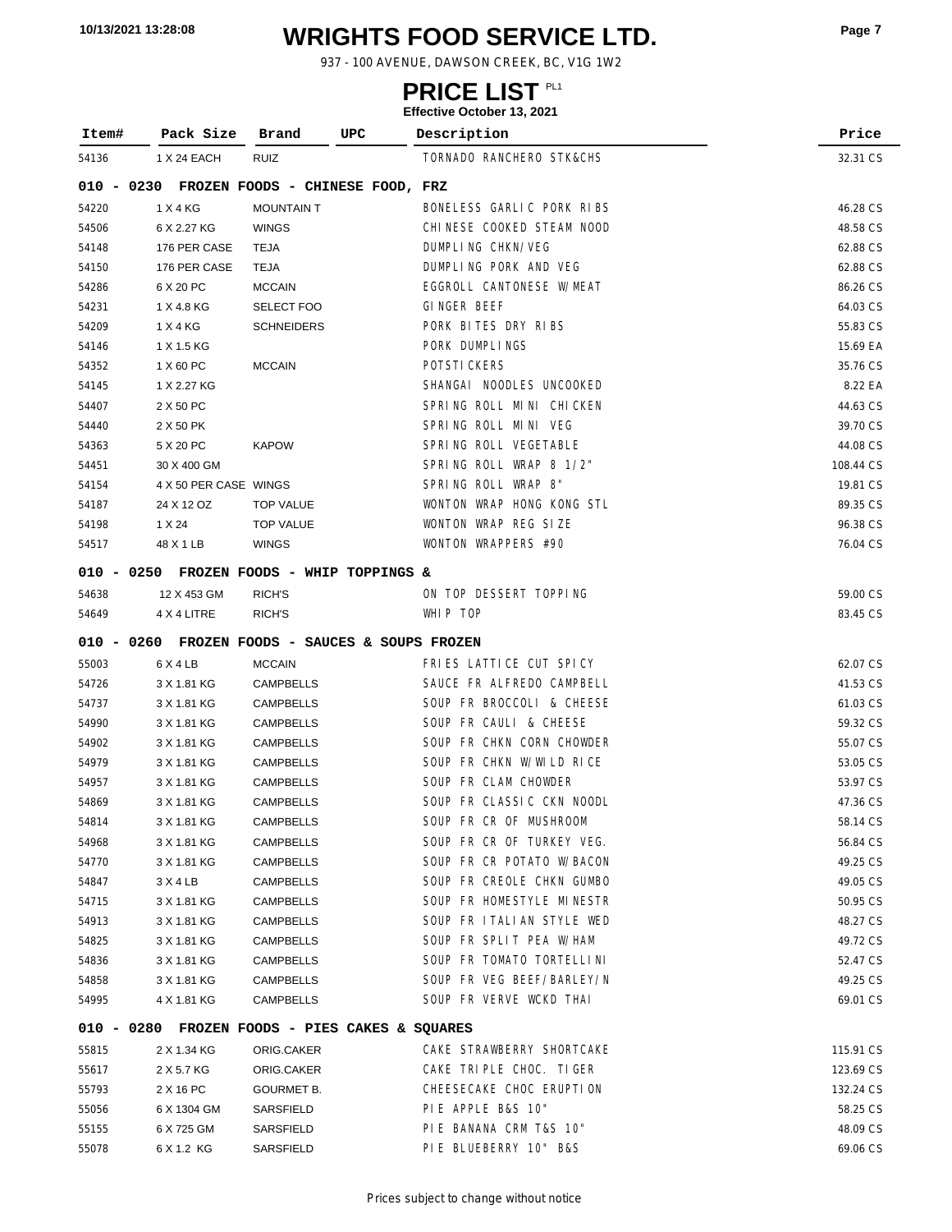# WRIGHTS FOOD SERVICE LTD.

937 - 100 AVENUE, DAWSON CREEK, BC, V1G 1W2

## PRICE LIST PL1

**Effective October 13, 2021**

| Item# | Pack Size | Brand | UPC | Description | Price |
|---|---|---|---|---|---|
| 54136 | 1 X 24 EACH | RUIZ | | TORNADO RANCHERO STK&CHS | 32.31 CS |
| **010 - 0230 FROZEN FOODS - CHINESE FOOD, FRZ** | | | | | |
| 54220 | 1 X 4 KG | MOUNTAIN T | | BONELESS GARLIC PORK RIBS | 46.28 CS |
| 54506 | 6 X 2.27 KG | WINGS | | CHINESE COOKED STEAM NOOD | 48.58 CS |
| 54148 | 176 PER CASE | TEJA | | DUMPLING CHKN/VEG | 62.88 CS |
| 54150 | 176 PER CASE | TEJA | | DUMPLING PORK AND VEG | 62.88 CS |
| 54286 | 6 X 20 PC | MCCAIN | | EGGROLL CANTONESE W/MEAT | 86.26 CS |
| 54231 | 1 X 4.8 KG | SELECT FOO | | GINGER BEEF | 64.03 CS |
| 54209 | 1 X 4 KG | SCHNEIDERS | | PORK BITES DRY RIBS | 55.83 CS |
| 54146 | 1 X 1.5 KG | | | PORK DUMPLINGS | 15.69 EA |
| 54352 | 1 X 60 PC | MCCAIN | | POTSTICKERS | 35.76 CS |
| 54145 | 1 X 2.27 KG | | | SHANGAI NOODLES UNCOOKED | 8.22 EA |
| 54407 | 2 X 50 PC | | | SPRING ROLL MINI CHICKEN | 44.63 CS |
| 54440 | 2 X 50 PK | | | SPRING ROLL MINI VEG | 39.70 CS |
| 54363 | 5 X 20 PC | KAPOW | | SPRING ROLL VEGETABLE | 44.08 CS |
| 54451 | 30 X 400 GM | | | SPRING ROLL WRAP 8 1/2" | 108.44 CS |
| 54154 | 4 X 50 PER CASE | WINGS | | SPRING ROLL WRAP 8" | 19.81 CS |
| 54187 | 24 X 12 OZ | TOP VALUE | | WONTON WRAP HONG KONG STL | 89.35 CS |
| 54198 | 1 X 24 | TOP VALUE | | WONTON WRAP REG SIZE | 96.38 CS |
| 54517 | 48 X 1 LB | WINGS | | WONTON WRAPPERS #90 | 76.04 CS |
| **010 - 0250 FROZEN FOODS - WHIP TOPPINGS &** | | | | | |
| 54638 | 12 X 453 GM | RICH'S | | ON TOP DESSERT TOPPING | 59.00 CS |
| 54649 | 4 X 4 LITRE | RICH'S | | WHIP TOP | 83.45 CS |
| **010 - 0260 FROZEN FOODS - SAUCES & SOUPS FROZEN** | | | | | |
| 55003 | 6 X 4 LB | MCCAIN | | FRIES LATTICE CUT SPICY | 62.07 CS |
| 54726 | 3 X 1.81 KG | CAMPBELLS | | SAUCE FR ALFREDO CAMPBELL | 41.53 CS |
| 54737 | 3 X 1.81 KG | CAMPBELLS | | SOUP FR BROCCOLI & CHEESE | 61.03 CS |
| 54990 | 3 X 1.81 KG | CAMPBELLS | | SOUP FR CAULI & CHEESE | 59.32 CS |
| 54902 | 3 X 1.81 KG | CAMPBELLS | | SOUP FR CHKN CORN CHOWDER | 55.07 CS |
| 54979 | 3 X 1.81 KG | CAMPBELLS | | SOUP FR CHKN W/WILD RICE | 53.05 CS |
| 54957 | 3 X 1.81 KG | CAMPBELLS | | SOUP FR CLAM CHOWDER | 53.97 CS |
| 54869 | 3 X 1.81 KG | CAMPBELLS | | SOUP FR CLASSIC CKN NOODL | 47.36 CS |
| 54814 | 3 X 1.81 KG | CAMPBELLS | | SOUP FR CR OF MUSHROOM | 58.14 CS |
| 54968 | 3 X 1.81 KG | CAMPBELLS | | SOUP FR CR OF TURKEY VEG. | 56.84 CS |
| 54770 | 3 X 1.81 KG | CAMPBELLS | | SOUP FR CR POTATO W/BACON | 49.25 CS |
| 54847 | 3 X 4 LB | CAMPBELLS | | SOUP FR CREOLE CHKN GUMBO | 49.05 CS |
| 54715 | 3 X 1.81 KG | CAMPBELLS | | SOUP FR HOMESTYLE MINESTR | 50.95 CS |
| 54913 | 3 X 1.81 KG | CAMPBELLS | | SOUP FR ITALIAN STYLE WED | 48.27 CS |
| 54825 | 3 X 1.81 KG | CAMPBELLS | | SOUP FR SPLIT PEA W/HAM | 49.72 CS |
| 54836 | 3 X 1.81 KG | CAMPBELLS | | SOUP FR TOMATO TORTELLINI | 52.47 CS |
| 54858 | 3 X 1.81 KG | CAMPBELLS | | SOUP FR VEG BEEF/BARLEY/N | 49.25 CS |
| 54995 | 4 X 1.81 KG | CAMPBELLS | | SOUP FR VERVE WCKD THAI | 69.01 CS |
| **010 - 0280 FROZEN FOODS - PIES CAKES & SQUARES** | | | | | |
| 55815 | 2 X 1.34 KG | ORIG.CAKER | | CAKE STRAWBERRY SHORTCAKE | 115.91 CS |
| 55617 | 2 X 5.7 KG | ORIG.CAKER | | CAKE TRIPLE CHOC. TIGER | 123.69 CS |
| 55793 | 2 X 16 PC | GOURMET B. | | CHEESECAKE CHOC ERUPTION | 132.24 CS |
| 55056 | 6 X 1304 GM | SARSFIELD | | PIE APPLE B&S 10" | 58.25 CS |
| 55155 | 6 X 725 GM | SARSFIELD | | PIE BANANA CRM T&S 10" | 48.09 CS |
| 55078 | 6 X 1.2 KG | SARSFIELD | | PIE BLUEBERRY 10" B&S | 69.06 CS |

Prices subject to change without notice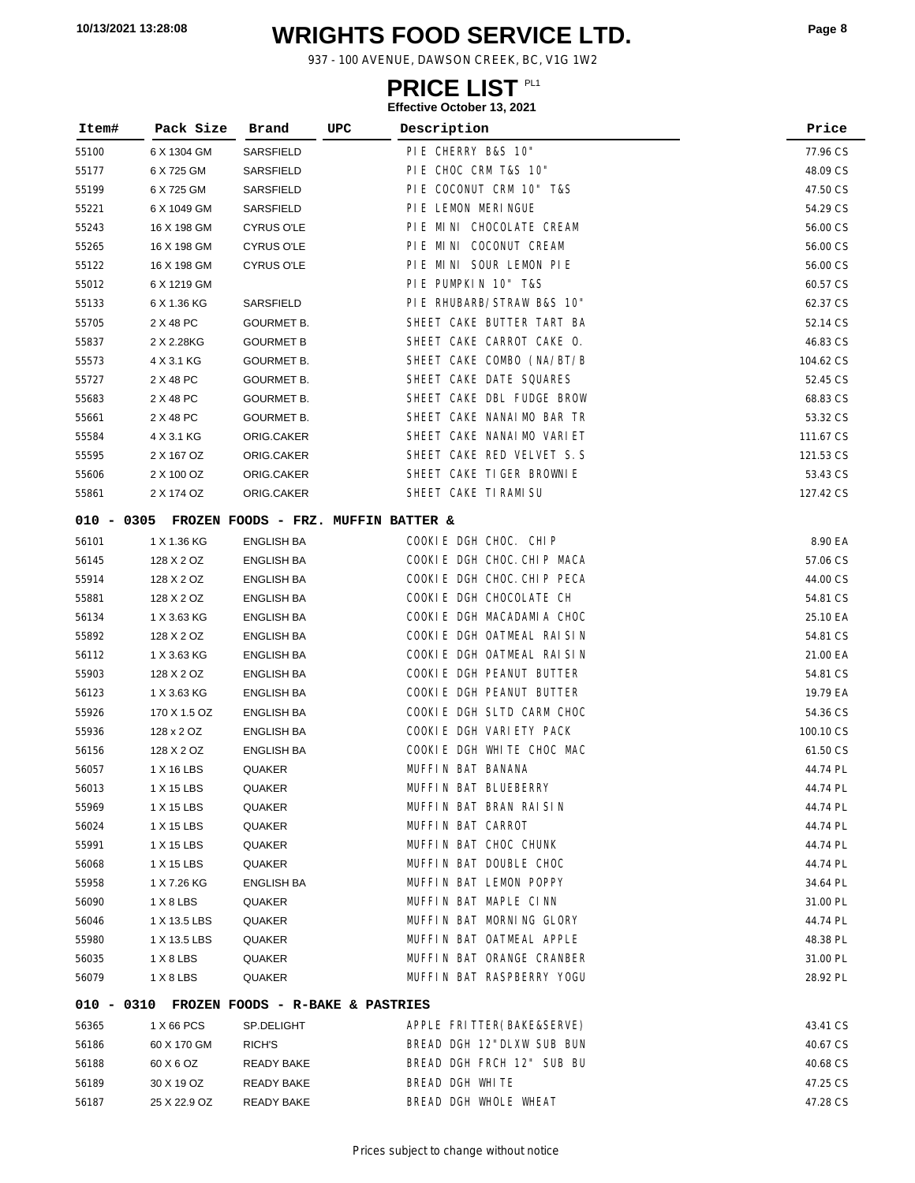# WRIGHTS FOOD SERVICE LTD.

937 - 100 AVENUE, DAWSON CREEK, BC, V1G 1W2

## PRICE LIST PL1

**Effective October 13, 2021**

| Item# | Pack Size | Brand | UPC | Description | Price |
|---|---|---|---|---|---|
| 55100 | 6 X 1304 GM | SARSFIELD | | PIE CHERRY B&S 10" | 77.96 CS |
| 55177 | 6 X 725 GM | SARSFIELD | | PIE CHOC CRM T&S 10" | 48.09 CS |
| 55199 | 6 X 725 GM | SARSFIELD | | PIE COCONUT CRM 10" T&S | 47.50 CS |
| 55221 | 6 X 1049 GM | SARSFIELD | | PIE LEMON MERINGUE | 54.29 CS |
| 55243 | 16 X 198 GM | CYRUS O'LE | | PIE MINI CHOCOLATE CREAM | 56.00 CS |
| 55265 | 16 X 198 GM | CYRUS O'LE | | PIE MINI COCONUT CREAM | 56.00 CS |
| 55122 | 16 X 198 GM | CYRUS O'LE | | PIE MINI SOUR LEMON PIE | 56.00 CS |
| 55012 | 6 X 1219 GM | | | PIE PUMPKIN 10" T&S | 60.57 CS |
| 55133 | 6 X 1.36 KG | SARSFIELD | | PIE RHUBARB/STRAW B&S 10" | 62.37 CS |
| 55705 | 2 X 48 PC | GOURMET B. | | SHEET CAKE BUTTER TART BA | 52.14 CS |
| 55837 | 2 X 2.28KG | GOURMET B | | SHEET CAKE CARROT CAKE O. | 46.83 CS |
| 55573 | 4 X 3.1 KG | GOURMET B. | | SHEET CAKE COMBO (NA/BT/B | 104.62 CS |
| 55727 | 2 X 48 PC | GOURMET B. | | SHEET CAKE DATE SQUARES | 52.45 CS |
| 55683 | 2 X 48 PC | GOURMET B. | | SHEET CAKE DBL FUDGE BROW | 68.83 CS |
| 55661 | 2 X 48 PC | GOURMET B. | | SHEET CAKE NANAIMO BAR TR | 53.32 CS |
| 55584 | 4 X 3.1 KG | ORIG.CAKER | | SHEET CAKE NANAIMO VARIET | 111.67 CS |
| 55595 | 2 X 167 OZ | ORIG.CAKER | | SHEET CAKE RED VELVET S.S | 121.53 CS |
| 55606 | 2 X 100 OZ | ORIG.CAKER | | SHEET CAKE TIGER BROWNIE | 53.43 CS |
| 55861 | 2 X 174 OZ | ORIG.CAKER | | SHEET CAKE TIRAMISU | 127.42 CS |
| **010 - 0305** | **FROZEN FOODS - FRZ. MUFFIN BATTER &** | | | | |
| 56101 | 1 X 1.36 KG | ENGLISH BA | | COOKIE DGH CHOC. CHIP | 8.90 EA |
| 56145 | 128 X 2 OZ | ENGLISH BA | | COOKIE DGH CHOC.CHIP MACA | 57.06 CS |
| 55914 | 128 X 2 OZ | ENGLISH BA | | COOKIE DGH CHOC.CHIP PECA | 44.00 CS |
| 55881 | 128 X 2 OZ | ENGLISH BA | | COOKIE DGH CHOCOLATE CH | 54.81 CS |
| 56134 | 1 X 3.63 KG | ENGLISH BA | | COOKIE DGH MACADAMIA CHOC | 25.10 EA |
| 55892 | 128 X 2 OZ | ENGLISH BA | | COOKIE DGH OATMEAL RAISIN | 54.81 CS |
| 56112 | 1 X 3.63 KG | ENGLISH BA | | COOKIE DGH OATMEAL RAISIN | 21.00 EA |
| 55903 | 128 X 2 OZ | ENGLISH BA | | COOKIE DGH PEANUT BUTTER | 54.81 CS |
| 56123 | 1 X 3.63 KG | ENGLISH BA | | COOKIE DGH PEANUT BUTTER | 19.79 EA |
| 55926 | 170 X 1.5 OZ | ENGLISH BA | | COOKIE DGH SLTD CARM CHOC | 54.36 CS |
| 55936 | 128 x 2 OZ | ENGLISH BA | | COOKIE DGH VARIETY PACK | 100.10 CS |
| 56156 | 128 X 2 OZ | ENGLISH BA | | COOKIE DGH WHITE CHOC MAC | 61.50 CS |
| 56057 | 1 X 16 LBS | QUAKER | | MUFFIN BAT BANANA | 44.74 PL |
| 56013 | 1 X 15 LBS | QUAKER | | MUFFIN BAT BLUEBERRY | 44.74 PL |
| 55969 | 1 X 15 LBS | QUAKER | | MUFFIN BAT BRAN RAISIN | 44.74 PL |
| 56024 | 1 X 15 LBS | QUAKER | | MUFFIN BAT CARROT | 44.74 PL |
| 55991 | 1 X 15 LBS | QUAKER | | MUFFIN BAT CHOC CHUNK | 44.74 PL |
| 56068 | 1 X 15 LBS | QUAKER | | MUFFIN BAT DOUBLE CHOC | 44.74 PL |
| 55958 | 1 X 7.26 KG | ENGLISH BA | | MUFFIN BAT LEMON POPPY | 34.64 PL |
| 56090 | 1 X 8 LBS | QUAKER | | MUFFIN BAT MAPLE CINN | 31.00 PL |
| 56046 | 1 X 13.5 LBS | QUAKER | | MUFFIN BAT MORNING GLORY | 44.74 PL |
| 55980 | 1 X 13.5 LBS | QUAKER | | MUFFIN BAT OATMEAL APPLE | 48.38 PL |
| 56035 | 1 X 8 LBS | QUAKER | | MUFFIN BAT ORANGE CRANBER | 31.00 PL |
| 56079 | 1 X 8 LBS | QUAKER | | MUFFIN BAT RASPBERRY YOGU | 28.92 PL |
| **010 - 0310** | **FROZEN FOODS - R-BAKE & PASTRIES** | | | | |
| 56365 | 1 X 66 PCS | SP.DELIGHT | | APPLE FRITTER(BAKE&SERVE) | 43.41 CS |
| 56186 | 60 X 170 GM | RICH'S | | BREAD DGH 12"DLXW SUB BUN | 40.67 CS |
| 56188 | 60 X 6 OZ | READY BAKE | | BREAD DGH FRCH 12" SUB BU | 40.68 CS |
| 56189 | 30 X 19 OZ | READY BAKE | | BREAD DGH WHITE | 47.25 CS |
| 56187 | 25 X 22.9 OZ | READY BAKE | | BREAD DGH WHOLE WHEAT | 47.28 CS |

Prices subject to change without notice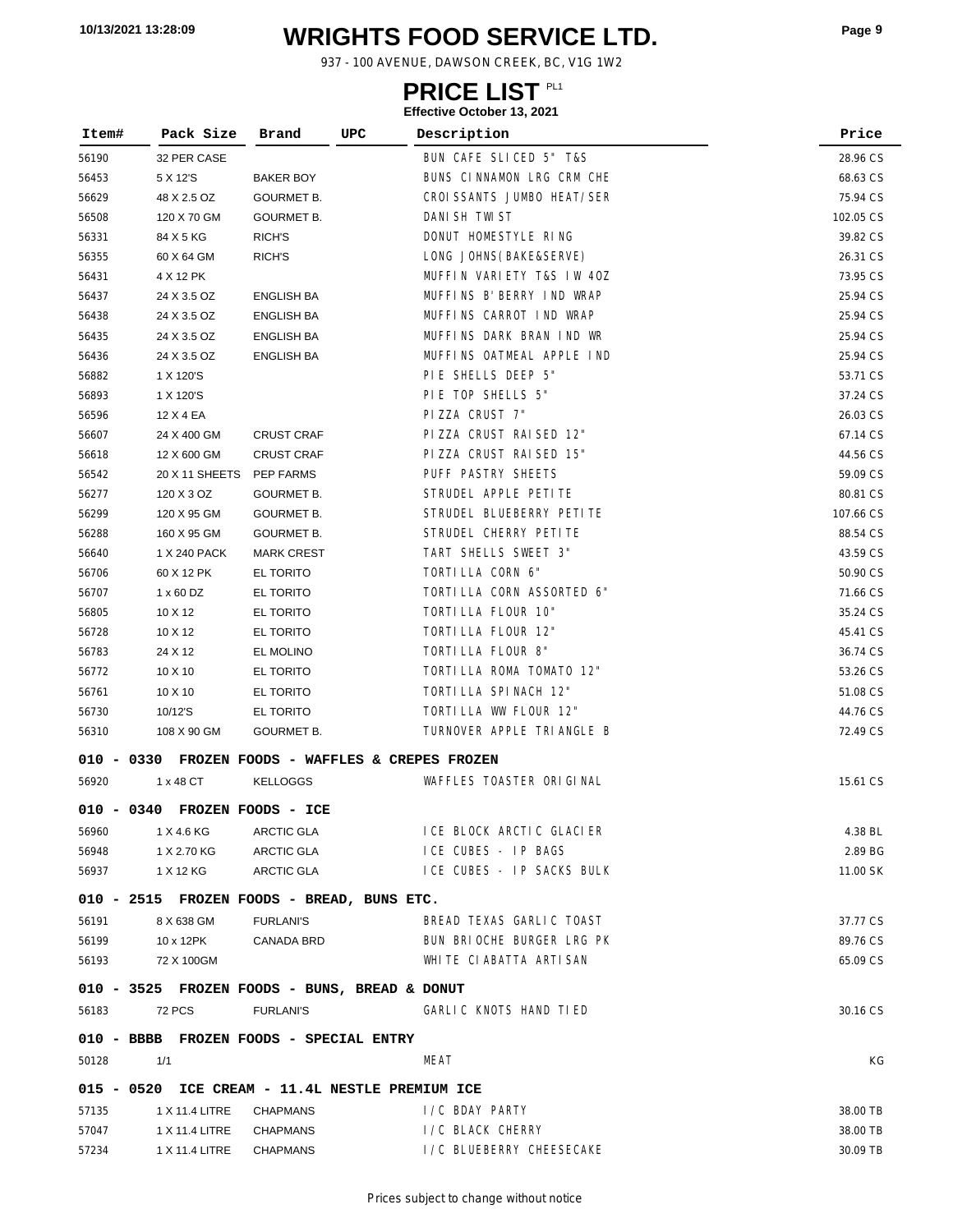# WRIGHTS FOOD SERVICE LTD.

937 - 100 AVENUE, DAWSON CREEK, BC, V1G 1W2

## PRICE LIST PL1

**Effective October 13, 2021**

| Item# | Pack Size | Brand | UPC | Description | Price |
|---|---|---|---|---|---|
| 56190 | 32 PER CASE | | | BUN CAFE SLICED 5" T&S | 28.96 CS |
| 56453 | 5 X 12'S | BAKER BOY | | BUNS CINNAMON LRG CRM CHE | 68.63 CS |
| 56629 | 48 X 2.5 OZ | GOURMET B. | | CROISSANTS JUMBO HEAT/SER | 75.94 CS |
| 56508 | 120 X 70 GM | GOURMET B. | | DANISH TWIST | 102.05 CS |
| 56331 | 84 X 5 KG | RICH'S | | DONUT HOMESTYLE RING | 39.82 CS |
| 56355 | 60 X 64 GM | RICH'S | | LONG JOHNS(BAKE&SERVE) | 26.31 CS |
| 56431 | 4 X 12 PK | | | MUFFIN VARIETY T&S IW 4OZ | 73.95 CS |
| 56437 | 24 X 3.5 OZ | ENGLISH BA | | MUFFINS B'BERRY IND WRAP | 25.94 CS |
| 56438 | 24 X 3.5 OZ | ENGLISH BA | | MUFFINS CARROT IND WRAP | 25.94 CS |
| 56435 | 24 X 3.5 OZ | ENGLISH BA | | MUFFINS DARK BRAN IND WR | 25.94 CS |
| 56436 | 24 X 3.5 OZ | ENGLISH BA | | MUFFINS OATMEAL APPLE IND | 25.94 CS |
| 56882 | 1 X 120'S | | | PIE SHELLS DEEP 5" | 53.71 CS |
| 56893 | 1 X 120'S | | | PIE TOP SHELLS 5" | 37.24 CS |
| 56596 | 12 X 4 EA | | | PIZZA CRUST 7" | 26.03 CS |
| 56607 | 24 X 400 GM | CRUST CRAF | | PIZZA CRUST RAISED 12" | 67.14 CS |
| 56618 | 12 X 600 GM | CRUST CRAF | | PIZZA CRUST RAISED 15" | 44.56 CS |
| 56542 | 20 X 11 SHEETS | PEP FARMS | | PUFF PASTRY SHEETS | 59.09 CS |
| 56277 | 120 X 3 OZ | GOURMET B. | | STRUDEL APPLE PETITE | 80.81 CS |
| 56299 | 120 X 95 GM | GOURMET B. | | STRUDEL BLUEBERRY PETITE | 107.66 CS |
| 56288 | 160 X 95 GM | GOURMET B. | | STRUDEL CHERRY PETITE | 88.54 CS |
| 56640 | 1 X 240 PACK | MARK CREST | | TART SHELLS SWEET 3" | 43.59 CS |
| 56706 | 60 X 12 PK | EL TORITO | | TORTILLA CORN 6" | 50.90 CS |
| 56707 | 1 x 60 DZ | EL TORITO | | TORTILLA CORN ASSORTED 6" | 71.66 CS |
| 56805 | 10 X 12 | EL TORITO | | TORTILLA FLOUR 10" | 35.24 CS |
| 56728 | 10 X 12 | EL TORITO | | TORTILLA FLOUR 12" | 45.41 CS |
| 56783 | 24 X 12 | EL MOLINO | | TORTILLA FLOUR 8" | 36.74 CS |
| 56772 | 10 X 10 | EL TORITO | | TORTILLA ROMA TOMATO 12" | 53.26 CS |
| 56761 | 10 X 10 | EL TORITO | | TORTILLA SPINACH 12" | 51.08 CS |
| 56730 | 10/12'S | EL TORITO | | TORTILLA WW FLOUR 12" | 44.76 CS |
| 56310 | 108 X 90 GM | GOURMET B. | | TURNOVER APPLE TRIANGLE B | 72.49 CS |
| **010 - 0330 FROZEN FOODS - WAFFLES & CREPES FROZEN** | | | | | |
| 56920 | 1 x 48 CT | KELLOGGS | | WAFFLES TOASTER ORIGINAL | 15.61 CS |
| **010 - 0340 FROZEN FOODS - ICE** | | | | | |
| 56960 | 1 X 4.6 KG | ARCTIC GLA | | ICE BLOCK ARCTIC GLACIER | 4.38 BL |
| 56948 | 1 X 2.70 KG | ARCTIC GLA | | ICE CUBES - IP BAGS | 2.89 BG |
| 56937 | 1 X 12 KG | ARCTIC GLA | | ICE CUBES - IP SACKS BULK | 11.00 SK |
| **010 - 2515 FROZEN FOODS - BREAD, BUNS ETC.** | | | | | |
| 56191 | 8 X 638 GM | FURLANI'S | | BREAD TEXAS GARLIC TOAST | 37.77 CS |
| 56199 | 10 x 12PK | CANADA BRD | | BUN BRIOCHE BURGER LRG PK | 89.76 CS |
| 56193 | 72 X 100GM | | | WHITE CIABATTA ARTISAN | 65.09 CS |
| **010 - 3525 FROZEN FOODS - BUNS, BREAD & DONUT** | | | | | |
| 56183 | 72 PCS | FURLANI'S | | GARLIC KNOTS HAND TIED | 30.16 CS |
| **010 - BBBB FROZEN FOODS - SPECIAL ENTRY** | | | | | |
| 50128 | 1/1 | | | MEAT | KG |
| **015 - 0520 ICE CREAM - 11.4L NESTLE PREMIUM ICE** | | | | | |
| 57135 | 1 X 11.4 LITRE | CHAPMANS | | I/C BDAY PARTY | 38.00 TB |
| 57047 | 1 X 11.4 LITRE | CHAPMANS | | I/C BLACK CHERRY | 38.00 TB |
| 57234 | 1 X 11.4 LITRE | CHAPMANS | | I/C BLUEBERRY CHEESECAKE | 30.09 TB |

Prices subject to change without notice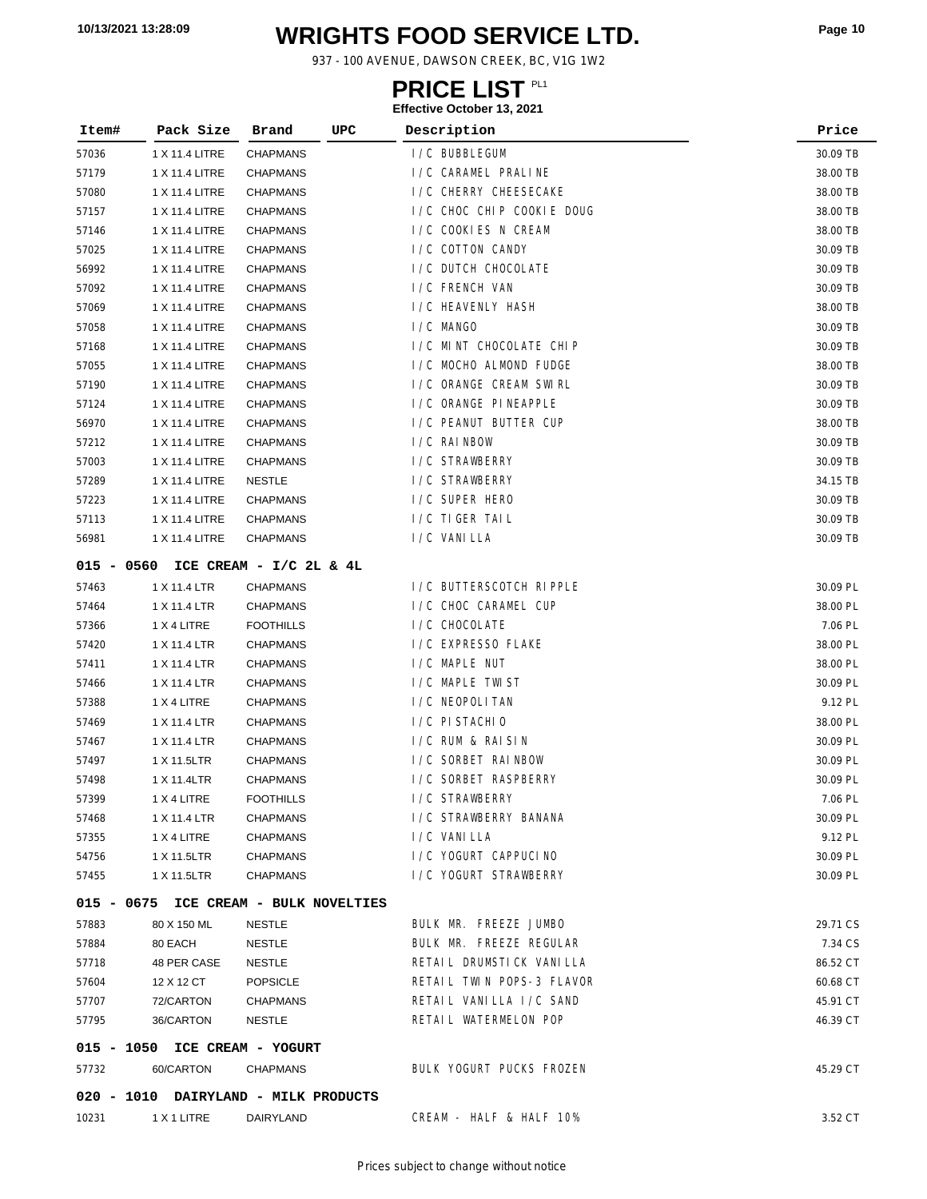# WRIGHTS FOOD SERVICE LTD.

937 - 100 AVENUE, DAWSON CREEK, BC, V1G 1W2

## PRICE LIST PL1

**Effective October 13, 2021**

| Item# | Pack Size | Brand | UPC | Description | Price |
|---|---|---|---|---|---|
| 57036 | 1 X 11.4 LITRE | CHAPMANS | | I/C BUBBLEGUM | 30.09 TB |
| 57179 | 1 X 11.4 LITRE | CHAPMANS | | I/C CARAMEL PRALINE | 38.00 TB |
| 57080 | 1 X 11.4 LITRE | CHAPMANS | | I/C CHERRY CHEESECAKE | 38.00 TB |
| 57157 | 1 X 11.4 LITRE | CHAPMANS | | I/C CHOC CHIP COOKIE DOUG | 38.00 TB |
| 57146 | 1 X 11.4 LITRE | CHAPMANS | | I/C COOKIES N CREAM | 38.00 TB |
| 57025 | 1 X 11.4 LITRE | CHAPMANS | | I/C COTTON CANDY | 30.09 TB |
| 56992 | 1 X 11.4 LITRE | CHAPMANS | | I/C DUTCH CHOCOLATE | 30.09 TB |
| 57092 | 1 X 11.4 LITRE | CHAPMANS | | I/C FRENCH VAN | 30.09 TB |
| 57069 | 1 X 11.4 LITRE | CHAPMANS | | I/C HEAVENLY HASH | 38.00 TB |
| 57058 | 1 X 11.4 LITRE | CHAPMANS | | I/C MANGO | 30.09 TB |
| 57168 | 1 X 11.4 LITRE | CHAPMANS | | I/C MINT CHOCOLATE CHIP | 30.09 TB |
| 57055 | 1 X 11.4 LITRE | CHAPMANS | | I/C MOCHO ALMOND FUDGE | 38.00 TB |
| 57190 | 1 X 11.4 LITRE | CHAPMANS | | I/C ORANGE CREAM SWIRL | 30.09 TB |
| 57124 | 1 X 11.4 LITRE | CHAPMANS | | I/C ORANGE PINEAPPLE | 30.09 TB |
| 56970 | 1 X 11.4 LITRE | CHAPMANS | | I/C PEANUT BUTTER CUP | 38.00 TB |
| 57212 | 1 X 11.4 LITRE | CHAPMANS | | I/C RAINBOW | 30.09 TB |
| 57003 | 1 X 11.4 LITRE | CHAPMANS | | I/C STRAWBERRY | 30.09 TB |
| 57289 | 1 X 11.4 LITRE | NESTLE | | I/C STRAWBERRY | 34.15 TB |
| 57223 | 1 X 11.4 LITRE | CHAPMANS | | I/C SUPER HERO | 30.09 TB |
| 57113 | 1 X 11.4 LITRE | CHAPMANS | | I/C TIGER TAIL | 30.09 TB |
| 56981 | 1 X 11.4 LITRE | CHAPMANS | | I/C VANILLA | 30.09 TB |

### 015 - 0560 ICE CREAM - I/C 2L & 4L

| Item# | Pack Size | Brand | UPC | Description | Price |
|---|---|---|---|---|---|
| 57463 | 1 X 11.4 LTR | CHAPMANS | | I/C BUTTERSCOTCH RIPPLE | 30.09 PL |
| 57464 | 1 X 11.4 LTR | CHAPMANS | | I/C CHOC CARAMEL CUP | 38.00 PL |
| 57366 | 1 X 4 LITRE | FOOTHILLS | | I/C CHOCOLATE | 7.06 PL |
| 57420 | 1 X 11.4 LTR | CHAPMANS | | I/C EXPRESSO FLAKE | 38.00 PL |
| 57411 | 1 X 11.4 LTR | CHAPMANS | | I/C MAPLE NUT | 38.00 PL |
| 57466 | 1 X 11.4 LTR | CHAPMANS | | I/C MAPLE TWIST | 30.09 PL |
| 57388 | 1 X 4 LITRE | CHAPMANS | | I/C NEOPOLITAN | 9.12 PL |
| 57469 | 1 X 11.4 LTR | CHAPMANS | | I/C PISTACHIO | 38.00 PL |
| 57467 | 1 X 11.4 LTR | CHAPMANS | | I/C RUM & RAISIN | 30.09 PL |
| 57497 | 1 X 11.5LTR | CHAPMANS | | I/C SORBET RAINBOW | 30.09 PL |
| 57498 | 1 X 11.4LTR | CHAPMANS | | I/C SORBET RASPBERRY | 30.09 PL |
| 57399 | 1 X 4 LITRE | FOOTHILLS | | I/C STRAWBERRY | 7.06 PL |
| 57468 | 1 X 11.4 LTR | CHAPMANS | | I/C STRAWBERRY BANANA | 30.09 PL |
| 57355 | 1 X 4 LITRE | CHAPMANS | | I/C VANILLA | 9.12 PL |
| 54756 | 1 X 11.5LTR | CHAPMANS | | I/C YOGURT CAPPUCINO | 30.09 PL |
| 57455 | 1 X 11.5LTR | CHAPMANS | | I/C YOGURT STRAWBERRY | 30.09 PL |

### 015 - 0675 ICE CREAM - BULK NOVELTIES

| Item# | Pack Size | Brand | UPC | Description | Price |
|---|---|---|---|---|---|
| 57883 | 80 X 150 ML | NESTLE | | BULK MR. FREEZE JUMBO | 29.71 CS |
| 57884 | 80 EACH | NESTLE | | BULK MR. FREEZE REGULAR | 7.34 CS |
| 57718 | 48 PER CASE | NESTLE | | RETAIL DRUMSTICK VANILLA | 86.52 CT |
| 57604 | 12 X 12 CT | POPSICLE | | RETAIL TWIN POPS-3 FLAVOR | 60.68 CT |
| 57707 | 72/CARTON | CHAPMANS | | RETAIL VANILLA I/C SAND | 45.91 CT |
| 57795 | 36/CARTON | NESTLE | | RETAIL WATERMELON POP | 46.39 CT |

### 015 - 1050 ICE CREAM - YOGURT

| Item# | Pack Size | Brand | UPC | Description | Price |
|---|---|---|---|---|---|
| 57732 | 60/CARTON | CHAPMANS | | BULK YOGURT PUCKS FROZEN | 45.29 CT |

### 020 - 1010 DAIRYLAND - MILK PRODUCTS

| Item# | Pack Size | Brand | UPC | Description | Price |
|---|---|---|---|---|---|
| 10231 | 1 X 1 LITRE | DAIRYLAND | | CREAM - HALF & HALF 10% | 3.52 CT |

Prices subject to change without notice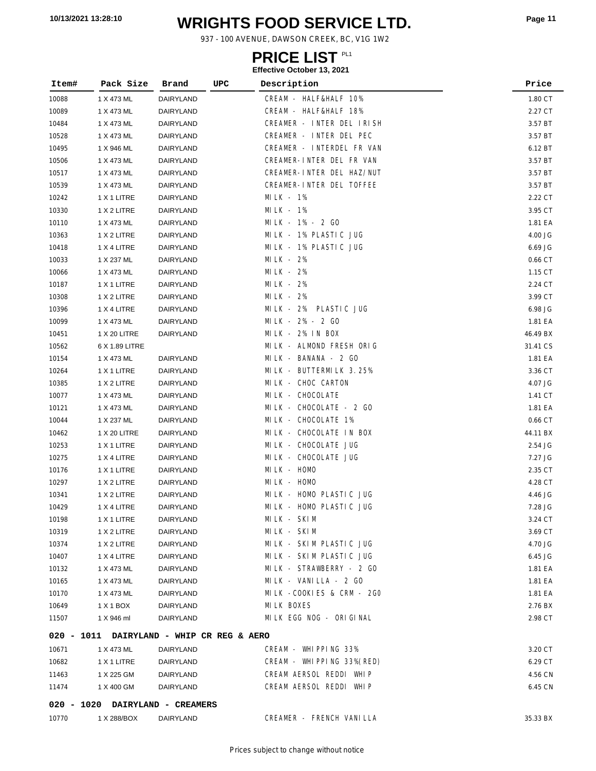# WRIGHTS FOOD SERVICE LTD.

937 - 100 AVENUE, DAWSON CREEK, BC, V1G 1W2

## PRICE LIST PL1

**Effective October 13, 2021**

| Item# | Pack Size | Brand | UPC | Description | Price |
|---|---|---|---|---|---|
| 10088 | 1 X 473 ML | DAIRYLAND | | CREAM - HALF&HALF 10% | 1.80 CT |
| 10089 | 1 X 473 ML | DAIRYLAND | | CREAM - HALF&HALF 18% | 2.27 CT |
| 10484 | 1 X 473 ML | DAIRYLAND | | CREAMER - INTER DEL IRISH | 3.57 BT |
| 10528 | 1 X 473 ML | DAIRYLAND | | CREAMER - INTER DEL PEC | 3.57 BT |
| 10495 | 1 X 946 ML | DAIRYLAND | | CREAMER - INTERDEL FR VAN | 6.12 BT |
| 10506 | 1 X 473 ML | DAIRYLAND | | CREAMER-INTER DEL FR VAN | 3.57 BT |
| 10517 | 1 X 473 ML | DAIRYLAND | | CREAMER-INTER DEL HAZ/NUT | 3.57 BT |
| 10539 | 1 X 473 ML | DAIRYLAND | | CREAMER-INTER DEL TOFFEE | 3.57 BT |
| 10242 | 1 X 1 LITRE | DAIRYLAND | | MILK - 1% | 2.22 CT |
| 10330 | 1 X 2 LITRE | DAIRYLAND | | MILK - 1% | 3.95 CT |
| 10110 | 1 X 473 ML | DAIRYLAND | | MILK - 1% - 2 GO | 1.81 EA |
| 10363 | 1 X 2 LITRE | DAIRYLAND | | MILK - 1% PLASTIC JUG | 4.00 JG |
| 10418 | 1 X 4 LITRE | DAIRYLAND | | MILK - 1% PLASTIC JUG | 6.69 JG |
| 10033 | 1 X 237 ML | DAIRYLAND | | MILK - 2% | 0.66 CT |
| 10066 | 1 X 473 ML | DAIRYLAND | | MILK - 2% | 1.15 CT |
| 10187 | 1 X 1 LITRE | DAIRYLAND | | MILK - 2% | 2.24 CT |
| 10308 | 1 X 2 LITRE | DAIRYLAND | | MILK - 2% | 3.99 CT |
| 10396 | 1 X 4 LITRE | DAIRYLAND | | MILK - 2% PLASTIC JUG | 6.98 JG |
| 10099 | 1 X 473 ML | DAIRYLAND | | MILK - 2% - 2 GO | 1.81 EA |
| 10451 | 1 X 20 LITRE | DAIRYLAND | | MILK - 2% IN BOX | 46.49 BX |
| 10562 | 6 X 1.89 LITRE | | | MILK - ALMOND FRESH ORIG | 31.41 CS |
| 10154 | 1 X 473 ML | DAIRYLAND | | MILK - BANANA - 2 GO | 1.81 EA |
| 10264 | 1 X 1 LITRE | DAIRYLAND | | MILK - BUTTERMILK 3.25% | 3.36 CT |
| 10385 | 1 X 2 LITRE | DAIRYLAND | | MILK - CHOC CARTON | 4.07 JG |
| 10077 | 1 X 473 ML | DAIRYLAND | | MILK - CHOCOLATE | 1.41 CT |
| 10121 | 1 X 473 ML | DAIRYLAND | | MILK - CHOCOLATE - 2 GO | 1.81 EA |
| 10044 | 1 X 237 ML | DAIRYLAND | | MILK - CHOCOLATE 1% | 0.66 CT |
| 10462 | 1 X 20 LITRE | DAIRYLAND | | MILK - CHOCOLATE IN BOX | 44.11 BX |
| 10253 | 1 X 1 LITRE | DAIRYLAND | | MILK - CHOCOLATE JUG | 2.54 JG |
| 10275 | 1 X 4 LITRE | DAIRYLAND | | MILK - CHOCOLATE JUG | 7.27 JG |
| 10176 | 1 X 1 LITRE | DAIRYLAND | | MILK - HOMO | 2.35 CT |
| 10297 | 1 X 2 LITRE | DAIRYLAND | | MILK - HOMO | 4.28 CT |
| 10341 | 1 X 2 LITRE | DAIRYLAND | | MILK - HOMO PLASTIC JUG | 4.46 JG |
| 10429 | 1 X 4 LITRE | DAIRYLAND | | MILK - HOMO PLASTIC JUG | 7.28 JG |
| 10198 | 1 X 1 LITRE | DAIRYLAND | | MILK - SKIM | 3.24 CT |
| 10319 | 1 X 2 LITRE | DAIRYLAND | | MILK - SKIM | 3.69 CT |
| 10374 | 1 X 2 LITRE | DAIRYLAND | | MILK - SKIM PLASTIC JUG | 4.70 JG |
| 10407 | 1 X 4 LITRE | DAIRYLAND | | MILK - SKIM PLASTIC JUG | 6.45 JG |
| 10132 | 1 X 473 ML | DAIRYLAND | | MILK - STRAWBERRY - 2 GO | 1.81 EA |
| 10165 | 1 X 473 ML | DAIRYLAND | | MILK - VANILLA - 2 GO | 1.81 EA |
| 10170 | 1 X 473 ML | DAIRYLAND | | MILK -COOKIES & CRM - 2GO | 1.81 EA |
| 10649 | 1 X 1 BOX | DAIRYLAND | | MILK BOXES | 2.76 BX |
| 11507 | 1 X 946 ml | DAIRYLAND | | MILK EGG NOG - ORIGINAL | 2.98 CT |
| **020 - 1011 DAIRYLAND - WHIP CR REG & AERO** | | | | | |
| 10671 | 1 X 473 ML | DAIRYLAND | | CREAM - WHIPPING 33% | 3.20 CT |
| 10682 | 1 X 1 LITRE | DAIRYLAND | | CREAM - WHIPPING 33%(RED) | 6.29 CT |
| 11463 | 1 X 225 GM | DAIRYLAND | | CREAM AERSOL REDDI WHIP | 4.56 CN |
| 11474 | 1 X 400 GM | DAIRYLAND | | CREAM AERSOL REDDI WHIP | 6.45 CN |
| **020 - 1020 DAIRYLAND - CREAMERS** | | | | | |
| 10770 | 1 X 288/BOX | DAIRYLAND | | CREAMER - FRENCH VANILLA | 35.33 BX |

Prices subject to change without notice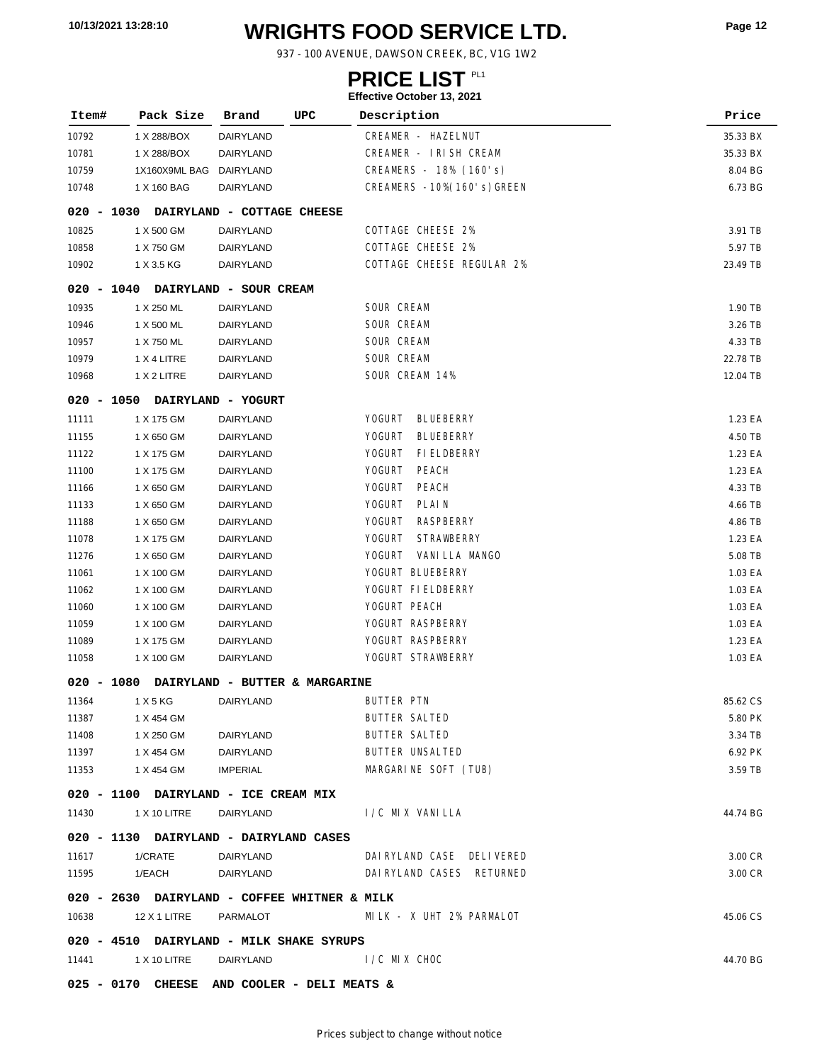# WRIGHTS FOOD SERVICE LTD.

937 - 100 AVENUE, DAWSON CREEK, BC, V1G 1W2

## PRICE LIST PL1

**Effective October 13, 2021**

| Item# | Pack Size | Brand | UPC | Description | Price |
|---|---|---|---|---|---|
| 10792 | 1 X 288/BOX | DAIRYLAND | | CREAMER - HAZELNUT | 35.33 BX |
| 10781 | 1 X 288/BOX | DAIRYLAND | | CREAMER - IRISH CREAM | 35.33 BX |
| 10759 | 1X160X9ML BAG | DAIRYLAND | | CREAMERS - 18% (160's) | 8.04 BG |
| 10748 | 1 X 160 BAG | DAIRYLAND | | CREAMERS -10%(160's)GREEN | 6.73 BG |
| **020 - 1030 DAIRYLAND - COTTAGE CHEESE** | | | | | |
| 10825 | 1 X 500 GM | DAIRYLAND | | COTTAGE CHEESE 2% | 3.91 TB |
| 10858 | 1 X 750 GM | DAIRYLAND | | COTTAGE CHEESE 2% | 5.97 TB |
| 10902 | 1 X 3.5 KG | DAIRYLAND | | COTTAGE CHEESE REGULAR 2% | 23.49 TB |
| **020 - 1040 DAIRYLAND - SOUR CREAM** | | | | | |
| 10935 | 1 X 250 ML | DAIRYLAND | | SOUR CREAM | 1.90 TB |
| 10946 | 1 X 500 ML | DAIRYLAND | | SOUR CREAM | 3.26 TB |
| 10957 | 1 X 750 ML | DAIRYLAND | | SOUR CREAM | 4.33 TB |
| 10979 | 1 X 4 LITRE | DAIRYLAND | | SOUR CREAM | 22.78 TB |
| 10968 | 1 X 2 LITRE | DAIRYLAND | | SOUR CREAM 14% | 12.04 TB |
| **020 - 1050 DAIRYLAND - YOGURT** | | | | | |
| 11111 | 1 X 175 GM | DAIRYLAND | | YOGURT BLUEBERRY | 1.23 EA |
| 11155 | 1 X 650 GM | DAIRYLAND | | YOGURT BLUEBERRY | 4.50 TB |
| 11122 | 1 X 175 GM | DAIRYLAND | | YOGURT FIELDBERRY | 1.23 EA |
| 11100 | 1 X 175 GM | DAIRYLAND | | YOGURT PEACH | 1.23 EA |
| 11166 | 1 X 650 GM | DAIRYLAND | | YOGURT PEACH | 4.33 TB |
| 11133 | 1 X 650 GM | DAIRYLAND | | YOGURT PLAIN | 4.66 TB |
| 11188 | 1 X 650 GM | DAIRYLAND | | YOGURT RASPBERRY | 4.86 TB |
| 11078 | 1 X 175 GM | DAIRYLAND | | YOGURT STRAWBERRY | 1.23 EA |
| 11276 | 1 X 650 GM | DAIRYLAND | | YOGURT VANILLA MANGO | 5.08 TB |
| 11061 | 1 X 100 GM | DAIRYLAND | | YOGURT BLUEBERRY | 1.03 EA |
| 11062 | 1 X 100 GM | DAIRYLAND | | YOGURT FIELDBERRY | 1.03 EA |
| 11060 | 1 X 100 GM | DAIRYLAND | | YOGURT PEACH | 1.03 EA |
| 11059 | 1 X 100 GM | DAIRYLAND | | YOGURT RASPBERRY | 1.03 EA |
| 11089 | 1 X 175 GM | DAIRYLAND | | YOGURT RASPBERRY | 1.23 EA |
| 11058 | 1 X 100 GM | DAIRYLAND | | YOGURT STRAWBERRY | 1.03 EA |
| **020 - 1080 DAIRYLAND - BUTTER & MARGARINE** | | | | | |
| 11364 | 1 X 5 KG | DAIRYLAND | | BUTTER PTN | 85.62 CS |
| 11387 | 1 X 454 GM | | | BUTTER SALTED | 5.80 PK |
| 11408 | 1 X 250 GM | DAIRYLAND | | BUTTER SALTED | 3.34 TB |
| 11397 | 1 X 454 GM | DAIRYLAND | | BUTTER UNSALTED | 6.92 PK |
| 11353 | 1 X 454 GM | IMPERIAL | | MARGARINE SOFT (TUB) | 3.59 TB |
| **020 - 1100 DAIRYLAND - ICE CREAM MIX** | | | | | |
| 11430 | 1 X 10 LITRE | DAIRYLAND | | I/C MIX VANILLA | 44.74 BG |
| **020 - 1130 DAIRYLAND - DAIRYLAND CASES** | | | | | |
| 11617 | 1/CRATE | DAIRYLAND | | DAIRYLAND CASE DELIVERED | 3.00 CR |
| 11595 | 1/EACH | DAIRYLAND | | DAIRYLAND CASES RETURNED | 3.00 CR |
| **020 - 2630 DAIRYLAND - COFFEE WHITNER & MILK** | | | | | |
| 10638 | 12 X 1 LITRE | PARMALOT | | MILK - X UHT 2% PARMALOT | 45.06 CS |
| **020 - 4510 DAIRYLAND - MILK SHAKE SYRUPS** | | | | | |
| 11441 | 1 X 10 LITRE | DAIRYLAND | | I/C MIX CHOC | 44.70 BG |
| **025 - 0170 CHEESE AND COOLER - DELI MEATS &** | | | | | |

Prices subject to change without notice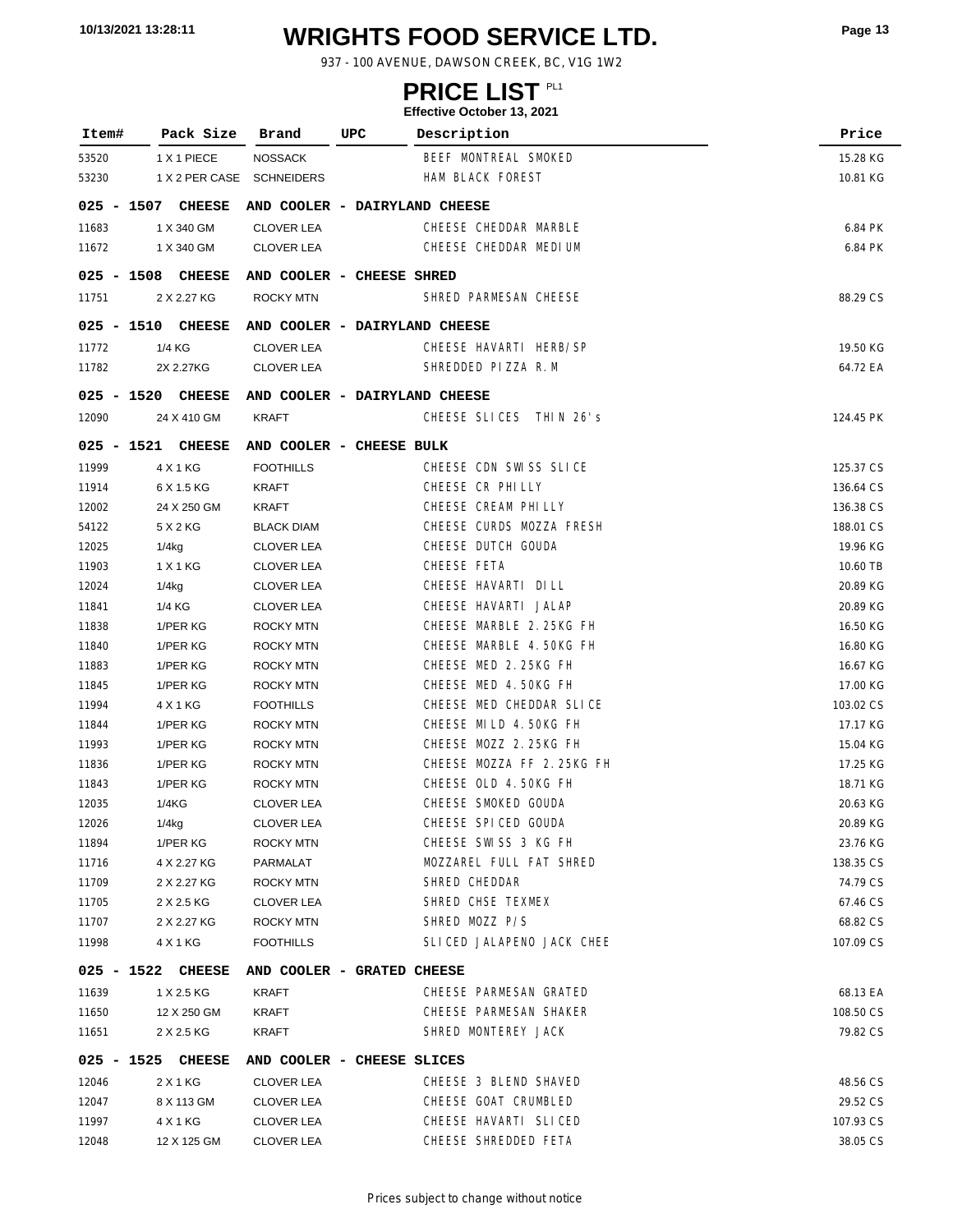# WRIGHTS FOOD SERVICE LTD.

937 - 100 AVENUE, DAWSON CREEK, BC, V1G 1W2

## PRICE LIST PL1

**Effective October 13, 2021**

| Item# | Pack Size | Brand | UPC | Description | Price |
|---|---|---|---|---|---|
| 53520 | 1 X 1 PIECE | NOSSACK | | BEEF MONTREAL SMOKED | 15.28 KG |
| 53230 | 1 X 2 PER CASE | SCHNEIDERS | | HAM BLACK FOREST | 10.81 KG |
| **025 - 1507 CHEESE AND COOLER - DAIRYLAND CHEESE** | | | | | |
| 11683 | 1 X 340 GM | CLOVER LEA | | CHEESE CHEDDAR MARBLE | 6.84 PK |
| 11672 | 1 X 340 GM | CLOVER LEA | | CHEESE CHEDDAR MEDIUM | 6.84 PK |
| **025 - 1508 CHEESE AND COOLER - CHEESE SHRED** | | | | | |
| 11751 | 2 X 2.27 KG | ROCKY MTN | | SHRED PARMESAN CHEESE | 88.29 CS |
| **025 - 1510 CHEESE AND COOLER - DAIRYLAND CHEESE** | | | | | |
| 11772 | 1/4 KG | CLOVER LEA | | CHEESE HAVARTI HERB/SP | 19.50 KG |
| 11782 | 2X 2.27KG | CLOVER LEA | | SHREDDED PIZZA R.M | 64.72 EA |
| **025 - 1520 CHEESE AND COOLER - DAIRYLAND CHEESE** | | | | | |
| 12090 | 24 X 410 GM | KRAFT | | CHEESE SLICES THIN 26's | 124.45 PK |
| **025 - 1521 CHEESE AND COOLER - CHEESE BULK** | | | | | |
| 11999 | 4 X 1 KG | FOOTHILLS | | CHEESE CDN SWISS SLICE | 125.37 CS |
| 11914 | 6 X 1.5 KG | KRAFT | | CHEESE CR PHILLY | 136.64 CS |
| 12002 | 24 X 250 GM | KRAFT | | CHEESE CREAM PHILLY | 136.38 CS |
| 54122 | 5 X 2 KG | BLACK DIAM | | CHEESE CURDS MOZZA FRESH | 188.01 CS |
| 12025 | 1/4kg | CLOVER LEA | | CHEESE DUTCH GOUDA | 19.96 KG |
| 11903 | 1 X 1 KG | CLOVER LEA | | CHEESE FETA | 10.60 TB |
| 12024 | 1/4kg | CLOVER LEA | | CHEESE HAVARTI DILL | 20.89 KG |
| 11841 | 1/4 KG | CLOVER LEA | | CHEESE HAVARTI JALAP | 20.89 KG |
| 11838 | 1/PER KG | ROCKY MTN | | CHEESE MARBLE 2.25KG FH | 16.50 KG |
| 11840 | 1/PER KG | ROCKY MTN | | CHEESE MARBLE 4.50KG FH | 16.80 KG |
| 11883 | 1/PER KG | ROCKY MTN | | CHEESE MED 2.25KG FH | 16.67 KG |
| 11845 | 1/PER KG | ROCKY MTN | | CHEESE MED 4.50KG FH | 17.00 KG |
| 11994 | 4 X 1 KG | FOOTHILLS | | CHEESE MED CHEDDAR SLICE | 103.02 CS |
| 11844 | 1/PER KG | ROCKY MTN | | CHEESE MILD 4.50KG FH | 17.17 KG |
| 11993 | 1/PER KG | ROCKY MTN | | CHEESE MOZZ 2.25KG FH | 15.04 KG |
| 11836 | 1/PER KG | ROCKY MTN | | CHEESE MOZZA FF 2.25KG FH | 17.25 KG |
| 11843 | 1/PER KG | ROCKY MTN | | CHEESE OLD 4.50KG FH | 18.71 KG |
| 12035 | 1/4KG | CLOVER LEA | | CHEESE SMOKED GOUDA | 20.63 KG |
| 12026 | 1/4kg | CLOVER LEA | | CHEESE SPICED GOUDA | 20.89 KG |
| 11894 | 1/PER KG | ROCKY MTN | | CHEESE SWISS 3 KG FH | 23.76 KG |
| 11716 | 4 X 2.27 KG | PARMALAT | | MOZZAREL FULL FAT SHRED | 138.35 CS |
| 11709 | 2 X 2.27 KG | ROCKY MTN | | SHRED CHEDDAR | 74.79 CS |
| 11705 | 2 X 2.5 KG | CLOVER LEA | | SHRED CHSE TEXMEX | 67.46 CS |
| 11707 | 2 X 2.27 KG | ROCKY MTN | | SHRED MOZZ P/S | 68.82 CS |
| 11998 | 4 X 1 KG | FOOTHILLS | | SLICED JALAPENO JACK CHEE | 107.09 CS |
| **025 - 1522 CHEESE AND COOLER - GRATED CHEESE** | | | | | |
| 11639 | 1 X 2.5 KG | KRAFT | | CHEESE PARMESAN GRATED | 68.13 EA |
| 11650 | 12 X 250 GM | KRAFT | | CHEESE PARMESAN SHAKER | 108.50 CS |
| 11651 | 2 X 2.5 KG | KRAFT | | SHRED MONTEREY JACK | 79.82 CS |
| **025 - 1525 CHEESE AND COOLER - CHEESE SLICES** | | | | | |
| 12046 | 2 X 1 KG | CLOVER LEA | | CHEESE 3 BLEND SHAVED | 48.56 CS |
| 12047 | 8 X 113 GM | CLOVER LEA | | CHEESE GOAT CRUMBLED | 29.52 CS |
| 11997 | 4 X 1 KG | CLOVER LEA | | CHEESE HAVARTI SLICED | 107.93 CS |
| 12048 | 12 X 125 GM | CLOVER LEA | | CHEESE SHREDDED FETA | 38.05 CS |

Prices subject to change without notice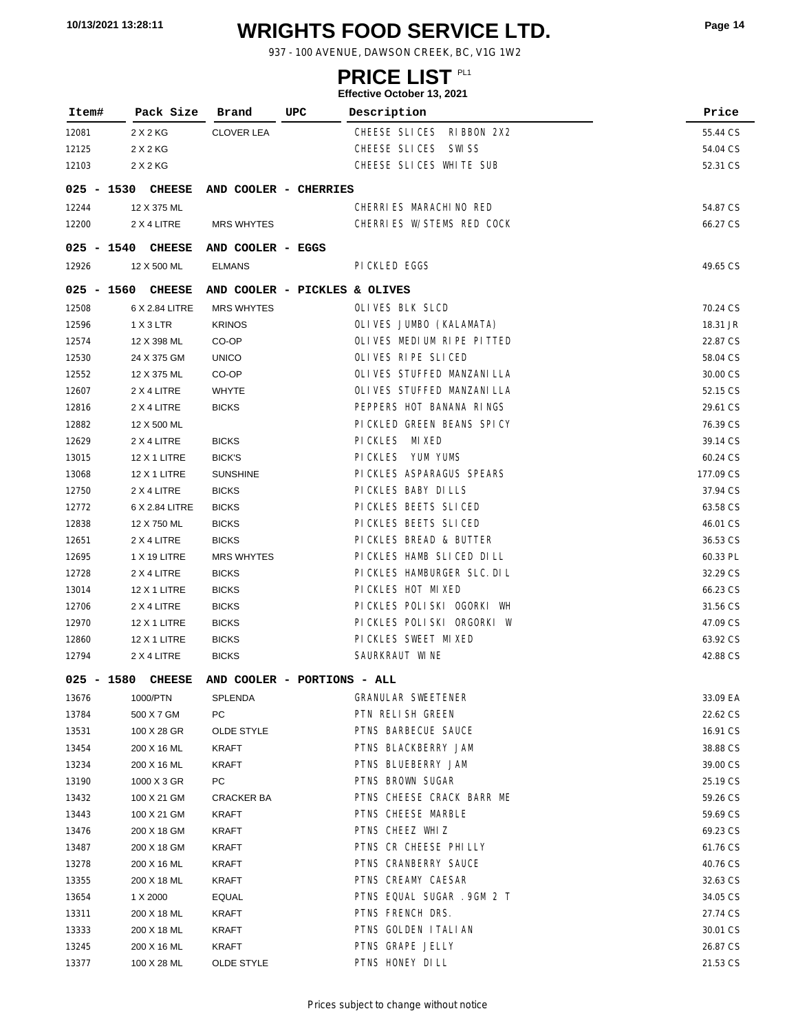# WRIGHTS FOOD SERVICE LTD.

937 - 100 AVENUE, DAWSON CREEK, BC, V1G 1W2

## PRICE LIST PL1

**Effective October 13, 2021**

| Item# | Pack Size | Brand | UPC | Description | Price |
|---|---|---|---|---|---|
| 12081 | 2 X 2 KG | CLOVER LEA | | CHEESE SLICES RIBBON 2X2 | 55.44 CS |
| 12125 | 2 X 2 KG | | | CHEESE SLICES SWISS | 54.04 CS |
| 12103 | 2 X 2 KG | | | CHEESE SLICES WHITE SUB | 52.31 CS |
| **025 - 1530 CHEESE AND COOLER - CHERRIES** | | | | | |
| 12244 | 12 X 375 ML | | | CHERRIES MARACHINO RED | 54.87 CS |
| 12200 | 2 X 4 LITRE | MRS WHYTES | | CHERRIES W/STEMS RED COCK | 66.27 CS |
| **025 - 1540 CHEESE AND COOLER - EGGS** | | | | | |
| 12926 | 12 X 500 ML | ELMANS | | PICKLED EGGS | 49.65 CS |
| **025 - 1560 CHEESE AND COOLER - PICKLES & OLIVES** | | | | | |
| 12508 | 6 X 2.84 LITRE | MRS WHYTES | | OLIVES BLK SLCD | 70.24 CS |
| 12596 | 1 X 3 LTR | KRINOS | | OLIVES JUMBO (KALAMATA) | 18.31 JR |
| 12574 | 12 X 398 ML | CO-OP | | OLIVES MEDIUM RIPE PITTED | 22.87 CS |
| 12530 | 24 X 375 GM | UNICO | | OLIVES RIPE SLICED | 58.04 CS |
| 12552 | 12 X 375 ML | CO-OP | | OLIVES STUFFED MANZANILLA | 30.00 CS |
| 12607 | 2 X 4 LITRE | WHYTE | | OLIVES STUFFED MANZANILLA | 52.15 CS |
| 12816 | 2 X 4 LITRE | BICKS | | PEPPERS HOT BANANA RINGS | 29.61 CS |
| 12882 | 12 X 500 ML | | | PICKLED GREEN BEANS SPICY | 76.39 CS |
| 12629 | 2 X 4 LITRE | BICKS | | PICKLES MIXED | 39.14 CS |
| 13015 | 12 X 1 LITRE | BICK'S | | PICKLES YUM YUMS | 60.24 CS |
| 13068 | 12 X 1 LITRE | SUNSHINE | | PICKLES ASPARAGUS SPEARS | 177.09 CS |
| 12750 | 2 X 4 LITRE | BICKS | | PICKLES BABY DILLS | 37.94 CS |
| 12772 | 6 X 2.84 LITRE | BICKS | | PICKLES BEETS SLICED | 63.58 CS |
| 12838 | 12 X 750 ML | BICKS | | PICKLES BEETS SLICED | 46.01 CS |
| 12651 | 2 X 4 LITRE | BICKS | | PICKLES BREAD & BUTTER | 36.53 CS |
| 12695 | 1 X 19 LITRE | MRS WHYTES | | PICKLES HAMB SLICED DILL | 60.33 PL |
| 12728 | 2 X 4 LITRE | BICKS | | PICKLES HAMBURGER SLC.DIL | 32.29 CS |
| 13014 | 12 X 1 LITRE | BICKS | | PICKLES HOT MIXED | 66.23 CS |
| 12706 | 2 X 4 LITRE | BICKS | | PICKLES POLISKI OGORKI WH | 31.56 CS |
| 12970 | 12 X 1 LITRE | BICKS | | PICKLES POLISKI ORGORKI W | 47.09 CS |
| 12860 | 12 X 1 LITRE | BICKS | | PICKLES SWEET MIXED | 63.92 CS |
| 12794 | 2 X 4 LITRE | BICKS | | SAURKRAUT WINE | 42.88 CS |
| **025 - 1580 CHEESE AND COOLER - PORTIONS - ALL** | | | | | |
| 13676 | 1000/PTN | SPLENDA | | GRANULAR SWEETENER | 33.09 EA |
| 13784 | 500 X 7 GM | PC | | PTN RELISH GREEN | 22.62 CS |
| 13531 | 100 X 28 GR | OLDE STYLE | | PTNS BARBECUE SAUCE | 16.91 CS |
| 13454 | 200 X 16 ML | KRAFT | | PTNS BLACKBERRY JAM | 38.88 CS |
| 13234 | 200 X 16 ML | KRAFT | | PTNS BLUEBERRY JAM | 39.00 CS |
| 13190 | 1000 X 3 GR | PC | | PTNS BROWN SUGAR | 25.19 CS |
| 13432 | 100 X 21 GM | CRACKER BA | | PTNS CHEESE CRACK BARR ME | 59.26 CS |
| 13443 | 100 X 21 GM | KRAFT | | PTNS CHEESE MARBLE | 59.69 CS |
| 13476 | 200 X 18 GM | KRAFT | | PTNS CHEEZ WHIZ | 69.23 CS |
| 13487 | 200 X 18 GM | KRAFT | | PTNS CR CHEESE PHILLY | 61.76 CS |
| 13278 | 200 X 16 ML | KRAFT | | PTNS CRANBERRY SAUCE | 40.76 CS |
| 13355 | 200 X 18 ML | KRAFT | | PTNS CREAMY CAESAR | 32.63 CS |
| 13654 | 1 X 2000 | EQUAL | | PTNS EQUAL SUGAR .9GM 2 T | 34.05 CS |
| 13311 | 200 X 18 ML | KRAFT | | PTNS FRENCH DRS. | 27.74 CS |
| 13333 | 200 X 18 ML | KRAFT | | PTNS GOLDEN ITALIAN | 30.01 CS |
| 13245 | 200 X 16 ML | KRAFT | | PTNS GRAPE JELLY | 26.87 CS |
| 13377 | 100 X 28 ML | OLDE STYLE | | PTNS HONEY DILL | 21.53 CS |

Prices subject to change without notice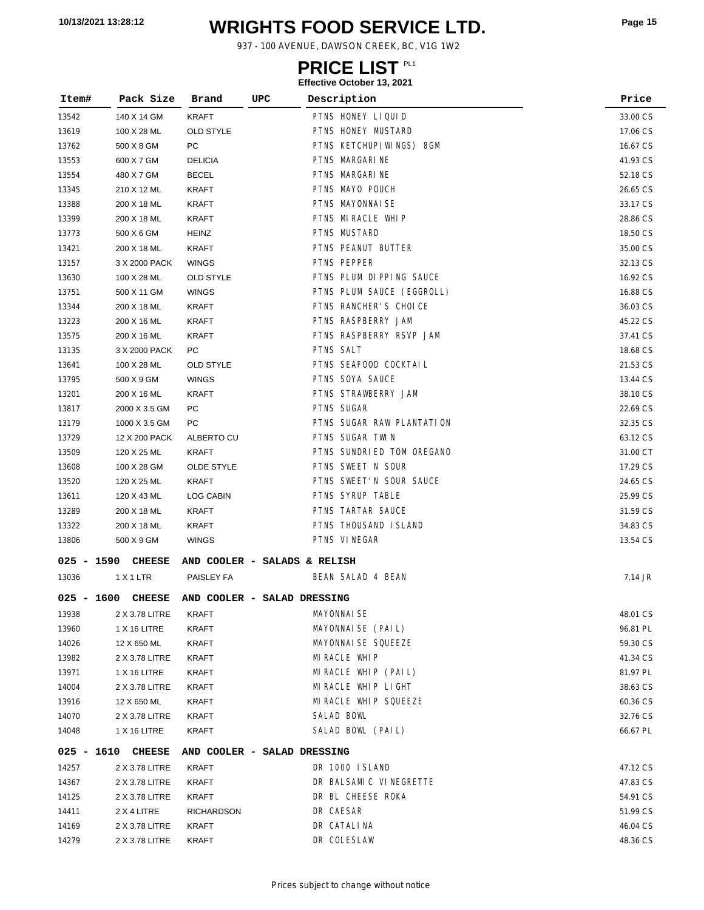# WRIGHTS FOOD SERVICE LTD.

937 - 100 AVENUE, DAWSON CREEK, BC, V1G 1W2

## PRICE LIST PL1

**Effective October 13, 2021**

| Item# | Pack Size | Brand | UPC | Description | Price |
|---|---|---|---|---|---|
| 13542 | 140 X 14 GM | KRAFT | | PTNS HONEY LIQUID | 33.00 CS |
| 13619 | 100 X 28 ML | OLD STYLE | | PTNS HONEY MUSTARD | 17.06 CS |
| 13762 | 500 X 8 GM | PC | | PTNS KETCHUP(WINGS) 8GM | 16.67 CS |
| 13553 | 600 X 7 GM | DELICIA | | PTNS MARGARINE | 41.93 CS |
| 13554 | 480 X 7 GM | BECEL | | PTNS MARGARINE | 52.18 CS |
| 13345 | 210 X 12 ML | KRAFT | | PTNS MAYO POUCH | 26.65 CS |
| 13388 | 200 X 18 ML | KRAFT | | PTNS MAYONNAISE | 33.17 CS |
| 13399 | 200 X 18 ML | KRAFT | | PTNS MIRACLE WHIP | 28.86 CS |
| 13773 | 500 X 6 GM | HEINZ | | PTNS MUSTARD | 18.50 CS |
| 13421 | 200 X 18 ML | KRAFT | | PTNS PEANUT BUTTER | 35.00 CS |
| 13157 | 3 X 2000 PACK | WINGS | | PTNS PEPPER | 32.13 CS |
| 13630 | 100 X 28 ML | OLD STYLE | | PTNS PLUM DIPPING SAUCE | 16.92 CS |
| 13751 | 500 X 11 GM | WINGS | | PTNS PLUM SAUCE (EGGROLL) | 16.88 CS |
| 13344 | 200 X 18 ML | KRAFT | | PTNS RANCHER'S CHOICE | 36.03 CS |
| 13223 | 200 X 16 ML | KRAFT | | PTNS RASPBERRY JAM | 45.22 CS |
| 13575 | 200 X 16 ML | KRAFT | | PTNS RASPBERRY RSVP JAM | 37.41 CS |
| 13135 | 3 X 2000 PACK | PC | | PTNS SALT | 18.68 CS |
| 13641 | 100 X 28 ML | OLD STYLE | | PTNS SEAFOOD COCKTAIL | 21.53 CS |
| 13795 | 500 X 9 GM | WINGS | | PTNS SOYA SAUCE | 13.44 CS |
| 13201 | 200 X 16 ML | KRAFT | | PTNS STRAWBERRY JAM | 38.10 CS |
| 13817 | 2000 X 3.5 GM | PC | | PTNS SUGAR | 22.69 CS |
| 13179 | 1000 X 3.5 GM | PC | | PTNS SUGAR RAW PLANTATION | 32.35 CS |
| 13729 | 12 X 200 PACK | ALBERTO CU | | PTNS SUGAR TWIN | 63.12 CS |
| 13509 | 120 X 25 ML | KRAFT | | PTNS SUNDRIED TOM OREGANO | 31.00 CT |
| 13608 | 100 X 28 GM | OLDE STYLE | | PTNS SWEET N SOUR | 17.29 CS |
| 13520 | 120 X 25 ML | KRAFT | | PTNS SWEET'N SOUR SAUCE | 24.65 CS |
| 13611 | 120 X 43 ML | LOG CABIN | | PTNS SYRUP TABLE | 25.99 CS |
| 13289 | 200 X 18 ML | KRAFT | | PTNS TARTAR SAUCE | 31.59 CS |
| 13322 | 200 X 18 ML | KRAFT | | PTNS THOUSAND ISLAND | 34.83 CS |
| 13806 | 500 X 9 GM | WINGS | | PTNS VINEGAR | 13.54 CS |
| **025 - 1590 CHEESE AND COOLER - SALADS & RELISH** | | | | | |
| 13036 | 1 X 1 LTR | PAISLEY FA | | BEAN SALAD 4 BEAN | 7.14 JR |
| **025 - 1600 CHEESE AND COOLER - SALAD DRESSING** | | | | | |
| 13938 | 2 X 3.78 LITRE | KRAFT | | MAYONNAISE | 48.01 CS |
| 13960 | 1 X 16 LITRE | KRAFT | | MAYONNAISE (PAIL) | 96.81 PL |
| 14026 | 12 X 650 ML | KRAFT | | MAYONNAISE SQUEEZE | 59.30 CS |
| 13982 | 2 X 3.78 LITRE | KRAFT | | MIRACLE WHIP | 41.34 CS |
| 13971 | 1 X 16 LITRE | KRAFT | | MIRACLE WHIP (PAIL) | 81.97 PL |
| 14004 | 2 X 3.78 LITRE | KRAFT | | MIRACLE WHIP LIGHT | 38.63 CS |
| 13916 | 12 X 650 ML | KRAFT | | MIRACLE WHIP SQUEEZE | 60.36 CS |
| 14070 | 2 X 3.78 LITRE | KRAFT | | SALAD BOWL | 32.76 CS |
| 14048 | 1 X 16 LITRE | KRAFT | | SALAD BOWL (PAIL) | 66.67 PL |
| **025 - 1610 CHEESE AND COOLER - SALAD DRESSING** | | | | | |
| 14257 | 2 X 3.78 LITRE | KRAFT | | DR 1000 ISLAND | 47.12 CS |
| 14367 | 2 X 3.78 LITRE | KRAFT | | DR BALSAMIC VINEGRETTE | 47.83 CS |
| 14125 | 2 X 3.78 LITRE | KRAFT | | DR BL CHEESE ROKA | 54.91 CS |
| 14411 | 2 X 4 LITRE | RICHARDSON | | DR CAESAR | 51.99 CS |
| 14169 | 2 X 3.78 LITRE | KRAFT | | DR CATALINA | 46.04 CS |
| 14279 | 2 X 3.78 LITRE | KRAFT | | DR COLESLAW | 48.36 CS |

Prices subject to change without notice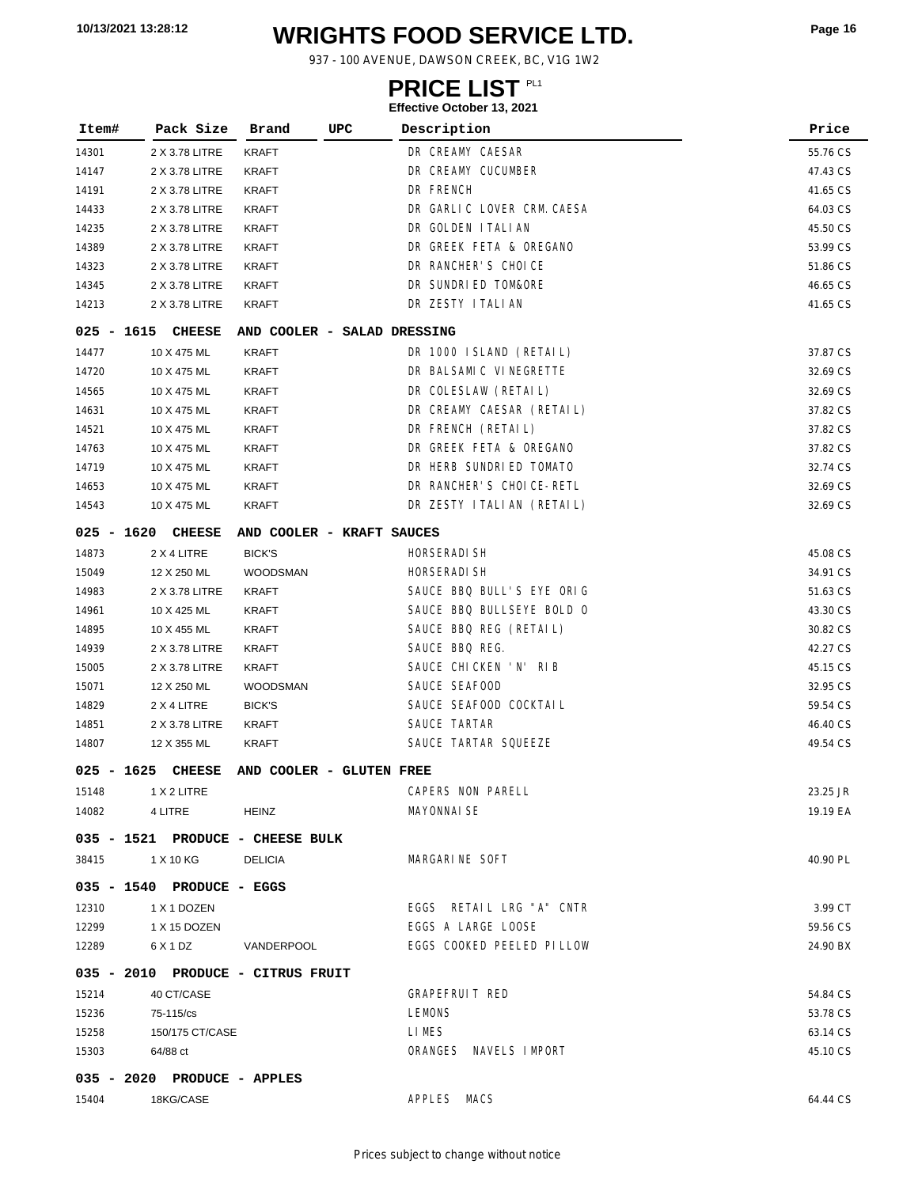# WRIGHTS FOOD SERVICE LTD.

937 - 100 AVENUE, DAWSON CREEK, BC, V1G 1W2

## PRICE LIST PL1

**Effective October 13, 2021**

| Item# | Pack Size | Brand | UPC | Description | Price |
|---|---|---|---|---|---|
| 14301 | 2 X 3.78 LITRE | KRAFT | | DR CREAMY CAESAR | 55.76 CS |
| 14147 | 2 X 3.78 LITRE | KRAFT | | DR CREAMY CUCUMBER | 47.43 CS |
| 14191 | 2 X 3.78 LITRE | KRAFT | | DR FRENCH | 41.65 CS |
| 14433 | 2 X 3.78 LITRE | KRAFT | | DR GARLIC LOVER CRM.CAESA | 64.03 CS |
| 14235 | 2 X 3.78 LITRE | KRAFT | | DR GOLDEN ITALIAN | 45.50 CS |
| 14389 | 2 X 3.78 LITRE | KRAFT | | DR GREEK FETA & OREGANO | 53.99 CS |
| 14323 | 2 X 3.78 LITRE | KRAFT | | DR RANCHER'S CHOICE | 51.86 CS |
| 14345 | 2 X 3.78 LITRE | KRAFT | | DR SUNDRIED TOM&ORE | 46.65 CS |
| 14213 | 2 X 3.78 LITRE | KRAFT | | DR ZESTY ITALIAN | 41.65 CS |
| **025 - 1615 CHEESE AND COOLER - SALAD DRESSING** | | | | | |
| 14477 | 10 X 475 ML | KRAFT | | DR 1000 ISLAND (RETAIL) | 37.87 CS |
| 14720 | 10 X 475 ML | KRAFT | | DR BALSAMIC VINEGRETTE | 32.69 CS |
| 14565 | 10 X 475 ML | KRAFT | | DR COLESLAW (RETAIL) | 32.69 CS |
| 14631 | 10 X 475 ML | KRAFT | | DR CREAMY CAESAR (RETAIL) | 37.82 CS |
| 14521 | 10 X 475 ML | KRAFT | | DR FRENCH (RETAIL) | 37.82 CS |
| 14763 | 10 X 475 ML | KRAFT | | DR GREEK FETA & OREGANO | 37.82 CS |
| 14719 | 10 X 475 ML | KRAFT | | DR HERB SUNDRIED TOMATO | 32.74 CS |
| 14653 | 10 X 475 ML | KRAFT | | DR RANCHER'S CHOICE-RETL | 32.69 CS |
| 14543 | 10 X 475 ML | KRAFT | | DR ZESTY ITALIAN (RETAIL) | 32.69 CS |
| **025 - 1620 CHEESE AND COOLER - KRAFT SAUCES** | | | | | |
| 14873 | 2 X 4 LITRE | BICK'S | | HORSERADISH | 45.08 CS |
| 15049 | 12 X 250 ML | WOODSMAN | | HORSERADISH | 34.91 CS |
| 14983 | 2 X 3.78 LITRE | KRAFT | | SAUCE BBQ BULL'S EYE ORIG | 51.63 CS |
| 14961 | 10 X 425 ML | KRAFT | | SAUCE BBQ BULLSEYE BOLD O | 43.30 CS |
| 14895 | 10 X 455 ML | KRAFT | | SAUCE BBQ REG (RETAIL) | 30.82 CS |
| 14939 | 2 X 3.78 LITRE | KRAFT | | SAUCE BBQ REG. | 42.27 CS |
| 15005 | 2 X 3.78 LITRE | KRAFT | | SAUCE CHICKEN 'N' RIB | 45.15 CS |
| 15071 | 12 X 250 ML | WOODSMAN | | SAUCE SEAFOOD | 32.95 CS |
| 14829 | 2 X 4 LITRE | BICK'S | | SAUCE SEAFOOD COCKTAIL | 59.54 CS |
| 14851 | 2 X 3.78 LITRE | KRAFT | | SAUCE TARTAR | 46.40 CS |
| 14807 | 12 X 355 ML | KRAFT | | SAUCE TARTAR SQUEEZE | 49.54 CS |
| **025 - 1625 CHEESE AND COOLER - GLUTEN FREE** | | | | | |
| 15148 | 1 X 2 LITRE | | | CAPERS NON PARELL | 23.25 JR |
| 14082 | 4 LITRE | HEINZ | | MAYONNAISE | 19.19 EA |
| **035 - 1521 PRODUCE - CHEESE BULK** | | | | | |
| 38415 | 1 X 10 KG | DELICIA | | MARGARINE SOFT | 40.90 PL |
| **035 - 1540 PRODUCE - EGGS** | | | | | |
| 12310 | 1 X 1 DOZEN | | | EGGS RETAIL LRG "A" CNTR | 3.99 CT |
| 12299 | 1 X 15 DOZEN | | | EGGS A LARGE LOOSE | 59.56 CS |
| 12289 | 6 X 1 DZ | VANDERPOOL | | EGGS COOKED PEELED PILLOW | 24.90 BX |
| **035 - 2010 PRODUCE - CITRUS FRUIT** | | | | | |
| 15214 | 40 CT/CASE | | | GRAPEFRUIT RED | 54.84 CS |
| 15236 | 75-115/cs | | | LEMONS | 53.78 CS |
| 15258 | 150/175 CT/CASE | | | LIMES | 63.14 CS |
| 15303 | 64/88 ct | | | ORANGES NAVELS IMPORT | 45.10 CS |
| **035 - 2020 PRODUCE - APPLES** | | | | | |
| 15404 | 18KG/CASE | | | APPLES MACS | 64.44 CS |

Prices subject to change without notice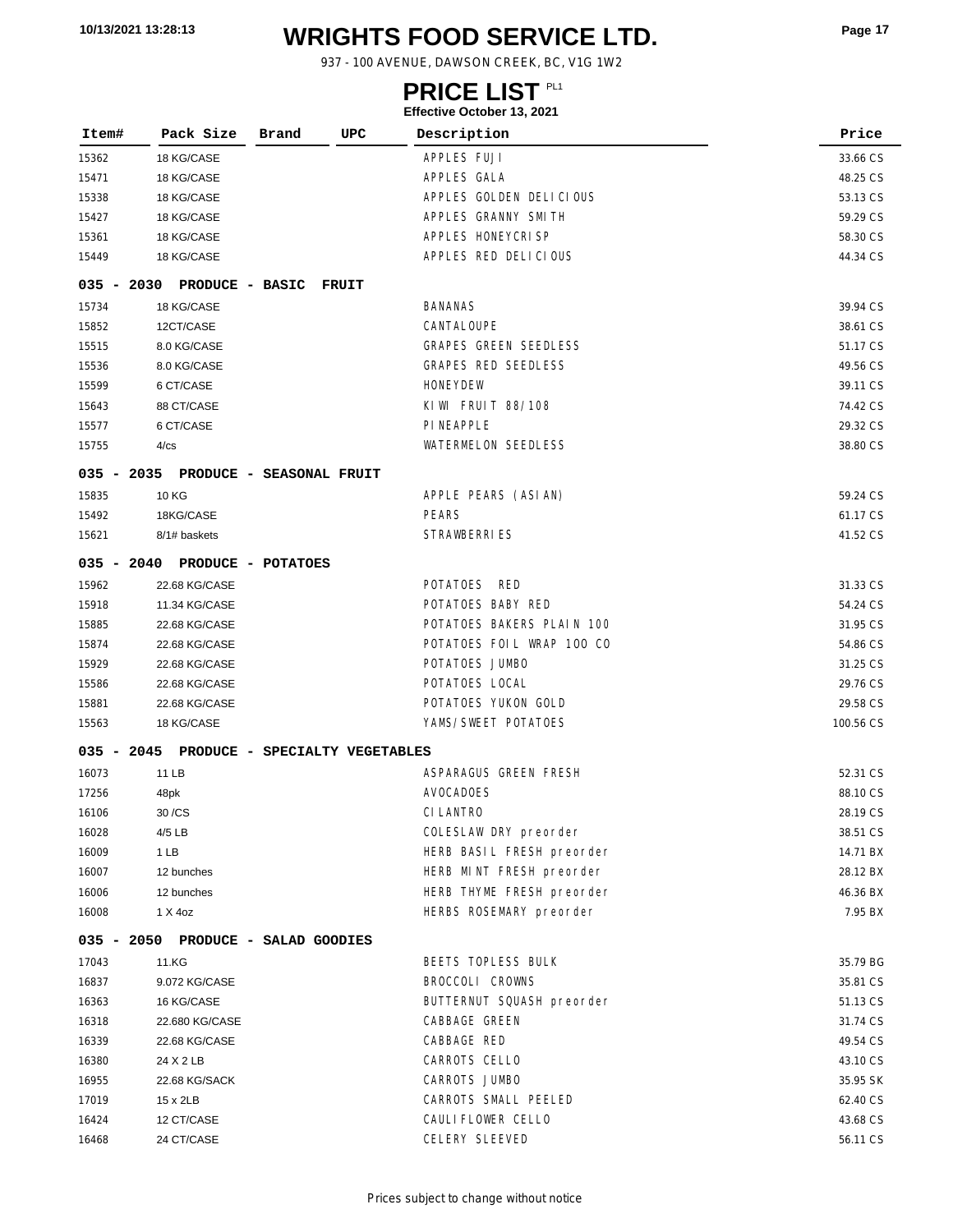# WRIGHTS FOOD SERVICE LTD.

937 - 100 AVENUE, DAWSON CREEK, BC, V1G 1W2

## PRICE LIST PL1

**Effective October 13, 2021**

| Item# | Pack Size | Brand | UPC | Description | Price |
|---|---|---|---|---|---|
| 15362 | 18 KG/CASE | | | APPLES FUJI | 33.66 CS |
| 15471 | 18 KG/CASE | | | APPLES GALA | 48.25 CS |
| 15338 | 18 KG/CASE | | | APPLES GOLDEN DELICIOUS | 53.13 CS |
| 15427 | 18 KG/CASE | | | APPLES GRANNY SMITH | 59.29 CS |
| 15361 | 18 KG/CASE | | | APPLES HONEYCRISP | 58.30 CS |
| 15449 | 18 KG/CASE | | | APPLES RED DELICIOUS | 44.34 CS |
| **035 - 2030 PRODUCE - BASIC FRUIT** | | | | | |
| 15734 | 18 KG/CASE | | | BANANAS | 39.94 CS |
| 15852 | 12CT/CASE | | | CANTALOUPE | 38.61 CS |
| 15515 | 8.0 KG/CASE | | | GRAPES GREEN SEEDLESS | 51.17 CS |
| 15536 | 8.0 KG/CASE | | | GRAPES RED SEEDLESS | 49.56 CS |
| 15599 | 6 CT/CASE | | | HONEYDEW | 39.11 CS |
| 15643 | 88 CT/CASE | | | KIWI FRUIT 88/108 | 74.42 CS |
| 15577 | 6 CT/CASE | | | PINEAPPLE | 29.32 CS |
| 15755 | 4/cs | | | WATERMELON SEEDLESS | 38.80 CS |
| **035 - 2035 PRODUCE - SEASONAL FRUIT** | | | | | |
| 15835 | 10 KG | | | APPLE PEARS (ASIAN) | 59.24 CS |
| 15492 | 18KG/CASE | | | PEARS | 61.17 CS |
| 15621 | 8/1# baskets | | | STRAWBERRIES | 41.52 CS |
| **035 - 2040 PRODUCE - POTATOES** | | | | | |
| 15962 | 22.68 KG/CASE | | | POTATOES RED | 31.33 CS |
| 15918 | 11.34 KG/CASE | | | POTATOES BABY RED | 54.24 CS |
| 15885 | 22.68 KG/CASE | | | POTATOES BAKERS PLAIN 100 | 31.95 CS |
| 15874 | 22.68 KG/CASE | | | POTATOES FOIL WRAP 100 CO | 54.86 CS |
| 15929 | 22.68 KG/CASE | | | POTATOES JUMBO | 31.25 CS |
| 15586 | 22.68 KG/CASE | | | POTATOES LOCAL | 29.76 CS |
| 15881 | 22.68 KG/CASE | | | POTATOES YUKON GOLD | 29.58 CS |
| 15563 | 18 KG/CASE | | | YAMS/SWEET POTATOES | 100.56 CS |
| **035 - 2045 PRODUCE - SPECIALTY VEGETABLES** | | | | | |
| 16073 | 11 LB | | | ASPARAGUS GREEN FRESH | 52.31 CS |
| 17256 | 48pk | | | AVOCADOES | 88.10 CS |
| 16106 | 30 /CS | | | CILANTRO | 28.19 CS |
| 16028 | 4/5 LB | | | COLESLAW DRY preorder | 38.51 CS |
| 16009 | 1 LB | | | HERB BASIL FRESH preorder | 14.71 BX |
| 16007 | 12 bunches | | | HERB MINT FRESH preorder | 28.12 BX |
| 16006 | 12 bunches | | | HERB THYME FRESH preorder | 46.36 BX |
| 16008 | 1 X 4oz | | | HERBS ROSEMARY preorder | 7.95 BX |
| **035 - 2050 PRODUCE - SALAD GOODIES** | | | | | |
| 17043 | 11.KG | | | BEETS TOPLESS BULK | 35.79 BG |
| 16837 | 9.072 KG/CASE | | | BROCCOLI CROWNS | 35.81 CS |
| 16363 | 16 KG/CASE | | | BUTTERNUT SQUASH preorder | 51.13 CS |
| 16318 | 22.680 KG/CASE | | | CABBAGE GREEN | 31.74 CS |
| 16339 | 22.68 KG/CASE | | | CABBAGE RED | 49.54 CS |
| 16380 | 24 X 2 LB | | | CARROTS CELLO | 43.10 CS |
| 16955 | 22.68 KG/SACK | | | CARROTS JUMBO | 35.95 SK |
| 17019 | 15 x 2LB | | | CARROTS SMALL PEELED | 62.40 CS |
| 16424 | 12 CT/CASE | | | CAULIFLOWER CELLO | 43.68 CS |
| 16468 | 24 CT/CASE | | | CELERY SLEEVED | 56.11 CS |

Prices subject to change without notice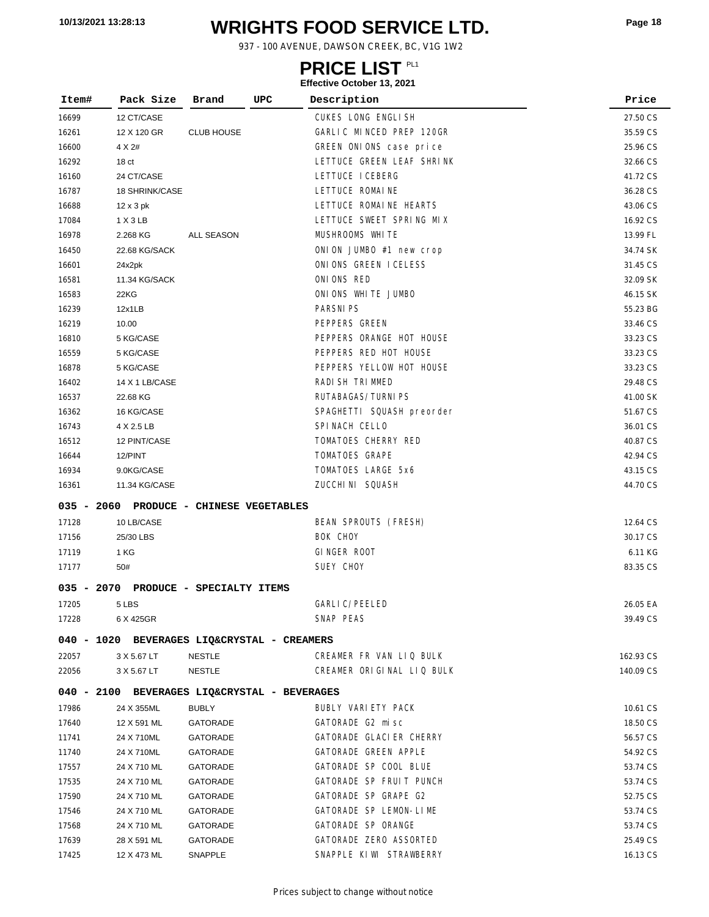# WRIGHTS FOOD SERVICE LTD.

937 - 100 AVENUE, DAWSON CREEK, BC, V1G 1W2

## PRICE LIST PL1

**Effective October 13, 2021**

| Item# | Pack Size | Brand | UPC | Description | Price |
|---|---|---|---|---|---|
| 16699 | 12 CT/CASE | | | CUKES LONG ENGLISH | 27.50 CS |
| 16261 | 12 X 120 GR | CLUB HOUSE | | GARLIC MINCED PREP 120GR | 35.59 CS |
| 16600 | 4 X 2# | | | GREEN ONIONS case price | 25.96 CS |
| 16292 | 18 ct | | | LETTUCE GREEN LEAF SHRINK | 32.66 CS |
| 16160 | 24 CT/CASE | | | LETTUCE ICEBERG | 41.72 CS |
| 16787 | 18 SHRINK/CASE | | | LETTUCE ROMAINE | 36.28 CS |
| 16688 | 12 x 3 pk | | | LETTUCE ROMAINE HEARTS | 43.06 CS |
| 17084 | 1 X 3 LB | | | LETTUCE SWEET SPRING MIX | 16.92 CS |
| 16978 | 2.268 KG | ALL SEASON | | MUSHROOMS WHITE | 13.99 FL |
| 16450 | 22.68 KG/SACK | | | ONION JUMBO #1 new crop | 34.74 SK |
| 16601 | 24x2pk | | | ONIONS GREEN ICELESS | 31.45 CS |
| 16581 | 11.34 KG/SACK | | | ONIONS RED | 32.09 SK |
| 16583 | 22KG | | | ONIONS WHITE JUMBO | 46.15 SK |
| 16239 | 12x1LB | | | PARSNIPS | 55.23 BG |
| 16219 | 10.00 | | | PEPPERS GREEN | 33.46 CS |
| 16810 | 5 KG/CASE | | | PEPPERS ORANGE HOT HOUSE | 33.23 CS |
| 16559 | 5 KG/CASE | | | PEPPERS RED HOT HOUSE | 33.23 CS |
| 16878 | 5 KG/CASE | | | PEPPERS YELLOW HOT HOUSE | 33.23 CS |
| 16402 | 14 X 1 LB/CASE | | | RADISH TRIMMED | 29.48 CS |
| 16537 | 22.68 KG | | | RUTABAGAS/TURNIPS | 41.00 SK |
| 16362 | 16 KG/CASE | | | SPAGHETTI SQUASH preorder | 51.67 CS |
| 16743 | 4 X 2.5 LB | | | SPINACH CELLO | 36.01 CS |
| 16512 | 12 PINT/CASE | | | TOMATOES CHERRY RED | 40.87 CS |
| 16644 | 12/PINT | | | TOMATOES GRAPE | 42.94 CS |
| 16934 | 9.0KG/CASE | | | TOMATOES LARGE 5x6 | 43.15 CS |
| 16361 | 11.34 KG/CASE | | | ZUCCHINI SQUASH | 44.70 CS |

**035 - 2060 PRODUCE - CHINESE VEGETABLES**

| Item# | Pack Size | Brand | UPC | Description | Price |
|---|---|---|---|---|---|
| 17128 | 10 LB/CASE | | | BEAN SPROUTS (FRESH) | 12.64 CS |
| 17156 | 25/30 LBS | | | BOK CHOY | 30.17 CS |
| 17119 | 1 KG | | | GINGER ROOT | 6.11 KG |
| 17177 | 50# | | | SUEY CHOY | 83.35 CS |

**035 - 2070 PRODUCE - SPECIALTY ITEMS**

| Item# | Pack Size | Brand | UPC | Description | Price |
|---|---|---|---|---|---|
| 17205 | 5 LBS | | | GARLIC/PEELED | 26.05 EA |
| 17228 | 6 X 425GR | | | SNAP PEAS | 39.49 CS |

**040 - 1020 BEVERAGES LIQ&CRYSTAL - CREAMERS**

| Item# | Pack Size | Brand | UPC | Description | Price |
|---|---|---|---|---|---|
| 22057 | 3 X 5.67 LT | NESTLE | | CREAMER FR VAN LIQ BULK | 162.93 CS |
| 22056 | 3 X 5.67 LT | NESTLE | | CREAMER ORIGINAL LIQ BULK | 140.09 CS |

**040 - 2100 BEVERAGES LIQ&CRYSTAL - BEVERAGES**

| Item# | Pack Size | Brand | UPC | Description | Price |
|---|---|---|---|---|---|
| 17986 | 24 X 355ML | BUBLY | | BUBLY VARIETY PACK | 10.61 CS |
| 17640 | 12 X 591 ML | GATORADE | | GATORADE G2 misc | 18.50 CS |
| 11741 | 24 X 710ML | GATORADE | | GATORADE GLACIER CHERRY | 56.57 CS |
| 11740 | 24 X 710ML | GATORADE | | GATORADE GREEN APPLE | 54.92 CS |
| 17557 | 24 X 710 ML | GATORADE | | GATORADE SP COOL BLUE | 53.74 CS |
| 17535 | 24 X 710 ML | GATORADE | | GATORADE SP FRUIT PUNCH | 53.74 CS |
| 17590 | 24 X 710 ML | GATORADE | | GATORADE SP GRAPE G2 | 52.75 CS |
| 17546 | 24 X 710 ML | GATORADE | | GATORADE SP LEMON-LIME | 53.74 CS |
| 17568 | 24 X 710 ML | GATORADE | | GATORADE SP ORANGE | 53.74 CS |
| 17639 | 28 X 591 ML | GATORADE | | GATORADE ZERO ASSORTED | 25.49 CS |
| 17425 | 12 X 473 ML | SNAPPLE | | SNAPPLE KIWI STRAWBERRY | 16.13 CS |

Prices subject to change without notice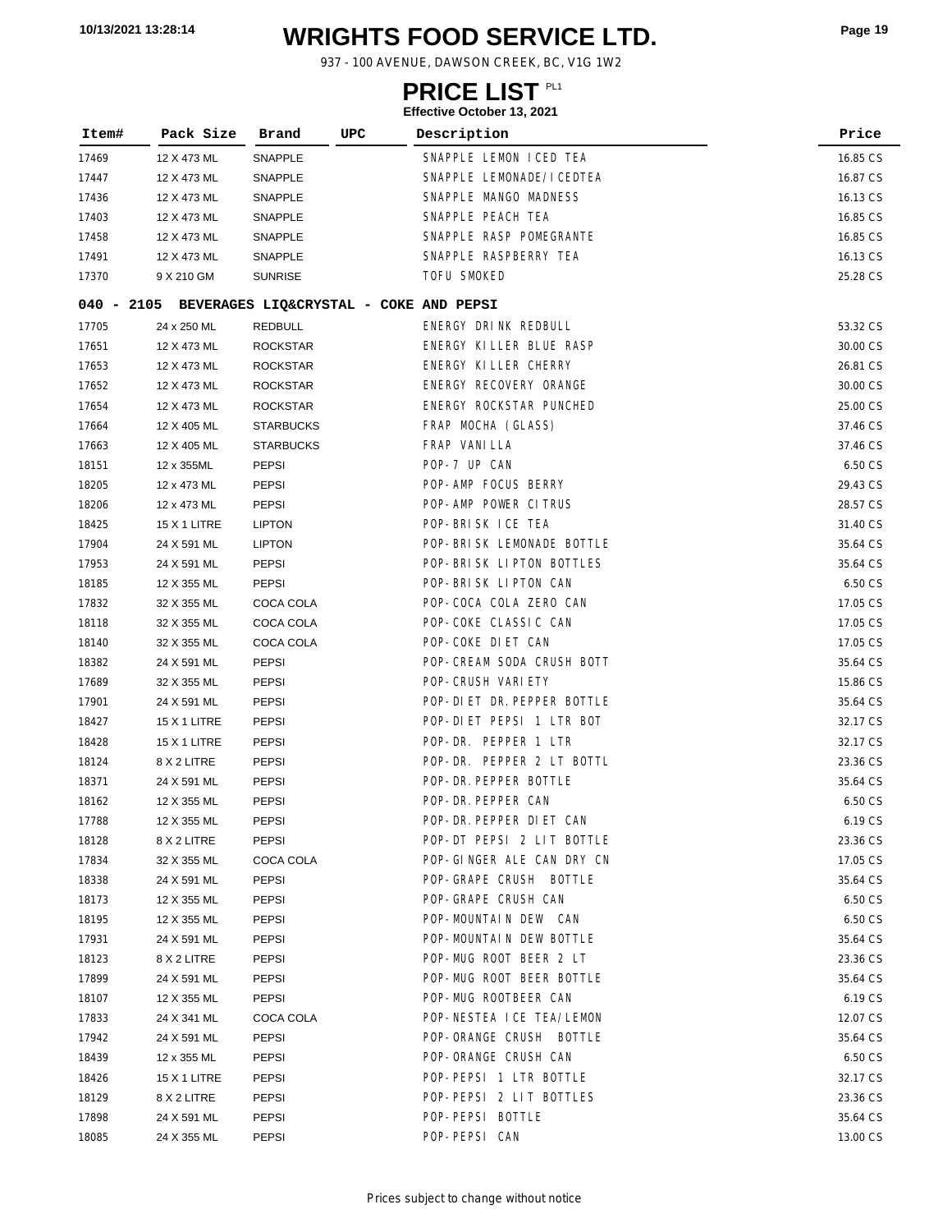# WRIGHTS FOOD SERVICE LTD.

937 - 100 AVENUE, DAWSON CREEK, BC, V1G 1W2

## PRICE LIST PL1

**Effective October 13, 2021**

| Item# | Pack Size | Brand | UPC | Description | Price |
|---|---|---|---|---|---|
| 17469 | 12 X 473 ML | SNAPPLE | | SNAPPLE LEMON ICED TEA | 16.85 CS |
| 17447 | 12 X 473 ML | SNAPPLE | | SNAPPLE LEMONADE/ICEDTEA | 16.87 CS |
| 17436 | 12 X 473 ML | SNAPPLE | | SNAPPLE MANGO MADNESS | 16.13 CS |
| 17403 | 12 X 473 ML | SNAPPLE | | SNAPPLE PEACH TEA | 16.85 CS |
| 17458 | 12 X 473 ML | SNAPPLE | | SNAPPLE RASP POMEGRANTE | 16.85 CS |
| 17491 | 12 X 473 ML | SNAPPLE | | SNAPPLE RASPBERRY TEA | 16.13 CS |
| 17370 | 9 X 210 GM | SUNRISE | | TOFU SMOKED | 25.28 CS |
| **040 - 2105** | **BEVERAGES LIQ&CRYSTAL - COKE AND PEPSI** | | | | |
| 17705 | 24 x 250 ML | REDBULL | | ENERGY DRINK REDBULL | 53.32 CS |
| 17651 | 12 X 473 ML | ROCKSTAR | | ENERGY KILLER BLUE RASP | 30.00 CS |
| 17653 | 12 X 473 ML | ROCKSTAR | | ENERGY KILLER CHERRY | 26.81 CS |
| 17652 | 12 X 473 ML | ROCKSTAR | | ENERGY RECOVERY ORANGE | 30.00 CS |
| 17654 | 12 X 473 ML | ROCKSTAR | | ENERGY ROCKSTAR PUNCHED | 25.00 CS |
| 17664 | 12 X 405 ML | STARBUCKS | | FRAP MOCHA (GLASS) | 37.46 CS |
| 17663 | 12 X 405 ML | STARBUCKS | | FRAP VANILLA | 37.46 CS |
| 18151 | 12 x 355ML | PEPSI | | POP-7 UP CAN | 6.50 CS |
| 18205 | 12 x 473 ML | PEPSI | | POP-AMP FOCUS BERRY | 29.43 CS |
| 18206 | 12 x 473 ML | PEPSI | | POP-AMP POWER CITRUS | 28.57 CS |
| 18425 | 15 X 1 LITRE | LIPTON | | POP-BRISK ICE TEA | 31.40 CS |
| 17904 | 24 X 591 ML | LIPTON | | POP-BRISK LEMONADE BOTTLE | 35.64 CS |
| 17953 | 24 X 591 ML | PEPSI | | POP-BRISK LIPTON BOTTLES | 35.64 CS |
| 18185 | 12 X 355 ML | PEPSI | | POP-BRISK LIPTON CAN | 6.50 CS |
| 17832 | 32 X 355 ML | COCA COLA | | POP-COCA COLA ZERO CAN | 17.05 CS |
| 18118 | 32 X 355 ML | COCA COLA | | POP-COKE CLASSIC CAN | 17.05 CS |
| 18140 | 32 X 355 ML | COCA COLA | | POP-COKE DIET CAN | 17.05 CS |
| 18382 | 24 X 591 ML | PEPSI | | POP-CREAM SODA CRUSH BOTT | 35.64 CS |
| 17689 | 32 X 355 ML | PEPSI | | POP-CRUSH VARIETY | 15.86 CS |
| 17901 | 24 X 591 ML | PEPSI | | POP-DIET DR.PEPPER BOTTLE | 35.64 CS |
| 18427 | 15 X 1 LITRE | PEPSI | | POP-DIET PEPSI 1 LTR BOT | 32.17 CS |
| 18428 | 15 X 1 LITRE | PEPSI | | POP-DR. PEPPER 1 LTR | 32.17 CS |
| 18124 | 8 X 2 LITRE | PEPSI | | POP-DR. PEPPER 2 LT BOTTL | 23.36 CS |
| 18371 | 24 X 591 ML | PEPSI | | POP-DR.PEPPER BOTTLE | 35.64 CS |
| 18162 | 12 X 355 ML | PEPSI | | POP-DR.PEPPER CAN | 6.50 CS |
| 17788 | 12 X 355 ML | PEPSI | | POP-DR.PEPPER DIET CAN | 6.19 CS |
| 18128 | 8 X 2 LITRE | PEPSI | | POP-DT PEPSI 2 LIT BOTTLE | 23.36 CS |
| 17834 | 32 X 355 ML | COCA COLA | | POP-GINGER ALE CAN DRY CN | 17.05 CS |
| 18338 | 24 X 591 ML | PEPSI | | POP-GRAPE CRUSH BOTTLE | 35.64 CS |
| 18173 | 12 X 355 ML | PEPSI | | POP-GRAPE CRUSH CAN | 6.50 CS |
| 18195 | 12 X 355 ML | PEPSI | | POP-MOUNTAIN DEW CAN | 6.50 CS |
| 17931 | 24 X 591 ML | PEPSI | | POP-MOUNTAIN DEW BOTTLE | 35.64 CS |
| 18123 | 8 X 2 LITRE | PEPSI | | POP-MUG ROOT BEER 2 LT | 23.36 CS |
| 17899 | 24 X 591 ML | PEPSI | | POP-MUG ROOT BEER BOTTLE | 35.64 CS |
| 18107 | 12 X 355 ML | PEPSI | | POP-MUG ROOTBEER CAN | 6.19 CS |
| 17833 | 24 X 341 ML | COCA COLA | | POP-NESTEA ICE TEA/LEMON | 12.07 CS |
| 17942 | 24 X 591 ML | PEPSI | | POP-ORANGE CRUSH BOTTLE | 35.64 CS |
| 18439 | 12 x 355 ML | PEPSI | | POP-ORANGE CRUSH CAN | 6.50 CS |
| 18426 | 15 X 1 LITRE | PEPSI | | POP-PEPSI 1 LTR BOTTLE | 32.17 CS |
| 18129 | 8 X 2 LITRE | PEPSI | | POP-PEPSI 2 LIT BOTTLES | 23.36 CS |
| 17898 | 24 X 591 ML | PEPSI | | POP-PEPSI BOTTLE | 35.64 CS |
| 18085 | 24 X 355 ML | PEPSI | | POP-PEPSI CAN | 13.00 CS |

Prices subject to change without notice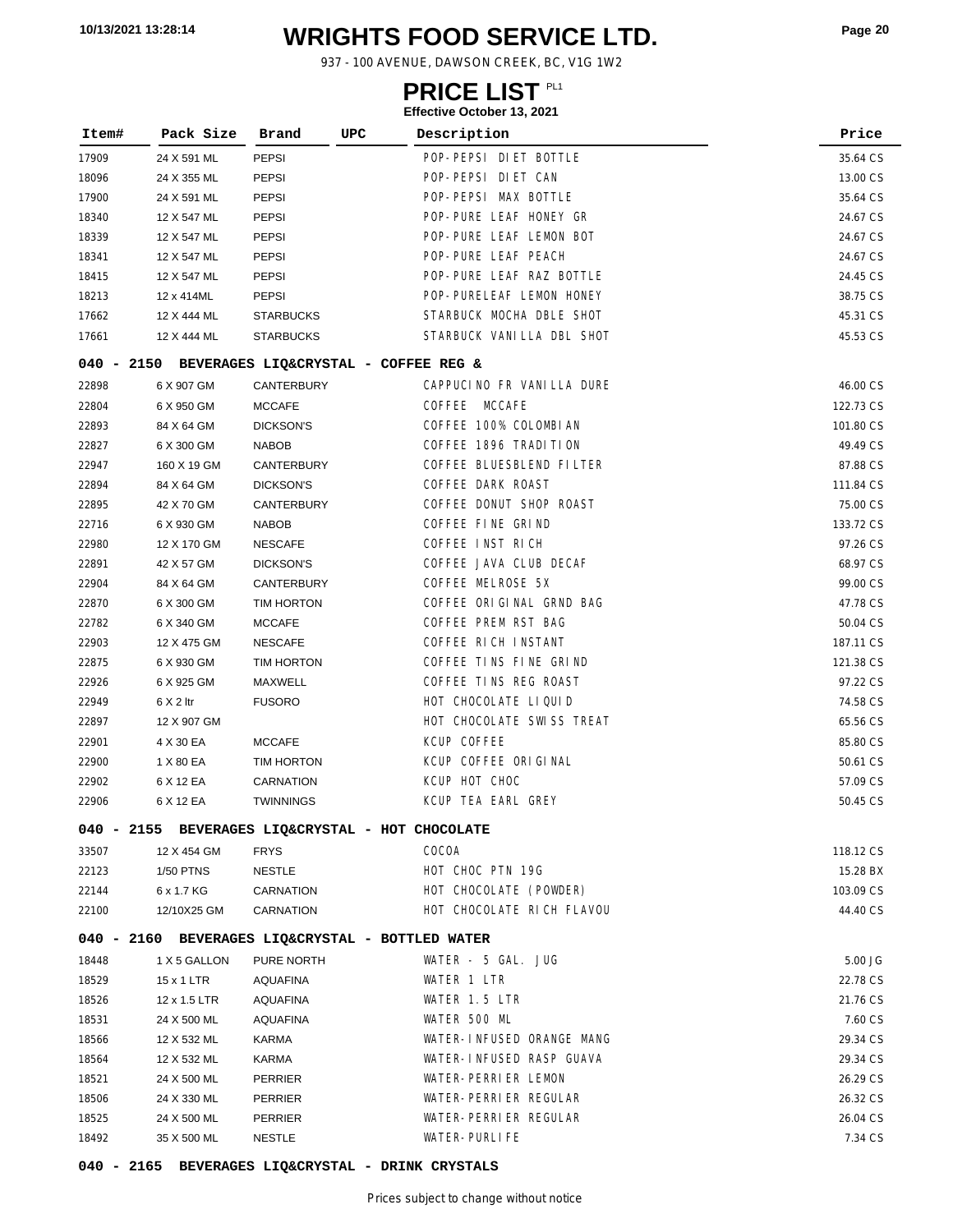# WRIGHTS FOOD SERVICE LTD.

937 - 100 AVENUE, DAWSON CREEK, BC, V1G 1W2

## PRICE LIST PL1

**Effective October 13, 2021**

| Item# | Pack Size | Brand | UPC | Description | Price |
|---|---|---|---|---|---|
| 17909 | 24 X 591 ML | PEPSI | | POP-PEPSI DIET BOTTLE | 35.64 CS |
| 18096 | 24 X 355 ML | PEPSI | | POP-PEPSI DIET CAN | 13.00 CS |
| 17900 | 24 X 591 ML | PEPSI | | POP-PEPSI MAX BOTTLE | 35.64 CS |
| 18340 | 12 X 547 ML | PEPSI | | POP-PURE LEAF HONEY GR | 24.67 CS |
| 18339 | 12 X 547 ML | PEPSI | | POP-PURE LEAF LEMON BOT | 24.67 CS |
| 18341 | 12 X 547 ML | PEPSI | | POP-PURE LEAF PEACH | 24.67 CS |
| 18415 | 12 X 547 ML | PEPSI | | POP-PURE LEAF RAZ BOTTLE | 24.45 CS |
| 18213 | 12 x 414ML | PEPSI | | POP-PURELEAF LEMON HONEY | 38.75 CS |
| 17662 | 12 X 444 ML | STARBUCKS | | STARBUCK MOCHA DBLE SHOT | 45.31 CS |
| 17661 | 12 X 444 ML | STARBUCKS | | STARBUCK VANILLA DBL SHOT | 45.53 CS |

**040 - 2150 BEVERAGES LIQ&CRYSTAL - COFFEE REG &**

| Item# | Pack Size | Brand | UPC | Description | Price |
|---|---|---|---|---|---|
| 22898 | 6 X 907 GM | CANTERBURY | | CAPPUCINO FR VANILLA DURE | 46.00 CS |
| 22804 | 6 X 950 GM | MCCAFE | | COFFEE MCCAFE | 122.73 CS |
| 22893 | 84 X 64 GM | DICKSON'S | | COFFEE 100% COLOMBIAN | 101.80 CS |
| 22827 | 6 X 300 GM | NABOB | | COFFEE 1896 TRADITION | 49.49 CS |
| 22947 | 160 X 19 GM | CANTERBURY | | COFFEE BLUESBLEND FILTER | 87.88 CS |
| 22894 | 84 X 64 GM | DICKSON'S | | COFFEE DARK ROAST | 111.84 CS |
| 22895 | 42 X 70 GM | CANTERBURY | | COFFEE DONUT SHOP ROAST | 75.00 CS |
| 22716 | 6 X 930 GM | NABOB | | COFFEE FINE GRIND | 133.72 CS |
| 22980 | 12 X 170 GM | NESCAFE | | COFFEE INST RICH | 97.26 CS |
| 22891 | 42 X 57 GM | DICKSON'S | | COFFEE JAVA CLUB DECAF | 68.97 CS |
| 22904 | 84 X 64 GM | CANTERBURY | | COFFEE MELROSE 5X | 99.00 CS |
| 22870 | 6 X 300 GM | TIM HORTON | | COFFEE ORIGINAL GRND BAG | 47.78 CS |
| 22782 | 6 X 340 GM | MCCAFE | | COFFEE PREM RST BAG | 50.04 CS |
| 22903 | 12 X 475 GM | NESCAFE | | COFFEE RICH INSTANT | 187.11 CS |
| 22875 | 6 X 930 GM | TIM HORTON | | COFFEE TINS FINE GRIND | 121.38 CS |
| 22926 | 6 X 925 GM | MAXWELL | | COFFEE TINS REG ROAST | 97.22 CS |
| 22949 | 6 X 2 ltr | FUSORO | | HOT CHOCOLATE LIQUID | 74.58 CS |
| 22897 | 12 X 907 GM | | | HOT CHOCOLATE SWISS TREAT | 65.56 CS |
| 22901 | 4 X 30 EA | MCCAFE | | KCUP COFFEE | 85.80 CS |
| 22900 | 1 X 80 EA | TIM HORTON | | KCUP COFFEE ORIGINAL | 50.61 CS |
| 22902 | 6 X 12 EA | CARNATION | | KCUP HOT CHOC | 57.09 CS |
| 22906 | 6 X 12 EA | TWINNINGS | | KCUP TEA EARL GREY | 50.45 CS |

**040 - 2155 BEVERAGES LIQ&CRYSTAL - HOT CHOCOLATE**

| Item# | Pack Size | Brand | UPC | Description | Price |
|---|---|---|---|---|---|
| 33507 | 12 X 454 GM | FRYS | | COCOA | 118.12 CS |
| 22123 | 1/50 PTNS | NESTLE | | HOT CHOC PTN 19G | 15.28 BX |
| 22144 | 6 x 1.7 KG | CARNATION | | HOT CHOCOLATE (POWDER) | 103.09 CS |
| 22100 | 12/10X25 GM | CARNATION | | HOT CHOCOLATE RICH FLAVOU | 44.40 CS |

**040 - 2160 BEVERAGES LIQ&CRYSTAL - BOTTLED WATER**

| Item# | Pack Size | Brand | UPC | Description | Price |
|---|---|---|---|---|---|
| 18448 | 1 X 5 GALLON | PURE NORTH | | WATER - 5 GAL. JUG | 5.00 JG |
| 18529 | 15 x 1 LTR | AQUAFINA | | WATER 1 LTR | 22.78 CS |
| 18526 | 12 x 1.5 LTR | AQUAFINA | | WATER 1.5 LTR | 21.76 CS |
| 18531 | 24 X 500 ML | AQUAFINA | | WATER 500 ML | 7.60 CS |
| 18566 | 12 X 532 ML | KARMA | | WATER-INFUSED ORANGE MANG | 29.34 CS |
| 18564 | 12 X 532 ML | KARMA | | WATER-INFUSED RASP GUAVA | 29.34 CS |
| 18521 | 24 X 500 ML | PERRIER | | WATER-PERRIER LEMON | 26.29 CS |
| 18506 | 24 X 330 ML | PERRIER | | WATER-PERRIER REGULAR | 26.32 CS |
| 18525 | 24 X 500 ML | PERRIER | | WATER-PERRIER REGULAR | 26.04 CS |
| 18492 | 35 X 500 ML | NESTLE | | WATER-PURLIFE | 7.34 CS |

**040 - 2165 BEVERAGES LIQ&CRYSTAL - DRINK CRYSTALS**

Prices subject to change without notice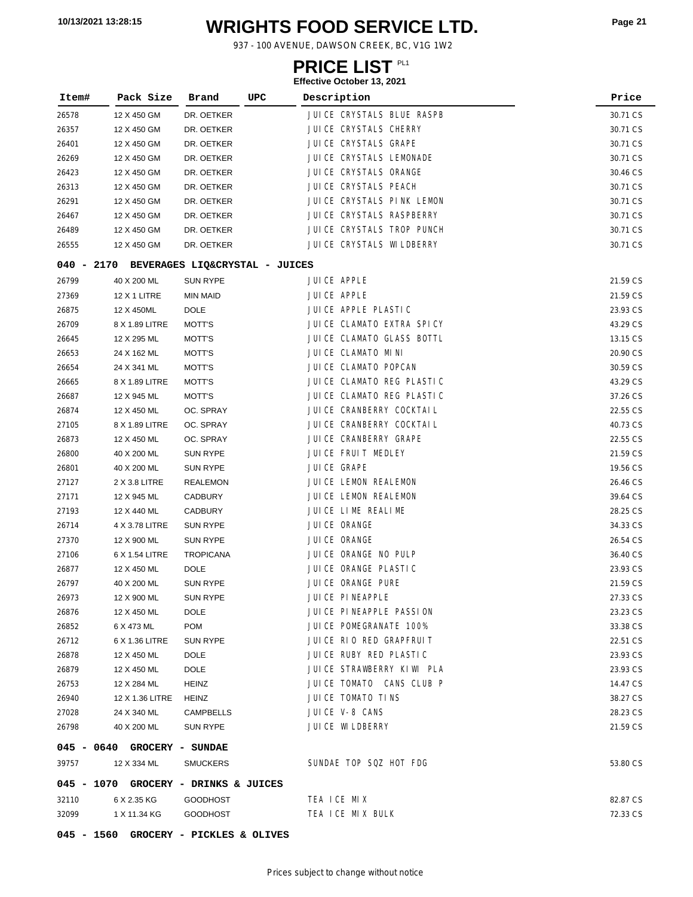# WRIGHTS FOOD SERVICE LTD.

937 - 100 AVENUE, DAWSON CREEK, BC, V1G 1W2

## PRICE LIST PL1

**Effective October 13, 2021**

| Item# | Pack Size | Brand | UPC | Description | Price |
|---|---|---|---|---|---|
| 26578 | 12 X 450 GM | DR. OETKER | | JUICE CRYSTALS BLUE RASPB | 30.71 CS |
| 26357 | 12 X 450 GM | DR. OETKER | | JUICE CRYSTALS CHERRY | 30.71 CS |
| 26401 | 12 X 450 GM | DR. OETKER | | JUICE CRYSTALS GRAPE | 30.71 CS |
| 26269 | 12 X 450 GM | DR. OETKER | | JUICE CRYSTALS LEMONADE | 30.71 CS |
| 26423 | 12 X 450 GM | DR. OETKER | | JUICE CRYSTALS ORANGE | 30.46 CS |
| 26313 | 12 X 450 GM | DR. OETKER | | JUICE CRYSTALS PEACH | 30.71 CS |
| 26291 | 12 X 450 GM | DR. OETKER | | JUICE CRYSTALS PINK LEMON | 30.71 CS |
| 26467 | 12 X 450 GM | DR. OETKER | | JUICE CRYSTALS RASPBERRY | 30.71 CS |
| 26489 | 12 X 450 GM | DR. OETKER | | JUICE CRYSTALS TROP PUNCH | 30.71 CS |
| 26555 | 12 X 450 GM | DR. OETKER | | JUICE CRYSTALS WILDBERRY | 30.71 CS |

**040 - 2170 BEVERAGES LIQ&CRYSTAL - JUICES**

| Item# | Pack Size | Brand | UPC | Description | Price |
|---|---|---|---|---|---|
| 26799 | 40 X 200 ML | SUN RYPE | | JUICE APPLE | 21.59 CS |
| 27369 | 12 X 1 LITRE | MIN MAID | | JUICE APPLE | 21.59 CS |
| 26875 | 12 X 450ML | DOLE | | JUICE APPLE PLASTIC | 23.93 CS |
| 26709 | 8 X 1.89 LITRE | MOTT'S | | JUICE CLAMATO EXTRA SPICY | 43.29 CS |
| 26645 | 12 X 295 ML | MOTT'S | | JUICE CLAMATO GLASS BOTTL | 13.15 CS |
| 26653 | 24 X 162 ML | MOTT'S | | JUICE CLAMATO MINI | 20.90 CS |
| 26654 | 24 X 341 ML | MOTT'S | | JUICE CLAMATO POPCAN | 30.59 CS |
| 26665 | 8 X 1.89 LITRE | MOTT'S | | JUICE CLAMATO REG PLASTIC | 43.29 CS |
| 26687 | 12 X 945 ML | MOTT'S | | JUICE CLAMATO REG PLASTIC | 37.26 CS |
| 26874 | 12 X 450 ML | OC. SPRAY | | JUICE CRANBERRY COCKTAIL | 22.55 CS |
| 27105 | 8 X 1.89 LITRE | OC. SPRAY | | JUICE CRANBERRY COCKTAIL | 40.73 CS |
| 26873 | 12 X 450 ML | OC. SPRAY | | JUICE CRANBERRY GRAPE | 22.55 CS |
| 26800 | 40 X 200 ML | SUN RYPE | | JUICE FRUIT MEDLEY | 21.59 CS |
| 26801 | 40 X 200 ML | SUN RYPE | | JUICE GRAPE | 19.56 CS |
| 27127 | 2 X 3.8 LITRE | REALEMON | | JUICE LEMON REALEMON | 26.46 CS |
| 27171 | 12 X 945 ML | CADBURY | | JUICE LEMON REALEMON | 39.64 CS |
| 27193 | 12 X 440 ML | CADBURY | | JUICE LIME REALIME | 28.25 CS |
| 26714 | 4 X 3.78 LITRE | SUN RYPE | | JUICE ORANGE | 34.33 CS |
| 27370 | 12 X 900 ML | SUN RYPE | | JUICE ORANGE | 26.54 CS |
| 27106 | 6 X 1.54 LITRE | TROPICANA | | JUICE ORANGE NO PULP | 36.40 CS |
| 26877 | 12 X 450 ML | DOLE | | JUICE ORANGE PLASTIC | 23.93 CS |
| 26797 | 40 X 200 ML | SUN RYPE | | JUICE ORANGE PURE | 21.59 CS |
| 26973 | 12 X 900 ML | SUN RYPE | | JUICE PINEAPPLE | 27.33 CS |
| 26876 | 12 X 450 ML | DOLE | | JUICE PINEAPPLE PASSION | 23.23 CS |
| 26852 | 6 X 473 ML | POM | | JUICE POMEGRANATE 100% | 33.38 CS |
| 26712 | 6 X 1.36 LITRE | SUN RYPE | | JUICE RIO RED GRAPFRUIT | 22.51 CS |
| 26878 | 12 X 450 ML | DOLE | | JUICE RUBY RED PLASTIC | 23.93 CS |
| 26879 | 12 X 450 ML | DOLE | | JUICE STRAWBERRY KIWI PLA | 23.93 CS |
| 26753 | 12 X 284 ML | HEINZ | | JUICE TOMATO CANS CLUB P | 14.47 CS |
| 26940 | 12 X 1.36 LITRE | HEINZ | | JUICE TOMATO TINS | 38.27 CS |
| 27028 | 24 X 340 ML | CAMPBELLS | | JUICE V-8 CANS | 28.23 CS |
| 26798 | 40 X 200 ML | SUN RYPE | | JUICE WILDBERRY | 21.59 CS |

**045 - 0640 GROCERY - SUNDAE**

| Item# | Pack Size | Brand | UPC | Description | Price |
|---|---|---|---|---|---|
| 39757 | 12 X 334 ML | SMUCKERS | | SUNDAE TOP SQZ HOT FDG | 53.80 CS |

**045 - 1070 GROCERY - DRINKS & JUICES**

| Item# | Pack Size | Brand | UPC | Description | Price |
|---|---|---|---|---|---|
| 32110 | 6 X 2.35 KG | GOODHOST | | TEA ICE MIX | 82.87 CS |
| 32099 | 1 X 11.34 KG | GOODHOST | | TEA ICE MIX BULK | 72.33 CS |

**045 - 1560 GROCERY - PICKLES & OLIVES**

Prices subject to change without notice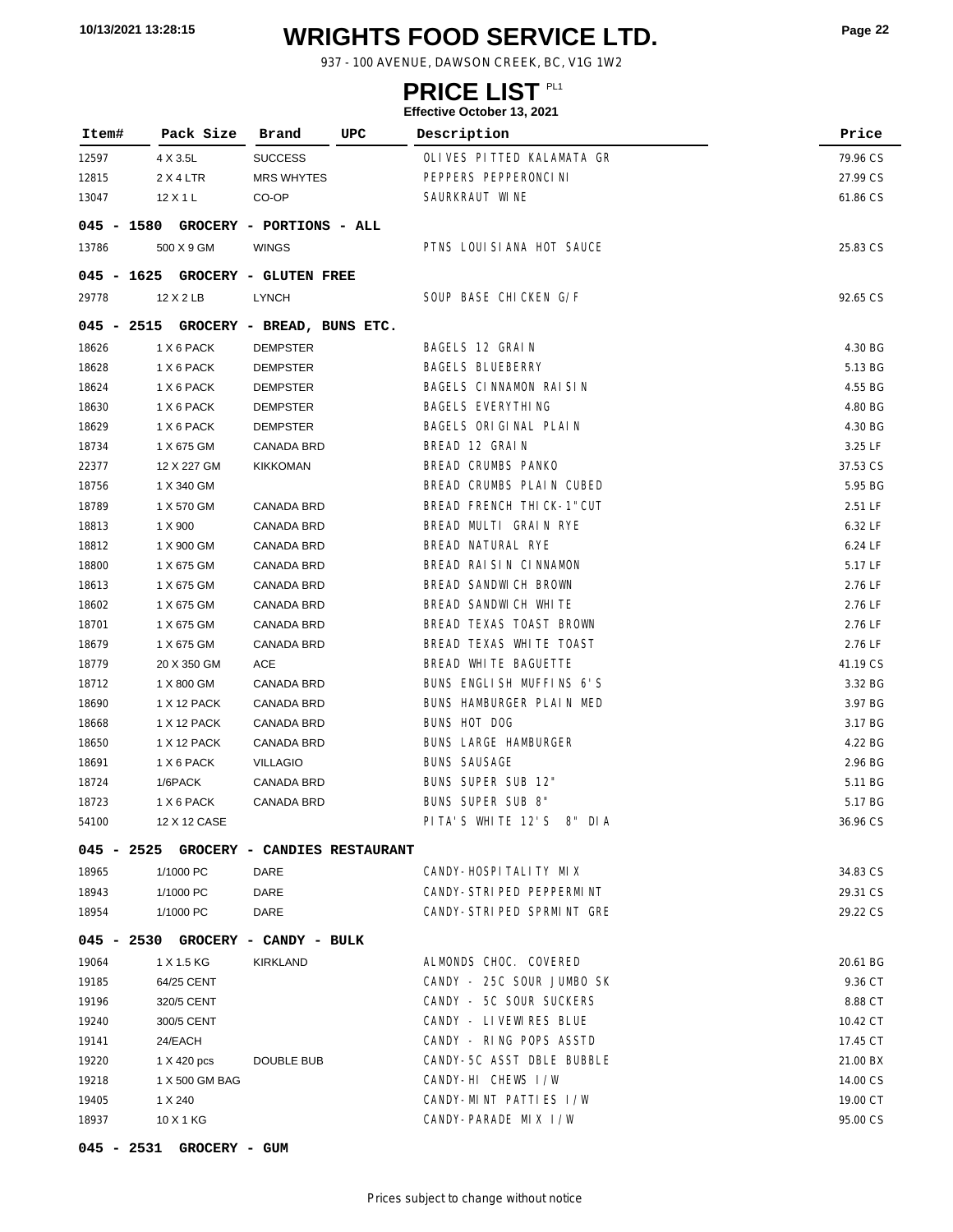# WRIGHTS FOOD SERVICE LTD.

937 - 100 AVENUE, DAWSON CREEK, BC, V1G 1W2

## PRICE LIST PL1

**Effective October 13, 2021**

| Item# | Pack Size | Brand | UPC | Description | Price |
|---|---|---|---|---|---|
| 12597 | 4 X 3.5L | SUCCESS | | OLIVES PITTED KALAMATA GR | 79.96 CS |
| 12815 | 2 X 4 LTR | MRS WHYTES | | PEPPERS PEPPERONCINI | 27.99 CS |
| 13047 | 12 X 1 L | CO-OP | | SAURKRAUT WINE | 61.86 CS |
| **045 - 1580 GROCERY - PORTIONS - ALL** | | | | | |
| 13786 | 500 X 9 GM | WINGS | | PTNS LOUISIANA HOT SAUCE | 25.83 CS |
| **045 - 1625 GROCERY - GLUTEN FREE** | | | | | |
| 29778 | 12 X 2 LB | LYNCH | | SOUP BASE CHICKEN G/F | 92.65 CS |
| **045 - 2515 GROCERY - BREAD, BUNS ETC.** | | | | | |
| 18626 | 1 X 6 PACK | DEMPSTER | | BAGELS 12 GRAIN | 4.30 BG |
| 18628 | 1 X 6 PACK | DEMPSTER | | BAGELS BLUEBERRY | 5.13 BG |
| 18624 | 1 X 6 PACK | DEMPSTER | | BAGELS CINNAMON RAISIN | 4.55 BG |
| 18630 | 1 X 6 PACK | DEMPSTER | | BAGELS EVERYTHING | 4.80 BG |
| 18629 | 1 X 6 PACK | DEMPSTER | | BAGELS ORIGINAL PLAIN | 4.30 BG |
| 18734 | 1 X 675 GM | CANADA BRD | | BREAD 12 GRAIN | 3.25 LF |
| 22377 | 12 X 227 GM | KIKKOMAN | | BREAD CRUMBS PANKO | 37.53 CS |
| 18756 | 1 X 340 GM | | | BREAD CRUMBS PLAIN CUBED | 5.95 BG |
| 18789 | 1 X 570 GM | CANADA BRD | | BREAD FRENCH THICK-1"CUT | 2.51 LF |
| 18813 | 1 X 900 | CANADA BRD | | BREAD MULTI GRAIN RYE | 6.32 LF |
| 18812 | 1 X 900 GM | CANADA BRD | | BREAD NATURAL RYE | 6.24 LF |
| 18800 | 1 X 675 GM | CANADA BRD | | BREAD RAISIN CINNAMON | 5.17 LF |
| 18613 | 1 X 675 GM | CANADA BRD | | BREAD SANDWICH BROWN | 2.76 LF |
| 18602 | 1 X 675 GM | CANADA BRD | | BREAD SANDWICH WHITE | 2.76 LF |
| 18701 | 1 X 675 GM | CANADA BRD | | BREAD TEXAS TOAST BROWN | 2.76 LF |
| 18679 | 1 X 675 GM | CANADA BRD | | BREAD TEXAS WHITE TOAST | 2.76 LF |
| 18779 | 20 X 350 GM | ACE | | BREAD WHITE BAGUETTE | 41.19 CS |
| 18712 | 1 X 800 GM | CANADA BRD | | BUNS ENGLISH MUFFINS 6'S | 3.32 BG |
| 18690 | 1 X 12 PACK | CANADA BRD | | BUNS HAMBURGER PLAIN MED | 3.97 BG |
| 18668 | 1 X 12 PACK | CANADA BRD | | BUNS HOT DOG | 3.17 BG |
| 18650 | 1 X 12 PACK | CANADA BRD | | BUNS LARGE HAMBURGER | 4.22 BG |
| 18691 | 1 X 6 PACK | VILLAGIO | | BUNS SAUSAGE | 2.96 BG |
| 18724 | 1/6PACK | CANADA BRD | | BUNS SUPER SUB 12" | 5.11 BG |
| 18723 | 1 X 6 PACK | CANADA BRD | | BUNS SUPER SUB 8" | 5.17 BG |
| 54100 | 12 X 12 CASE | | | PITA'S WHITE 12'S 8" DIA | 36.96 CS |
| **045 - 2525 GROCERY - CANDIES RESTAURANT** | | | | | |
| 18965 | 1/1000 PC | DARE | | CANDY-HOSPITALITY MIX | 34.83 CS |
| 18943 | 1/1000 PC | DARE | | CANDY-STRIPED PEPPERMINT | 29.31 CS |
| 18954 | 1/1000 PC | DARE | | CANDY-STRIPED SPRMINT GRE | 29.22 CS |
| **045 - 2530 GROCERY - CANDY - BULK** | | | | | |
| 19064 | 1 X 1.5 KG | KIRKLAND | | ALMONDS CHOC. COVERED | 20.61 BG |
| 19185 | 64/25 CENT | | | CANDY - 25C SOUR JUMBO SK | 9.36 CT |
| 19196 | 320/5 CENT | | | CANDY - 5C SOUR SUCKERS | 8.88 CT |
| 19240 | 300/5 CENT | | | CANDY - LIVEWIRES BLUE | 10.42 CT |
| 19141 | 24/EACH | | | CANDY - RING POPS ASSTD | 17.45 CT |
| 19220 | 1 X 420 pcs | DOUBLE BUB | | CANDY-5C ASST DBLE BUBBLE | 21.00 BX |
| 19218 | 1 X 500 GM BAG | | | CANDY-HI CHEWS I/W | 14.00 CS |
| 19405 | 1 X 240 | | | CANDY-MINT PATTIES I/W | 19.00 CT |
| 18937 | 10 X 1 KG | | | CANDY-PARADE MIX I/W | 95.00 CS |
| **045 - 2531 GROCERY - GUM** | | | | | |

Prices subject to change without notice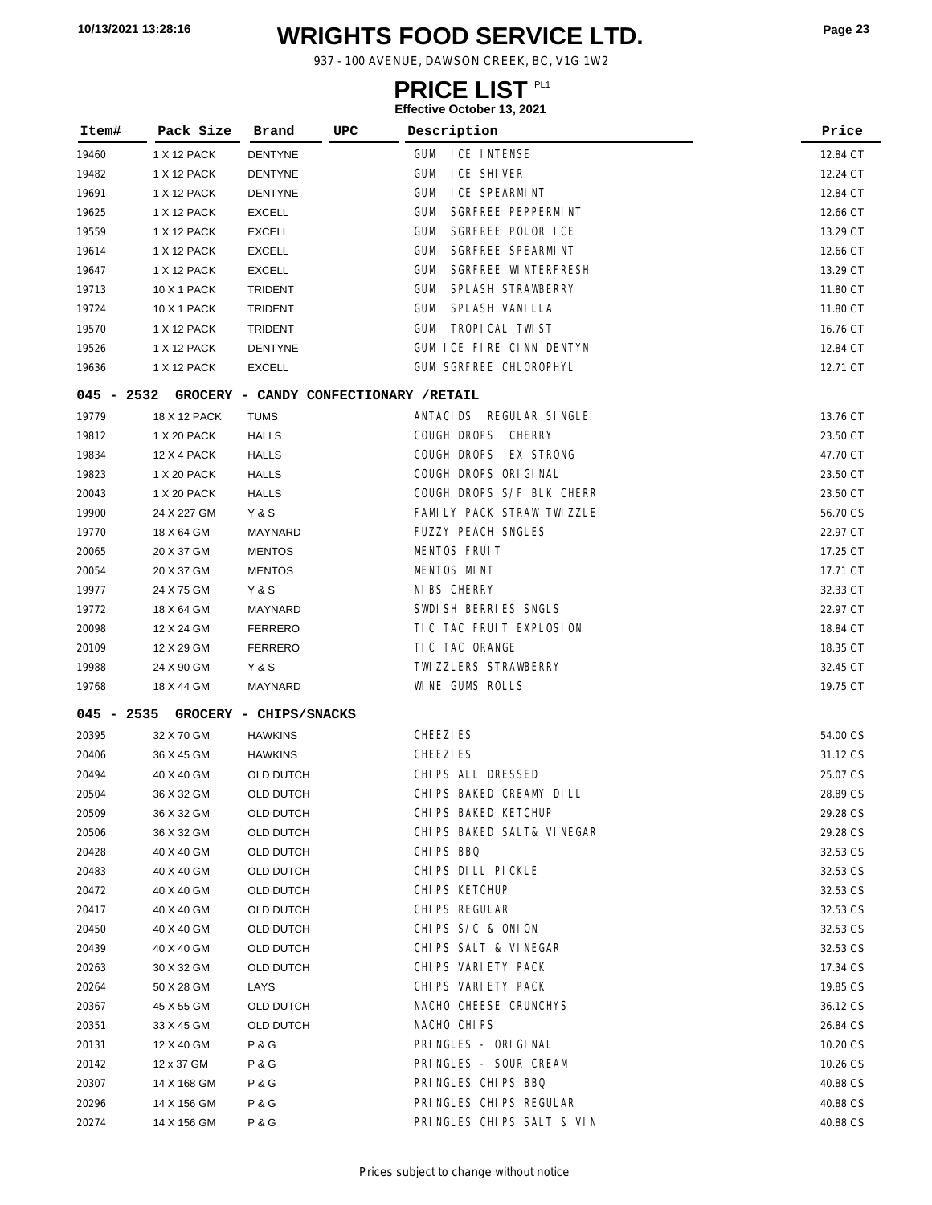# WRIGHTS FOOD SERVICE LTD.

937 - 100 AVENUE, DAWSON CREEK, BC, V1G 1W2

## PRICE LIST PL1

**Effective October 13, 2021**

| Item# | Pack Size | Brand | UPC | Description | Price |
|---|---|---|---|---|---|
| 19460 | 1 X 12 PACK | DENTYNE | | GUM ICE INTENSE | 12.84 CT |
| 19482 | 1 X 12 PACK | DENTYNE | | GUM ICE SHIVER | 12.24 CT |
| 19691 | 1 X 12 PACK | DENTYNE | | GUM ICE SPEARMINT | 12.84 CT |
| 19625 | 1 X 12 PACK | EXCELL | | GUM SGRFREE PEPPERMINT | 12.66 CT |
| 19559 | 1 X 12 PACK | EXCELL | | GUM SGRFREE POLOR ICE | 13.29 CT |
| 19614 | 1 X 12 PACK | EXCELL | | GUM SGRFREE SPEARMINT | 12.66 CT |
| 19647 | 1 X 12 PACK | EXCELL | | GUM SGRFREE WINTERFRESH | 13.29 CT |
| 19713 | 10 X 1 PACK | TRIDENT | | GUM SPLASH STRAWBERRY | 11.80 CT |
| 19724 | 10 X 1 PACK | TRIDENT | | GUM SPLASH VANILLA | 11.80 CT |
| 19570 | 1 X 12 PACK | TRIDENT | | GUM TROPICAL TWIST | 16.76 CT |
| 19526 | 1 X 12 PACK | DENTYNE | | GUM ICE FIRE CINN DENTYN | 12.84 CT |
| 19636 | 1 X 12 PACK | EXCELL | | GUM SGRFREE CHLOROPHYL | 12.71 CT |
| **045 - 2532** | **GROCERY - CANDY CONFECTIONARY /RETAIL** | | | | |
| 19779 | 18 X 12 PACK | TUMS | | ANTACIDS REGULAR SINGLE | 13.76 CT |
| 19812 | 1 X 20 PACK | HALLS | | COUGH DROPS CHERRY | 23.50 CT |
| 19834 | 12 X 4 PACK | HALLS | | COUGH DROPS EX STRONG | 47.70 CT |
| 19823 | 1 X 20 PACK | HALLS | | COUGH DROPS ORIGINAL | 23.50 CT |
| 20043 | 1 X 20 PACK | HALLS | | COUGH DROPS S/F BLK CHERR | 23.50 CT |
| 19900 | 24 X 227 GM | Y & S | | FAMILY PACK STRAW TWIZZLE | 56.70 CS |
| 19770 | 18 X 64 GM | MAYNARD | | FUZZY PEACH SNGLES | 22.97 CT |
| 20065 | 20 X 37 GM | MENTOS | | MENTOS FRUIT | 17.25 CT |
| 20054 | 20 X 37 GM | MENTOS | | MENTOS MINT | 17.71 CT |
| 19977 | 24 X 75 GM | Y & S | | NIBS CHERRY | 32.33 CT |
| 19772 | 18 X 64 GM | MAYNARD | | SWDISH BERRIES SNGLS | 22.97 CT |
| 20098 | 12 X 24 GM | FERRERO | | TIC TAC FRUIT EXPLOSION | 18.84 CT |
| 20109 | 12 X 29 GM | FERRERO | | TIC TAC ORANGE | 18.35 CT |
| 19988 | 24 X 90 GM | Y & S | | TWIZZLERS STRAWBERRY | 32.45 CT |
| 19768 | 18 X 44 GM | MAYNARD | | WINE GUMS ROLLS | 19.75 CT |
| **045 - 2535** | **GROCERY - CHIPS/SNACKS** | | | | |
| 20395 | 32 X 70 GM | HAWKINS | | CHEEZIES | 54.00 CS |
| 20406 | 36 X 45 GM | HAWKINS | | CHEEZIES | 31.12 CS |
| 20494 | 40 X 40 GM | OLD DUTCH | | CHIPS ALL DRESSED | 25.07 CS |
| 20504 | 36 X 32 GM | OLD DUTCH | | CHIPS BAKED CREAMY DILL | 28.89 CS |
| 20509 | 36 X 32 GM | OLD DUTCH | | CHIPS BAKED KETCHUP | 29.28 CS |
| 20506 | 36 X 32 GM | OLD DUTCH | | CHIPS BAKED SALT& VINEGAR | 29.28 CS |
| 20428 | 40 X 40 GM | OLD DUTCH | | CHIPS BBQ | 32.53 CS |
| 20483 | 40 X 40 GM | OLD DUTCH | | CHIPS DILL PICKLE | 32.53 CS |
| 20472 | 40 X 40 GM | OLD DUTCH | | CHIPS KETCHUP | 32.53 CS |
| 20417 | 40 X 40 GM | OLD DUTCH | | CHIPS REGULAR | 32.53 CS |
| 20450 | 40 X 40 GM | OLD DUTCH | | CHIPS S/C & ONION | 32.53 CS |
| 20439 | 40 X 40 GM | OLD DUTCH | | CHIPS SALT & VINEGAR | 32.53 CS |
| 20263 | 30 X 32 GM | OLD DUTCH | | CHIPS VARIETY PACK | 17.34 CS |
| 20264 | 50 X 28 GM | LAYS | | CHIPS VARIETY PACK | 19.85 CS |
| 20367 | 45 X 55 GM | OLD DUTCH | | NACHO CHEESE CRUNCHYS | 36.12 CS |
| 20351 | 33 X 45 GM | OLD DUTCH | | NACHO CHIPS | 26.84 CS |
| 20131 | 12 X 40 GM | P & G | | PRINGLES - ORIGINAL | 10.20 CS |
| 20142 | 12 x 37 GM | P & G | | PRINGLES - SOUR CREAM | 10.26 CS |
| 20307 | 14 X 168 GM | P & G | | PRINGLES CHIPS BBQ | 40.88 CS |
| 20296 | 14 X 156 GM | P & G | | PRINGLES CHIPS REGULAR | 40.88 CS |
| 20274 | 14 X 156 GM | P & G | | PRINGLES CHIPS SALT & VIN | 40.88 CS |

Prices subject to change without notice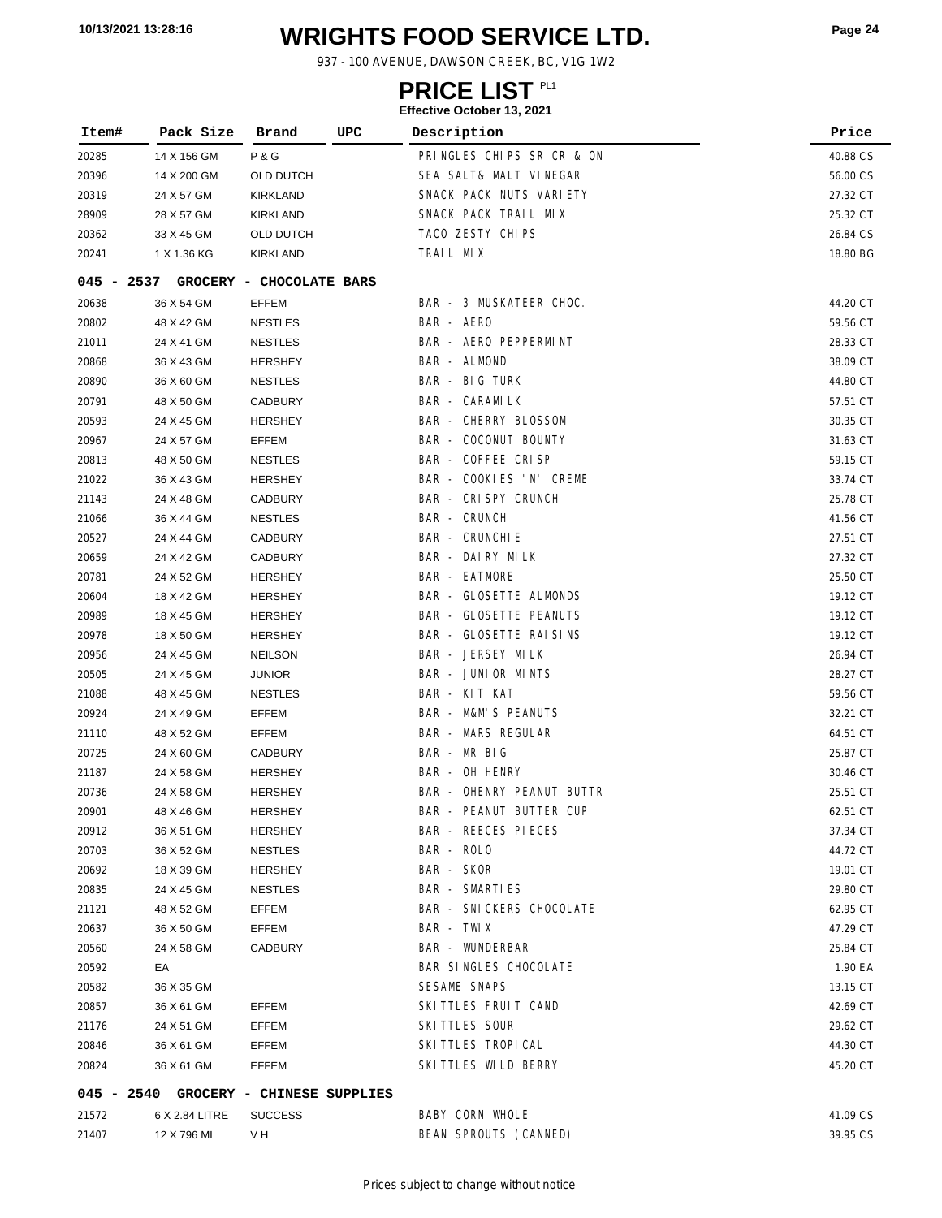# WRIGHTS FOOD SERVICE LTD.

937 - 100 AVENUE, DAWSON CREEK, BC, V1G 1W2

## PRICE LIST PL1

**Effective October 13, 2021**

| Item# | Pack Size | Brand | UPC | Description | Price |
|---|---|---|---|---|---|
| 20285 | 14 X 156 GM | P & G | | PRINGLES CHIPS SR CR & ON | 40.88 CS |
| 20396 | 14 X 200 GM | OLD DUTCH | | SEA SALT& MALT VINEGAR | 56.00 CS |
| 20319 | 24 X 57 GM | KIRKLAND | | SNACK PACK NUTS VARIETY | 27.32 CT |
| 28909 | 28 X 57 GM | KIRKLAND | | SNACK PACK TRAIL MIX | 25.32 CT |
| 20362 | 33 X 45 GM | OLD DUTCH | | TACO ZESTY CHIPS | 26.84 CS |
| 20241 | 1 X 1.36 KG | KIRKLAND | | TRAIL MIX | 18.80 BG |
| **045 - 2537 GROCERY - CHOCOLATE BARS** | | | | | |
| 20638 | 36 X 54 GM | EFFEM | | BAR - 3 MUSKATEER CHOC. | 44.20 CT |
| 20802 | 48 X 42 GM | NESTLES | | BAR - AERO | 59.56 CT |
| 21011 | 24 X 41 GM | NESTLES | | BAR - AERO PEPPERMINT | 28.33 CT |
| 20868 | 36 X 43 GM | HERSHEY | | BAR - ALMOND | 38.09 CT |
| 20890 | 36 X 60 GM | NESTLES | | BAR - BIG TURK | 44.80 CT |
| 20791 | 48 X 50 GM | CADBURY | | BAR - CARAMILK | 57.51 CT |
| 20593 | 24 X 45 GM | HERSHEY | | BAR - CHERRY BLOSSOM | 30.35 CT |
| 20967 | 24 X 57 GM | EFFEM | | BAR - COCONUT BOUNTY | 31.63 CT |
| 20813 | 48 X 50 GM | NESTLES | | BAR - COFFEE CRISP | 59.15 CT |
| 21022 | 36 X 43 GM | HERSHEY | | BAR - COOKIES 'N' CREME | 33.74 CT |
| 21143 | 24 X 48 GM | CADBURY | | BAR - CRISPY CRUNCH | 25.78 CT |
| 21066 | 36 X 44 GM | NESTLES | | BAR - CRUNCH | 41.56 CT |
| 20527 | 24 X 44 GM | CADBURY | | BAR - CRUNCHIE | 27.51 CT |
| 20659 | 24 X 42 GM | CADBURY | | BAR - DAIRY MILK | 27.32 CT |
| 20781 | 24 X 52 GM | HERSHEY | | BAR - EATMORE | 25.50 CT |
| 20604 | 18 X 42 GM | HERSHEY | | BAR - GLOSETTE ALMONDS | 19.12 CT |
| 20989 | 18 X 45 GM | HERSHEY | | BAR - GLOSETTE PEANUTS | 19.12 CT |
| 20978 | 18 X 50 GM | HERSHEY | | BAR - GLOSETTE RAISINS | 19.12 CT |
| 20956 | 24 X 45 GM | NEILSON | | BAR - JERSEY MILK | 26.94 CT |
| 20505 | 24 X 45 GM | JUNIOR | | BAR - JUNIOR MINTS | 28.27 CT |
| 21088 | 48 X 45 GM | NESTLES | | BAR - KIT KAT | 59.56 CT |
| 20924 | 24 X 49 GM | EFFEM | | BAR - M&M'S PEANUTS | 32.21 CT |
| 21110 | 48 X 52 GM | EFFEM | | BAR - MARS REGULAR | 64.51 CT |
| 20725 | 24 X 60 GM | CADBURY | | BAR - MR BIG | 25.87 CT |
| 21187 | 24 X 58 GM | HERSHEY | | BAR - OH HENRY | 30.46 CT |
| 20736 | 24 X 58 GM | HERSHEY | | BAR - OHENRY PEANUT BUTTR | 25.51 CT |
| 20901 | 48 X 46 GM | HERSHEY | | BAR - PEANUT BUTTER CUP | 62.51 CT |
| 20912 | 36 X 51 GM | HERSHEY | | BAR - REECES PIECES | 37.34 CT |
| 20703 | 36 X 52 GM | NESTLES | | BAR - ROLO | 44.72 CT |
| 20692 | 18 X 39 GM | HERSHEY | | BAR - SKOR | 19.01 CT |
| 20835 | 24 X 45 GM | NESTLES | | BAR - SMARTIES | 29.80 CT |
| 21121 | 48 X 52 GM | EFFEM | | BAR - SNICKERS CHOCOLATE | 62.95 CT |
| 20637 | 36 X 50 GM | EFFEM | | BAR - TWIX | 47.29 CT |
| 20560 | 24 X 58 GM | CADBURY | | BAR - WUNDERBAR | 25.84 CT |
| 20592 | EA | | | BAR SINGLES CHOCOLATE | 1.90 EA |
| 20582 | 36 X 35 GM | | | SESAME SNAPS | 13.15 CT |
| 20857 | 36 X 61 GM | EFFEM | | SKITTLES FRUIT CAND | 42.69 CT |
| 21176 | 24 X 51 GM | EFFEM | | SKITTLES SOUR | 29.62 CT |
| 20846 | 36 X 61 GM | EFFEM | | SKITTLES TROPICAL | 44.30 CT |
| 20824 | 36 X 61 GM | EFFEM | | SKITTLES WILD BERRY | 45.20 CT |
| **045 - 2540 GROCERY - CHINESE SUPPLIES** | | | | | |
| 21572 | 6 X 2.84 LITRE | SUCCESS | | BABY CORN WHOLE | 41.09 CS |
| 21407 | 12 X 796 ML | V H | | BEAN SPROUTS (CANNED) | 39.95 CS |

Prices subject to change without notice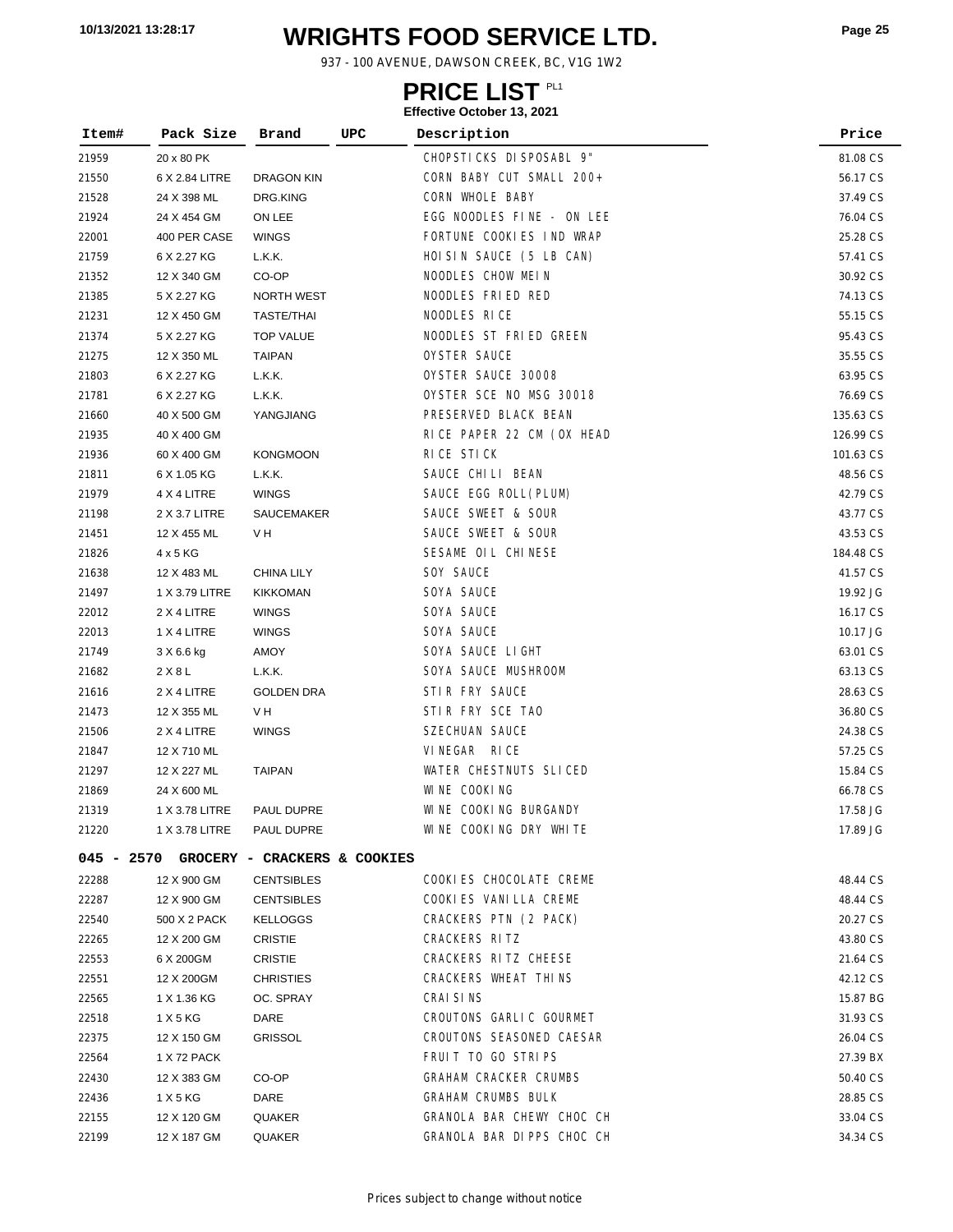# WRIGHTS FOOD SERVICE LTD.

937 - 100 AVENUE, DAWSON CREEK, BC, V1G 1W2

## PRICE LIST PL1

**Effective October 13, 2021**

| Item# | Pack Size | Brand | UPC | Description | Price |
|---|---|---|---|---|---|
| 21959 | 20 x 80 PK | | | CHOPSTICKS DISPOSABL 9" | 81.08 CS |
| 21550 | 6 X 2.84 LITRE | DRAGON KIN | | CORN BABY CUT SMALL 200+ | 56.17 CS |
| 21528 | 24 X 398 ML | DRG.KING | | CORN WHOLE BABY | 37.49 CS |
| 21924 | 24 X 454 GM | ON LEE | | EGG NOODLES FINE - ON LEE | 76.04 CS |
| 22001 | 400 PER CASE | WINGS | | FORTUNE COOKIES IND WRAP | 25.28 CS |
| 21759 | 6 X 2.27 KG | L.K.K. | | HOISIN SAUCE (5 LB CAN) | 57.41 CS |
| 21352 | 12 X 340 GM | CO-OP | | NOODLES CHOW MEIN | 30.92 CS |
| 21385 | 5 X 2.27 KG | NORTH WEST | | NOODLES FRIED RED | 74.13 CS |
| 21231 | 12 X 450 GM | TASTE/THAI | | NOODLES RICE | 55.15 CS |
| 21374 | 5 X 2.27 KG | TOP VALUE | | NOODLES ST FRIED GREEN | 95.43 CS |
| 21275 | 12 X 350 ML | TAIPAN | | OYSTER SAUCE | 35.55 CS |
| 21803 | 6 X 2.27 KG | L.K.K. | | OYSTER SAUCE 30008 | 63.95 CS |
| 21781 | 6 X 2.27 KG | L.K.K. | | OYSTER SCE NO MSG 30018 | 76.69 CS |
| 21660 | 40 X 500 GM | YANGJIANG | | PRESERVED BLACK BEAN | 135.63 CS |
| 21935 | 40 X 400 GM | | | RICE PAPER 22 CM (OX HEAD | 126.99 CS |
| 21936 | 60 X 400 GM | KONGMOON | | RICE STICK | 101.63 CS |
| 21811 | 6 X 1.05 KG | L.K.K. | | SAUCE CHILI BEAN | 48.56 CS |
| 21979 | 4 X 4 LITRE | WINGS | | SAUCE EGG ROLL(PLUM) | 42.79 CS |
| 21198 | 2 X 3.7 LITRE | SAUCEMAKER | | SAUCE SWEET & SOUR | 43.77 CS |
| 21451 | 12 X 455 ML | V H | | SAUCE SWEET & SOUR | 43.53 CS |
| 21826 | 4 x 5 KG | | | SESAME OIL CHINESE | 184.48 CS |
| 21638 | 12 X 483 ML | CHINA LILY | | SOY SAUCE | 41.57 CS |
| 21497 | 1 X 3.79 LITRE | KIKKOMAN | | SOYA SAUCE | 19.92 JG |
| 22012 | 2 X 4 LITRE | WINGS | | SOYA SAUCE | 16.17 CS |
| 22013 | 1 X 4 LITRE | WINGS | | SOYA SAUCE | 10.17 JG |
| 21749 | 3 X 6.6 kg | AMOY | | SOYA SAUCE LIGHT | 63.01 CS |
| 21682 | 2 X 8 L | L.K.K. | | SOYA SAUCE MUSHROOM | 63.13 CS |
| 21616 | 2 X 4 LITRE | GOLDEN DRA | | STIR FRY SAUCE | 28.63 CS |
| 21473 | 12 X 355 ML | V H | | STIR FRY SCE TAO | 36.80 CS |
| 21506 | 2 X 4 LITRE | WINGS | | SZECHUAN SAUCE | 24.38 CS |
| 21847 | 12 X 710 ML | | | VINEGAR RICE | 57.25 CS |
| 21297 | 12 X 227 ML | TAIPAN | | WATER CHESTNUTS SLICED | 15.84 CS |
| 21869 | 24 X 600 ML | | | WINE COOKING | 66.78 CS |
| 21319 | 1 X 3.78 LITRE | PAUL DUPRE | | WINE COOKING BURGANDY | 17.58 JG |
| 21220 | 1 X 3.78 LITRE | PAUL DUPRE | | WINE COOKING DRY WHITE | 17.89 JG |
| **045 - 2570** | **GROCERY - CRACKERS & COOKIES** | | | | |
| 22288 | 12 X 900 GM | CENTSIBLES | | COOKIES CHOCOLATE CREME | 48.44 CS |
| 22287 | 12 X 900 GM | CENTSIBLES | | COOKIES VANILLA CREME | 48.44 CS |
| 22540 | 500 X 2 PACK | KELLOGGS | | CRACKERS PTN (2 PACK) | 20.27 CS |
| 22265 | 12 X 200 GM | CRISTIE | | CRACKERS RITZ | 43.80 CS |
| 22553 | 6 X 200GM | CRISTIE | | CRACKERS RITZ CHEESE | 21.64 CS |
| 22551 | 12 X 200GM | CHRISTIES | | CRACKERS WHEAT THINS | 42.12 CS |
| 22565 | 1 X 1.36 KG | OC. SPRAY | | CRAISINS | 15.87 BG |
| 22518 | 1 X 5 KG | DARE | | CROUTONS GARLIC GOURMET | 31.93 CS |
| 22375 | 12 X 150 GM | GRISSOL | | CROUTONS SEASONED CAESAR | 26.04 CS |
| 22564 | 1 X 72 PACK | | | FRUIT TO GO STRIPS | 27.39 BX |
| 22430 | 12 X 383 GM | CO-OP | | GRAHAM CRACKER CRUMBS | 50.40 CS |
| 22436 | 1 X 5 KG | DARE | | GRAHAM CRUMBS BULK | 28.85 CS |
| 22155 | 12 X 120 GM | QUAKER | | GRANOLA BAR CHEWY CHOC CH | 33.04 CS |
| 22199 | 12 X 187 GM | QUAKER | | GRANOLA BAR DIPPS CHOC CH | 34.34 CS |

Prices subject to change without notice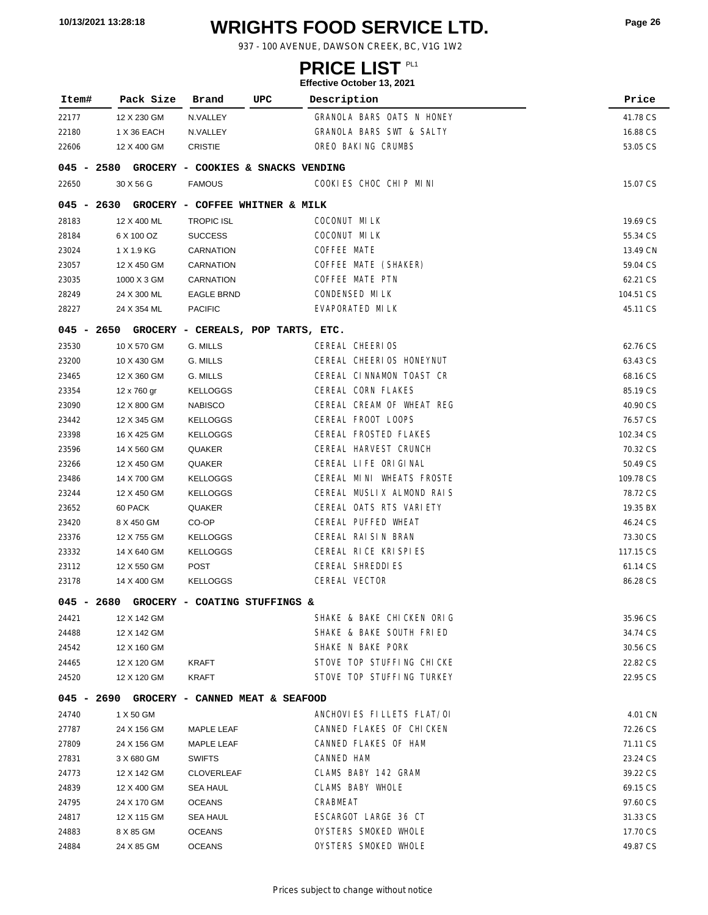# WRIGHTS FOOD SERVICE LTD.

937 - 100 AVENUE, DAWSON CREEK, BC, V1G 1W2

## PRICE LIST PL1

**Effective October 13, 2021**

| Item# | Pack Size | Brand | UPC | Description | Price |
|---|---|---|---|---|---|
| 22177 | 12 X 230 GM | N.VALLEY | | GRANOLA BARS OATS N HONEY | 41.78 CS |
| 22180 | 1 X 36 EACH | N.VALLEY | | GRANOLA BARS SWT & SALTY | 16.88 CS |
| 22606 | 12 X 400 GM | CRISTIE | | OREO BAKING CRUMBS | 53.05 CS |
| **045 - 2580 GROCERY - COOKIES & SNACKS VENDING** | | | | | |
| 22650 | 30 X 56 G | FAMOUS | | COOKIES CHOC CHIP MINI | 15.07 CS |
| **045 - 2630 GROCERY - COFFEE WHITNER & MILK** | | | | | |
| 28183 | 12 X 400 ML | TROPIC ISL | | COCONUT MILK | 19.69 CS |
| 28184 | 6 X 100 OZ | SUCCESS | | COCONUT MILK | 55.34 CS |
| 23024 | 1 X 1.9 KG | CARNATION | | COFFEE MATE | 13.49 CN |
| 23057 | 12 X 450 GM | CARNATION | | COFFEE MATE (SHAKER) | 59.04 CS |
| 23035 | 1000 X 3 GM | CARNATION | | COFFEE MATE PTN | 62.21 CS |
| 28249 | 24 X 300 ML | EAGLE BRND | | CONDENSED MILK | 104.51 CS |
| 28227 | 24 X 354 ML | PACIFIC | | EVAPORATED MILK | 45.11 CS |
| **045 - 2650 GROCERY - CEREALS, POP TARTS, ETC.** | | | | | |
| 23530 | 10 X 570 GM | G. MILLS | | CEREAL CHEERIOS | 62.76 CS |
| 23200 | 10 X 430 GM | G. MILLS | | CEREAL CHEERIOS HONEYNUT | 63.43 CS |
| 23465 | 12 X 360 GM | G. MILLS | | CEREAL CINNAMON TOAST CR | 68.16 CS |
| 23354 | 12 x 760 gr | KELLOGGS | | CEREAL CORN FLAKES | 85.19 CS |
| 23090 | 12 X 800 GM | NABISCO | | CEREAL CREAM OF WHEAT REG | 40.90 CS |
| 23442 | 12 X 345 GM | KELLOGGS | | CEREAL FROOT LOOPS | 76.57 CS |
| 23398 | 16 X 425 GM | KELLOGGS | | CEREAL FROSTED FLAKES | 102.34 CS |
| 23596 | 14 X 560 GM | QUAKER | | CEREAL HARVEST CRUNCH | 70.32 CS |
| 23266 | 12 X 450 GM | QUAKER | | CEREAL LIFE ORIGINAL | 50.49 CS |
| 23486 | 14 X 700 GM | KELLOGGS | | CEREAL MINI WHEATS FROSTE | 109.78 CS |
| 23244 | 12 X 450 GM | KELLOGGS | | CEREAL MUSLIX ALMOND RAIS | 78.72 CS |
| 23652 | 60 PACK | QUAKER | | CEREAL OATS RTS VARIETY | 19.35 BX |
| 23420 | 8 X 450 GM | CO-OP | | CEREAL PUFFED WHEAT | 46.24 CS |
| 23376 | 12 X 755 GM | KELLOGGS | | CEREAL RAISIN BRAN | 73.30 CS |
| 23332 | 14 X 640 GM | KELLOGGS | | CEREAL RICE KRISPIES | 117.15 CS |
| 23112 | 12 X 550 GM | POST | | CEREAL SHREDDIES | 61.14 CS |
| 23178 | 14 X 400 GM | KELLOGGS | | CEREAL VECTOR | 86.28 CS |
| **045 - 2680 GROCERY - COATING STUFFINGS &** | | | | | |
| 24421 | 12 X 142 GM | | | SHAKE & BAKE CHICKEN ORIG | 35.96 CS |
| 24488 | 12 X 142 GM | | | SHAKE & BAKE SOUTH FRIED | 34.74 CS |
| 24542 | 12 X 160 GM | | | SHAKE N BAKE PORK | 30.56 CS |
| 24465 | 12 X 120 GM | KRAFT | | STOVE TOP STUFFING CHICKE | 22.82 CS |
| 24520 | 12 X 120 GM | KRAFT | | STOVE TOP STUFFING TURKEY | 22.95 CS |
| **045 - 2690 GROCERY - CANNED MEAT & SEAFOOD** | | | | | |
| 24740 | 1 X 50 GM | | | ANCHOVIES FILLETS FLAT/OI | 4.01 CN |
| 27787 | 24 X 156 GM | MAPLE LEAF | | CANNED FLAKES OF CHICKEN | 72.26 CS |
| 27809 | 24 X 156 GM | MAPLE LEAF | | CANNED FLAKES OF HAM | 71.11 CS |
| 27831 | 3 X 680 GM | SWIFTS | | CANNED HAM | 23.24 CS |
| 24773 | 12 X 142 GM | CLOVERLEAF | | CLAMS BABY 142 GRAM | 39.22 CS |
| 24839 | 12 X 400 GM | SEA HAUL | | CLAMS BABY WHOLE | 69.15 CS |
| 24795 | 24 X 170 GM | OCEANS | | CRABMEAT | 97.60 CS |
| 24817 | 12 X 115 GM | SEA HAUL | | ESCARGOT LARGE 36 CT | 31.33 CS |
| 24883 | 8 X 85 GM | OCEANS | | OYSTERS SMOKED WHOLE | 17.70 CS |
| 24884 | 24 X 85 GM | OCEANS | | OYSTERS SMOKED WHOLE | 49.87 CS |

Prices subject to change without notice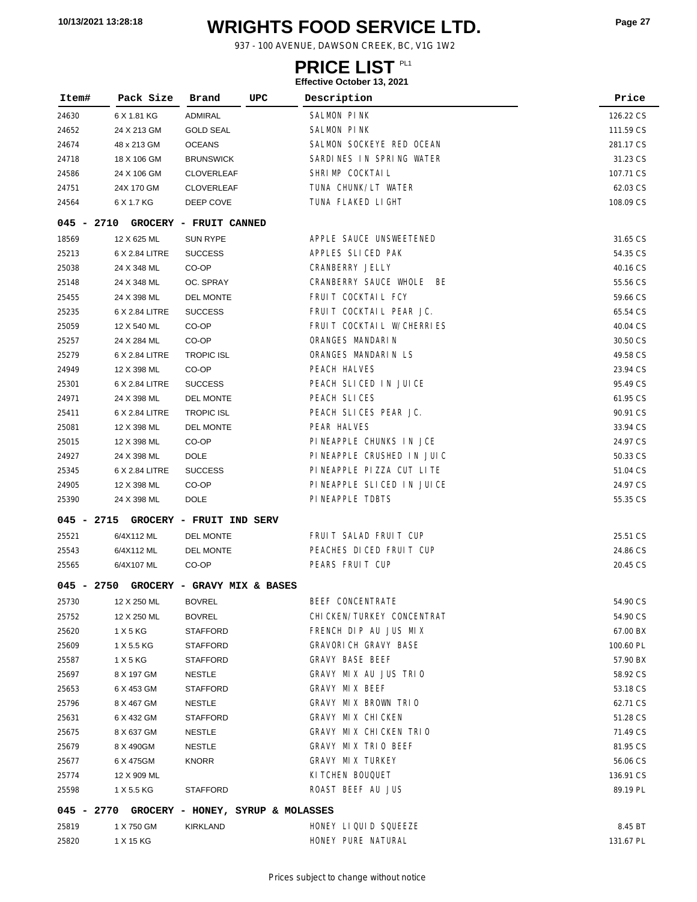# WRIGHTS FOOD SERVICE LTD.

937 - 100 AVENUE, DAWSON CREEK, BC, V1G 1W2

## PRICE LIST PL1

**Effective October 13, 2021**

| Item# | Pack Size | Brand | UPC | Description | Price |
|---|---|---|---|---|---|
| 24630 | 6 X 1.81 KG | ADMIRAL | | SALMON PINK | 126.22 CS |
| 24652 | 24 X 213 GM | GOLD SEAL | | SALMON PINK | 111.59 CS |
| 24674 | 48 x 213 GM | OCEANS | | SALMON SOCKEYE RED OCEAN | 281.17 CS |
| 24718 | 18 X 106 GM | BRUNSWICK | | SARDINES IN SPRING WATER | 31.23 CS |
| 24586 | 24 X 106 GM | CLOVERLEAF | | SHRIMP COCKTAIL | 107.71 CS |
| 24751 | 24X 170 GM | CLOVERLEAF | | TUNA CHUNK/LT WATER | 62.03 CS |
| 24564 | 6 X 1.7 KG | DEEP COVE | | TUNA FLAKED LIGHT | 108.09 CS |
| **045 - 2710** | **GROCERY - FRUIT CANNED** | | | | |
| 18569 | 12 X 625 ML | SUN RYPE | | APPLE SAUCE UNSWEETENED | 31.65 CS |
| 25213 | 6 X 2.84 LITRE | SUCCESS | | APPLES SLICED PAK | 54.35 CS |
| 25038 | 24 X 348 ML | CO-OP | | CRANBERRY JELLY | 40.16 CS |
| 25148 | 24 X 348 ML | OC. SPRAY | | CRANBERRY SAUCE WHOLE BE | 55.56 CS |
| 25455 | 24 X 398 ML | DEL MONTE | | FRUIT COCKTAIL FCY | 59.66 CS |
| 25235 | 6 X 2.84 LITRE | SUCCESS | | FRUIT COCKTAIL PEAR JC. | 65.54 CS |
| 25059 | 12 X 540 ML | CO-OP | | FRUIT COCKTAIL W/CHERRIES | 40.04 CS |
| 25257 | 24 X 284 ML | CO-OP | | ORANGES MANDARIN | 30.50 CS |
| 25279 | 6 X 2.84 LITRE | TROPIC ISL | | ORANGES MANDARIN LS | 49.58 CS |
| 24949 | 12 X 398 ML | CO-OP | | PEACH HALVES | 23.94 CS |
| 25301 | 6 X 2.84 LITRE | SUCCESS | | PEACH SLICED IN JUICE | 95.49 CS |
| 24971 | 24 X 398 ML | DEL MONTE | | PEACH SLICES | 61.95 CS |
| 25411 | 6 X 2.84 LITRE | TROPIC ISL | | PEACH SLICES PEAR JC. | 90.91 CS |
| 25081 | 12 X 398 ML | DEL MONTE | | PEAR HALVES | 33.94 CS |
| 25015 | 12 X 398 ML | CO-OP | | PINEAPPLE CHUNKS IN JCE | 24.97 CS |
| 24927 | 24 X 398 ML | DOLE | | PINEAPPLE CRUSHED IN JUIC | 50.33 CS |
| 25345 | 6 X 2.84 LITRE | SUCCESS | | PINEAPPLE PIZZA CUT LITE | 51.04 CS |
| 24905 | 12 X 398 ML | CO-OP | | PINEAPPLE SLICED IN JUICE | 24.97 CS |
| 25390 | 24 X 398 ML | DOLE | | PINEAPPLE TDBTS | 55.35 CS |
| **045 - 2715** | **GROCERY - FRUIT IND SERV** | | | | |
| 25521 | 6/4X112 ML | DEL MONTE | | FRUIT SALAD FRUIT CUP | 25.51 CS |
| 25543 | 6/4X112 ML | DEL MONTE | | PEACHES DICED FRUIT CUP | 24.86 CS |
| 25565 | 6/4X107 ML | CO-OP | | PEARS FRUIT CUP | 20.45 CS |
| **045 - 2750** | **GROCERY - GRAVY MIX & BASES** | | | | |
| 25730 | 12 X 250 ML | BOVREL | | BEEF CONCENTRATE | 54.90 CS |
| 25752 | 12 X 250 ML | BOVREL | | CHICKEN/TURKEY CONCENTRAT | 54.90 CS |
| 25620 | 1 X 5 KG | STAFFORD | | FRENCH DIP AU JUS MIX | 67.00 BX |
| 25609 | 1 X 5.5 KG | STAFFORD | | GRAVORICH GRAVY BASE | 100.60 PL |
| 25587 | 1 X 5 KG | STAFFORD | | GRAVY BASE BEEF | 57.90 BX |
| 25697 | 8 X 197 GM | NESTLE | | GRAVY MIX AU JUS TRIO | 58.92 CS |
| 25653 | 6 X 453 GM | STAFFORD | | GRAVY MIX BEEF | 53.18 CS |
| 25796 | 8 X 467 GM | NESTLE | | GRAVY MIX BROWN TRIO | 62.71 CS |
| 25631 | 6 X 432 GM | STAFFORD | | GRAVY MIX CHICKEN | 51.28 CS |
| 25675 | 8 X 637 GM | NESTLE | | GRAVY MIX CHICKEN TRIO | 71.49 CS |
| 25679 | 8 X 490GM | NESTLE | | GRAVY MIX TRIO BEEF | 81.95 CS |
| 25677 | 6 X 475GM | KNORR | | GRAVY MIX TURKEY | 56.06 CS |
| 25774 | 12 X 909 ML | | | KITCHEN BOUQUET | 136.91 CS |
| 25598 | 1 X 5.5 KG | STAFFORD | | ROAST BEEF AU JUS | 89.19 PL |
| **045 - 2770** | **GROCERY - HONEY, SYRUP & MOLASSES** | | | | |
| 25819 | 1 X 750 GM | KIRKLAND | | HONEY LIQUID SQUEEZE | 8.45 BT |
| 25820 | 1 X 15 KG | | | HONEY PURE NATURAL | 131.67 PL |

Prices subject to change without notice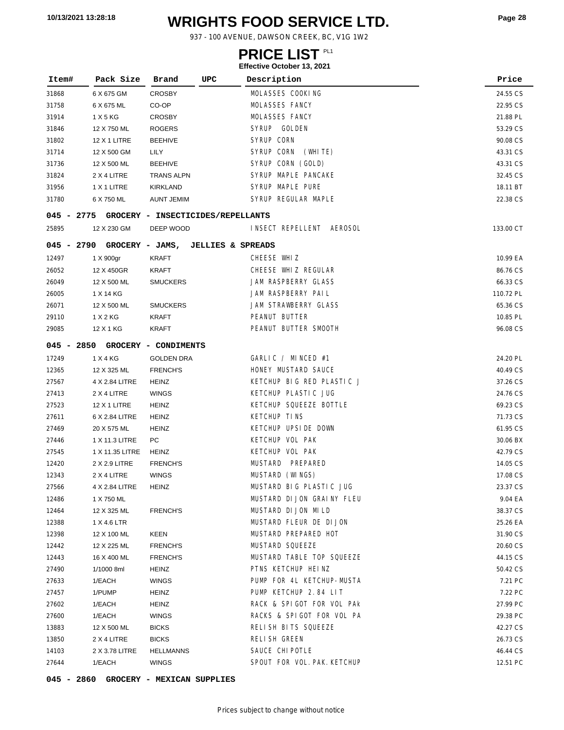# WRIGHTS FOOD SERVICE LTD.

937 - 100 AVENUE, DAWSON CREEK, BC, V1G 1W2

## PRICE LIST PL1

**Effective October 13, 2021**

| Item# | Pack Size | Brand | UPC | Description | Price |
|---|---|---|---|---|---|
| 31868 | 6 X 675 GM | CROSBY | | MOLASSES COOKING | 24.55 CS |
| 31758 | 6 X 675 ML | CO-OP | | MOLASSES FANCY | 22.95 CS |
| 31914 | 1 X 5 KG | CROSBY | | MOLASSES FANCY | 21.88 PL |
| 31846 | 12 X 750 ML | ROGERS | | SYRUP GOLDEN | 53.29 CS |
| 31802 | 12 X 1 LITRE | BEEHIVE | | SYRUP CORN | 90.08 CS |
| 31714 | 12 X 500 GM | LILY | | SYRUP CORN (WHITE) | 43.31 CS |
| 31736 | 12 X 500 ML | BEEHIVE | | SYRUP CORN (GOLD) | 43.31 CS |
| 31824 | 2 X 4 LITRE | TRANS ALPN | | SYRUP MAPLE PANCAKE | 32.45 CS |
| 31956 | 1 X 1 LITRE | KIRKLAND | | SYRUP MAPLE PURE | 18.11 BT |
| 31780 | 6 X 750 ML | AUNT JEMIM | | SYRUP REGULAR MAPLE | 22.38 CS |
| **045 - 2775** | **GROCERY - INSECTICIDES/REPELLANTS** | | | | |
| 25895 | 12 X 230 GM | DEEP WOOD | | INSECT REPELLENT AEROSOL | 133.00 CT |
| **045 - 2790** | **GROCERY - JAMS, JELLIES & SPREADS** | | | | |
| 12497 | 1 X 900gr | KRAFT | | CHEESE WHIZ | 10.99 EA |
| 26052 | 12 X 450GR | KRAFT | | CHEESE WHIZ REGULAR | 86.76 CS |
| 26049 | 12 X 500 ML | SMUCKERS | | JAM RASPBERRY GLASS | 66.33 CS |
| 26005 | 1 X 14 KG | | | JAM RASPBERRY PAIL | 110.72 PL |
| 26071 | 12 X 500 ML | SMUCKERS | | JAM STRAWBERRY GLASS | 65.36 CS |
| 29110 | 1 X 2 KG | KRAFT | | PEANUT BUTTER | 10.85 PL |
| 29085 | 12 X 1 KG | KRAFT | | PEANUT BUTTER SMOOTH | 96.08 CS |
| **045 - 2850** | **GROCERY - CONDIMENTS** | | | | |
| 17249 | 1 X 4 KG | GOLDEN DRA | | GARLIC / MINCED #1 | 24.20 PL |
| 12365 | 12 X 325 ML | FRENCH'S | | HONEY MUSTARD SAUCE | 40.49 CS |
| 27567 | 4 X 2.84 LITRE | HEINZ | | KETCHUP BIG RED PLASTIC J | 37.26 CS |
| 27413 | 2 X 4 LITRE | WINGS | | KETCHUP PLASTIC JUG | 24.76 CS |
| 27523 | 12 X 1 LITRE | HEINZ | | KETCHUP SQUEEZE BOTTLE | 69.23 CS |
| 27611 | 6 X 2.84 LITRE | HEINZ | | KETCHUP TINS | 71.73 CS |
| 27469 | 20 X 575 ML | HEINZ | | KETCHUP UPSIDE DOWN | 61.95 CS |
| 27446 | 1 X 11.3 LITRE | PC | | KETCHUP VOL PAK | 30.06 BX |
| 27545 | 1 X 11.35 LITRE | HEINZ | | KETCHUP VOL PAK | 42.79 CS |
| 12420 | 2 X 2.9 LITRE | FRENCH'S | | MUSTARD PREPARED | 14.05 CS |
| 12343 | 2 X 4 LITRE | WINGS | | MUSTARD (WINGS) | 17.08 CS |
| 27566 | 4 X 2.84 LITRE | HEINZ | | MUSTARD BIG PLASTIC JUG | 23.37 CS |
| 12486 | 1 X 750 ML | | | MUSTARD DIJON GRAINY FLEU | 9.04 EA |
| 12464 | 12 X 325 ML | FRENCH'S | | MUSTARD DIJON MILD | 38.37 CS |
| 12388 | 1 X 4.6 LTR | | | MUSTARD FLEUR DE DIJON | 25.26 EA |
| 12398 | 12 X 100 ML | KEEN | | MUSTARD PREPARED HOT | 31.90 CS |
| 12442 | 12 X 225 ML | FRENCH'S | | MUSTARD SQUEEZE | 20.60 CS |
| 12443 | 16 X 400 ML | FRENCH'S | | MUSTARD TABLE TOP SQUEEZE | 44.15 CS |
| 27490 | 1/1000 8ml | HEINZ | | PTNS KETCHUP HEINZ | 50.42 CS |
| 27633 | 1/EACH | WINGS | | PUMP FOR 4L KETCHUP-MUSTA | 7.21 PC |
| 27457 | 1/PUMP | HEINZ | | PUMP KETCHUP 2.84 LIT | 7.22 PC |
| 27602 | 1/EACH | HEINZ | | RACK & SPIGOT FOR VOL PAk | 27.99 PC |
| 27600 | 1/EACH | WINGS | | RACKS & SPIGOT FOR VOL PA | 29.38 PC |
| 13883 | 12 X 500 ML | BICKS | | RELISH BITS SQUEEZE | 42.27 CS |
| 13850 | 2 X 4 LITRE | BICKS | | RELISH GREEN | 26.73 CS |
| 14103 | 2 X 3.78 LITRE | HELLMANNS | | SAUCE CHIPOTLE | 46.44 CS |
| 27644 | 1/EACH | WINGS | | SPOUT FOR VOL.PAK.KETCHUP | 12.51 PC |
| **045 - 2860** | **GROCERY - MEXICAN SUPPLIES** | | | | |

Prices subject to change without notice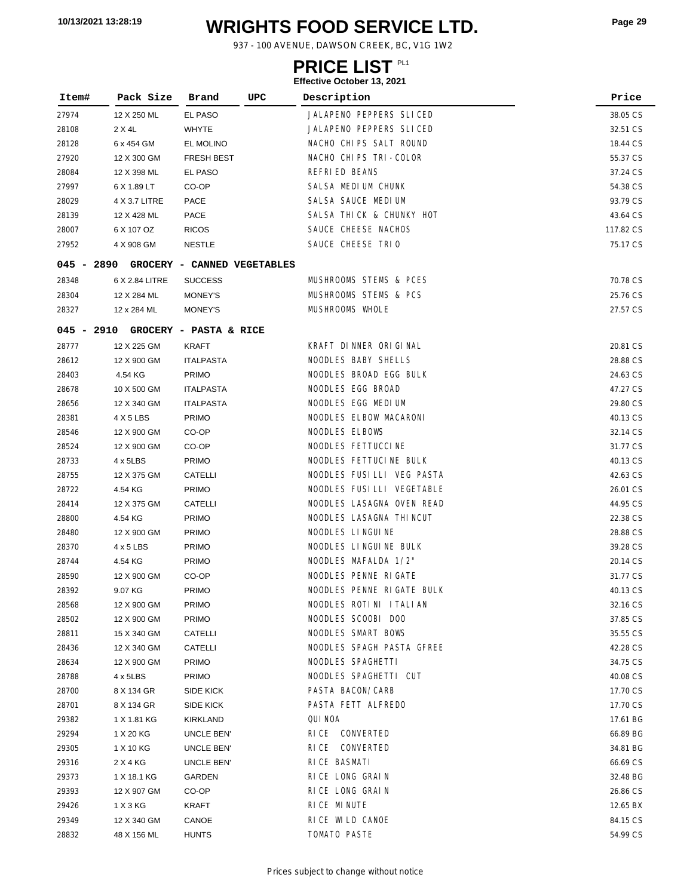# WRIGHTS FOOD SERVICE LTD.

937 - 100 AVENUE, DAWSON CREEK, BC, V1G 1W2

## PRICE LIST PL1

**Effective October 13, 2021**

| Item# | Pack Size | Brand | UPC | Description | Price |
|---|---|---|---|---|---|
| 27974 | 12 X 250 ML | EL PASO | | JALAPENO PEPPERS SLICED | 38.05 CS |
| 28108 | 2 X 4L | WHYTE | | JALAPENO PEPPERS SLICED | 32.51 CS |
| 28128 | 6 x 454 GM | EL MOLINO | | NACHO CHIPS SALT ROUND | 18.44 CS |
| 27920 | 12 X 300 GM | FRESH BEST | | NACHO CHIPS TRI-COLOR | 55.37 CS |
| 28084 | 12 X 398 ML | EL PASO | | REFRIED BEANS | 37.24 CS |
| 27997 | 6 X 1.89 LT | CO-OP | | SALSA MEDIUM CHUNK | 54.38 CS |
| 28029 | 4 X 3.7 LITRE | PACE | | SALSA SAUCE MEDIUM | 93.79 CS |
| 28139 | 12 X 428 ML | PACE | | SALSA THICK & CHUNKY HOT | 43.64 CS |
| 28007 | 6 X 107 OZ | RICOS | | SAUCE CHEESE NACHOS | 117.82 CS |
| 27952 | 4 X 908 GM | NESTLE | | SAUCE CHEESE TRIO | 75.17 CS |
| **045 - 2890** | **GROCERY - CANNED VEGETABLES** | | | | |
| 28348 | 6 X 2.84 LITRE | SUCCESS | | MUSHROOMS STEMS & PCES | 70.78 CS |
| 28304 | 12 X 284 ML | MONEY'S | | MUSHROOMS STEMS & PCS | 25.76 CS |
| 28327 | 12 x 284 ML | MONEY'S | | MUSHROOMS WHOLE | 27.57 CS |
| **045 - 2910** | **GROCERY - PASTA & RICE** | | | | |
| 28777 | 12 X 225 GM | KRAFT | | KRAFT DINNER ORIGINAL | 20.81 CS |
| 28612 | 12 X 900 GM | ITALPASTA | | NOODLES BABY SHELLS | 28.88 CS |
| 28403 | 4.54 KG | PRIMO | | NOODLES BROAD EGG BULK | 24.63 CS |
| 28678 | 10 X 500 GM | ITALPASTA | | NOODLES EGG BROAD | 47.27 CS |
| 28656 | 12 X 340 GM | ITALPASTA | | NOODLES EGG MEDIUM | 29.80 CS |
| 28381 | 4 X 5 LBS | PRIMO | | NOODLES ELBOW MACARONI | 40.13 CS |
| 28546 | 12 X 900 GM | CO-OP | | NOODLES ELBOWS | 32.14 CS |
| 28524 | 12 X 900 GM | CO-OP | | NOODLES FETTUCCINE | 31.77 CS |
| 28733 | 4 x 5LBS | PRIMO | | NOODLES FETTUCINE BULK | 40.13 CS |
| 28755 | 12 X 375 GM | CATELLI | | NOODLES FUSILLI VEG PASTA | 42.63 CS |
| 28722 | 4.54 KG | PRIMO | | NOODLES FUSILLI VEGETABLE | 26.01 CS |
| 28414 | 12 X 375 GM | CATELLI | | NOODLES LASAGNA OVEN READ | 44.95 CS |
| 28800 | 4.54 KG | PRIMO | | NOODLES LASAGNA THINCUT | 22.38 CS |
| 28480 | 12 X 900 GM | PRIMO | | NOODLES LINGUINE | 28.88 CS |
| 28370 | 4 x 5 LBS | PRIMO | | NOODLES LINGUINE BULK | 39.28 CS |
| 28744 | 4.54 KG | PRIMO | | NOODLES MAFALDA 1/2" | 20.14 CS |
| 28590 | 12 X 900 GM | CO-OP | | NOODLES PENNE RIGATE | 31.77 CS |
| 28392 | 9.07 KG | PRIMO | | NOODLES PENNE RIGATE BULK | 40.13 CS |
| 28568 | 12 X 900 GM | PRIMO | | NOODLES ROTINI ITALIAN | 32.16 CS |
| 28502 | 12 X 900 GM | PRIMO | | NOODLES SCOOBI DOO | 37.85 CS |
| 28811 | 15 X 340 GM | CATELLI | | NOODLES SMART BOWS | 35.55 CS |
| 28436 | 12 X 340 GM | CATELLI | | NOODLES SPAGH PASTA GFREE | 42.28 CS |
| 28634 | 12 X 900 GM | PRIMO | | NOODLES SPAGHETTI | 34.75 CS |
| 28788 | 4 x 5LBS | PRIMO | | NOODLES SPAGHETTI CUT | 40.08 CS |
| 28700 | 8 X 134 GR | SIDE KICK | | PASTA BACON/CARB | 17.70 CS |
| 28701 | 8 X 134 GR | SIDE KICK | | PASTA FETT ALFREDO | 17.70 CS |
| 29382 | 1 X 1.81 KG | KIRKLAND | | QUINOA | 17.61 BG |
| 29294 | 1 X 20 KG | UNCLE BEN' | | RICE CONVERTED | 66.89 BG |
| 29305 | 1 X 10 KG | UNCLE BEN' | | RICE CONVERTED | 34.81 BG |
| 29316 | 2 X 4 KG | UNCLE BEN' | | RICE BASMATI | 66.69 CS |
| 29373 | 1 X 18.1 KG | GARDEN | | RICE LONG GRAIN | 32.48 BG |
| 29393 | 12 X 907 GM | CO-OP | | RICE LONG GRAIN | 26.86 CS |
| 29426 | 1 X 3 KG | KRAFT | | RICE MINUTE | 12.65 BX |
| 29349 | 12 X 340 GM | CANOE | | RICE WILD CANOE | 84.15 CS |
| 28832 | 48 X 156 ML | HUNTS | | TOMATO PASTE | 54.99 CS |

Prices subject to change without notice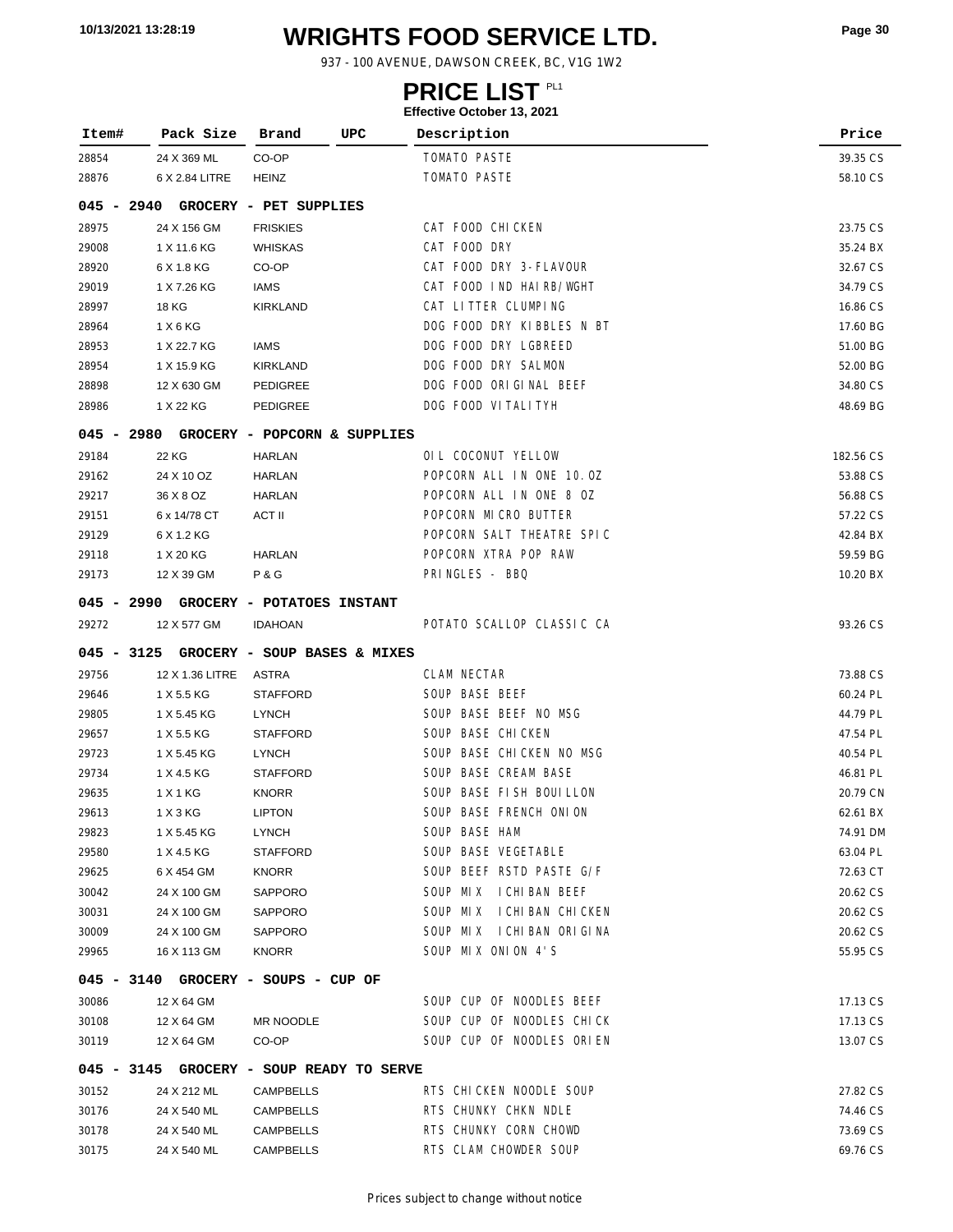# WRIGHTS FOOD SERVICE LTD.

937 - 100 AVENUE, DAWSON CREEK, BC, V1G 1W2

## PRICE LIST PL1

**Effective October 13, 2021**

| Item# | Pack Size | Brand | UPC | Description | Price |
|---|---|---|---|---|---|
| 28854 | 24 X 369 ML | CO-OP | | TOMATO PASTE | 39.35 CS |
| 28876 | 6 X 2.84 LITRE | HEINZ | | TOMATO PASTE | 58.10 CS |
| **045 - 2940 GROCERY - PET SUPPLIES** | | | | | |
| 28975 | 24 X 156 GM | FRISKIES | | CAT FOOD CHICKEN | 23.75 CS |
| 29008 | 1 X 11.6 KG | WHISKAS | | CAT FOOD DRY | 35.24 BX |
| 28920 | 6 X 1.8 KG | CO-OP | | CAT FOOD DRY 3-FLAVOUR | 32.67 CS |
| 29019 | 1 X 7.26 KG | IAMS | | CAT FOOD IND HAIRB/WGHT | 34.79 CS |
| 28997 | 18 KG | KIRKLAND | | CAT LITTER CLUMPING | 16.86 CS |
| 28964 | 1 X 6 KG | | | DOG FOOD DRY KIBBLES N BT | 17.60 BG |
| 28953 | 1 X 22.7 KG | IAMS | | DOG FOOD DRY LGBREED | 51.00 BG |
| 28954 | 1 X 15.9 KG | KIRKLAND | | DOG FOOD DRY SALMON | 52.00 BG |
| 28898 | 12 X 630 GM | PEDIGREE | | DOG FOOD ORIGINAL BEEF | 34.80 CS |
| 28986 | 1 X 22 KG | PEDIGREE | | DOG FOOD VITALITYH | 48.69 BG |
| **045 - 2980 GROCERY - POPCORN & SUPPLIES** | | | | | |
| 29184 | 22 KG | HARLAN | | OIL COCONUT YELLOW | 182.56 CS |
| 29162 | 24 X 10 OZ | HARLAN | | POPCORN ALL IN ONE 10.OZ | 53.88 CS |
| 29217 | 36 X 8 OZ | HARLAN | | POPCORN ALL IN ONE 8 OZ | 56.88 CS |
| 29151 | 6 x 14/78 CT | ACT II | | POPCORN MICRO BUTTER | 57.22 CS |
| 29129 | 6 X 1.2 KG | | | POPCORN SALT THEATRE SPIC | 42.84 BX |
| 29118 | 1 X 20 KG | HARLAN | | POPCORN XTRA POP RAW | 59.59 BG |
| 29173 | 12 X 39 GM | P & G | | PRINGLES - BBQ | 10.20 BX |
| **045 - 2990 GROCERY - POTATOES INSTANT** | | | | | |
| 29272 | 12 X 577 GM | IDAHOAN | | POTATO SCALLOP CLASSIC CA | 93.26 CS |
| **045 - 3125 GROCERY - SOUP BASES & MIXES** | | | | | |
| 29756 | 12 X 1.36 LITRE | ASTRA | | CLAM NECTAR | 73.88 CS |
| 29646 | 1 X 5.5 KG | STAFFORD | | SOUP BASE BEEF | 60.24 PL |
| 29805 | 1 X 5.45 KG | LYNCH | | SOUP BASE BEEF NO MSG | 44.79 PL |
| 29657 | 1 X 5.5 KG | STAFFORD | | SOUP BASE CHICKEN | 47.54 PL |
| 29723 | 1 X 5.45 KG | LYNCH | | SOUP BASE CHICKEN NO MSG | 40.54 PL |
| 29734 | 1 X 4.5 KG | STAFFORD | | SOUP BASE CREAM BASE | 46.81 PL |
| 29635 | 1 X 1 KG | KNORR | | SOUP BASE FISH BOUILLON | 20.79 CN |
| 29613 | 1 X 3 KG | LIPTON | | SOUP BASE FRENCH ONION | 62.61 BX |
| 29823 | 1 X 5.45 KG | LYNCH | | SOUP BASE HAM | 74.91 DM |
| 29580 | 1 X 4.5 KG | STAFFORD | | SOUP BASE VEGETABLE | 63.04 PL |
| 29625 | 6 X 454 GM | KNORR | | SOUP BEEF RSTD PASTE G/F | 72.63 CT |
| 30042 | 24 X 100 GM | SAPPORO | | SOUP MIX ICHIBAN BEEF | 20.62 CS |
| 30031 | 24 X 100 GM | SAPPORO | | SOUP MIX ICHIBAN CHICKEN | 20.62 CS |
| 30009 | 24 X 100 GM | SAPPORO | | SOUP MIX ICHIBAN ORIGINA | 20.62 CS |
| 29965 | 16 X 113 GM | KNORR | | SOUP MIX ONION 4'S | 55.95 CS |
| **045 - 3140 GROCERY - SOUPS - CUP OF** | | | | | |
| 30086 | 12 X 64 GM | | | SOUP CUP OF NOODLES BEEF | 17.13 CS |
| 30108 | 12 X 64 GM | MR NOODLE | | SOUP CUP OF NOODLES CHICK | 17.13 CS |
| 30119 | 12 X 64 GM | CO-OP | | SOUP CUP OF NOODLES ORIEN | 13.07 CS |
| **045 - 3145 GROCERY - SOUP READY TO SERVE** | | | | | |
| 30152 | 24 X 212 ML | CAMPBELLS | | RTS CHICKEN NOODLE SOUP | 27.82 CS |
| 30176 | 24 X 540 ML | CAMPBELLS | | RTS CHUNKY CHKN NDLE | 74.46 CS |
| 30178 | 24 X 540 ML | CAMPBELLS | | RTS CHUNKY CORN CHOWD | 73.69 CS |
| 30175 | 24 X 540 ML | CAMPBELLS | | RTS CLAM CHOWDER SOUP | 69.76 CS |

Prices subject to change without notice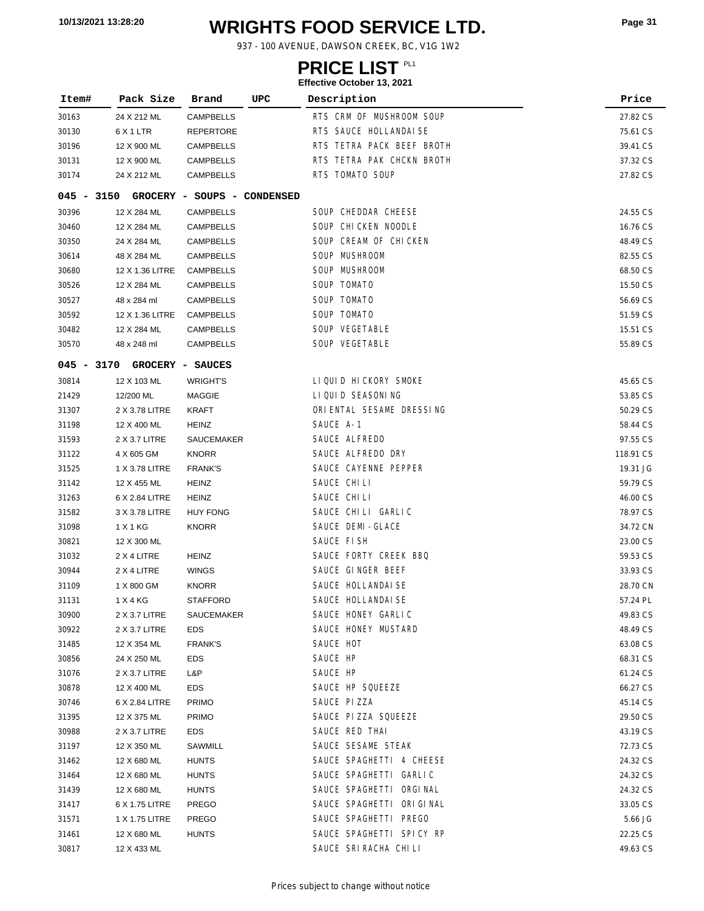# WRIGHTS FOOD SERVICE LTD.

937 - 100 AVENUE, DAWSON CREEK, BC, V1G 1W2

## PRICE LIST PL1

**Effective October 13, 2021**

| Item# | Pack Size | Brand | UPC | Description | Price |
|---|---|---|---|---|---|
| 30163 | 24 X 212 ML | CAMPBELLS | | RTS CRM OF MUSHROOM SOUP | 27.82 CS |
| 30130 | 6 X 1 LTR | REPERTORE | | RTS SAUCE HOLLANDAISE | 75.61 CS |
| 30196 | 12 X 900 ML | CAMPBELLS | | RTS TETRA PACK BEEF BROTH | 39.41 CS |
| 30131 | 12 X 900 ML | CAMPBELLS | | RTS TETRA PAK CHCKN BROTH | 37.32 CS |
| 30174 | 24 X 212 ML | CAMPBELLS | | RTS TOMATO SOUP | 27.82 CS |
| **045 - 3150 GROCERY - SOUPS - CONDENSED** | | | | | |
| 30396 | 12 X 284 ML | CAMPBELLS | | SOUP CHEDDAR CHEESE | 24.55 CS |
| 30460 | 12 X 284 ML | CAMPBELLS | | SOUP CHICKEN NOODLE | 16.76 CS |
| 30350 | 24 X 284 ML | CAMPBELLS | | SOUP CREAM OF CHICKEN | 48.49 CS |
| 30614 | 48 X 284 ML | CAMPBELLS | | SOUP MUSHROOM | 82.55 CS |
| 30680 | 12 X 1.36 LITRE | CAMPBELLS | | SOUP MUSHROOM | 68.50 CS |
| 30526 | 12 X 284 ML | CAMPBELLS | | SOUP TOMATO | 15.50 CS |
| 30527 | 48 x 284 ml | CAMPBELLS | | SOUP TOMATO | 56.69 CS |
| 30592 | 12 X 1.36 LITRE | CAMPBELLS | | SOUP TOMATO | 51.59 CS |
| 30482 | 12 X 284 ML | CAMPBELLS | | SOUP VEGETABLE | 15.51 CS |
| 30570 | 48 x 248 ml | CAMPBELLS | | SOUP VEGETABLE | 55.89 CS |
| **045 - 3170 GROCERY - SAUCES** | | | | | |
| 30814 | 12 X 103 ML | WRIGHT'S | | LIQUID HICKORY SMOKE | 45.65 CS |
| 21429 | 12/200 ML | MAGGIE | | LIQUID SEASONING | 53.85 CS |
| 31307 | 2 X 3.78 LITRE | KRAFT | | ORIENTAL SESAME DRESSING | 50.29 CS |
| 31198 | 12 X 400 ML | HEINZ | | SAUCE A-1 | 58.44 CS |
| 31593 | 2 X 3.7 LITRE | SAUCEMAKER | | SAUCE ALFREDO | 97.55 CS |
| 31122 | 4 X 605 GM | KNORR | | SAUCE ALFREDO DRY | 118.91 CS |
| 31525 | 1 X 3.78 LITRE | FRANK'S | | SAUCE CAYENNE PEPPER | 19.31 JG |
| 31142 | 12 X 455 ML | HEINZ | | SAUCE CHILI | 59.79 CS |
| 31263 | 6 X 2.84 LITRE | HEINZ | | SAUCE CHILI | 46.00 CS |
| 31582 | 3 X 3.78 LITRE | HUY FONG | | SAUCE CHILI GARLIC | 78.97 CS |
| 31098 | 1 X 1 KG | KNORR | | SAUCE DEMI-GLACE | 34.72 CN |
| 30821 | 12 X 300 ML | | | SAUCE FISH | 23.00 CS |
| 31032 | 2 X 4 LITRE | HEINZ | | SAUCE FORTY CREEK BBQ | 59.53 CS |
| 30944 | 2 X 4 LITRE | WINGS | | SAUCE GINGER BEEF | 33.93 CS |
| 31109 | 1 X 800 GM | KNORR | | SAUCE HOLLANDAISE | 28.70 CN |
| 31131 | 1 X 4 KG | STAFFORD | | SAUCE HOLLANDAISE | 57.24 PL |
| 30900 | 2 X 3.7 LITRE | SAUCEMAKER | | SAUCE HONEY GARLIC | 49.83 CS |
| 30922 | 2 X 3.7 LITRE | EDS | | SAUCE HONEY MUSTARD | 48.49 CS |
| 31485 | 12 X 354 ML | FRANK'S | | SAUCE HOT | 63.08 CS |
| 30856 | 24 X 250 ML | EDS | | SAUCE HP | 68.31 CS |
| 31076 | 2 X 3.7 LITRE | L&P | | SAUCE HP | 61.24 CS |
| 30878 | 12 X 400 ML | EDS | | SAUCE HP SQUEEZE | 66.27 CS |
| 30746 | 6 X 2.84 LITRE | PRIMO | | SAUCE PIZZA | 45.14 CS |
| 31395 | 12 X 375 ML | PRIMO | | SAUCE PIZZA SQUEEZE | 29.50 CS |
| 30988 | 2 X 3.7 LITRE | EDS | | SAUCE RED THAI | 43.19 CS |
| 31197 | 12 X 350 ML | SAWMILL | | SAUCE SESAME STEAK | 72.73 CS |
| 31462 | 12 X 680 ML | HUNTS | | SAUCE SPAGHETTI 4 CHEESE | 24.32 CS |
| 31464 | 12 X 680 ML | HUNTS | | SAUCE SPAGHETTI GARLIC | 24.32 CS |
| 31439 | 12 X 680 ML | HUNTS | | SAUCE SPAGHETTI ORGINAL | 24.32 CS |
| 31417 | 6 X 1.75 LITRE | PREGO | | SAUCE SPAGHETTI ORIGINAL | 33.05 CS |
| 31571 | 1 X 1.75 LITRE | PREGO | | SAUCE SPAGHETTI PREGO | 5.66 JG |
| 31461 | 12 X 680 ML | HUNTS | | SAUCE SPAGHETTI SPICY RP | 22.25 CS |
| 30817 | 12 X 433 ML | | | SAUCE SRIRACHA CHILI | 49.63 CS |

Prices subject to change without notice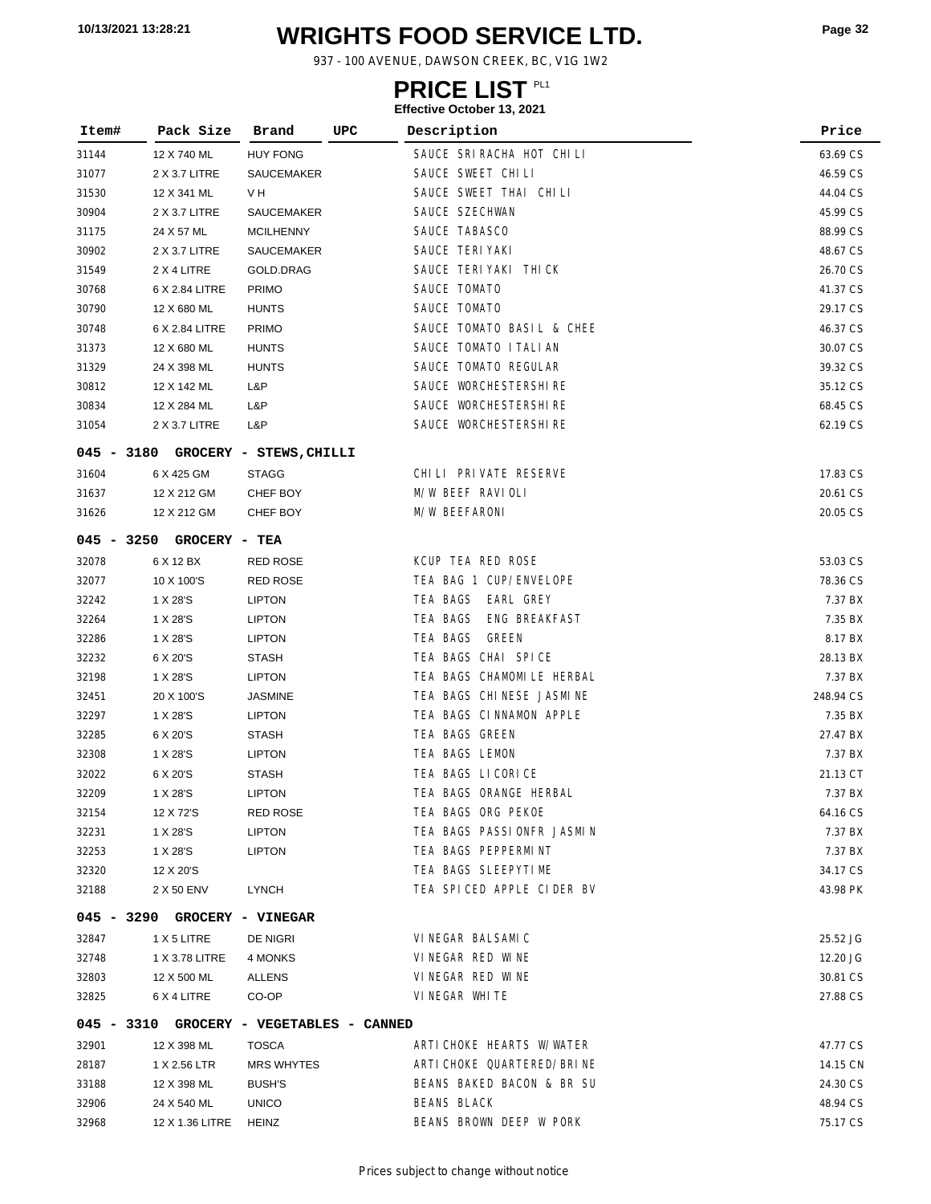# WRIGHTS FOOD SERVICE LTD.

937 - 100 AVENUE, DAWSON CREEK, BC, V1G 1W2

## PRICE LIST PL1

**Effective October 13, 2021**

| Item# | Pack Size | Brand | UPC | Description | Price |
|---|---|---|---|---|---|
| 31144 | 12 X 740 ML | HUY FONG | | SAUCE SRIRACHA HOT CHILI | 63.69 CS |
| 31077 | 2 X 3.7 LITRE | SAUCEMAKER | | SAUCE SWEET CHILI | 46.59 CS |
| 31530 | 12 X 341 ML | V H | | SAUCE SWEET THAI CHILI | 44.04 CS |
| 30904 | 2 X 3.7 LITRE | SAUCEMAKER | | SAUCE SZECHWAN | 45.99 CS |
| 31175 | 24 X 57 ML | MCILHENNY | | SAUCE TABASCO | 88.99 CS |
| 30902 | 2 X 3.7 LITRE | SAUCEMAKER | | SAUCE TERIYAKI | 48.67 CS |
| 31549 | 2 X 4 LITRE | GOLD.DRAG | | SAUCE TERIYAKI THICK | 26.70 CS |
| 30768 | 6 X 2.84 LITRE | PRIMO | | SAUCE TOMATO | 41.37 CS |
| 30790 | 12 X 680 ML | HUNTS | | SAUCE TOMATO | 29.17 CS |
| 30748 | 6 X 2.84 LITRE | PRIMO | | SAUCE TOMATO BASIL & CHEE | 46.37 CS |
| 31373 | 12 X 680 ML | HUNTS | | SAUCE TOMATO ITALIAN | 30.07 CS |
| 31329 | 24 X 398 ML | HUNTS | | SAUCE TOMATO REGULAR | 39.32 CS |
| 30812 | 12 X 142 ML | L&P | | SAUCE WORCHESTERSHIRE | 35.12 CS |
| 30834 | 12 X 284 ML | L&P | | SAUCE WORCHESTERSHIRE | 68.45 CS |
| 31054 | 2 X 3.7 LITRE | L&P | | SAUCE WORCHESTERSHIRE | 62.19 CS |
| **045 - 3180 GROCERY - STEWS,CHILLI** | | | | | |
| 31604 | 6 X 425 GM | STAGG | | CHILI PRIVATE RESERVE | 17.83 CS |
| 31637 | 12 X 212 GM | CHEF BOY | | M/W BEEF RAVIOLI | 20.61 CS |
| 31626 | 12 X 212 GM | CHEF BOY | | M/W BEEFARONI | 20.05 CS |
| **045 - 3250 GROCERY - TEA** | | | | | |
| 32078 | 6 X 12 BX | RED ROSE | | KCUP TEA RED ROSE | 53.03 CS |
| 32077 | 10 X 100'S | RED ROSE | | TEA BAG 1 CUP/ENVELOPE | 78.36 CS |
| 32242 | 1 X 28'S | LIPTON | | TEA BAGS EARL GREY | 7.37 BX |
| 32264 | 1 X 28'S | LIPTON | | TEA BAGS ENG BREAKFAST | 7.35 BX |
| 32286 | 1 X 28'S | LIPTON | | TEA BAGS GREEN | 8.17 BX |
| 32232 | 6 X 20'S | STASH | | TEA BAGS CHAI SPICE | 28.13 BX |
| 32198 | 1 X 28'S | LIPTON | | TEA BAGS CHAMOMILE HERBAL | 7.37 BX |
| 32451 | 20 X 100'S | JASMINE | | TEA BAGS CHINESE JASMINE | 248.94 CS |
| 32297 | 1 X 28'S | LIPTON | | TEA BAGS CINNAMON APPLE | 7.35 BX |
| 32285 | 6 X 20'S | STASH | | TEA BAGS GREEN | 27.47 BX |
| 32308 | 1 X 28'S | LIPTON | | TEA BAGS LEMON | 7.37 BX |
| 32022 | 6 X 20'S | STASH | | TEA BAGS LICORICE | 21.13 CT |
| 32209 | 1 X 28'S | LIPTON | | TEA BAGS ORANGE HERBAL | 7.37 BX |
| 32154 | 12 X 72'S | RED ROSE | | TEA BAGS ORG PEKOE | 64.16 CS |
| 32231 | 1 X 28'S | LIPTON | | TEA BAGS PASSIONFR JASMIN | 7.37 BX |
| 32253 | 1 X 28'S | LIPTON | | TEA BAGS PEPPERMINT | 7.37 BX |
| 32320 | 12 X 20'S | | | TEA BAGS SLEEPYTIME | 34.17 CS |
| 32188 | 2 X 50 ENV | LYNCH | | TEA SPICED APPLE CIDER BV | 43.98 PK |
| **045 - 3290 GROCERY - VINEGAR** | | | | | |
| 32847 | 1 X 5 LITRE | DE NIGRI | | VINEGAR BALSAMIC | 25.52 JG |
| 32748 | 1 X 3.78 LITRE | 4 MONKS | | VINEGAR RED WINE | 12.20 JG |
| 32803 | 12 X 500 ML | ALLENS | | VINEGAR RED WINE | 30.81 CS |
| 32825 | 6 X 4 LITRE | CO-OP | | VINEGAR WHITE | 27.88 CS |
| **045 - 3310 GROCERY - VEGETABLES - CANNED** | | | | | |
| 32901 | 12 X 398 ML | TOSCA | | ARTICHOKE HEARTS W/WATER | 47.77 CS |
| 28187 | 1 X 2.56 LTR | MRS WHYTES | | ARTICHOKE QUARTERED/BRINE | 14.15 CN |
| 33188 | 12 X 398 ML | BUSH'S | | BEANS BAKED BACON & BR SU | 24.30 CS |
| 32906 | 24 X 540 ML | UNICO | | BEANS BLACK | 48.94 CS |
| 32968 | 12 X 1.36 LITRE | HEINZ | | BEANS BROWN DEEP W PORK | 75.17 CS |

Prices subject to change without notice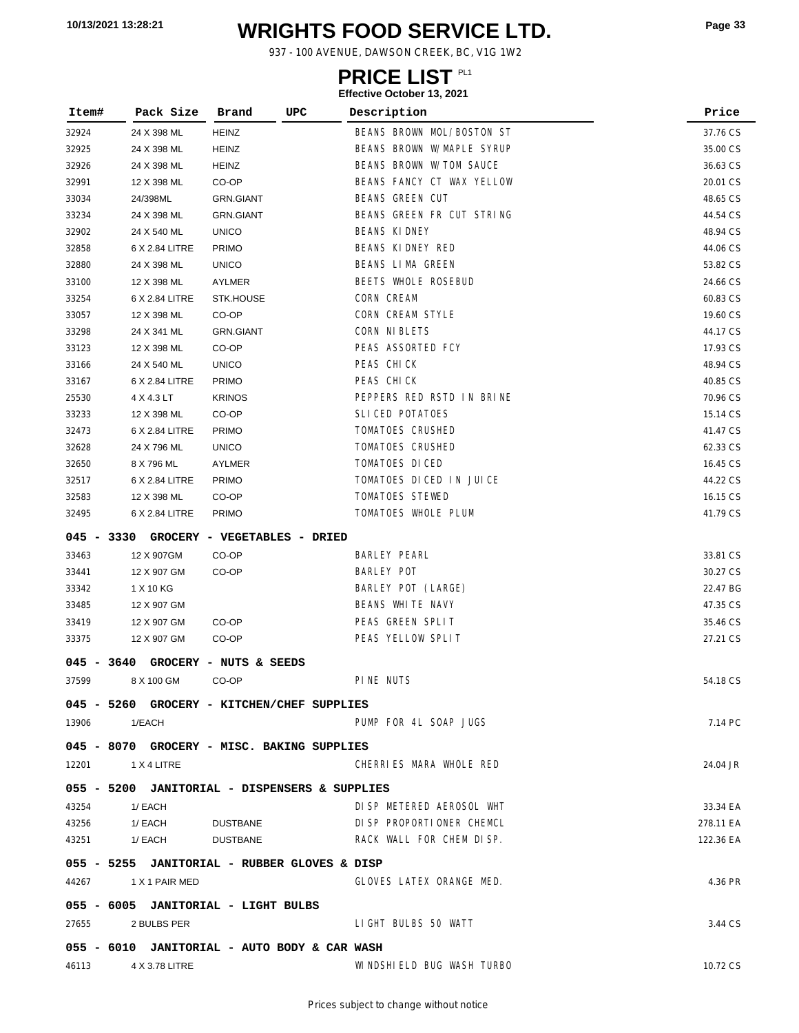# WRIGHTS FOOD SERVICE LTD.

937 - 100 AVENUE, DAWSON CREEK, BC, V1G 1W2

## PRICE LIST PL1

**Effective October 13, 2021**

| Item# | Pack Size | Brand | UPC | Description | Price |
|---|---|---|---|---|---|
| 32924 | 24 X 398 ML | HEINZ | | BEANS BROWN MOL/BOSTON ST | 37.76 CS |
| 32925 | 24 X 398 ML | HEINZ | | BEANS BROWN W/MAPLE SYRUP | 35.00 CS |
| 32926 | 24 X 398 ML | HEINZ | | BEANS BROWN W/TOM SAUCE | 36.63 CS |
| 32991 | 12 X 398 ML | CO-OP | | BEANS FANCY CT WAX YELLOW | 20.01 CS |
| 33034 | 24/398ML | GRN.GIANT | | BEANS GREEN CUT | 48.65 CS |
| 33234 | 24 X 398 ML | GRN.GIANT | | BEANS GREEN FR CUT STRING | 44.54 CS |
| 32902 | 24 X 540 ML | UNICO | | BEANS KIDNEY | 48.94 CS |
| 32858 | 6 X 2.84 LITRE | PRIMO | | BEANS KIDNEY RED | 44.06 CS |
| 32880 | 24 X 398 ML | UNICO | | BEANS LIMA GREEN | 53.82 CS |
| 33100 | 12 X 398 ML | AYLMER | | BEETS WHOLE ROSEBUD | 24.66 CS |
| 33254 | 6 X 2.84 LITRE | STK.HOUSE | | CORN CREAM | 60.83 CS |
| 33057 | 12 X 398 ML | CO-OP | | CORN CREAM STYLE | 19.60 CS |
| 33298 | 24 X 341 ML | GRN.GIANT | | CORN NIBLETS | 44.17 CS |
| 33123 | 12 X 398 ML | CO-OP | | PEAS ASSORTED FCY | 17.93 CS |
| 33166 | 24 X 540 ML | UNICO | | PEAS CHICK | 48.94 CS |
| 33167 | 6 X 2.84 LITRE | PRIMO | | PEAS CHICK | 40.85 CS |
| 25530 | 4 X 4.3 LT | KRINOS | | PEPPERS RED RSTD IN BRINE | 70.96 CS |
| 33233 | 12 X 398 ML | CO-OP | | SLICED POTATOES | 15.14 CS |
| 32473 | 6 X 2.84 LITRE | PRIMO | | TOMATOES CRUSHED | 41.47 CS |
| 32628 | 24 X 796 ML | UNICO | | TOMATOES CRUSHED | 62.33 CS |
| 32650 | 8 X 796 ML | AYLMER | | TOMATOES DICED | 16.45 CS |
| 32517 | 6 X 2.84 LITRE | PRIMO | | TOMATOES DICED IN JUICE | 44.22 CS |
| 32583 | 12 X 398 ML | CO-OP | | TOMATOES STEWED | 16.15 CS |
| 32495 | 6 X 2.84 LITRE | PRIMO | | TOMATOES WHOLE PLUM | 41.79 CS |
| **045 - 3330 GROCERY - VEGETABLES - DRIED** | | | | | |
| 33463 | 12 X 907GM | CO-OP | | BARLEY PEARL | 33.81 CS |
| 33441 | 12 X 907 GM | CO-OP | | BARLEY POT | 30.27 CS |
| 33342 | 1 X 10 KG | | | BARLEY POT (LARGE) | 22.47 BG |
| 33485 | 12 X 907 GM | | | BEANS WHITE NAVY | 47.35 CS |
| 33419 | 12 X 907 GM | CO-OP | | PEAS GREEN SPLIT | 35.46 CS |
| 33375 | 12 X 907 GM | CO-OP | | PEAS YELLOW SPLIT | 27.21 CS |
| **045 - 3640 GROCERY - NUTS & SEEDS** | | | | | |
| 37599 | 8 X 100 GM | CO-OP | | PINE NUTS | 54.18 CS |
| **045 - 5260 GROCERY - KITCHEN/CHEF SUPPLIES** | | | | | |
| 13906 | 1/EACH | | | PUMP FOR 4L SOAP JUGS | 7.14 PC |
| **045 - 8070 GROCERY - MISC. BAKING SUPPLIES** | | | | | |
| 12201 | 1 X 4 LITRE | | | CHERRIES MARA WHOLE RED | 24.04 JR |
| **055 - 5200 JANITORIAL - DISPENSERS & SUPPLIES** | | | | | |
| 43254 | 1/ EACH | | | DISP METERED AEROSOL WHT | 33.34 EA |
| 43256 | 1/ EACH | DUSTBANE | | DISP PROPORTIONER CHEMCL | 278.11 EA |
| 43251 | 1/ EACH | DUSTBANE | | RACK WALL FOR CHEM DISP. | 122.36 EA |
| **055 - 5255 JANITORIAL - RUBBER GLOVES & DISP** | | | | | |
| 44267 | 1 X 1 PAIR MED | | | GLOVES LATEX ORANGE MED. | 4.36 PR |
| **055 - 6005 JANITORIAL - LIGHT BULBS** | | | | | |
| 27655 | 2 BULBS PER | | | LIGHT BULBS 50 WATT | 3.44 CS |
| **055 - 6010 JANITORIAL - AUTO BODY & CAR WASH** | | | | | |
| 46113 | 4 X 3.78 LITRE | | | WINDSHIELD BUG WASH TURBO | 10.72 CS |

Prices subject to change without notice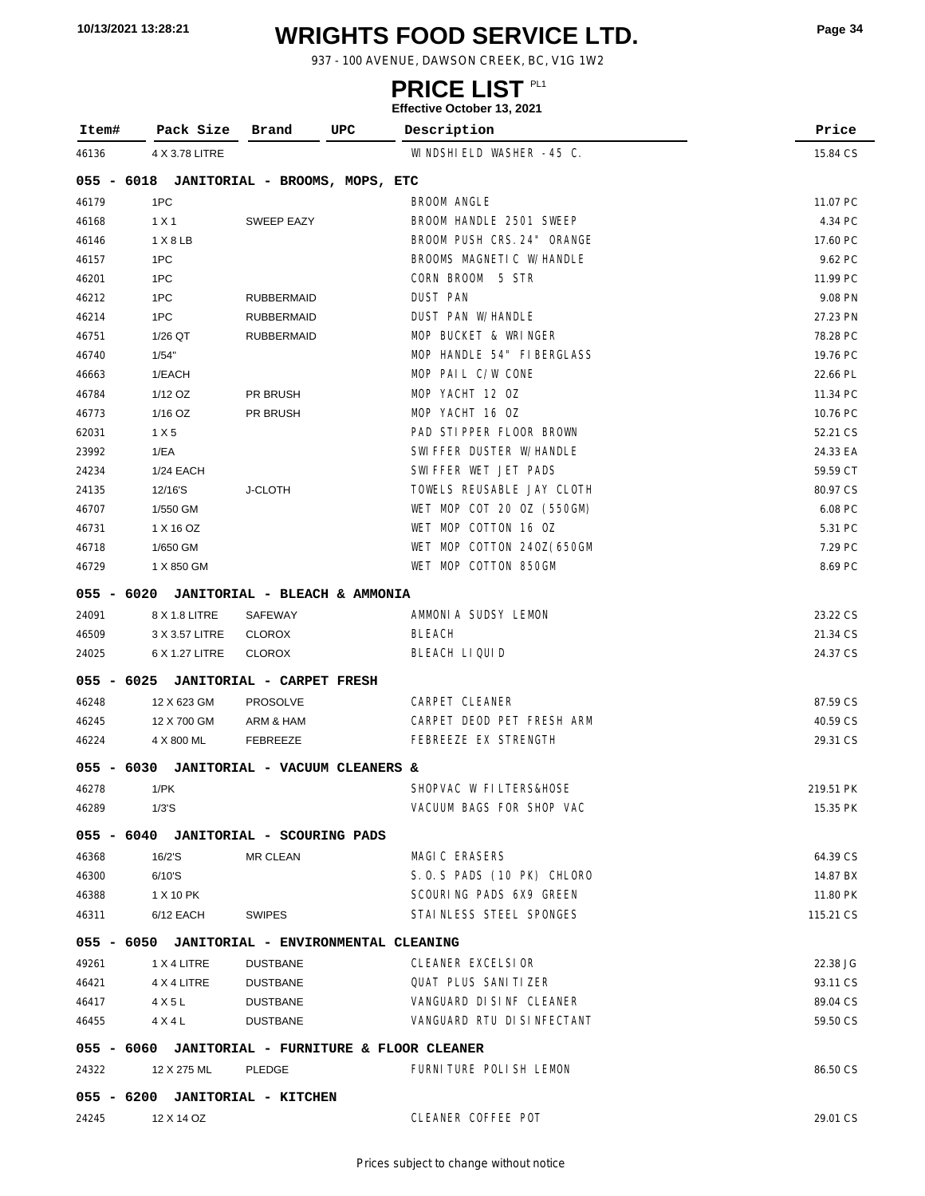# WRIGHTS FOOD SERVICE LTD.

937 - 100 AVENUE, DAWSON CREEK, BC, V1G 1W2

## PRICE LIST PL1

**Effective October 13, 2021**

| Item# | Pack Size | Brand | UPC | Description | Price |
|---|---|---|---|---|---|
| 46136 | 4 X 3.78 LITRE | | | WINDSHIELD WASHER -45 C. | 15.84 CS |
| **055 - 6018 JANITORIAL - BROOMS, MOPS, ETC** | | | | | |
| 46179 | 1PC | | | BROOM ANGLE | 11.07 PC |
| 46168 | 1 X 1 | SWEEP EAZY | | BROOM HANDLE 2501 SWEEP | 4.34 PC |
| 46146 | 1 X 8 LB | | | BROOM PUSH CRS.24" ORANGE | 17.60 PC |
| 46157 | 1PC | | | BROOMS MAGNETIC W/HANDLE | 9.62 PC |
| 46201 | 1PC | | | CORN BROOM 5 STR | 11.99 PC |
| 46212 | 1PC | RUBBERMAID | | DUST PAN | 9.08 PN |
| 46214 | 1PC | RUBBERMAID | | DUST PAN W/HANDLE | 27.23 PN |
| 46751 | 1/26 QT | RUBBERMAID | | MOP BUCKET & WRINGER | 78.28 PC |
| 46740 | 1/54" | | | MOP HANDLE 54" FIBERGLASS | 19.76 PC |
| 46663 | 1/EACH | | | MOP PAIL C/W CONE | 22.66 PL |
| 46784 | 1/12 OZ | PR BRUSH | | MOP YACHT 12 OZ | 11.34 PC |
| 46773 | 1/16 OZ | PR BRUSH | | MOP YACHT 16 OZ | 10.76 PC |
| 62031 | 1 X 5 | | | PAD STIPPER FLOOR BROWN | 52.21 CS |
| 23992 | 1/EA | | | SWIFFER DUSTER W/HANDLE | 24.33 EA |
| 24234 | 1/24 EACH | | | SWIFFER WET JET PADS | 59.59 CT |
| 24135 | 12/16'S | J-CLOTH | | TOWELS REUSABLE JAY CLOTH | 80.97 CS |
| 46707 | 1/550 GM | | | WET MOP COT 20 OZ (550GM) | 6.08 PC |
| 46731 | 1 X 16 OZ | | | WET MOP COTTON 16 OZ | 5.31 PC |
| 46718 | 1/650 GM | | | WET MOP COTTON 24OZ(650GM | 7.29 PC |
| 46729 | 1 X 850 GM | | | WET MOP COTTON 850GM | 8.69 PC |
| **055 - 6020 JANITORIAL - BLEACH & AMMONIA** | | | | | |
| 24091 | 8 X 1.8 LITRE | SAFEWAY | | AMMONIA SUDSY LEMON | 23.22 CS |
| 46509 | 3 X 3.57 LITRE | CLOROX | | BLEACH | 21.34 CS |
| 24025 | 6 X 1.27 LITRE | CLOROX | | BLEACH LIQUID | 24.37 CS |
| **055 - 6025 JANITORIAL - CARPET FRESH** | | | | | |
| 46248 | 12 X 623 GM | PROSOLVE | | CARPET CLEANER | 87.59 CS |
| 46245 | 12 X 700 GM | ARM & HAM | | CARPET DEOD PET FRESH ARM | 40.59 CS |
| 46224 | 4 X 800 ML | FEBREEZE | | FEBREEZE EX STRENGTH | 29.31 CS |
| **055 - 6030 JANITORIAL - VACUUM CLEANERS &** | | | | | |
| 46278 | 1/PK | | | SHOPVAC W FILTERS&HOSE | 219.51 PK |
| 46289 | 1/3'S | | | VACUUM BAGS FOR SHOP VAC | 15.35 PK |
| **055 - 6040 JANITORIAL - SCOURING PADS** | | | | | |
| 46368 | 16/2'S | MR CLEAN | | MAGIC ERASERS | 64.39 CS |
| 46300 | 6/10'S | | | S.O.S PADS (10 PK) CHLORO | 14.87 BX |
| 46388 | 1 X 10 PK | | | SCOURING PADS 6X9 GREEN | 11.80 PK |
| 46311 | 6/12 EACH | SWIPES | | STAINLESS STEEL SPONGES | 115.21 CS |
| **055 - 6050 JANITORIAL - ENVIRONMENTAL CLEANING** | | | | | |
| 49261 | 1 X 4 LITRE | DUSTBANE | | CLEANER EXCELSIOR | 22.38 JG |
| 46421 | 4 X 4 LITRE | DUSTBANE | | QUAT PLUS SANITIZER | 93.11 CS |
| 46417 | 4 X 5 L | DUSTBANE | | VANGUARD DISINF CLEANER | 89.04 CS |
| 46455 | 4 X 4 L | DUSTBANE | | VANGUARD RTU DISINFECTANT | 59.50 CS |
| **055 - 6060 JANITORIAL - FURNITURE & FLOOR CLEANER** | | | | | |
| 24322 | 12 X 275 ML | PLEDGE | | FURNITURE POLISH LEMON | 86.50 CS |
| **055 - 6200 JANITORIAL - KITCHEN** | | | | | |
| 24245 | 12 X 14 OZ | | | CLEANER COFFEE POT | 29.01 CS |

Prices subject to change without notice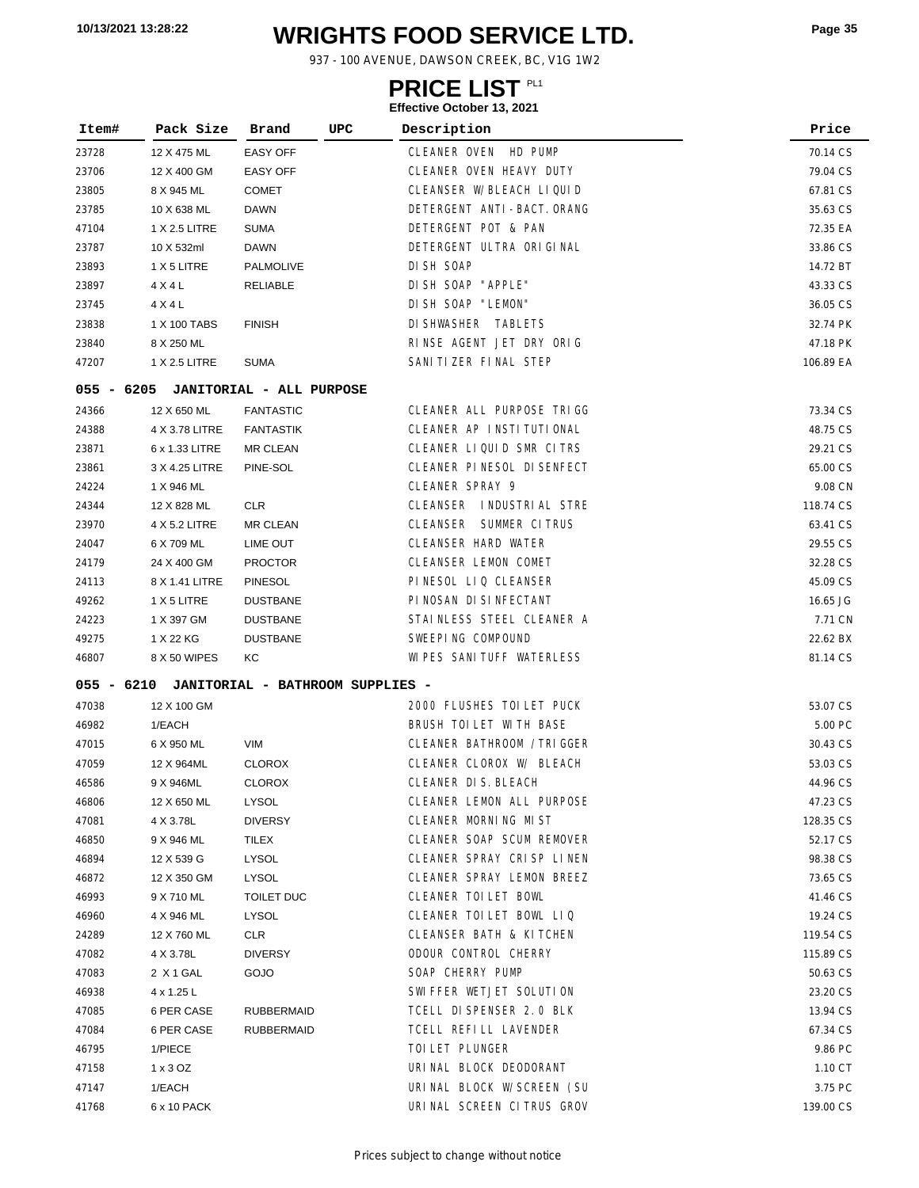# WRIGHTS FOOD SERVICE LTD.

937 - 100 AVENUE, DAWSON CREEK, BC, V1G 1W2

## PRICE LIST PL1

**Effective October 13, 2021**

| Item# | Pack Size | Brand | UPC | Description | Price |
|---|---|---|---|---|---|
| 23728 | 12 X 475 ML | EASY OFF | | CLEANER OVEN HD PUMP | 70.14 CS |
| 23706 | 12 X 400 GM | EASY OFF | | CLEANER OVEN HEAVY DUTY | 79.04 CS |
| 23805 | 8 X 945 ML | COMET | | CLEANSER W/BLEACH LIQUID | 67.81 CS |
| 23785 | 10 X 638 ML | DAWN | | DETERGENT ANTI-BACT.ORANG | 35.63 CS |
| 47104 | 1 X 2.5 LITRE | SUMA | | DETERGENT POT & PAN | 72.35 EA |
| 23787 | 10 X 532ml | DAWN | | DETERGENT ULTRA ORIGINAL | 33.86 CS |
| 23893 | 1 X 5 LITRE | PALMOLIVE | | DISH SOAP | 14.72 BT |
| 23897 | 4 X 4 L | RELIABLE | | DISH SOAP "APPLE" | 43.33 CS |
| 23745 | 4 X 4 L | | | DISH SOAP "LEMON" | 36.05 CS |
| 23838 | 1 X 100 TABS | FINISH | | DISHWASHER TABLETS | 32.74 PK |
| 23840 | 8 X 250 ML | | | RINSE AGENT JET DRY ORIG | 47.18 PK |
| 47207 | 1 X 2.5 LITRE | SUMA | | SANITIZER FINAL STEP | 106.89 EA |
| **055 - 6205** | **JANITORIAL - ALL PURPOSE** | | | | |
| 24366 | 12 X 650 ML | FANTASTIC | | CLEANER ALL PURPOSE TRIGG | 73.34 CS |
| 24388 | 4 X 3.78 LITRE | FANTASTIK | | CLEANER AP INSTITUTIONAL | 48.75 CS |
| 23871 | 6 x 1.33 LITRE | MR CLEAN | | CLEANER LIQUID SMR CITRS | 29.21 CS |
| 23861 | 3 X 4.25 LITRE | PINE-SOL | | CLEANER PINESOL DISENFECT | 65.00 CS |
| 24224 | 1 X 946 ML | | | CLEANER SPRAY 9 | 9.08 CN |
| 24344 | 12 X 828 ML | CLR | | CLEANSER INDUSTRIAL STRE | 118.74 CS |
| 23970 | 4 X 5.2 LITRE | MR CLEAN | | CLEANSER SUMMER CITRUS | 63.41 CS |
| 24047 | 6 X 709 ML | LIME OUT | | CLEANSER HARD WATER | 29.55 CS |
| 24179 | 24 X 400 GM | PROCTOR | | CLEANSER LEMON COMET | 32.28 CS |
| 24113 | 8 X 1.41 LITRE | PINESOL | | PINESOL LIQ CLEANSER | 45.09 CS |
| 49262 | 1 X 5 LITRE | DUSTBANE | | PINOSAN DISINFECTANT | 16.65 JG |
| 24223 | 1 X 397 GM | DUSTBANE | | STAINLESS STEEL CLEANER A | 7.71 CN |
| 49275 | 1 X 22 KG | DUSTBANE | | SWEEPING COMPOUND | 22.62 BX |
| 46807 | 8 X 50 WIPES | KC | | WIPES SANITUFF WATERLESS | 81.14 CS |
| **055 - 6210** | **JANITORIAL - BATHROOM SUPPLIES -** | | | | |
| 47038 | 12 X 100 GM | | | 2000 FLUSHES TOILET PUCK | 53.07 CS |
| 46982 | 1/EACH | | | BRUSH TOILET WITH BASE | 5.00 PC |
| 47015 | 6 X 950 ML | VIM | | CLEANER BATHROOM /TRIGGER | 30.43 CS |
| 47059 | 12 X 964ML | CLOROX | | CLEANER CLOROX W/ BLEACH | 53.03 CS |
| 46586 | 9 X 946ML | CLOROX | | CLEANER DIS.BLEACH | 44.96 CS |
| 46806 | 12 X 650 ML | LYSOL | | CLEANER LEMON ALL PURPOSE | 47.23 CS |
| 47081 | 4 X 3.78L | DIVERSY | | CLEANER MORNING MIST | 128.35 CS |
| 46850 | 9 X 946 ML | TILEX | | CLEANER SOAP SCUM REMOVER | 52.17 CS |
| 46894 | 12 X 539 G | LYSOL | | CLEANER SPRAY CRISP LINEN | 98.38 CS |
| 46872 | 12 X 350 GM | LYSOL | | CLEANER SPRAY LEMON BREEZ | 73.65 CS |
| 46993 | 9 X 710 ML | TOILET DUC | | CLEANER TOILET BOWL | 41.46 CS |
| 46960 | 4 X 946 ML | LYSOL | | CLEANER TOILET BOWL LIQ | 19.24 CS |
| 24289 | 12 X 760 ML | CLR | | CLEANSER BATH & KITCHEN | 119.54 CS |
| 47082 | 4 X 3.78L | DIVERSY | | ODOUR CONTROL CHERRY | 115.89 CS |
| 47083 | 2 X 1 GAL | GOJO | | SOAP CHERRY PUMP | 50.63 CS |
| 46938 | 4 x 1.25 L | | | SWIFFER WETJET SOLUTION | 23.20 CS |
| 47085 | 6 PER CASE | RUBBERMAID | | TCELL DISPENSER 2.0 BLK | 13.94 CS |
| 47084 | 6 PER CASE | RUBBERMAID | | TCELL REFILL LAVENDER | 67.34 CS |
| 46795 | 1/PIECE | | | TOILET PLUNGER | 9.86 PC |
| 47158 | 1 x 3 OZ | | | URINAL BLOCK DEODORANT | 1.10 CT |
| 47147 | 1/EACH | | | URINAL BLOCK W/SCREEN (SU | 3.75 PC |
| 41768 | 6 x 10 PACK | | | URINAL SCREEN CITRUS GROV | 139.00 CS |

Prices subject to change without notice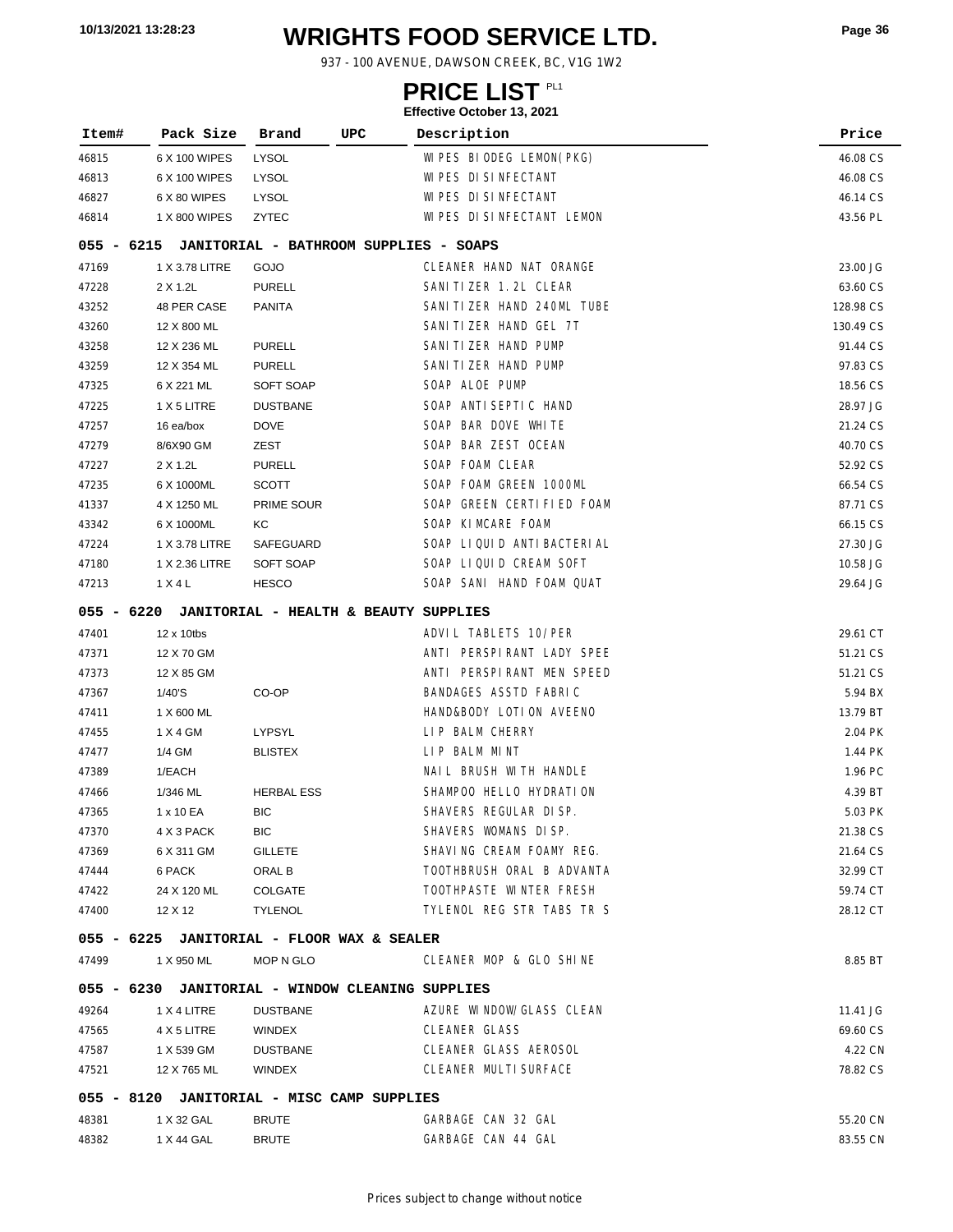# WRIGHTS FOOD SERVICE LTD.

937 - 100 AVENUE, DAWSON CREEK, BC, V1G 1W2

## PRICE LIST PL1

**Effective October 13, 2021**

| Item# | Pack Size | Brand | UPC | Description | Price |
|---|---|---|---|---|---|
| 46815 | 6 X 100 WIPES | LYSOL | | WIPES BIODEG LEMON(PKG) | 46.08 CS |
| 46813 | 6 X 100 WIPES | LYSOL | | WIPES DISINFECTANT | 46.08 CS |
| 46827 | 6 X 80 WIPES | LYSOL | | WIPES DISINFECTANT | 46.14 CS |
| 46814 | 1 X 800 WIPES | ZYTEC | | WIPES DISINFECTANT LEMON | 43.56 PL |
| **055 - 6215 JANITORIAL - BATHROOM SUPPLIES - SOAPS** | | | | | |
| 47169 | 1 X 3.78 LITRE | GOJO | | CLEANER HAND NAT ORANGE | 23.00 JG |
| 47228 | 2 X 1.2L | PURELL | | SANITIZER 1.2L CLEAR | 63.60 CS |
| 43252 | 48 PER CASE | PANITA | | SANITIZER HAND 240ML TUBE | 128.98 CS |
| 43260 | 12 X 800 ML | | | SANITIZER HAND GEL 7T | 130.49 CS |
| 43258 | 12 X 236 ML | PURELL | | SANITIZER HAND PUMP | 91.44 CS |
| 43259 | 12 X 354 ML | PURELL | | SANITIZER HAND PUMP | 97.83 CS |
| 47325 | 6 X 221 ML | SOFT SOAP | | SOAP ALOE PUMP | 18.56 CS |
| 47225 | 1 X 5 LITRE | DUSTBANE | | SOAP ANTISEPTIC HAND | 28.97 JG |
| 47257 | 16 ea/box | DOVE | | SOAP BAR DOVE WHITE | 21.24 CS |
| 47279 | 8/6X90 GM | ZEST | | SOAP BAR ZEST OCEAN | 40.70 CS |
| 47227 | 2 X 1.2L | PURELL | | SOAP FOAM CLEAR | 52.92 CS |
| 47235 | 6 X 1000ML | SCOTT | | SOAP FOAM GREEN 1000ML | 66.54 CS |
| 41337 | 4 X 1250 ML | PRIME SOUR | | SOAP GREEN CERTIFIED FOAM | 87.71 CS |
| 43342 | 6 X 1000ML | KC | | SOAP KIMCARE FOAM | 66.15 CS |
| 47224 | 1 X 3.78 LITRE | SAFEGUARD | | SOAP LIQUID ANTIBACTERIAL | 27.30 JG |
| 47180 | 1 X 2.36 LITRE | SOFT SOAP | | SOAP LIQUID CREAM SOFT | 10.58 JG |
| 47213 | 1 X 4 L | HESCO | | SOAP SANI HAND FOAM QUAT | 29.64 JG |
| **055 - 6220 JANITORIAL - HEALTH & BEAUTY SUPPLIES** | | | | | |
| 47401 | 12 x 10tbs | | | ADVIL TABLETS 10/PER | 29.61 CT |
| 47371 | 12 X 70 GM | | | ANTI PERSPIRANT LADY SPEE | 51.21 CS |
| 47373 | 12 X 85 GM | | | ANTI PERSPIRANT MEN SPEED | 51.21 CS |
| 47367 | 1/40'S | CO-OP | | BANDAGES ASSTD FABRIC | 5.94 BX |
| 47411 | 1 X 600 ML | | | HAND&BODY LOTION AVEENO | 13.79 BT |
| 47455 | 1 X 4 GM | LYPSYL | | LIP BALM CHERRY | 2.04 PK |
| 47477 | 1/4 GM | BLISTEX | | LIP BALM MINT | 1.44 PK |
| 47389 | 1/EACH | | | NAIL BRUSH WITH HANDLE | 1.96 PC |
| 47466 | 1/346 ML | HERBAL ESS | | SHAMPOO HELLO HYDRATION | 4.39 BT |
| 47365 | 1 x 10 EA | BIC | | SHAVERS REGULAR DISP. | 5.03 PK |
| 47370 | 4 X 3 PACK | BIC | | SHAVERS WOMANS DISP. | 21.38 CS |
| 47369 | 6 X 311 GM | GILLETE | | SHAVING CREAM FOAMY REG. | 21.64 CS |
| 47444 | 6 PACK | ORAL B | | TOOTHBRUSH ORAL B ADVANTA | 32.99 CT |
| 47422 | 24 X 120 ML | COLGATE | | TOOTHPASTE WINTER FRESH | 59.74 CT |
| 47400 | 12 X 12 | TYLENOL | | TYLENOL REG STR TABS TR S | 28.12 CT |
| **055 - 6225 JANITORIAL - FLOOR WAX & SEALER** | | | | | |
| 47499 | 1 X 950 ML | MOP N GLO | | CLEANER MOP & GLO SHINE | 8.85 BT |
| **055 - 6230 JANITORIAL - WINDOW CLEANING SUPPLIES** | | | | | |
| 49264 | 1 X 4 LITRE | DUSTBANE | | AZURE WINDOW/GLASS CLEAN | 11.41 JG |
| 47565 | 4 X 5 LITRE | WINDEX | | CLEANER GLASS | 69.60 CS |
| 47587 | 1 X 539 GM | DUSTBANE | | CLEANER GLASS AEROSOL | 4.22 CN |
| 47521 | 12 X 765 ML | WINDEX | | CLEANER MULTISURFACE | 78.82 CS |
| **055 - 8120 JANITORIAL - MISC CAMP SUPPLIES** | | | | | |
| 48381 | 1 X 32 GAL | BRUTE | | GARBAGE CAN 32 GAL | 55.20 CN |
| 48382 | 1 X 44 GAL | BRUTE | | GARBAGE CAN 44 GAL | 83.55 CN |

Prices subject to change without notice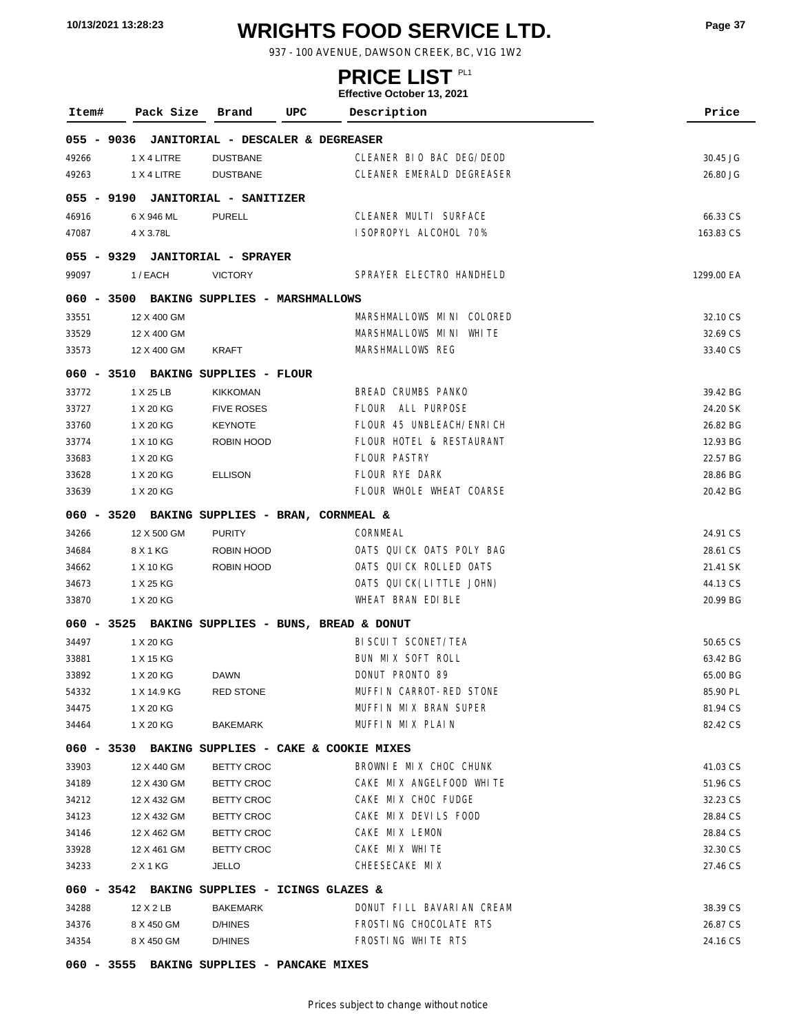# WRIGHTS FOOD SERVICE LTD.

937 - 100 AVENUE, DAWSON CREEK, BC, V1G 1W2

## PRICE LIST PL1

**Effective October 13, 2021**

| Item# | Pack Size | Brand | UPC | Description | Price |
|---|---|---|---|---|---|
| **055 - 9036 JANITORIAL - DESCALER & DEGREASER** | | | | | |
| 49266 | 1 X 4 LITRE | DUSTBANE | | CLEANER BIO BAC DEG/DEOD | 30.45 JG |
| 49263 | 1 X 4 LITRE | DUSTBANE | | CLEANER EMERALD DEGREASER | 26.80 JG |
| **055 - 9190 JANITORIAL - SANITIZER** | | | | | |
| 46916 | 6 X 946 ML | PURELL | | CLEANER MULTI SURFACE | 66.33 CS |
| 47087 | 4 X 3.78L | | | ISOPROPYL ALCOHOL 70% | 163.83 CS |
| **055 - 9329 JANITORIAL - SPRAYER** | | | | | |
| 99097 | 1 / EACH | VICTORY | | SPRAYER ELECTRO HANDHELD | 1299.00 EA |
| **060 - 3500 BAKING SUPPLIES - MARSHMALLOWS** | | | | | |
| 33551 | 12 X 400 GM | | | MARSHMALLOWS MINI COLORED | 32.10 CS |
| 33529 | 12 X 400 GM | | | MARSHMALLOWS MINI WHITE | 32.69 CS |
| 33573 | 12 X 400 GM | KRAFT | | MARSHMALLOWS REG | 33.40 CS |
| **060 - 3510 BAKING SUPPLIES - FLOUR** | | | | | |
| 33772 | 1 X 25 LB | KIKKOMAN | | BREAD CRUMBS PANKO | 39.42 BG |
| 33727 | 1 X 20 KG | FIVE ROSES | | FLOUR ALL PURPOSE | 24.20 SK |
| 33760 | 1 X 20 KG | KEYNOTE | | FLOUR 45 UNBLEACH/ENRICH | 26.82 BG |
| 33774 | 1 X 10 KG | ROBIN HOOD | | FLOUR HOTEL & RESTAURANT | 12.93 BG |
| 33683 | 1 X 20 KG | | | FLOUR PASTRY | 22.57 BG |
| 33628 | 1 X 20 KG | ELLISON | | FLOUR RYE DARK | 28.86 BG |
| 33639 | 1 X 20 KG | | | FLOUR WHOLE WHEAT COARSE | 20.42 BG |
| **060 - 3520 BAKING SUPPLIES - BRAN, CORNMEAL &** | | | | | |
| 34266 | 12 X 500 GM | PURITY | | CORNMEAL | 24.91 CS |
| 34684 | 8 X 1 KG | ROBIN HOOD | | OATS QUICK OATS POLY BAG | 28.61 CS |
| 34662 | 1 X 10 KG | ROBIN HOOD | | OATS QUICK ROLLED OATS | 21.41 SK |
| 34673 | 1 X 25 KG | | | OATS QUICK(LITTLE JOHN) | 44.13 CS |
| 33870 | 1 X 20 KG | | | WHEAT BRAN EDIBLE | 20.99 BG |
| **060 - 3525 BAKING SUPPLIES - BUNS, BREAD & DONUT** | | | | | |
| 34497 | 1 X 20 KG | | | BISCUIT SCONET/TEA | 50.65 CS |
| 33881 | 1 X 15 KG | | | BUN MIX SOFT ROLL | 63.42 BG |
| 33892 | 1 X 20 KG | DAWN | | DONUT PRONTO 89 | 65.00 BG |
| 54332 | 1 X 14.9 KG | RED STONE | | MUFFIN CARROT-RED STONE | 85.90 PL |
| 34475 | 1 X 20 KG | | | MUFFIN MIX BRAN SUPER | 81.94 CS |
| 34464 | 1 X 20 KG | BAKEMARK | | MUFFIN MIX PLAIN | 82.42 CS |
| **060 - 3530 BAKING SUPPLIES - CAKE & COOKIE MIXES** | | | | | |
| 33903 | 12 X 440 GM | BETTY CROC | | BROWNIE MIX CHOC CHUNK | 41.03 CS |
| 34189 | 12 X 430 GM | BETTY CROC | | CAKE MIX ANGELFOOD WHITE | 51.96 CS |
| 34212 | 12 X 432 GM | BETTY CROC | | CAKE MIX CHOC FUDGE | 32.23 CS |
| 34123 | 12 X 432 GM | BETTY CROC | | CAKE MIX DEVILS FOOD | 28.84 CS |
| 34146 | 12 X 462 GM | BETTY CROC | | CAKE MIX LEMON | 28.84 CS |
| 33928 | 12 X 461 GM | BETTY CROC | | CAKE MIX WHITE | 32.30 CS |
| 34233 | 2 X 1 KG | JELLO | | CHEESECAKE MIX | 27.46 CS |
| **060 - 3542 BAKING SUPPLIES - ICINGS GLAZES &** | | | | | |
| 34288 | 12 X 2 LB | BAKEMARK | | DONUT FILL BAVARIAN CREAM | 38.39 CS |
| 34376 | 8 X 450 GM | D/HINES | | FROSTING CHOCOLATE RTS | 26.87 CS |
| 34354 | 8 X 450 GM | D/HINES | | FROSTING WHITE RTS | 24.16 CS |
| **060 - 3555 BAKING SUPPLIES - PANCAKE MIXES** | | | | | |

Prices subject to change without notice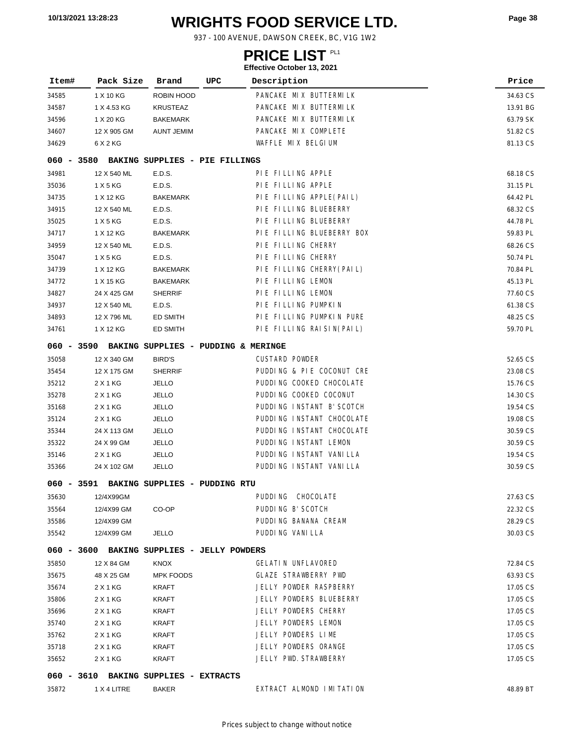# WRIGHTS FOOD SERVICE LTD.

937 - 100 AVENUE, DAWSON CREEK, BC, V1G 1W2

## PRICE LIST PL1

**Effective October 13, 2021**

| Item# | Pack Size | Brand | UPC | Description | Price |
|---|---|---|---|---|---|
| 34585 | 1 X 10 KG | ROBIN HOOD | | PANCAKE MIX BUTTERMILK | 34.63 CS |
| 34587 | 1 X 4.53 KG | KRUSTEAZ | | PANCAKE MIX BUTTERMILK | 13.91 BG |
| 34596 | 1 X 20 KG | BAKEMARK | | PANCAKE MIX BUTTERMILK | 63.79 SK |
| 34607 | 12 X 905 GM | AUNT JEMIM | | PANCAKE MIX COMPLETE | 51.82 CS |
| 34629 | 6 X 2 KG | | | WAFFLE MIX BELGIUM | 81.13 CS |
| **060 - 3580 BAKING SUPPLIES - PIE FILLINGS** | | | | | |
| 34981 | 12 X 540 ML | E.D.S. | | PIE FILLING APPLE | 68.18 CS |
| 35036 | 1 X 5 KG | E.D.S. | | PIE FILLING APPLE | 31.15 PL |
| 34735 | 1 X 12 KG | BAKEMARK | | PIE FILLING APPLE(PAIL) | 64.42 PL |
| 34915 | 12 X 540 ML | E.D.S. | | PIE FILLING BLUEBERRY | 68.32 CS |
| 35025 | 1 X 5 KG | E.D.S. | | PIE FILLING BLUEBERRY | 44.78 PL |
| 34717 | 1 X 12 KG | BAKEMARK | | PIE FILLING BLUEBERRY BOX | 59.83 PL |
| 34959 | 12 X 540 ML | E.D.S. | | PIE FILLING CHERRY | 68.26 CS |
| 35047 | 1 X 5 KG | E.D.S. | | PIE FILLING CHERRY | 50.74 PL |
| 34739 | 1 X 12 KG | BAKEMARK | | PIE FILLING CHERRY(PAIL) | 70.84 PL |
| 34772 | 1 X 15 KG | BAKEMARK | | PIE FILLING LEMON | 45.13 PL |
| 34827 | 24 X 425 GM | SHERRIF | | PIE FILLING LEMON | 77.60 CS |
| 34937 | 12 X 540 ML | E.D.S. | | PIE FILLING PUMPKIN | 61.38 CS |
| 34893 | 12 X 796 ML | ED SMITH | | PIE FILLING PUMPKIN PURE | 48.25 CS |
| 34761 | 1 X 12 KG | ED SMITH | | PIE FILLING RAISIN(PAIL) | 59.70 PL |
| **060 - 3590 BAKING SUPPLIES - PUDDING & MERINGE** | | | | | |
| 35058 | 12 X 340 GM | BIRD'S | | CUSTARD POWDER | 52.65 CS |
| 35454 | 12 X 175 GM | SHERRIF | | PUDDING & PIE COCONUT CRE | 23.08 CS |
| 35212 | 2 X 1 KG | JELLO | | PUDDING COOKED CHOCOLATE | 15.76 CS |
| 35278 | 2 X 1 KG | JELLO | | PUDDING COOKED COCONUT | 14.30 CS |
| 35168 | 2 X 1 KG | JELLO | | PUDDING INSTANT B'SCOTCH | 19.54 CS |
| 35124 | 2 X 1 KG | JELLO | | PUDDING INSTANT CHOCOLATE | 19.08 CS |
| 35344 | 24 X 113 GM | JELLO | | PUDDING INSTANT CHOCOLATE | 30.59 CS |
| 35322 | 24 X 99 GM | JELLO | | PUDDING INSTANT LEMON | 30.59 CS |
| 35146 | 2 X 1 KG | JELLO | | PUDDING INSTANT VANILLA | 19.54 CS |
| 35366 | 24 X 102 GM | JELLO | | PUDDING INSTANT VANILLA | 30.59 CS |
| **060 - 3591 BAKING SUPPLIES - PUDDING RTU** | | | | | |
| 35630 | 12/4X99GM | | | PUDDING CHOCOLATE | 27.63 CS |
| 35564 | 12/4X99 GM | CO-OP | | PUDDING B'SCOTCH | 22.32 CS |
| 35586 | 12/4X99 GM | | | PUDDING BANANA CREAM | 28.29 CS |
| 35542 | 12/4X99 GM | JELLO | | PUDDING VANILLA | 30.03 CS |
| **060 - 3600 BAKING SUPPLIES - JELLY POWDERS** | | | | | |
| 35850 | 12 X 84 GM | KNOX | | GELATIN UNFLAVORED | 72.84 CS |
| 35675 | 48 X 25 GM | MPK FOODS | | GLAZE STRAWBERRY PWD | 63.93 CS |
| 35674 | 2 X 1 KG | KRAFT | | JELLY POWDER RASPBERRY | 17.05 CS |
| 35806 | 2 X 1 KG | KRAFT | | JELLY POWDERS BLUEBERRY | 17.05 CS |
| 35696 | 2 X 1 KG | KRAFT | | JELLY POWDERS CHERRY | 17.05 CS |
| 35740 | 2 X 1 KG | KRAFT | | JELLY POWDERS LEMON | 17.05 CS |
| 35762 | 2 X 1 KG | KRAFT | | JELLY POWDERS LIME | 17.05 CS |
| 35718 | 2 X 1 KG | KRAFT | | JELLY POWDERS ORANGE | 17.05 CS |
| 35652 | 2 X 1 KG | KRAFT | | JELLY PWD.STRAWBERRY | 17.05 CS |
| **060 - 3610 BAKING SUPPLIES - EXTRACTS** | | | | | |
| 35872 | 1 X 4 LITRE | BAKER | | EXTRACT ALMOND IMITATION | 48.89 BT |

Prices subject to change without notice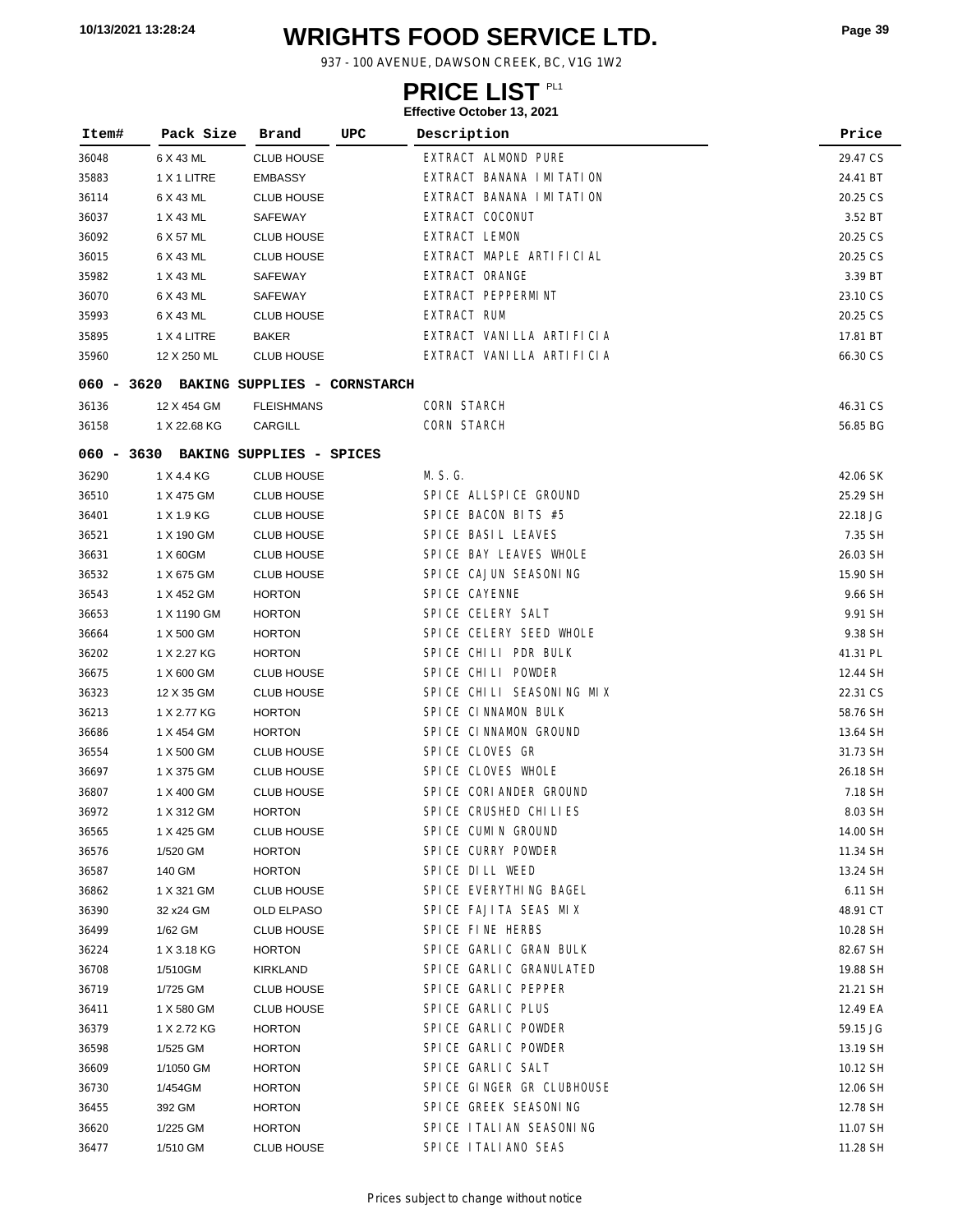# WRIGHTS FOOD SERVICE LTD.

937 - 100 AVENUE, DAWSON CREEK, BC, V1G 1W2

## PRICE LIST PL1

**Effective October 13, 2021**

| Item# | Pack Size | Brand | UPC | Description | Price |
|---|---|---|---|---|---|
| 36048 | 6 X 43 ML | CLUB HOUSE | | EXTRACT ALMOND PURE | 29.47 CS |
| 35883 | 1 X 1 LITRE | EMBASSY | | EXTRACT BANANA IMITATION | 24.41 BT |
| 36114 | 6 X 43 ML | CLUB HOUSE | | EXTRACT BANANA IMITATION | 20.25 CS |
| 36037 | 1 X 43 ML | SAFEWAY | | EXTRACT COCONUT | 3.52 BT |
| 36092 | 6 X 57 ML | CLUB HOUSE | | EXTRACT LEMON | 20.25 CS |
| 36015 | 6 X 43 ML | CLUB HOUSE | | EXTRACT MAPLE ARTIFICIAL | 20.25 CS |
| 35982 | 1 X 43 ML | SAFEWAY | | EXTRACT ORANGE | 3.39 BT |
| 36070 | 6 X 43 ML | SAFEWAY | | EXTRACT PEPPERMINT | 23.10 CS |
| 35993 | 6 X 43 ML | CLUB HOUSE | | EXTRACT RUM | 20.25 CS |
| 35895 | 1 X 4 LITRE | BAKER | | EXTRACT VANILLA ARTIFICIA | 17.81 BT |
| 35960 | 12 X 250 ML | CLUB HOUSE | | EXTRACT VANILLA ARTIFICIA | 66.30 CS |
| **060 - 3620 BAKING SUPPLIES - CORNSTARCH** | | | | | |
| 36136 | 12 X 454 GM | FLEISHMANS | | CORN STARCH | 46.31 CS |
| 36158 | 1 X 22.68 KG | CARGILL | | CORN STARCH | 56.85 BG |
| **060 - 3630 BAKING SUPPLIES - SPICES** | | | | | |
| 36290 | 1 X 4.4 KG | CLUB HOUSE | | M.S.G. | 42.06 SK |
| 36510 | 1 X 475 GM | CLUB HOUSE | | SPICE ALLSPICE GROUND | 25.29 SH |
| 36401 | 1 X 1.9 KG | CLUB HOUSE | | SPICE BACON BITS #5 | 22.18 JG |
| 36521 | 1 X 190 GM | CLUB HOUSE | | SPICE BASIL LEAVES | 7.35 SH |
| 36631 | 1 X 60GM | CLUB HOUSE | | SPICE BAY LEAVES WHOLE | 26.03 SH |
| 36532 | 1 X 675 GM | CLUB HOUSE | | SPICE CAJUN SEASONING | 15.90 SH |
| 36543 | 1 X 452 GM | HORTON | | SPICE CAYENNE | 9.66 SH |
| 36653 | 1 X 1190 GM | HORTON | | SPICE CELERY SALT | 9.91 SH |
| 36664 | 1 X 500 GM | HORTON | | SPICE CELERY SEED WHOLE | 9.38 SH |
| 36202 | 1 X 2.27 KG | HORTON | | SPICE CHILI PDR BULK | 41.31 PL |
| 36675 | 1 X 600 GM | CLUB HOUSE | | SPICE CHILI POWDER | 12.44 SH |
| 36323 | 12 X 35 GM | CLUB HOUSE | | SPICE CHILI SEASONING MIX | 22.31 CS |
| 36213 | 1 X 2.77 KG | HORTON | | SPICE CINNAMON BULK | 58.76 SH |
| 36686 | 1 X 454 GM | HORTON | | SPICE CINNAMON GROUND | 13.64 SH |
| 36554 | 1 X 500 GM | CLUB HOUSE | | SPICE CLOVES GR | 31.73 SH |
| 36697 | 1 X 375 GM | CLUB HOUSE | | SPICE CLOVES WHOLE | 26.18 SH |
| 36807 | 1 X 400 GM | CLUB HOUSE | | SPICE CORIANDER GROUND | 7.18 SH |
| 36972 | 1 X 312 GM | HORTON | | SPICE CRUSHED CHILIES | 8.03 SH |
| 36565 | 1 X 425 GM | CLUB HOUSE | | SPICE CUMIN GROUND | 14.00 SH |
| 36576 | 1/520 GM | HORTON | | SPICE CURRY POWDER | 11.34 SH |
| 36587 | 140 GM | HORTON | | SPICE DILL WEED | 13.24 SH |
| 36862 | 1 X 321 GM | CLUB HOUSE | | SPICE EVERYTHING BAGEL | 6.11 SH |
| 36390 | 32 x24 GM | OLD ELPASO | | SPICE FAJITA SEAS MIX | 48.91 CT |
| 36499 | 1/62 GM | CLUB HOUSE | | SPICE FINE HERBS | 10.28 SH |
| 36224 | 1 X 3.18 KG | HORTON | | SPICE GARLIC GRAN BULK | 82.67 SH |
| 36708 | 1/510GM | KIRKLAND | | SPICE GARLIC GRANULATED | 19.88 SH |
| 36719 | 1/725 GM | CLUB HOUSE | | SPICE GARLIC PEPPER | 21.21 SH |
| 36411 | 1 X 580 GM | CLUB HOUSE | | SPICE GARLIC PLUS | 12.49 EA |
| 36379 | 1 X 2.72 KG | HORTON | | SPICE GARLIC POWDER | 59.15 JG |
| 36598 | 1/525 GM | HORTON | | SPICE GARLIC POWDER | 13.19 SH |
| 36609 | 1/1050 GM | HORTON | | SPICE GARLIC SALT | 10.12 SH |
| 36730 | 1/454GM | HORTON | | SPICE GINGER GR CLUBHOUSE | 12.06 SH |
| 36455 | 392 GM | HORTON | | SPICE GREEK SEASONING | 12.78 SH |
| 36620 | 1/225 GM | HORTON | | SPICE ITALIAN SEASONING | 11.07 SH |
| 36477 | 1/510 GM | CLUB HOUSE | | SPICE ITALIANO SEAS | 11.28 SH |

Prices subject to change without notice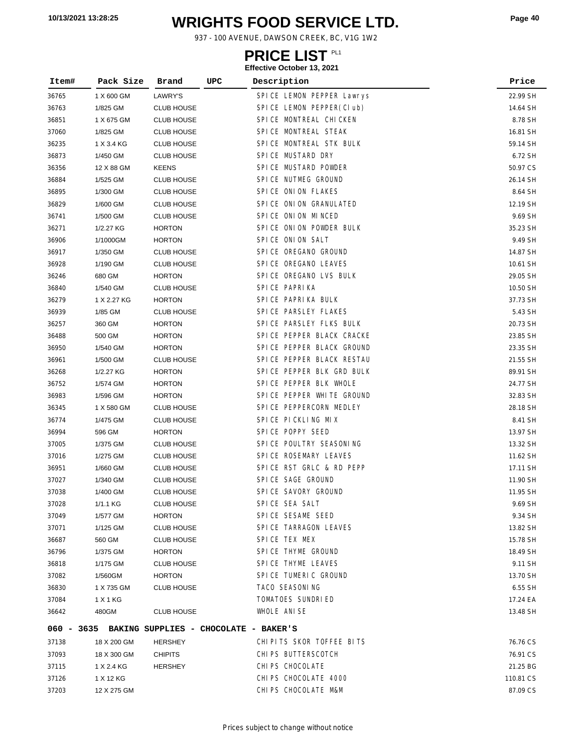# WRIGHTS FOOD SERVICE LTD.

937 - 100 AVENUE, DAWSON CREEK, BC, V1G 1W2

## PRICE LIST PL1

**Effective October 13, 2021**

| Item# | Pack Size | Brand | UPC | Description | Price |
|---|---|---|---|---|---|
| 36765 | 1 X 600 GM | LAWRY'S | | SPICE LEMON PEPPER Lawrys | 22.99 SH |
| 36763 | 1/825 GM | CLUB HOUSE | | SPICE LEMON PEPPER(Club) | 14.64 SH |
| 36851 | 1 X 675 GM | CLUB HOUSE | | SPICE MONTREAL CHICKEN | 8.78 SH |
| 37060 | 1/825 GM | CLUB HOUSE | | SPICE MONTREAL STEAK | 16.81 SH |
| 36235 | 1 X 3.4 KG | CLUB HOUSE | | SPICE MONTREAL STK BULK | 59.14 SH |
| 36873 | 1/450 GM | CLUB HOUSE | | SPICE MUSTARD DRY | 6.72 SH |
| 36356 | 12 X 88 GM | KEENS | | SPICE MUSTARD POWDER | 50.97 CS |
| 36884 | 1/525 GM | CLUB HOUSE | | SPICE NUTMEG GROUND | 26.14 SH |
| 36895 | 1/300 GM | CLUB HOUSE | | SPICE ONION FLAKES | 8.64 SH |
| 36829 | 1/600 GM | CLUB HOUSE | | SPICE ONION GRANULATED | 12.19 SH |
| 36741 | 1/500 GM | CLUB HOUSE | | SPICE ONION MINCED | 9.69 SH |
| 36271 | 1/2.27 KG | HORTON | | SPICE ONION POWDER BULK | 35.23 SH |
| 36906 | 1/1000GM | HORTON | | SPICE ONION SALT | 9.49 SH |
| 36917 | 1/350 GM | CLUB HOUSE | | SPICE OREGANO GROUND | 14.87 SH |
| 36928 | 1/190 GM | CLUB HOUSE | | SPICE OREGANO LEAVES | 10.61 SH |
| 36246 | 680 GM | HORTON | | SPICE OREGANO LVS BULK | 29.05 SH |
| 36840 | 1/540 GM | CLUB HOUSE | | SPICE PAPRIKA | 10.50 SH |
| 36279 | 1 X 2.27 KG | HORTON | | SPICE PAPRIKA BULK | 37.73 SH |
| 36939 | 1/85 GM | CLUB HOUSE | | SPICE PARSLEY FLAKES | 5.43 SH |
| 36257 | 360 GM | HORTON | | SPICE PARSLEY FLKS BULK | 20.73 SH |
| 36488 | 500 GM | HORTON | | SPICE PEPPER BLACK CRACKE | 23.85 SH |
| 36950 | 1/540 GM | HORTON | | SPICE PEPPER BLACK GROUND | 23.35 SH |
| 36961 | 1/500 GM | CLUB HOUSE | | SPICE PEPPER BLACK RESTAU | 21.55 SH |
| 36268 | 1/2.27 KG | HORTON | | SPICE PEPPER BLK GRD BULK | 89.91 SH |
| 36752 | 1/574 GM | HORTON | | SPICE PEPPER BLK WHOLE | 24.77 SH |
| 36983 | 1/596 GM | HORTON | | SPICE PEPPER WHITE GROUND | 32.83 SH |
| 36345 | 1 X 580 GM | CLUB HOUSE | | SPICE PEPPERCORN MEDLEY | 28.18 SH |
| 36774 | 1/475 GM | CLUB HOUSE | | SPICE PICKLING MIX | 8.41 SH |
| 36994 | 596 GM | HORTON | | SPICE POPPY SEED | 13.97 SH |
| 37005 | 1/375 GM | CLUB HOUSE | | SPICE POULTRY SEASONING | 13.32 SH |
| 37016 | 1/275 GM | CLUB HOUSE | | SPICE ROSEMARY LEAVES | 11.62 SH |
| 36951 | 1/660 GM | CLUB HOUSE | | SPICE RST GRLC & RD PEPP | 17.11 SH |
| 37027 | 1/340 GM | CLUB HOUSE | | SPICE SAGE GROUND | 11.90 SH |
| 37038 | 1/400 GM | CLUB HOUSE | | SPICE SAVORY GROUND | 11.95 SH |
| 37028 | 1/1.1 KG | CLUB HOUSE | | SPICE SEA SALT | 9.69 SH |
| 37049 | 1/577 GM | HORTON | | SPICE SESAME SEED | 9.34 SH |
| 37071 | 1/125 GM | CLUB HOUSE | | SPICE TARRAGON LEAVES | 13.82 SH |
| 36687 | 560 GM | CLUB HOUSE | | SPICE TEX MEX | 15.78 SH |
| 36796 | 1/375 GM | HORTON | | SPICE THYME GROUND | 18.49 SH |
| 36818 | 1/175 GM | CLUB HOUSE | | SPICE THYME LEAVES | 9.11 SH |
| 37082 | 1/560GM | HORTON | | SPICE TUMERIC GROUND | 13.70 SH |
| 36830 | 1 X 735 GM | CLUB HOUSE | | TACO SEASONING | 6.55 SH |
| 37084 | 1 X 1 KG | | | TOMATOES SUNDRIED | 17.24 EA |
| 36642 | 480GM | CLUB HOUSE | | WHOLE ANISE | 13.48 SH |
| **060 - 3635 BAKING SUPPLIES - CHOCOLATE - BAKER'S** | | | | | |
| 37138 | 18 X 200 GM | HERSHEY | | CHIPITS SKOR TOFFEE BITS | 76.76 CS |
| 37093 | 18 X 300 GM | CHIPITS | | CHIPS BUTTERSCOTCH | 76.91 CS |
| 37115 | 1 X 2.4 KG | HERSHEY | | CHIPS CHOCOLATE | 21.25 BG |
| 37126 | 1 X 12 KG | | | CHIPS CHOCOLATE 4000 | 110.81 CS |
| 37203 | 12 X 275 GM | | | CHIPS CHOCOLATE M&M | 87.09 CS |

Prices subject to change without notice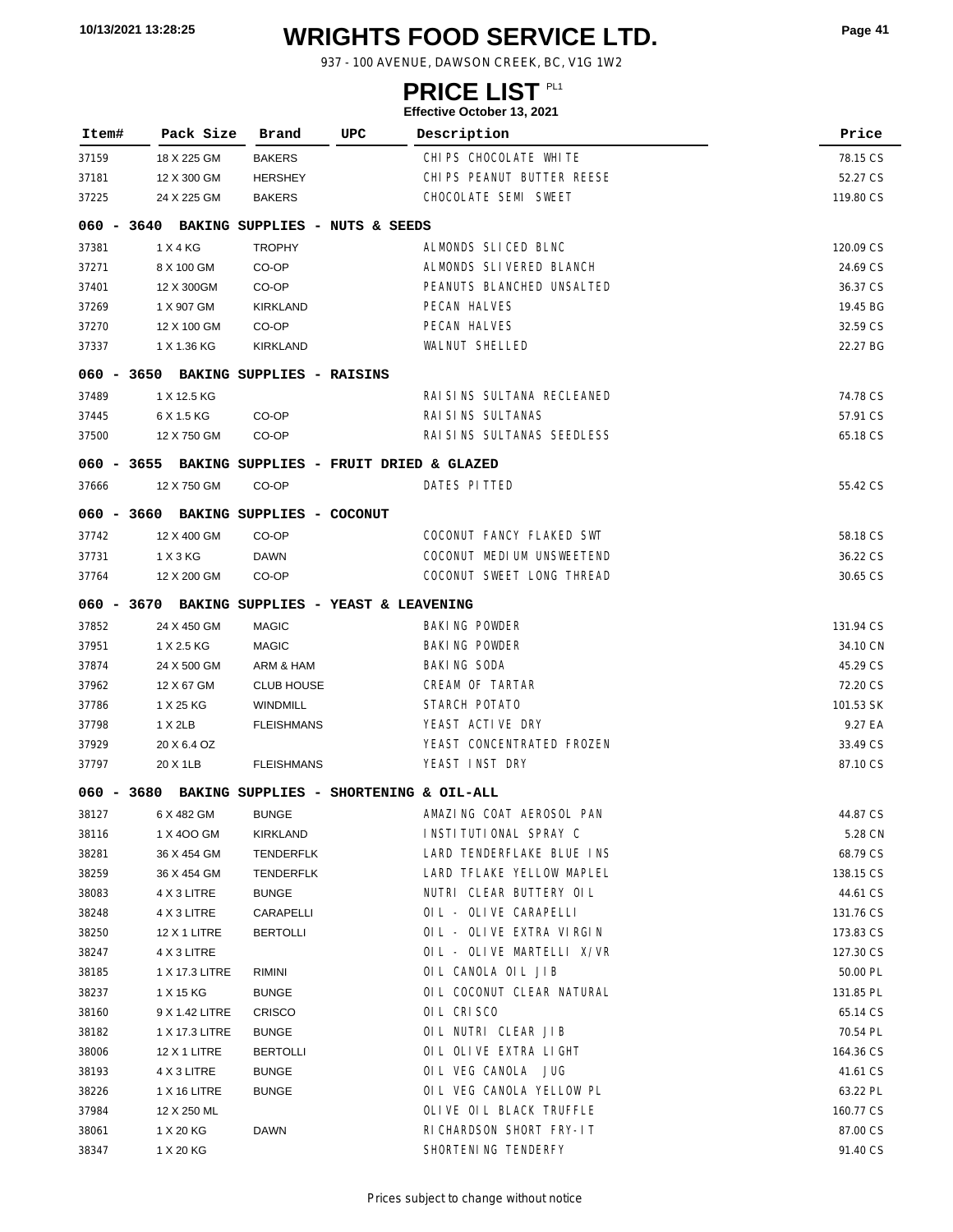# WRIGHTS FOOD SERVICE LTD.

937 - 100 AVENUE, DAWSON CREEK, BC, V1G 1W2

## PRICE LIST PL1

**Effective October 13, 2021**

| Item# | Pack Size | Brand | UPC | Description | Price |
|---|---|---|---|---|---|
| 37159 | 18 X 225 GM | BAKERS | | CHIPS CHOCOLATE WHITE | 78.15 CS |
| 37181 | 12 X 300 GM | HERSHEY | | CHIPS PEANUT BUTTER REESE | 52.27 CS |
| 37225 | 24 X 225 GM | BAKERS | | CHOCOLATE SEMI SWEET | 119.80 CS |
| **060 - 3640 BAKING SUPPLIES - NUTS & SEEDS** | | | | | |
| 37381 | 1 X 4 KG | TROPHY | | ALMONDS SLICED BLNC | 120.09 CS |
| 37271 | 8 X 100 GM | CO-OP | | ALMONDS SLIVERED BLANCH | 24.69 CS |
| 37401 | 12 X 300GM | CO-OP | | PEANUTS BLANCHED UNSALTED | 36.37 CS |
| 37269 | 1 X 907 GM | KIRKLAND | | PECAN HALVES | 19.45 BG |
| 37270 | 12 X 100 GM | CO-OP | | PECAN HALVES | 32.59 CS |
| 37337 | 1 X 1.36 KG | KIRKLAND | | WALNUT SHELLED | 22.27 BG |
| **060 - 3650 BAKING SUPPLIES - RAISINS** | | | | | |
| 37489 | 1 X 12.5 KG | | | RAISINS SULTANA RECLEANED | 74.78 CS |
| 37445 | 6 X 1.5 KG | CO-OP | | RAISINS SULTANAS | 57.91 CS |
| 37500 | 12 X 750 GM | CO-OP | | RAISINS SULTANAS SEEDLESS | 65.18 CS |
| **060 - 3655 BAKING SUPPLIES - FRUIT DRIED & GLAZED** | | | | | |
| 37666 | 12 X 750 GM | CO-OP | | DATES PITTED | 55.42 CS |
| **060 - 3660 BAKING SUPPLIES - COCONUT** | | | | | |
| 37742 | 12 X 400 GM | CO-OP | | COCONUT FANCY FLAKED SWT | 58.18 CS |
| 37731 | 1 X 3 KG | DAWN | | COCONUT MEDIUM UNSWEETEND | 36.22 CS |
| 37764 | 12 X 200 GM | CO-OP | | COCONUT SWEET LONG THREAD | 30.65 CS |
| **060 - 3670 BAKING SUPPLIES - YEAST & LEAVENING** | | | | | |
| 37852 | 24 X 450 GM | MAGIC | | BAKING POWDER | 131.94 CS |
| 37951 | 1 X 2.5 KG | MAGIC | | BAKING POWDER | 34.10 CN |
| 37874 | 24 X 500 GM | ARM & HAM | | BAKING SODA | 45.29 CS |
| 37962 | 12 X 67 GM | CLUB HOUSE | | CREAM OF TARTAR | 72.20 CS |
| 37786 | 1 X 25 KG | WINDMILL | | STARCH POTATO | 101.53 SK |
| 37798 | 1 X 2LB | FLEISHMANS | | YEAST ACTIVE DRY | 9.27 EA |
| 37929 | 20 X 6.4 OZ | | | YEAST CONCENTRATED FROZEN | 33.49 CS |
| 37797 | 20 X 1LB | FLEISHMANS | | YEAST INST DRY | 87.10 CS |
| **060 - 3680 BAKING SUPPLIES - SHORTENING & OIL-ALL** | | | | | |
| 38127 | 6 X 482 GM | BUNGE | | AMAZING COAT AEROSOL PAN | 44.87 CS |
| 38116 | 1 X 4OO GM | KIRKLAND | | INSTITUTIONAL SPRAY C | 5.28 CN |
| 38281 | 36 X 454 GM | TENDERFLK | | LARD TENDERFLAKE BLUE INS | 68.79 CS |
| 38259 | 36 X 454 GM | TENDERFLK | | LARD TFLAKE YELLOW MAPLEL | 138.15 CS |
| 38083 | 4 X 3 LITRE | BUNGE | | NUTRI CLEAR BUTTERY OIL | 44.61 CS |
| 38248 | 4 X 3 LITRE | CARAPELLI | | OIL - OLIVE CARAPELLI | 131.76 CS |
| 38250 | 12 X 1 LITRE | BERTOLLI | | OIL - OLIVE EXTRA VIRGIN | 173.83 CS |
| 38247 | 4 X 3 LITRE | | | OIL - OLIVE MARTELLI X/VR | 127.30 CS |
| 38185 | 1 X 17.3 LITRE | RIMINI | | OIL CANOLA OIL JIB | 50.00 PL |
| 38237 | 1 X 15 KG | BUNGE | | OIL COCONUT CLEAR NATURAL | 131.85 PL |
| 38160 | 9 X 1.42 LITRE | CRISCO | | OIL CRISCO | 65.14 CS |
| 38182 | 1 X 17.3 LITRE | BUNGE | | OIL NUTRI CLEAR JIB | 70.54 PL |
| 38006 | 12 X 1 LITRE | BERTOLLI | | OIL OLIVE EXTRA LIGHT | 164.36 CS |
| 38193 | 4 X 3 LITRE | BUNGE | | OIL VEG CANOLA JUG | 41.61 CS |
| 38226 | 1 X 16 LITRE | BUNGE | | OIL VEG CANOLA YELLOW PL | 63.22 PL |
| 37984 | 12 X 250 ML | | | OLIVE OIL BLACK TRUFFLE | 160.77 CS |
| 38061 | 1 X 20 KG | DAWN | | RICHARDSON SHORT FRY-IT | 87.00 CS |
| 38347 | 1 X 20 KG | | | SHORTENING TENDERFY | 91.40 CS |

Prices subject to change without notice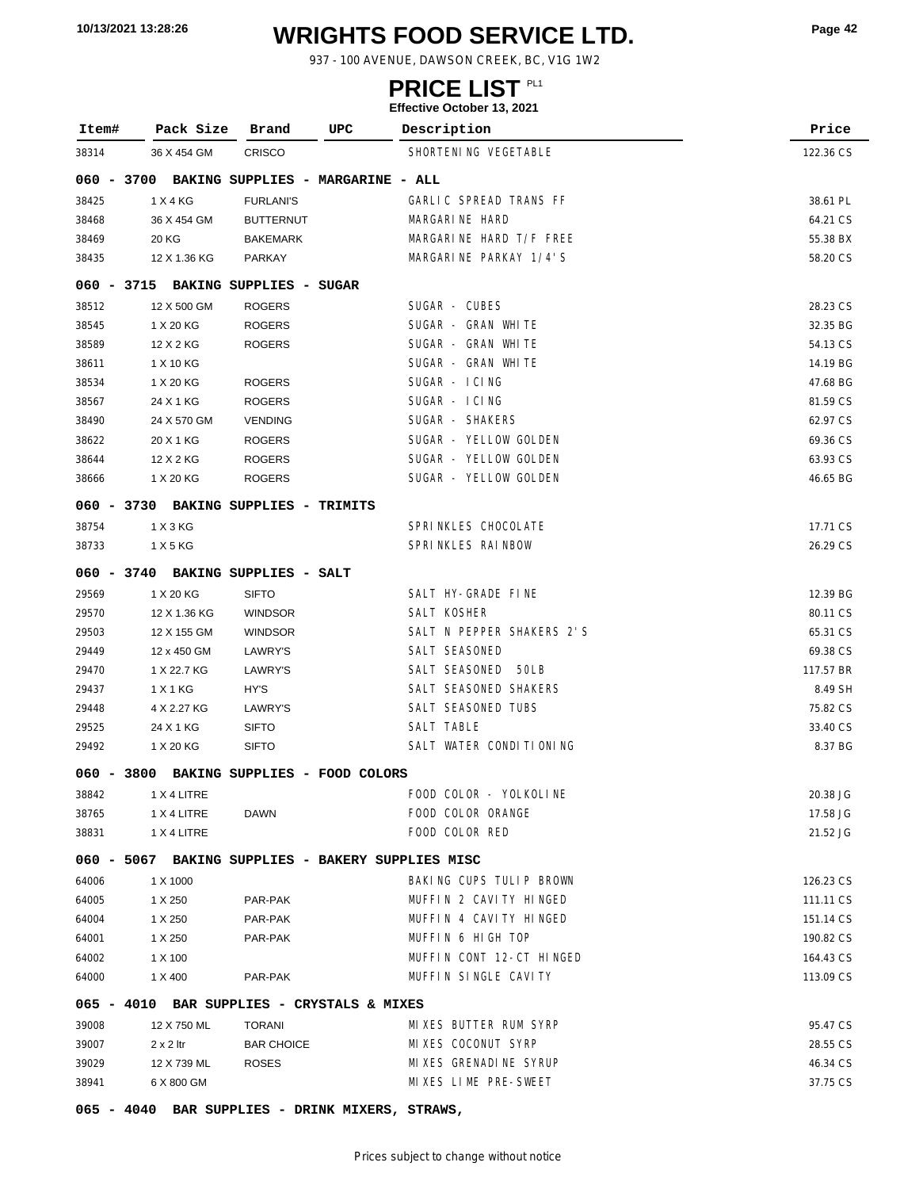# WRIGHTS FOOD SERVICE LTD.

937 - 100 AVENUE, DAWSON CREEK, BC, V1G 1W2

## PRICE LIST PL1

**Effective October 13, 2021**

| Item# | Pack Size | Brand | UPC | Description | Price |
|---|---|---|---|---|---|
| 38314 | 36 X 454 GM | CRISCO | | SHORTENING VEGETABLE | 122.36 CS |
| **060 - 3700 BAKING SUPPLIES - MARGARINE - ALL** | | | | | |
| 38425 | 1 X 4 KG | FURLANI'S | | GARLIC SPREAD TRANS FF | 38.61 PL |
| 38468 | 36 X 454 GM | BUTTERNUT | | MARGARINE HARD | 64.21 CS |
| 38469 | 20 KG | BAKEMARK | | MARGARINE HARD T/F FREE | 55.38 BX |
| 38435 | 12 X 1.36 KG | PARKAY | | MARGARINE PARKAY 1/4'S | 58.20 CS |
| **060 - 3715 BAKING SUPPLIES - SUGAR** | | | | | |
| 38512 | 12 X 500 GM | ROGERS | | SUGAR - CUBES | 28.23 CS |
| 38545 | 1 X 20 KG | ROGERS | | SUGAR - GRAN WHITE | 32.35 BG |
| 38589 | 12 X 2 KG | ROGERS | | SUGAR - GRAN WHITE | 54.13 CS |
| 38611 | 1 X 10 KG | | | SUGAR - GRAN WHITE | 14.19 BG |
| 38534 | 1 X 20 KG | ROGERS | | SUGAR - ICING | 47.68 BG |
| 38567 | 24 X 1 KG | ROGERS | | SUGAR - ICING | 81.59 CS |
| 38490 | 24 X 570 GM | VENDING | | SUGAR - SHAKERS | 62.97 CS |
| 38622 | 20 X 1 KG | ROGERS | | SUGAR - YELLOW GOLDEN | 69.36 CS |
| 38644 | 12 X 2 KG | ROGERS | | SUGAR - YELLOW GOLDEN | 63.93 CS |
| 38666 | 1 X 20 KG | ROGERS | | SUGAR - YELLOW GOLDEN | 46.65 BG |
| **060 - 3730 BAKING SUPPLIES - TRIMITS** | | | | | |
| 38754 | 1 X 3 KG | | | SPRINKLES CHOCOLATE | 17.71 CS |
| 38733 | 1 X 5 KG | | | SPRINKLES RAINBOW | 26.29 CS |
| **060 - 3740 BAKING SUPPLIES - SALT** | | | | | |
| 29569 | 1 X 20 KG | SIFTO | | SALT HY-GRADE FINE | 12.39 BG |
| 29570 | 12 X 1.36 KG | WINDSOR | | SALT KOSHER | 80.11 CS |
| 29503 | 12 X 155 GM | WINDSOR | | SALT N PEPPER SHAKERS 2'S | 65.31 CS |
| 29449 | 12 x 450 GM | LAWRY'S | | SALT SEASONED | 69.38 CS |
| 29470 | 1 X 22.7 KG | LAWRY'S | | SALT SEASONED 50LB | 117.57 BR |
| 29437 | 1 X 1 KG | HY'S | | SALT SEASONED SHAKERS | 8.49 SH |
| 29448 | 4 X 2.27 KG | LAWRY'S | | SALT SEASONED TUBS | 75.82 CS |
| 29525 | 24 X 1 KG | SIFTO | | SALT TABLE | 33.40 CS |
| 29492 | 1 X 20 KG | SIFTO | | SALT WATER CONDITIONING | 8.37 BG |
| **060 - 3800 BAKING SUPPLIES - FOOD COLORS** | | | | | |
| 38842 | 1 X 4 LITRE | | | FOOD COLOR - YOLKOLINE | 20.38 JG |
| 38765 | 1 X 4 LITRE | DAWN | | FOOD COLOR ORANGE | 17.58 JG |
| 38831 | 1 X 4 LITRE | | | FOOD COLOR RED | 21.52 JG |
| **060 - 5067 BAKING SUPPLIES - BAKERY SUPPLIES MISC** | | | | | |
| 64006 | 1 X 1000 | | | BAKING CUPS TULIP BROWN | 126.23 CS |
| 64005 | 1 X 250 | PAR-PAK | | MUFFIN 2 CAVITY HINGED | 111.11 CS |
| 64004 | 1 X 250 | PAR-PAK | | MUFFIN 4 CAVITY HINGED | 151.14 CS |
| 64001 | 1 X 250 | PAR-PAK | | MUFFIN 6 HIGH TOP | 190.82 CS |
| 64002 | 1 X 100 | | | MUFFIN CONT 12-CT HINGED | 164.43 CS |
| 64000 | 1 X 400 | PAR-PAK | | MUFFIN SINGLE CAVITY | 113.09 CS |
| **065 - 4010 BAR SUPPLIES - CRYSTALS & MIXES** | | | | | |
| 39008 | 12 X 750 ML | TORANI | | MIXES BUTTER RUM SYRP | 95.47 CS |
| 39007 | 2 x 2 ltr | BAR CHOICE | | MIXES COCONUT SYRP | 28.55 CS |
| 39029 | 12 X 739 ML | ROSES | | MIXES GRENADINE SYRUP | 46.34 CS |
| 38941 | 6 X 800 GM | | | MIXES LIME PRE-SWEET | 37.75 CS |
| **065 - 4040 BAR SUPPLIES - DRINK MIXERS, STRAWS,** | | | | | |

Prices subject to change without notice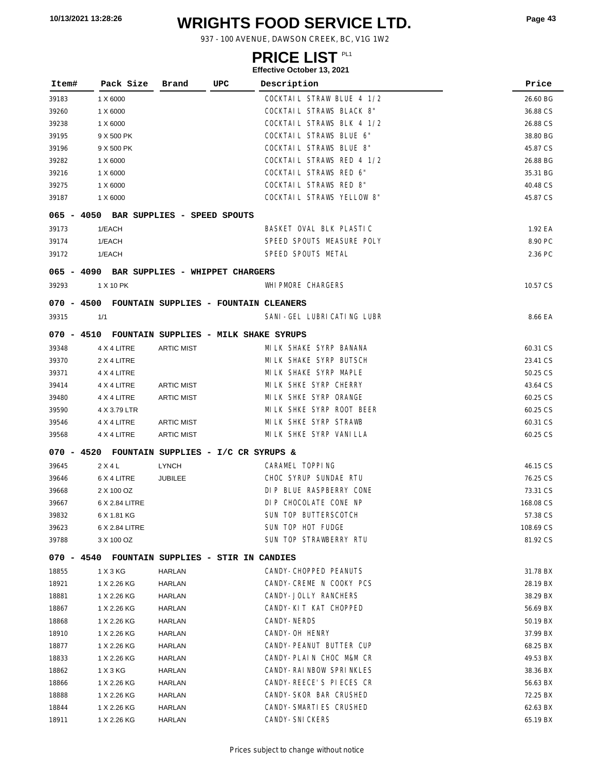# WRIGHTS FOOD SERVICE LTD.

937 - 100 AVENUE, DAWSON CREEK, BC, V1G 1W2

## PRICE LIST PL1

**Effective October 13, 2021**

| Item# | Pack Size | Brand | UPC | Description | Price |
|---|---|---|---|---|---|
| 39183 | 1 X 6000 | | | COCKTAIL STRAW BLUE 4 1/2 | 26.60 BG |
| 39260 | 1 X 6000 | | | COCKTAIL STRAWS BLACK 8" | 36.88 CS |
| 39238 | 1 X 6000 | | | COCKTAIL STRAWS BLK 4 1/2 | 26.88 CS |
| 39195 | 9 X 500 PK | | | COCKTAIL STRAWS BLUE 6" | 38.80 BG |
| 39196 | 9 X 500 PK | | | COCKTAIL STRAWS BLUE 8" | 45.87 CS |
| 39282 | 1 X 6000 | | | COCKTAIL STRAWS RED 4 1/2 | 26.88 BG |
| 39216 | 1 X 6000 | | | COCKTAIL STRAWS RED 6" | 35.31 BG |
| 39275 | 1 X 6000 | | | COCKTAIL STRAWS RED 8" | 40.48 CS |
| 39187 | 1 X 6000 | | | COCKTAIL STRAWS YELLOW 8" | 45.87 CS |
| **065 - 4050 BAR SUPPLIES - SPEED SPOUTS** | | | | | |
| 39173 | 1/EACH | | | BASKET OVAL BLK PLASTIC | 1.92 EA |
| 39174 | 1/EACH | | | SPEED SPOUTS MEASURE POLY | 8.90 PC |
| 39172 | 1/EACH | | | SPEED SPOUTS METAL | 2.36 PC |
| **065 - 4090 BAR SUPPLIES - WHIPPET CHARGERS** | | | | | |
| 39293 | 1 X 10 PK | | | WHIPMORE CHARGERS | 10.57 CS |
| **070 - 4500 FOUNTAIN SUPPLIES - FOUNTAIN CLEANERS** | | | | | |
| 39315 | 1/1 | | | SANI-GEL LUBRICATING LUBR | 8.66 EA |
| **070 - 4510 FOUNTAIN SUPPLIES - MILK SHAKE SYRUPS** | | | | | |
| 39348 | 4 X 4 LITRE | ARTIC MIST | | MILK SHAKE SYRP BANANA | 60.31 CS |
| 39370 | 2 X 4 LITRE | | | MILK SHAKE SYRP BUTSCH | 23.41 CS |
| 39371 | 4 X 4 LITRE | | | MILK SHAKE SYRP MAPLE | 50.25 CS |
| 39414 | 4 X 4 LITRE | ARTIC MIST | | MILK SHKE SYRP CHERRY | 43.64 CS |
| 39480 | 4 X 4 LITRE | ARTIC MIST | | MILK SHKE SYRP ORANGE | 60.25 CS |
| 39590 | 4 X 3.79 LTR | | | MILK SHKE SYRP ROOT BEER | 60.25 CS |
| 39546 | 4 X 4 LITRE | ARTIC MIST | | MILK SHKE SYRP STRAWB | 60.31 CS |
| 39568 | 4 X 4 LITRE | ARTIC MIST | | MILK SHKE SYRP VANILLA | 60.25 CS |
| **070 - 4520 FOUNTAIN SUPPLIES - I/C CR SYRUPS &** | | | | | |
| 39645 | 2 X 4 L | LYNCH | | CARAMEL TOPPING | 46.15 CS |
| 39646 | 6 X 4 LITRE | JUBILEE | | CHOC SYRUP SUNDAE RTU | 76.25 CS |
| 39668 | 2 X 100 OZ | | | DIP BLUE RASPBERRY CONE | 73.31 CS |
| 39667 | 6 X 2.84 LITRE | | | DIP CHOCOLATE CONE NP | 168.08 CS |
| 39832 | 6 X 1.81 KG | | | SUN TOP BUTTERSCOTCH | 57.38 CS |
| 39623 | 6 X 2.84 LITRE | | | SUN TOP HOT FUDGE | 108.69 CS |
| 39788 | 3 X 100 OZ | | | SUN TOP STRAWBERRY RTU | 81.92 CS |
| **070 - 4540 FOUNTAIN SUPPLIES - STIR IN CANDIES** | | | | | |
| 18855 | 1 X 3 KG | HARLAN | | CANDY-CHOPPED PEANUTS | 31.78 BX |
| 18921 | 1 X 2.26 KG | HARLAN | | CANDY-CREME N COOKY PCS | 28.19 BX |
| 18881 | 1 X 2.26 KG | HARLAN | | CANDY-JOLLY RANCHERS | 38.29 BX |
| 18867 | 1 X 2.26 KG | HARLAN | | CANDY-KIT KAT CHOPPED | 56.69 BX |
| 18868 | 1 X 2.26 KG | HARLAN | | CANDY-NERDS | 50.19 BX |
| 18910 | 1 X 2.26 KG | HARLAN | | CANDY-OH HENRY | 37.99 BX |
| 18877 | 1 X 2.26 KG | HARLAN | | CANDY-PEANUT BUTTER CUP | 68.25 BX |
| 18833 | 1 X 2.26 KG | HARLAN | | CANDY-PLAIN CHOC M&M CR | 49.53 BX |
| 18862 | 1 X 3 KG | HARLAN | | CANDY-RAINBOW SPRINKLES | 38.36 BX |
| 18866 | 1 X 2.26 KG | HARLAN | | CANDY-REECE'S PIECES CR | 56.63 BX |
| 18888 | 1 X 2.26 KG | HARLAN | | CANDY-SKOR BAR CRUSHED | 72.25 BX |
| 18844 | 1 X 2.26 KG | HARLAN | | CANDY-SMARTIES CRUSHED | 62.63 BX |
| 18911 | 1 X 2.26 KG | HARLAN | | CANDY-SNICKERS | 65.19 BX |

Prices subject to change without notice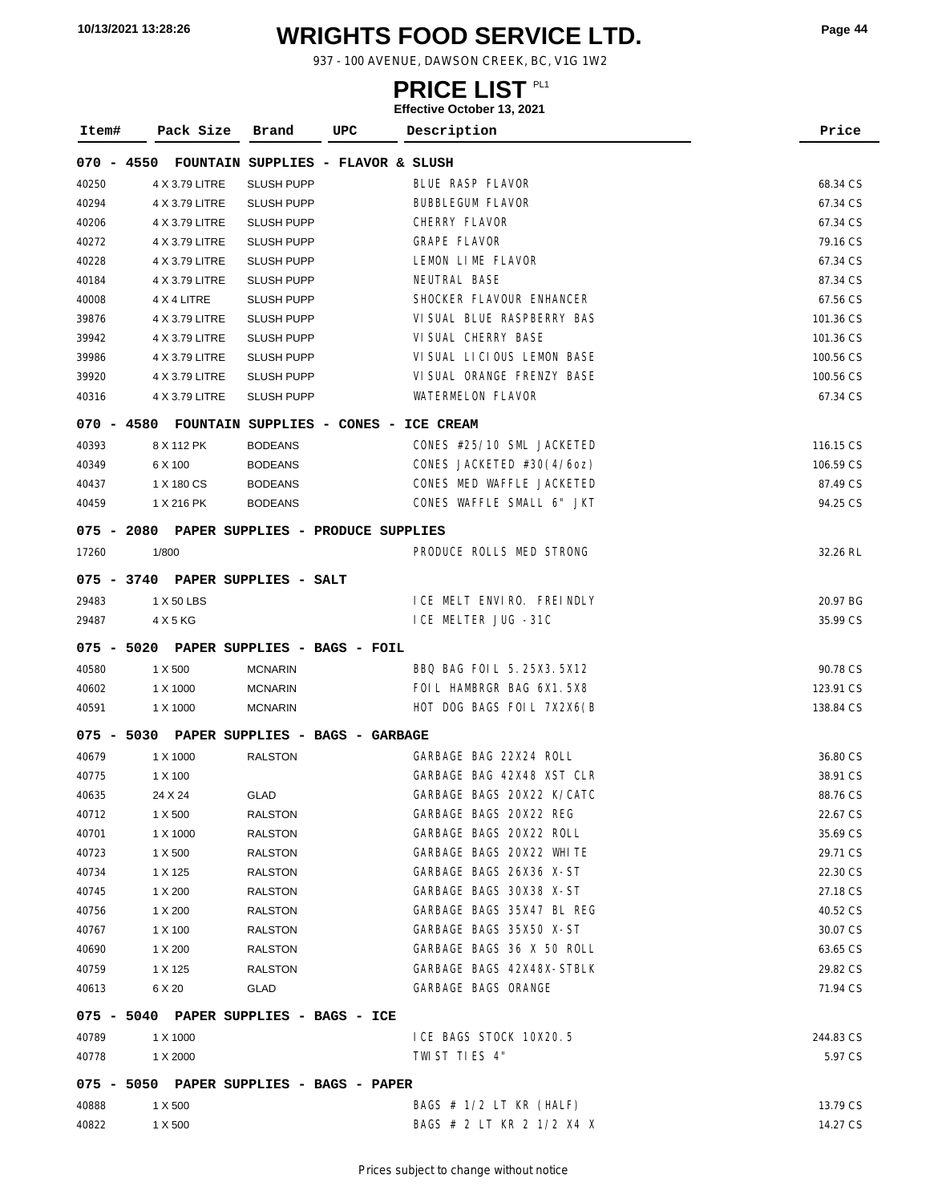# WRIGHTS FOOD SERVICE LTD.

937 - 100 AVENUE, DAWSON CREEK, BC, V1G 1W2

## PRICE LIST PL1

**Effective October 13, 2021**

| Item# | Pack Size | Brand | UPC | Description | Price |
|---|---|---|---|---|---|
| **070 - 4550 FOUNTAIN SUPPLIES - FLAVOR & SLUSH** | | | | | |
| 40250 | 4 X 3.79 LITRE | SLUSH PUPP | | BLUE RASP FLAVOR | 68.34 CS |
| 40294 | 4 X 3.79 LITRE | SLUSH PUPP | | BUBBLEGUM FLAVOR | 67.34 CS |
| 40206 | 4 X 3.79 LITRE | SLUSH PUPP | | CHERRY FLAVOR | 67.34 CS |
| 40272 | 4 X 3.79 LITRE | SLUSH PUPP | | GRAPE FLAVOR | 79.16 CS |
| 40228 | 4 X 3.79 LITRE | SLUSH PUPP | | LEMON LIME FLAVOR | 67.34 CS |
| 40184 | 4 X 3.79 LITRE | SLUSH PUPP | | NEUTRAL BASE | 87.34 CS |
| 40008 | 4 X 4 LITRE | SLUSH PUPP | | SHOCKER FLAVOUR ENHANCER | 67.56 CS |
| 39876 | 4 X 3.79 LITRE | SLUSH PUPP | | VISUAL BLUE RASPBERRY BAS | 101.36 CS |
| 39942 | 4 X 3.79 LITRE | SLUSH PUPP | | VISUAL CHERRY BASE | 101.36 CS |
| 39986 | 4 X 3.79 LITRE | SLUSH PUPP | | VISUAL LICIOUS LEMON BASE | 100.56 CS |
| 39920 | 4 X 3.79 LITRE | SLUSH PUPP | | VISUAL ORANGE FRENZY BASE | 100.56 CS |
| 40316 | 4 X 3.79 LITRE | SLUSH PUPP | | WATERMELON FLAVOR | 67.34 CS |
| **070 - 4580 FOUNTAIN SUPPLIES - CONES - ICE CREAM** | | | | | |
| 40393 | 8 X 112 PK | BODEANS | | CONES #25/10 SML JACKETED | 116.15 CS |
| 40349 | 6 X 100 | BODEANS | | CONES JACKETED #30(4/6oz) | 106.59 CS |
| 40437 | 1 X 180 CS | BODEANS | | CONES MED WAFFLE JACKETED | 87.49 CS |
| 40459 | 1 X 216 PK | BODEANS | | CONES WAFFLE SMALL 6" JKT | 94.25 CS |
| **075 - 2080 PAPER SUPPLIES - PRODUCE SUPPLIES** | | | | | |
| 17260 | 1/800 | | | PRODUCE ROLLS MED STRONG | 32.26 RL |
| **075 - 3740 PAPER SUPPLIES - SALT** | | | | | |
| 29483 | 1 X 50 LBS | | | ICE MELT ENVIRO. FREINDLY | 20.97 BG |
| 29487 | 4 X 5 KG | | | ICE MELTER JUG -31C | 35.99 CS |
| **075 - 5020 PAPER SUPPLIES - BAGS - FOIL** | | | | | |
| 40580 | 1 X 500 | MCNARIN | | BBQ BAG FOIL 5.25X3.5X12 | 90.78 CS |
| 40602 | 1 X 1000 | MCNARIN | | FOIL HAMBRGR BAG 6X1.5X8 | 123.91 CS |
| 40591 | 1 X 1000 | MCNARIN | | HOT DOG BAGS FOIL 7X2X6(B | 138.84 CS |
| **075 - 5030 PAPER SUPPLIES - BAGS - GARBAGE** | | | | | |
| 40679 | 1 X 1000 | RALSTON | | GARBAGE BAG 22X24 ROLL | 36.80 CS |
| 40775 | 1 X 100 | | | GARBAGE BAG 42X48 XST CLR | 38.91 CS |
| 40635 | 24 X 24 | GLAD | | GARBAGE BAGS 20X22 K/CATC | 88.76 CS |
| 40712 | 1 X 500 | RALSTON | | GARBAGE BAGS 20X22 REG | 22.67 CS |
| 40701 | 1 X 1000 | RALSTON | | GARBAGE BAGS 20X22 ROLL | 35.69 CS |
| 40723 | 1 X 500 | RALSTON | | GARBAGE BAGS 20X22 WHITE | 29.71 CS |
| 40734 | 1 X 125 | RALSTON | | GARBAGE BAGS 26X36 X-ST | 22.30 CS |
| 40745 | 1 X 200 | RALSTON | | GARBAGE BAGS 30X38 X-ST | 27.18 CS |
| 40756 | 1 X 200 | RALSTON | | GARBAGE BAGS 35X47 BL REG | 40.52 CS |
| 40767 | 1 X 100 | RALSTON | | GARBAGE BAGS 35X50 X-ST | 30.07 CS |
| 40690 | 1 X 200 | RALSTON | | GARBAGE BAGS 36 X 50 ROLL | 63.65 CS |
| 40759 | 1 X 125 | RALSTON | | GARBAGE BAGS 42X48X-STBLK | 29.82 CS |
| 40613 | 6 X 20 | GLAD | | GARBAGE BAGS ORANGE | 71.94 CS |
| **075 - 5040 PAPER SUPPLIES - BAGS - ICE** | | | | | |
| 40789 | 1 X 1000 | | | ICE BAGS STOCK 10X20.5 | 244.83 CS |
| 40778 | 1 X 2000 | | | TWIST TIES 4" | 5.97 CS |
| **075 - 5050 PAPER SUPPLIES - BAGS - PAPER** | | | | | |
| 40888 | 1 X 500 | | | BAGS # 1/2 LT KR (HALF) | 13.79 CS |
| 40822 | 1 X 500 | | | BAGS # 2 LT KR 2 1/2 X4 X | 14.27 CS |

Prices subject to change without notice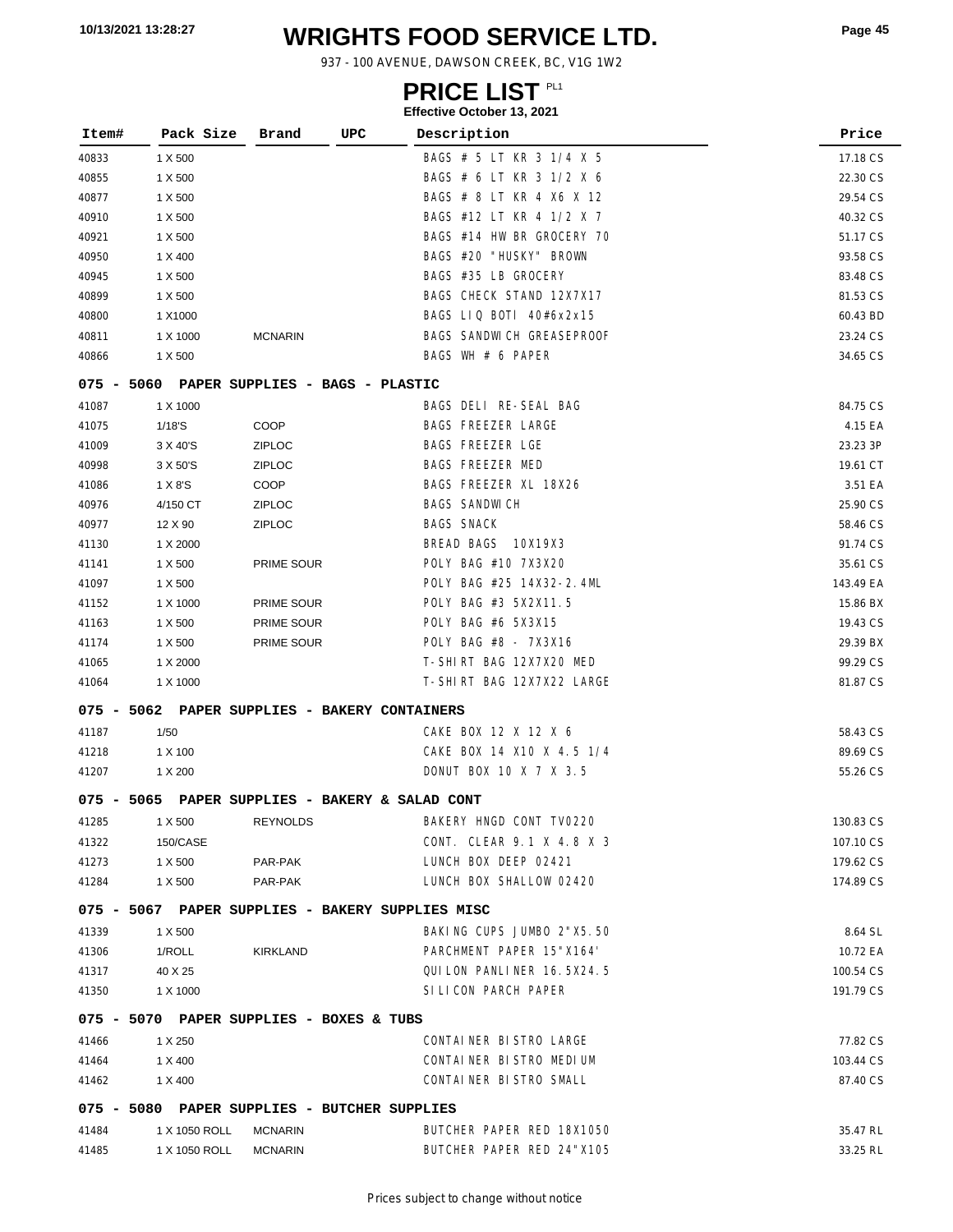# WRIGHTS FOOD SERVICE LTD.

937 - 100 AVENUE, DAWSON CREEK, BC, V1G 1W2

## PRICE LIST PL1

**Effective October 13, 2021**

| Item# | Pack Size | Brand | UPC | Description | Price |
|---|---|---|---|---|---|
| 40833 | 1 X 500 | | | BAGS # 5 LT KR 3 1/4 X 5 | 17.18 CS |
| 40855 | 1 X 500 | | | BAGS # 6 LT KR 3 1/2 X 6 | 22.30 CS |
| 40877 | 1 X 500 | | | BAGS # 8 LT KR 4 X6 X 12 | 29.54 CS |
| 40910 | 1 X 500 | | | BAGS #12 LT KR 4 1/2 X 7 | 40.32 CS |
| 40921 | 1 X 500 | | | BAGS #14 HW BR GROCERY 70 | 51.17 CS |
| 40950 | 1 X 400 | | | BAGS #20 "HUSKY" BROWN | 93.58 CS |
| 40945 | 1 X 500 | | | BAGS #35 LB GROCERY | 83.48 CS |
| 40899 | 1 X 500 | | | BAGS CHECK STAND 12X7X17 | 81.53 CS |
| 40800 | 1 X1000 | | | BAGS LIQ BOTI 40#6x2x15 | 60.43 BD |
| 40811 | 1 X 1000 | MCNARIN | | BAGS SANDWICH GREASEPROOF | 23.24 CS |
| 40866 | 1 X 500 | | | BAGS WH # 6 PAPER | 34.65 CS |
| **075 - 5060 PAPER SUPPLIES - BAGS - PLASTIC** | | | | | |
| 41087 | 1 X 1000 | | | BAGS DELI RE-SEAL BAG | 84.75 CS |
| 41075 | 1/18'S | COOP | | BAGS FREEZER LARGE | 4.15 EA |
| 41009 | 3 X 40'S | ZIPLOC | | BAGS FREEZER LGE | 23.23 3P |
| 40998 | 3 X 50'S | ZIPLOC | | BAGS FREEZER MED | 19.61 CT |
| 41086 | 1 X 8'S | COOP | | BAGS FREEZER XL 18X26 | 3.51 EA |
| 40976 | 4/150 CT | ZIPLOC | | BAGS SANDWICH | 25.90 CS |
| 40977 | 12 X 90 | ZIPLOC | | BAGS SNACK | 58.46 CS |
| 41130 | 1 X 2000 | | | BREAD BAGS 10X19X3 | 91.74 CS |
| 41141 | 1 X 500 | PRIME SOUR | | POLY BAG #10 7X3X20 | 35.61 CS |
| 41097 | 1 X 500 | | | POLY BAG #25 14X32-2.4ML | 143.49 EA |
| 41152 | 1 X 1000 | PRIME SOUR | | POLY BAG #3 5X2X11.5 | 15.86 BX |
| 41163 | 1 X 500 | PRIME SOUR | | POLY BAG #6 5X3X15 | 19.43 CS |
| 41174 | 1 X 500 | PRIME SOUR | | POLY BAG #8 - 7X3X16 | 29.39 BX |
| 41065 | 1 X 2000 | | | T-SHIRT BAG 12X7X20 MED | 99.29 CS |
| 41064 | 1 X 1000 | | | T-SHIRT BAG 12X7X22 LARGE | 81.87 CS |
| **075 - 5062 PAPER SUPPLIES - BAKERY CONTAINERS** | | | | | |
| 41187 | 1/50 | | | CAKE BOX 12 X 12 X 6 | 58.43 CS |
| 41218 | 1 X 100 | | | CAKE BOX 14 X10 X 4.5 1/4 | 89.69 CS |
| 41207 | 1 X 200 | | | DONUT BOX 10 X 7 X 3.5 | 55.26 CS |
| **075 - 5065 PAPER SUPPLIES - BAKERY & SALAD CONT** | | | | | |
| 41285 | 1 X 500 | REYNOLDS | | BAKERY HNGD CONT TV0220 | 130.83 CS |
| 41322 | 150/CASE | | | CONT. CLEAR 9.1 X 4.8 X 3 | 107.10 CS |
| 41273 | 1 X 500 | PAR-PAK | | LUNCH BOX DEEP 02421 | 179.62 CS |
| 41284 | 1 X 500 | PAR-PAK | | LUNCH BOX SHALLOW 02420 | 174.89 CS |
| **075 - 5067 PAPER SUPPLIES - BAKERY SUPPLIES MISC** | | | | | |
| 41339 | 1 X 500 | | | BAKING CUPS JUMBO 2"X5.50 | 8.64 SL |
| 41306 | 1/ROLL | KIRKLAND | | PARCHMENT PAPER 15"X164' | 10.72 EA |
| 41317 | 40 X 25 | | | QUILON PANLINER 16.5X24.5 | 100.54 CS |
| 41350 | 1 X 1000 | | | SILICON PARCH PAPER | 191.79 CS |
| **075 - 5070 PAPER SUPPLIES - BOXES & TUBS** | | | | | |
| 41466 | 1 X 250 | | | CONTAINER BISTRO LARGE | 77.82 CS |
| 41464 | 1 X 400 | | | CONTAINER BISTRO MEDIUM | 103.44 CS |
| 41462 | 1 X 400 | | | CONTAINER BISTRO SMALL | 87.40 CS |
| **075 - 5080 PAPER SUPPLIES - BUTCHER SUPPLIES** | | | | | |
| 41484 | 1 X 1050 ROLL | MCNARIN | | BUTCHER PAPER RED 18X1050 | 35.47 RL |
| 41485 | 1 X 1050 ROLL | MCNARIN | | BUTCHER PAPER RED 24"X105 | 33.25 RL |

Prices subject to change without notice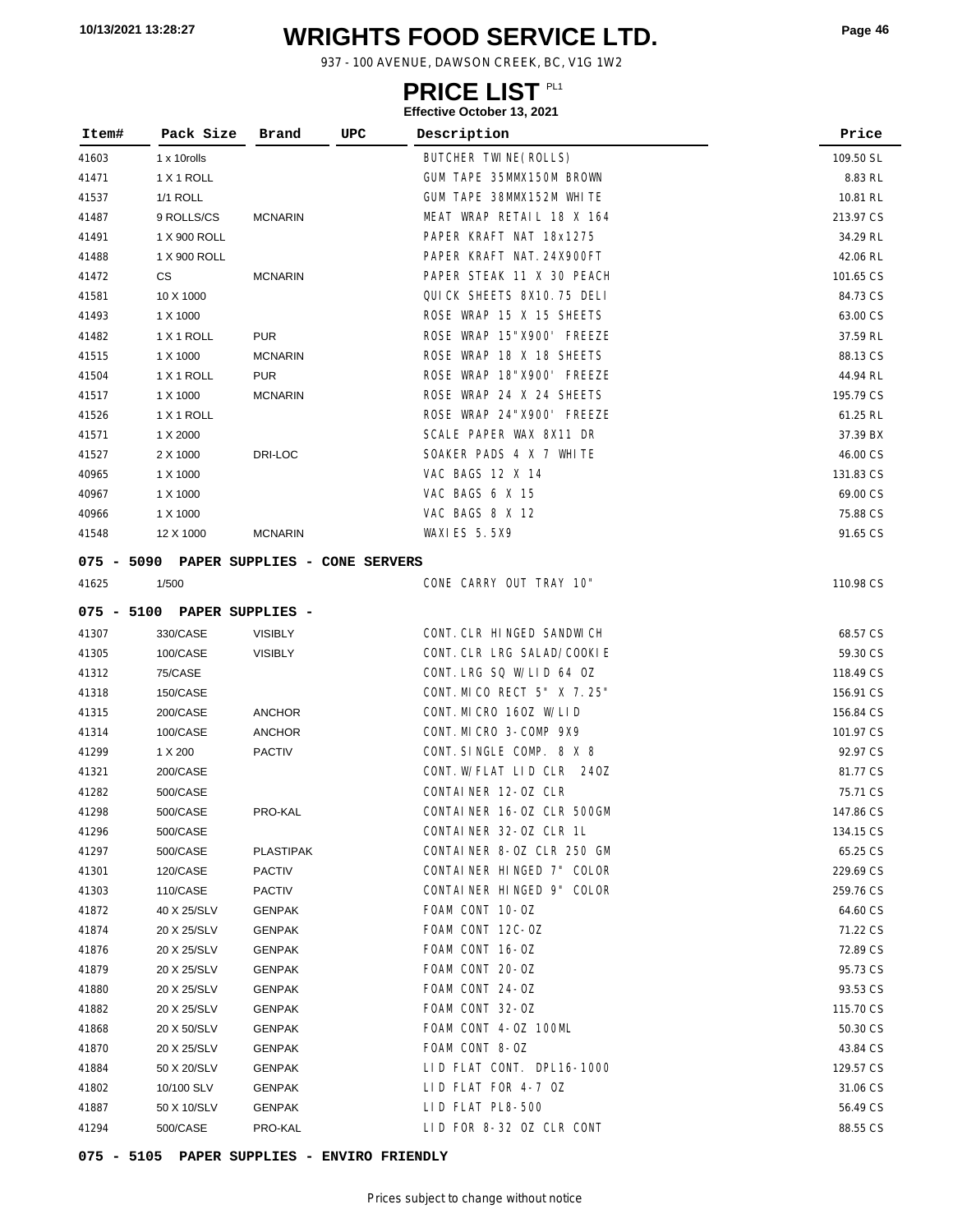# WRIGHTS FOOD SERVICE LTD.

937 - 100 AVENUE, DAWSON CREEK, BC, V1G 1W2

## PRICE LIST PL1

**Effective October 13, 2021**

| Item# | Pack Size | Brand | UPC | Description | Price |
|---|---|---|---|---|---|
| 41603 | 1 x 10rolls | | | BUTCHER TWINE(ROLLS) | 109.50 SL |
| 41471 | 1 X 1 ROLL | | | GUM TAPE 35MMX150M BROWN | 8.83 RL |
| 41537 | 1/1 ROLL | | | GUM TAPE 38MMX152M WHITE | 10.81 RL |
| 41487 | 9 ROLLS/CS | MCNARIN | | MEAT WRAP RETAIL 18 X 164 | 213.97 CS |
| 41491 | 1 X 900 ROLL | | | PAPER KRAFT NAT 18x1275 | 34.29 RL |
| 41488 | 1 X 900 ROLL | | | PAPER KRAFT NAT.24X900FT | 42.06 RL |
| 41472 | CS | MCNARIN | | PAPER STEAK 11 X 30 PEACH | 101.65 CS |
| 41581 | 10 X 1000 | | | QUICK SHEETS 8X10.75 DELI | 84.73 CS |
| 41493 | 1 X 1000 | | | ROSE WRAP 15 X 15 SHEETS | 63.00 CS |
| 41482 | 1 X 1 ROLL | PUR | | ROSE WRAP 15"X900' FREEZE | 37.59 RL |
| 41515 | 1 X 1000 | MCNARIN | | ROSE WRAP 18 X 18 SHEETS | 88.13 CS |
| 41504 | 1 X 1 ROLL | PUR | | ROSE WRAP 18"X900' FREEZE | 44.94 RL |
| 41517 | 1 X 1000 | MCNARIN | | ROSE WRAP 24 X 24 SHEETS | 195.79 CS |
| 41526 | 1 X 1 ROLL | | | ROSE WRAP 24"X900' FREEZE | 61.25 RL |
| 41571 | 1 X 2000 | | | SCALE PAPER WAX 8X11 DR | 37.39 BX |
| 41527 | 2 X 1000 | DRI-LOC | | SOAKER PADS 4 X 7 WHITE | 46.00 CS |
| 40965 | 1 X 1000 | | | VAC BAGS 12 X 14 | 131.83 CS |
| 40967 | 1 X 1000 | | | VAC BAGS 6 X 15 | 69.00 CS |
| 40966 | 1 X 1000 | | | VAC BAGS 8 X 12 | 75.88 CS |
| 41548 | 12 X 1000 | MCNARIN | | WAXIES 5.5X9 | 91.65 CS |

**075 - 5090 PAPER SUPPLIES - CONE SERVERS**

| Item# | Pack Size | Brand | UPC | Description | Price |
|---|---|---|---|---|---|
| 41625 | 1/500 | | | CONE CARRY OUT TRAY 10" | 110.98 CS |

**075 - 5100 PAPER SUPPLIES -**

| Item# | Pack Size | Brand | UPC | Description | Price |
|---|---|---|---|---|---|
| 41307 | 330/CASE | VISIBLY | | CONT.CLR HINGED SANDWICH | 68.57 CS |
| 41305 | 100/CASE | VISIBLY | | CONT.CLR LRG SALAD/COOKIE | 59.30 CS |
| 41312 | 75/CASE | | | CONT.LRG SQ W/LID 64 OZ | 118.49 CS |
| 41318 | 150/CASE | | | CONT.MICO RECT 5" X 7.25" | 156.91 CS |
| 41315 | 200/CASE | ANCHOR | | CONT.MICRO 16OZ W/LID | 156.84 CS |
| 41314 | 100/CASE | ANCHOR | | CONT.MICRO 3-COMP 9X9 | 101.97 CS |
| 41299 | 1 X 200 | PACTIV | | CONT.SINGLE COMP. 8 X 8 | 92.97 CS |
| 41321 | 200/CASE | | | CONT.W/FLAT LID CLR 24OZ | 81.77 CS |
| 41282 | 500/CASE | | | CONTAINER 12-OZ CLR | 75.71 CS |
| 41298 | 500/CASE | PRO-KAL | | CONTAINER 16-OZ CLR 500GM | 147.86 CS |
| 41296 | 500/CASE | | | CONTAINER 32-OZ CLR 1L | 134.15 CS |
| 41297 | 500/CASE | PLASTIPAK | | CONTAINER 8-OZ CLR 250 GM | 65.25 CS |
| 41301 | 120/CASE | PACTIV | | CONTAINER HINGED 7" COLOR | 229.69 CS |
| 41303 | 110/CASE | PACTIV | | CONTAINER HINGED 9" COLOR | 259.76 CS |
| 41872 | 40 X 25/SLV | GENPAK | | FOAM CONT 10-OZ | 64.60 CS |
| 41874 | 20 X 25/SLV | GENPAK | | FOAM CONT 12C-OZ | 71.22 CS |
| 41876 | 20 X 25/SLV | GENPAK | | FOAM CONT 16-OZ | 72.89 CS |
| 41879 | 20 X 25/SLV | GENPAK | | FOAM CONT 20-OZ | 95.73 CS |
| 41880 | 20 X 25/SLV | GENPAK | | FOAM CONT 24-OZ | 93.53 CS |
| 41882 | 20 X 25/SLV | GENPAK | | FOAM CONT 32-OZ | 115.70 CS |
| 41868 | 20 X 50/SLV | GENPAK | | FOAM CONT 4-OZ 100ML | 50.30 CS |
| 41870 | 20 X 25/SLV | GENPAK | | FOAM CONT 8-OZ | 43.84 CS |
| 41884 | 50 X 20/SLV | GENPAK | | LID FLAT CONT. DPL16-1000 | 129.57 CS |
| 41802 | 10/100 SLV | GENPAK | | LID FLAT FOR 4-7 OZ | 31.06 CS |
| 41887 | 50 X 10/SLV | GENPAK | | LID FLAT PL8-500 | 56.49 CS |
| 41294 | 500/CASE | PRO-KAL | | LID FOR 8-32 OZ CLR CONT | 88.55 CS |

**075 - 5105 PAPER SUPPLIES - ENVIRO FRIENDLY**

Prices subject to change without notice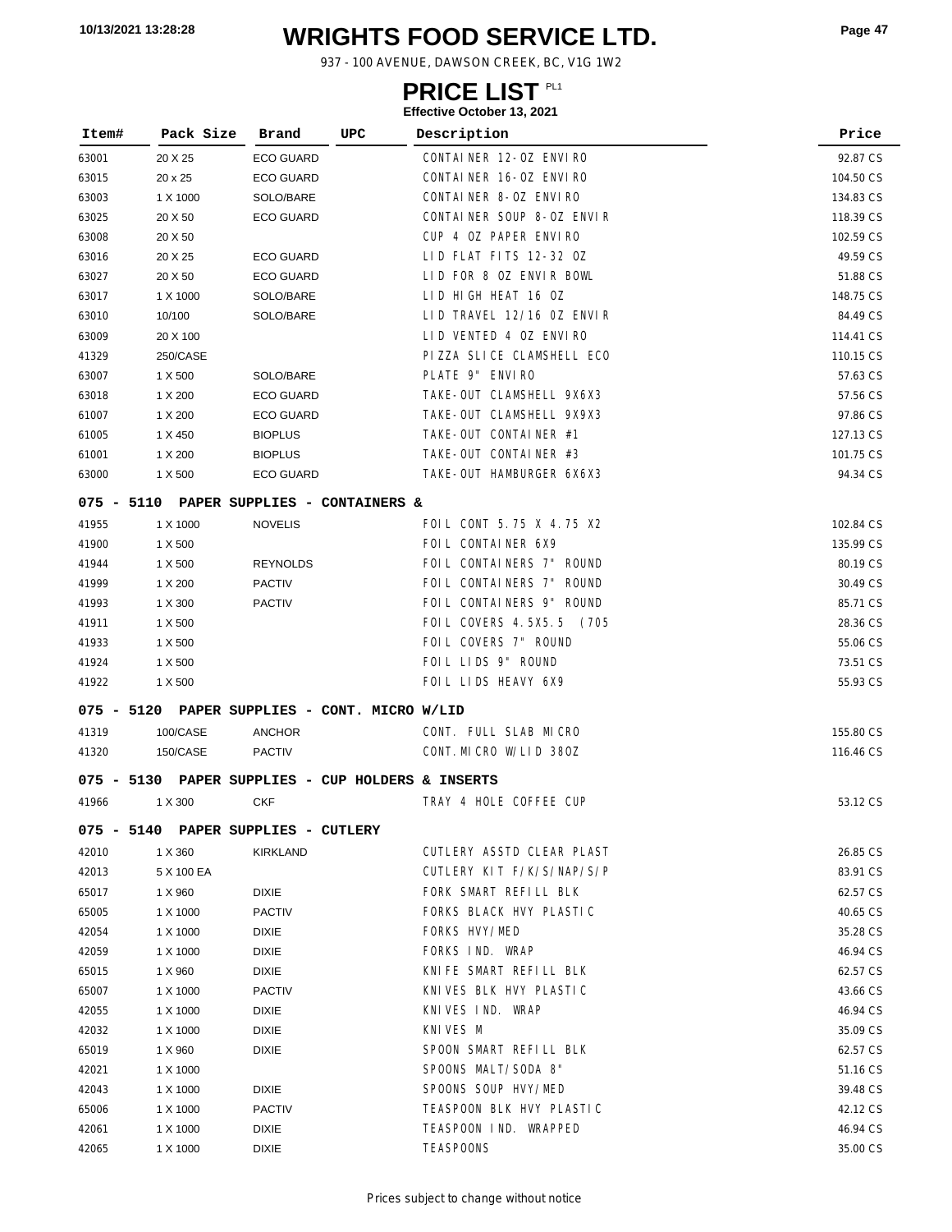# WRIGHTS FOOD SERVICE LTD.

937 - 100 AVENUE, DAWSON CREEK, BC, V1G 1W2

## PRICE LIST PL1

**Effective October 13, 2021**

| Item# | Pack Size | Brand | UPC | Description | Price |
|---|---|---|---|---|---|
| 63001 | 20 X 25 | ECO GUARD | | CONTAINER 12-OZ ENVIRO | 92.87 CS |
| 63015 | 20 x 25 | ECO GUARD | | CONTAINER 16-OZ ENVIRO | 104.50 CS |
| 63003 | 1 X 1000 | SOLO/BARE | | CONTAINER 8-OZ ENVIRO | 134.83 CS |
| 63025 | 20 X 50 | ECO GUARD | | CONTAINER SOUP 8-OZ ENVIR | 118.39 CS |
| 63008 | 20 X 50 | | | CUP 4 OZ PAPER ENVIRO | 102.59 CS |
| 63016 | 20 X 25 | ECO GUARD | | LID FLAT FITS 12-32 OZ | 49.59 CS |
| 63027 | 20 X 50 | ECO GUARD | | LID FOR 8 OZ ENVIR BOWL | 51.88 CS |
| 63017 | 1 X 1000 | SOLO/BARE | | LID HIGH HEAT 16 OZ | 148.75 CS |
| 63010 | 10/100 | SOLO/BARE | | LID TRAVEL 12/16 OZ ENVIR | 84.49 CS |
| 63009 | 20 X 100 | | | LID VENTED 4 OZ ENVIRO | 114.41 CS |
| 41329 | 250/CASE | | | PIZZA SLICE CLAMSHELL ECO | 110.15 CS |
| 63007 | 1 X 500 | SOLO/BARE | | PLATE 9" ENVIRO | 57.63 CS |
| 63018 | 1 X 200 | ECO GUARD | | TAKE-OUT CLAMSHELL 9X6X3 | 57.56 CS |
| 61007 | 1 X 200 | ECO GUARD | | TAKE-OUT CLAMSHELL 9X9X3 | 97.86 CS |
| 61005 | 1 X 450 | BIOPLUS | | TAKE-OUT CONTAINER #1 | 127.13 CS |
| 61001 | 1 X 200 | BIOPLUS | | TAKE-OUT CONTAINER #3 | 101.75 CS |
| 63000 | 1 X 500 | ECO GUARD | | TAKE-OUT HAMBURGER 6X6X3 | 94.34 CS |
| **075 - 5110 PAPER SUPPLIES - CONTAINERS &** | | | | | |
| 41955 | 1 X 1000 | NOVELIS | | FOIL CONT 5.75 X 4.75 X2 | 102.84 CS |
| 41900 | 1 X 500 | | | FOIL CONTAINER 6X9 | 135.99 CS |
| 41944 | 1 X 500 | REYNOLDS | | FOIL CONTAINERS 7" ROUND | 80.19 CS |
| 41999 | 1 X 200 | PACTIV | | FOIL CONTAINERS 7" ROUND | 30.49 CS |
| 41993 | 1 X 300 | PACTIV | | FOIL CONTAINERS 9" ROUND | 85.71 CS |
| 41911 | 1 X 500 | | | FOIL COVERS 4.5X5.5 (705 | 28.36 CS |
| 41933 | 1 X 500 | | | FOIL COVERS 7" ROUND | 55.06 CS |
| 41924 | 1 X 500 | | | FOIL LIDS 9" ROUND | 73.51 CS |
| 41922 | 1 X 500 | | | FOIL LIDS HEAVY 6X9 | 55.93 CS |
| **075 - 5120 PAPER SUPPLIES - CONT. MICRO W/LID** | | | | | |
| 41319 | 100/CASE | ANCHOR | | CONT. FULL SLAB MICRO | 155.80 CS |
| 41320 | 150/CASE | PACTIV | | CONT.MICRO W/LID 38OZ | 116.46 CS |
| **075 - 5130 PAPER SUPPLIES - CUP HOLDERS & INSERTS** | | | | | |
| 41966 | 1 X 300 | CKF | | TRAY 4 HOLE COFFEE CUP | 53.12 CS |
| **075 - 5140 PAPER SUPPLIES - CUTLERY** | | | | | |
| 42010 | 1 X 360 | KIRKLAND | | CUTLERY ASSTD CLEAR PLAST | 26.85 CS |
| 42013 | 5 X 100 EA | | | CUTLERY KIT F/K/S/NAP/S/P | 83.91 CS |
| 65017 | 1 X 960 | DIXIE | | FORK SMART REFILL BLK | 62.57 CS |
| 65005 | 1 X 1000 | PACTIV | | FORKS BLACK HVY PLASTIC | 40.65 CS |
| 42054 | 1 X 1000 | DIXIE | | FORKS HVY/MED | 35.28 CS |
| 42059 | 1 X 1000 | DIXIE | | FORKS IND. WRAP | 46.94 CS |
| 65015 | 1 X 960 | DIXIE | | KNIFE SMART REFILL BLK | 62.57 CS |
| 65007 | 1 X 1000 | PACTIV | | KNIVES BLK HVY PLASTIC | 43.66 CS |
| 42055 | 1 X 1000 | DIXIE | | KNIVES IND. WRAP | 46.94 CS |
| 42032 | 1 X 1000 | DIXIE | | KNIVES M | 35.09 CS |
| 65019 | 1 X 960 | DIXIE | | SPOON SMART REFILL BLK | 62.57 CS |
| 42021 | 1 X 1000 | | | SPOONS MALT/SODA 8" | 51.16 CS |
| 42043 | 1 X 1000 | DIXIE | | SPOONS SOUP HVY/MED | 39.48 CS |
| 65006 | 1 X 1000 | PACTIV | | TEASPOON BLK HVY PLASTIC | 42.12 CS |
| 42061 | 1 X 1000 | DIXIE | | TEASPOON IND. WRAPPED | 46.94 CS |
| 42065 | 1 X 1000 | DIXIE | | TEASPOONS | 35.00 CS |

Prices subject to change without notice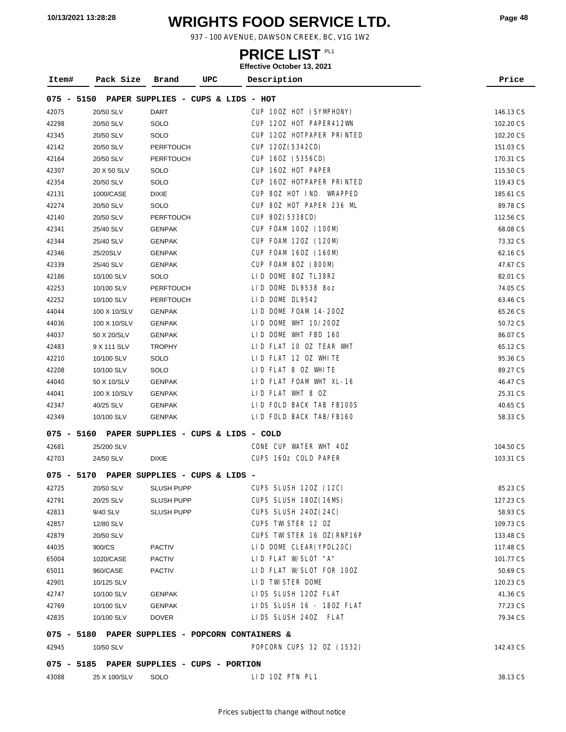# WRIGHTS FOOD SERVICE LTD.

937 - 100 AVENUE, DAWSON CREEK, BC, V1G 1W2

## PRICE LIST PL1

**Effective October 13, 2021**

| Item# | Pack Size | Brand | UPC | Description | Price |
|---|---|---|---|---|---|
| **075 - 5150 PAPER SUPPLIES - CUPS & LIDS - HOT** | | | | | |
| 42075 | 20/50 SLV | DART | | CUP 10OZ HOT (SYMPHONY) | 146.13 CS |
| 42298 | 20/50 SLV | SOLO | | CUP 12OZ HOT PAPER412WN | 102.20 CS |
| 42345 | 20/50 SLV | SOLO | | CUP 12OZ HOTPAPER PRINTED | 102.20 CS |
| 42142 | 20/50 SLV | PERFTOUCH | | CUP 12OZ(5342CD) | 151.03 CS |
| 42164 | 20/50 SLV | PERFTOUCH | | CUP 16OZ (5356CD) | 170.31 CS |
| 42307 | 20 X 50 SLV | SOLO | | CUP 16OZ HOT PAPER | 115.50 CS |
| 42354 | 20/50 SLV | SOLO | | CUP 16OZ HOTPAPER PRINTED | 119.43 CS |
| 42131 | 1000/CASE | DIXIE | | CUP 8OZ HOT IND. WRAPPED | 185.61 CS |
| 42274 | 20/50 SLV | SOLO | | CUP 8OZ HOT PAPER 236 ML | 89.78 CS |
| 42140 | 20/50 SLV | PERFTOUCH | | CUP 8OZ(5338CD) | 112.56 CS |
| 42341 | 25/40 SLV | GENPAK | | CUP FOAM 10OZ (100M) | 68.08 CS |
| 42344 | 25/40 SLV | GENPAK | | CUP FOAM 12OZ (120M) | 73.32 CS |
| 42346 | 25/20SLV | GENPAK | | CUP FOAM 16OZ (160M) | 62.16 CS |
| 42339 | 25/40 SLV | GENPAK | | CUP FOAM 8OZ (800M) | 47.67 CS |
| 42186 | 10/100 SLV | SOLO | | LID DOME 8OZ TL38R2 | 82.01 CS |
| 42253 | 10/100 SLV | PERFTOUCH | | LID DOME DL9538 8oz | 74.05 CS |
| 42252 | 10/100 SLV | PERFTOUCH | | LID DOME DL9542 | 63.46 CS |
| 44044 | 100 X 10/SLV | GENPAK | | LID DOME FOAM 14-20OZ | 65.26 CS |
| 44036 | 100 X 10/SLV | GENPAK | | LID DOME WHT 10/20OZ | 50.72 CS |
| 44037 | 50 X 20/SLV | GENPAK | | LID DOME WHT FBD 160 | 86.07 CS |
| 42483 | 9 X 111 SLV | TROPHY | | LID FLAT 10 OZ TEAR WHT | 65.12 CS |
| 42210 | 10/100 SLV | SOLO | | LID FLAT 12 OZ WHITE | 95.36 CS |
| 42208 | 10/100 SLV | SOLO | | LID FLAT 8 OZ WHITE | 89.27 CS |
| 44040 | 50 X 10/SLV | GENPAK | | LID FLAT FOAM WHT XL-16 | 46.47 CS |
| 44041 | 100 X 10/SLV | GENPAK | | LID FLAT WHT 8 OZ | 25.31 CS |
| 42347 | 40/25 SLV | GENPAK | | LID FOLD BACK TAB FB100S | 40.65 CS |
| 42349 | 10/100 SLV | GENPAK | | LID FOLD BACK TAB/FB160 | 58.33 CS |
| **075 - 5160 PAPER SUPPLIES - CUPS & LIDS - COLD** | | | | | |
| 42681 | 25/200 SLV | | | CONE CUP WATER WHT 4OZ | 104.50 CS |
| 42703 | 24/50 SLV | DIXIE | | CUPS 16Oz COLD PAPER | 103.31 CS |
| **075 - 5170 PAPER SUPPLIES - CUPS & LIDS -** | | | | | |
| 42725 | 20/50 SLV | SLUSH PUPP | | CUPS SLUSH 12OZ (12C) | 85.23 CS |
| 42791 | 20/25 SLV | SLUSH PUPP | | CUPS SLUSH 18OZ(16MS) | 127.23 CS |
| 42813 | 9/40 SLV | SLUSH PUPP | | CUPS SLUSH 24OZ(24C) | 58.93 CS |
| 42857 | 12/80 SLV | | | CUPS TWISTER 12 OZ | 109.73 CS |
| 42879 | 20/50 SLV | | | CUPS TWISTER 16 OZ(RNP16P | 133.48 CS |
| 44035 | 900/CS | PACTIV | | LID DOME CLEAR(YPDL20C) | 117.48 CS |
| 65004 | 1020/CASE | PACTIV | | LID FLAT W/SLOT "A" | 101.77 CS |
| 65011 | 960/CASE | PACTIV | | LID FLAT W/SLOT FOR 10OZ | 50.69 CS |
| 42901 | 10/125 SLV | | | LID TWISTER DOME | 120.23 CS |
| 42747 | 10/100 SLV | GENPAK | | LIDS SLUSH 12OZ FLAT | 41.36 CS |
| 42769 | 10/100 SLV | GENPAK | | LIDS SLUSH 16 - 18OZ FLAT | 77.23 CS |
| 42835 | 10/100 SLV | DOVER | | LIDS SLUSH 24OZ FLAT | 79.34 CS |
| **075 - 5180 PAPER SUPPLIES - POPCORN CONTAINERS &** | | | | | |
| 42945 | 10/50 SLV | | | POPCORN CUPS 32 OZ (1532) | 142.43 CS |
| **075 - 5185 PAPER SUPPLIES - CUPS - PORTION** | | | | | |
| 43088 | 25 X 100/SLV | SOLO | | LID 1OZ PTN PL1 | 38.13 CS |

Prices subject to change without notice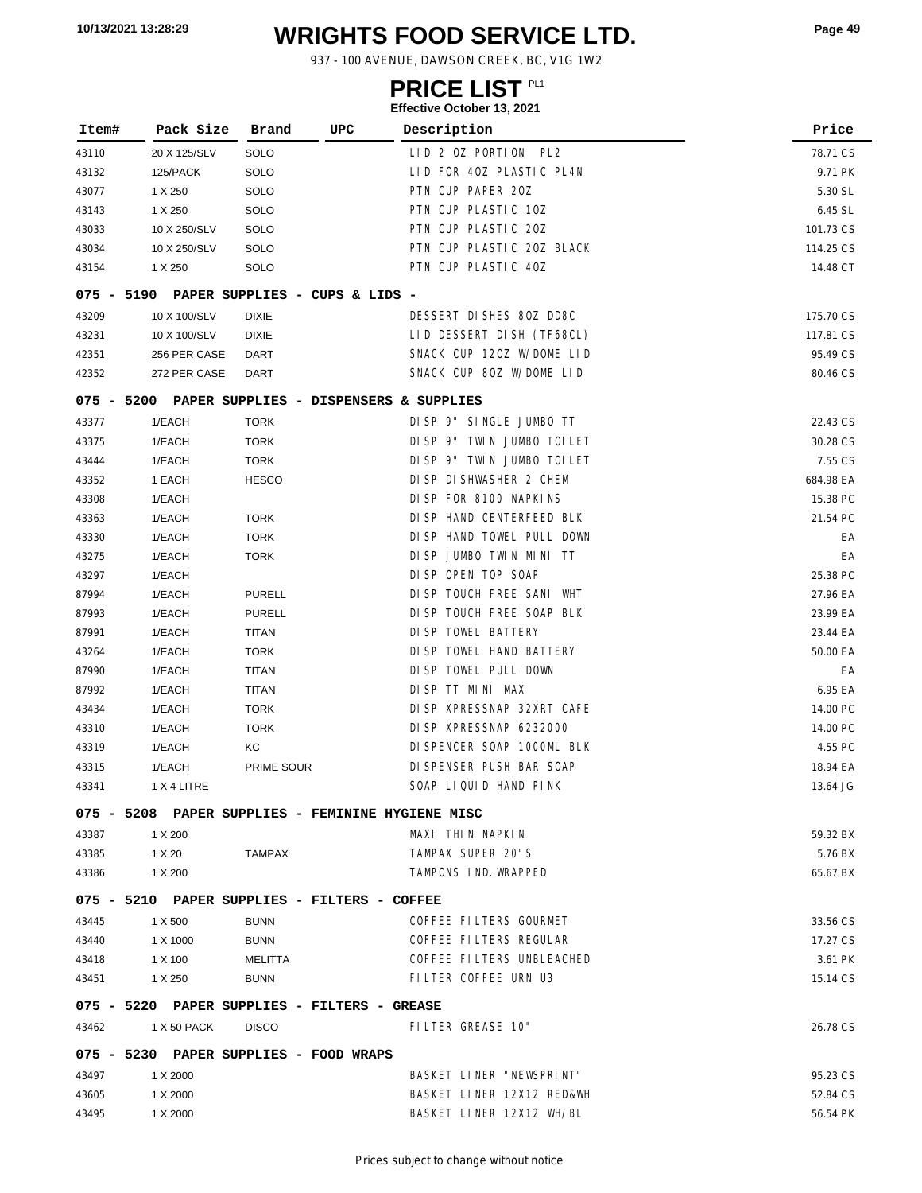# WRIGHTS FOOD SERVICE LTD.

937 - 100 AVENUE, DAWSON CREEK, BC, V1G 1W2

## PRICE LIST PL1

**Effective October 13, 2021**

| Item# | Pack Size | Brand | UPC | Description | Price |
|---|---|---|---|---|---|
| 43110 | 20 X 125/SLV | SOLO | | LID 2 OZ PORTION PL2 | 78.71 CS |
| 43132 | 125/PACK | SOLO | | LID FOR 4OZ PLASTIC PL4N | 9.71 PK |
| 43077 | 1 X 250 | SOLO | | PTN CUP PAPER 2OZ | 5.30 SL |
| 43143 | 1 X 250 | SOLO | | PTN CUP PLASTIC 1OZ | 6.45 SL |
| 43033 | 10 X 250/SLV | SOLO | | PTN CUP PLASTIC 2OZ | 101.73 CS |
| 43034 | 10 X 250/SLV | SOLO | | PTN CUP PLASTIC 2OZ BLACK | 114.25 CS |
| 43154 | 1 X 250 | SOLO | | PTN CUP PLASTIC 4OZ | 14.48 CT |
| **075 - 5190 PAPER SUPPLIES - CUPS & LIDS -** | | | | | |
| 43209 | 10 X 100/SLV | DIXIE | | DESSERT DISHES 8OZ DD8C | 175.70 CS |
| 43231 | 10 X 100/SLV | DIXIE | | LID DESSERT DISH (TF68CL) | 117.81 CS |
| 42351 | 256 PER CASE | DART | | SNACK CUP 12OZ W/DOME LID | 95.49 CS |
| 42352 | 272 PER CASE | DART | | SNACK CUP 8OZ W/DOME LID | 80.46 CS |
| **075 - 5200 PAPER SUPPLIES - DISPENSERS & SUPPLIES** | | | | | |
| 43377 | 1/EACH | TORK | | DISP 9" SINGLE JUMBO TT | 22.43 CS |
| 43375 | 1/EACH | TORK | | DISP 9" TWIN JUMBO TOILET | 30.28 CS |
| 43444 | 1/EACH | TORK | | DISP 9" TWIN JUMBO TOILET | 7.55 CS |
| 43352 | 1 EACH | HESCO | | DISP DISHWASHER 2 CHEM | 684.98 EA |
| 43308 | 1/EACH | | | DISP FOR 8100 NAPKINS | 15.38 PC |
| 43363 | 1/EACH | TORK | | DISP HAND CENTERFEED BLK | 21.54 PC |
| 43330 | 1/EACH | TORK | | DISP HAND TOWEL PULL DOWN | EA |
| 43275 | 1/EACH | TORK | | DISP JUMBO TWIN MINI TT | EA |
| 43297 | 1/EACH | | | DISP OPEN TOP SOAP | 25.38 PC |
| 87994 | 1/EACH | PURELL | | DISP TOUCH FREE SANI WHT | 27.96 EA |
| 87993 | 1/EACH | PURELL | | DISP TOUCH FREE SOAP BLK | 23.99 EA |
| 87991 | 1/EACH | TITAN | | DISP TOWEL BATTERY | 23.44 EA |
| 43264 | 1/EACH | TORK | | DISP TOWEL HAND BATTERY | 50.00 EA |
| 87990 | 1/EACH | TITAN | | DISP TOWEL PULL DOWN | EA |
| 87992 | 1/EACH | TITAN | | DISP TT MINI MAX | 6.95 EA |
| 43434 | 1/EACH | TORK | | DISP XPRESSNAP 32XRT CAFE | 14.00 PC |
| 43310 | 1/EACH | TORK | | DISP XPRESSNAP 6232000 | 14.00 PC |
| 43319 | 1/EACH | KC | | DISPENCER SOAP 1000ML BLK | 4.55 PC |
| 43315 | 1/EACH | PRIME SOUR | | DISPENSER PUSH BAR SOAP | 18.94 EA |
| 43341 | 1 X 4 LITRE | | | SOAP LIQUID HAND PINK | 13.64 JG |
| **075 - 5208 PAPER SUPPLIES - FEMININE HYGIENE MISC** | | | | | |
| 43387 | 1 X 200 | | | MAXI THIN NAPKIN | 59.32 BX |
| 43385 | 1 X 20 | TAMPAX | | TAMPAX SUPER 20'S | 5.76 BX |
| 43386 | 1 X 200 | | | TAMPONS IND.WRAPPED | 65.67 BX |
| **075 - 5210 PAPER SUPPLIES - FILTERS - COFFEE** | | | | | |
| 43445 | 1 X 500 | BUNN | | COFFEE FILTERS GOURMET | 33.56 CS |
| 43440 | 1 X 1000 | BUNN | | COFFEE FILTERS REGULAR | 17.27 CS |
| 43418 | 1 X 100 | MELITTA | | COFFEE FILTERS UNBLEACHED | 3.61 PK |
| 43451 | 1 X 250 | BUNN | | FILTER COFFEE URN U3 | 15.14 CS |
| **075 - 5220 PAPER SUPPLIES - FILTERS - GREASE** | | | | | |
| 43462 | 1 X 50 PACK | DISCO | | FILTER GREASE 10" | 26.78 CS |
| **075 - 5230 PAPER SUPPLIES - FOOD WRAPS** | | | | | |
| 43497 | 1 X 2000 | | | BASKET LINER "NEWSPRINT" | 95.23 CS |
| 43605 | 1 X 2000 | | | BASKET LINER 12X12 RED&WH | 52.84 CS |
| 43495 | 1 X 2000 | | | BASKET LINER 12X12 WH/BL | 56.54 PK |

Prices subject to change without notice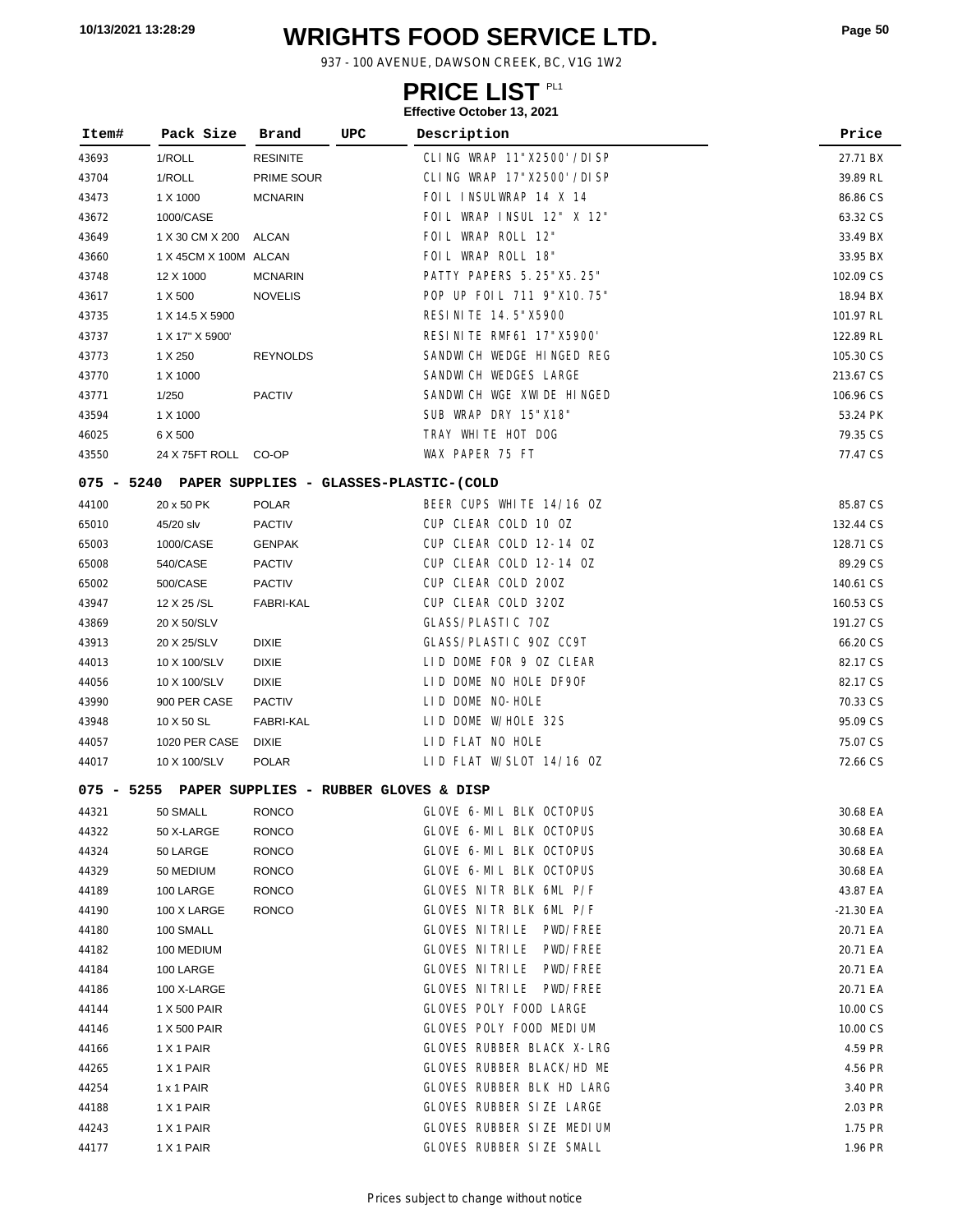# WRIGHTS FOOD SERVICE LTD.

937 - 100 AVENUE, DAWSON CREEK, BC, V1G 1W2

## PRICE LIST PL1

**Effective October 13, 2021**

| Item# | Pack Size | Brand | UPC | Description | Price |
|---|---|---|---|---|---|
| 43693 | 1/ROLL | RESINITE | | CLING WRAP 11"X2500'/DISP | 27.71 BX |
| 43704 | 1/ROLL | PRIME SOUR | | CLING WRAP 17"X2500'/DISP | 39.89 RL |
| 43473 | 1 X 1000 | MCNARIN | | FOIL INSULWRAP 14 X 14 | 86.86 CS |
| 43672 | 1000/CASE | | | FOIL WRAP INSUL 12" X 12" | 63.32 CS |
| 43649 | 1 X 30 CM X 200 | ALCAN | | FOIL WRAP ROLL 12" | 33.49 BX |
| 43660 | 1 X 45CM X 100M | ALCAN | | FOIL WRAP ROLL 18" | 33.95 BX |
| 43748 | 12 X 1000 | MCNARIN | | PATTY PAPERS 5.25"X5.25" | 102.09 CS |
| 43617 | 1 X 500 | NOVELIS | | POP UP FOIL 711 9"X10.75" | 18.94 BX |
| 43735 | 1 X 14.5 X 5900 | | | RESINITE 14.5"X5900 | 101.97 RL |
| 43737 | 1 X 17" X 5900' | | | RESINITE RMF61 17"X5900' | 122.89 RL |
| 43773 | 1 X 250 | REYNOLDS | | SANDWICH WEDGE HINGED REG | 105.30 CS |
| 43770 | 1 X 1000 | | | SANDWICH WEDGES LARGE | 213.67 CS |
| 43771 | 1/250 | PACTIV | | SANDWICH WGE XWIDE HINGED | 106.96 CS |
| 43594 | 1 X 1000 | | | SUB WRAP DRY 15"X18" | 53.24 PK |
| 46025 | 6 X 500 | | | TRAY WHITE HOT DOG | 79.35 CS |
| 43550 | 24 X 75FT ROLL | CO-OP | | WAX PAPER 75 FT | 77.47 CS |
| **075 - 5240** | **PAPER SUPPLIES - GLASSES-PLASTIC-(COLD** | | | | |
| 44100 | 20 x 50 PK | POLAR | | BEER CUPS WHITE 14/16 OZ | 85.87 CS |
| 65010 | 45/20 slv | PACTIV | | CUP CLEAR COLD 10 OZ | 132.44 CS |
| 65003 | 1000/CASE | GENPAK | | CUP CLEAR COLD 12-14 OZ | 128.71 CS |
| 65008 | 540/CASE | PACTIV | | CUP CLEAR COLD 12-14 OZ | 89.29 CS |
| 65002 | 500/CASE | PACTIV | | CUP CLEAR COLD 20OZ | 140.61 CS |
| 43947 | 12 X 25 /SL | FABRI-KAL | | CUP CLEAR COLD 32OZ | 160.53 CS |
| 43869 | 20 X 50/SLV | | | GLASS/PLASTIC 7OZ | 191.27 CS |
| 43913 | 20 X 25/SLV | DIXIE | | GLASS/PLASTIC 9OZ CC9T | 66.20 CS |
| 44013 | 10 X 100/SLV | DIXIE | | LID DOME FOR 9 OZ CLEAR | 82.17 CS |
| 44056 | 10 X 100/SLV | DIXIE | | LID DOME NO HOLE DF9OF | 82.17 CS |
| 43990 | 900 PER CASE | PACTIV | | LID DOME NO-HOLE | 70.33 CS |
| 43948 | 10 X 50 SL | FABRI-KAL | | LID DOME W/HOLE 32S | 95.09 CS |
| 44057 | 1020 PER CASE | DIXIE | | LID FLAT NO HOLE | 75.07 CS |
| 44017 | 10 X 100/SLV | POLAR | | LID FLAT W/SLOT 14/16 OZ | 72.66 CS |
| **075 - 5255** | **PAPER SUPPLIES - RUBBER GLOVES & DISP** | | | | |
| 44321 | 50 SMALL | RONCO | | GLOVE 6-MIL BLK OCTOPUS | 30.68 EA |
| 44322 | 50 X-LARGE | RONCO | | GLOVE 6-MIL BLK OCTOPUS | 30.68 EA |
| 44324 | 50 LARGE | RONCO | | GLOVE 6-MIL BLK OCTOPUS | 30.68 EA |
| 44329 | 50 MEDIUM | RONCO | | GLOVE 6-MIL BLK OCTOPUS | 30.68 EA |
| 44189 | 100 LARGE | RONCO | | GLOVES NITR BLK 6ML P/F | 43.87 EA |
| 44190 | 100 X LARGE | RONCO | | GLOVES NITR BLK 6ML P/F | -21.30 EA |
| 44180 | 100 SMALL | | | GLOVES NITRILE PWD/FREE | 20.71 EA |
| 44182 | 100 MEDIUM | | | GLOVES NITRILE PWD/FREE | 20.71 EA |
| 44184 | 100 LARGE | | | GLOVES NITRILE PWD/FREE | 20.71 EA |
| 44186 | 100 X-LARGE | | | GLOVES NITRILE PWD/FREE | 20.71 EA |
| 44144 | 1 X 500 PAIR | | | GLOVES POLY FOOD LARGE | 10.00 CS |
| 44146 | 1 X 500 PAIR | | | GLOVES POLY FOOD MEDIUM | 10.00 CS |
| 44166 | 1 X 1 PAIR | | | GLOVES RUBBER BLACK X-LRG | 4.59 PR |
| 44265 | 1 X 1 PAIR | | | GLOVES RUBBER BLACK/HD ME | 4.56 PR |
| 44254 | 1 x 1 PAIR | | | GLOVES RUBBER BLK HD LARG | 3.40 PR |
| 44188 | 1 X 1 PAIR | | | GLOVES RUBBER SIZE LARGE | 2.03 PR |
| 44243 | 1 X 1 PAIR | | | GLOVES RUBBER SIZE MEDIUM | 1.75 PR |
| 44177 | 1 X 1 PAIR | | | GLOVES RUBBER SIZE SMALL | 1.96 PR |

Prices subject to change without notice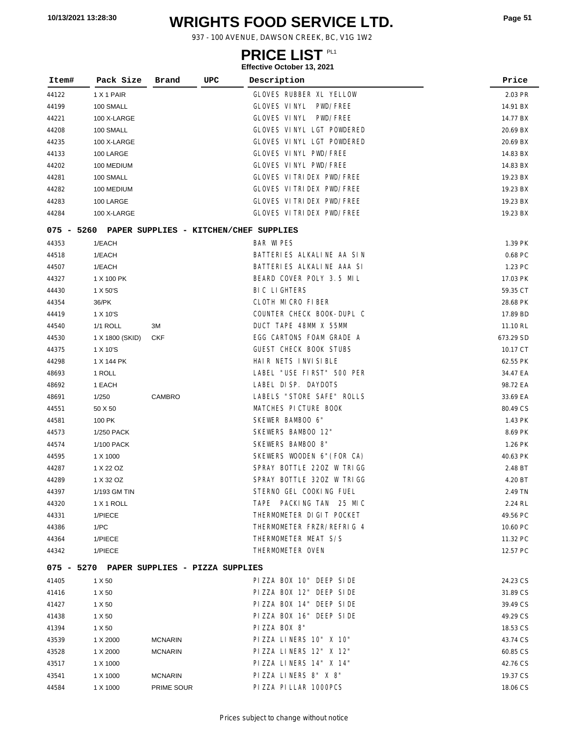# WRIGHTS FOOD SERVICE LTD.

937 - 100 AVENUE, DAWSON CREEK, BC, V1G 1W2

## PRICE LIST PL1

**Effective October 13, 2021**

| Item# | Pack Size | Brand | UPC | Description | Price |
|---|---|---|---|---|---|
| 44122 | 1 X 1 PAIR | | | GLOVES RUBBER XL YELLOW | 2.03 PR |
| 44199 | 100 SMALL | | | GLOVES VINYL PWD/FREE | 14.91 BX |
| 44221 | 100 X-LARGE | | | GLOVES VINYL PWD/FREE | 14.77 BX |
| 44208 | 100 SMALL | | | GLOVES VINYL LGT POWDERED | 20.69 BX |
| 44235 | 100 X-LARGE | | | GLOVES VINYL LGT POWDERED | 20.69 BX |
| 44133 | 100 LARGE | | | GLOVES VINYL PWD/FREE | 14.83 BX |
| 44202 | 100 MEDIUM | | | GLOVES VINYL PWD/FREE | 14.83 BX |
| 44281 | 100 SMALL | | | GLOVES VITRIDEX PWD/FREE | 19.23 BX |
| 44282 | 100 MEDIUM | | | GLOVES VITRIDEX PWD/FREE | 19.23 BX |
| 44283 | 100 LARGE | | | GLOVES VITRIDEX PWD/FREE | 19.23 BX |
| 44284 | 100 X-LARGE | | | GLOVES VITRIDEX PWD/FREE | 19.23 BX |
| **075 - 5260 PAPER SUPPLIES - KITCHEN/CHEF SUPPLIES** | | | | | |
| 44353 | 1/EACH | | | BAR WIPES | 1.39 PK |
| 44518 | 1/EACH | | | BATTERIES ALKALINE AA SIN | 0.68 PC |
| 44507 | 1/EACH | | | BATTERIES ALKALINE AAA SI | 1.23 PC |
| 44327 | 1 X 100 PK | | | BEARD COVER POLY 3.5 MIL | 17.03 PK |
| 44430 | 1 X 50'S | | | BIC LIGHTERS | 59.35 CT |
| 44354 | 36/PK | | | CLOTH MICRO FIBER | 28.68 PK |
| 44419 | 1 X 10'S | | | COUNTER CHECK BOOK-DUPL C | 17.89 BD |
| 44540 | 1/1 ROLL | 3M | | DUCT TAPE 48MM X 55MM | 11.10 RL |
| 44530 | 1 X 1800 (SKID) | CKF | | EGG CARTONS FOAM GRADE A | 673.29 SD |
| 44375 | 1 X 10'S | | | GUEST CHECK BOOK STUBS | 10.17 CT |
| 44298 | 1 X 144 PK | | | HAIR NETS INVISIBLE | 62.55 PK |
| 48693 | 1 ROLL | | | LABEL "USE FIRST" 500 PER | 34.47 EA |
| 48692 | 1 EACH | | | LABEL DISP. DAYDOTS | 98.72 EA |
| 48691 | 1/250 | CAMBRO | | LABELS "STORE SAFE" ROLLS | 33.69 EA |
| 44551 | 50 X 50 | | | MATCHES PICTURE BOOK | 80.49 CS |
| 44581 | 100 PK | | | SKEWER BAMBOO 6" | 1.43 PK |
| 44573 | 1/250 PACK | | | SKEWERS BAMBOO 12" | 8.69 PK |
| 44574 | 1/100 PACK | | | SKEWERS BAMBOO 8" | 1.26 PK |
| 44595 | 1 X 1000 | | | SKEWERS WOODEN 6"(FOR CA) | 40.63 PK |
| 44287 | 1 X 22 OZ | | | SPRAY BOTTLE 22OZ W TRIGG | 2.48 BT |
| 44289 | 1 X 32 OZ | | | SPRAY BOTTLE 32OZ W TRIGG | 4.20 BT |
| 44397 | 1/193 GM TIN | | | STERNO GEL COOKING FUEL | 2.49 TN |
| 44320 | 1 X 1 ROLL | | | TAPE PACKING TAN 25 MIC | 2.24 RL |
| 44331 | 1/PIECE | | | THERMOMETER DIGIT POCKET | 49.56 PC |
| 44386 | 1/PC | | | THERMOMETER FRZR/REFRIG 4 | 10.60 PC |
| 44364 | 1/PIECE | | | THERMOMETER MEAT S/S | 11.32 PC |
| 44342 | 1/PIECE | | | THERMOMETER OVEN | 12.57 PC |
| **075 - 5270 PAPER SUPPLIES - PIZZA SUPPLIES** | | | | | |
| 41405 | 1 X 50 | | | PIZZA BOX 10" DEEP SIDE | 24.23 CS |
| 41416 | 1 X 50 | | | PIZZA BOX 12" DEEP SIDE | 31.89 CS |
| 41427 | 1 X 50 | | | PIZZA BOX 14" DEEP SIDE | 39.49 CS |
| 41438 | 1 X 50 | | | PIZZA BOX 16" DEEP SIDE | 49.29 CS |
| 41394 | 1 X 50 | | | PIZZA BOX 8" | 18.53 CS |
| 43539 | 1 X 2000 | MCNARIN | | PIZZA LINERS 10" X 10" | 43.74 CS |
| 43528 | 1 X 2000 | MCNARIN | | PIZZA LINERS 12" X 12" | 60.85 CS |
| 43517 | 1 X 1000 | | | PIZZA LINERS 14" X 14" | 42.76 CS |
| 43541 | 1 X 1000 | MCNARIN | | PIZZA LINERS 8" X 8" | 19.37 CS |
| 44584 | 1 X 1000 | PRIME SOUR | | PIZZA PILLAR 1000PCS | 18.06 CS |

Prices subject to change without notice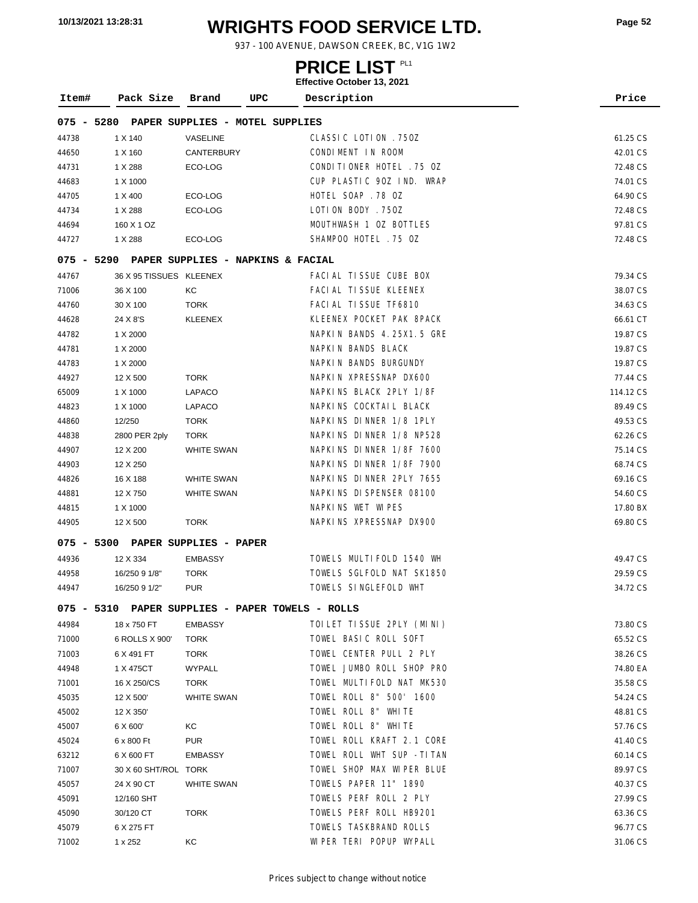# WRIGHTS FOOD SERVICE LTD.

937 - 100 AVENUE, DAWSON CREEK, BC, V1G 1W2

## PRICE LIST PL1

**Effective October 13, 2021**

| Item# | Pack Size | Brand | UPC | Description | Price |
|---|---|---|---|---|---|
| **075 - 5280 PAPER SUPPLIES - MOTEL SUPPLIES** | | | | | |
| 44738 | 1 X 140 | VASELINE | | CLASSIC LOTION .75OZ | 61.25 CS |
| 44650 | 1 X 160 | CANTERBURY | | CONDIMENT IN ROOM | 42.01 CS |
| 44731 | 1 X 288 | ECO-LOG | | CONDITIONER HOTEL .75 OZ | 72.48 CS |
| 44683 | 1 X 1000 | | | CUP PLASTIC 9OZ IND. WRAP | 74.01 CS |
| 44705 | 1 X 400 | ECO-LOG | | HOTEL SOAP .78 OZ | 64.90 CS |
| 44734 | 1 X 288 | ECO-LOG | | LOTION BODY .75OZ | 72.48 CS |
| 44694 | 160 X 1 OZ | | | MOUTHWASH 1 OZ BOTTLES | 97.81 CS |
| 44727 | 1 X 288 | ECO-LOG | | SHAMPOO HOTEL .75 OZ | 72.48 CS |
| **075 - 5290 PAPER SUPPLIES - NAPKINS & FACIAL** | | | | | |
| 44767 | 36 X 95 TISSUES | KLEENEX | | FACIAL TISSUE CUBE BOX | 79.34 CS |
| 71006 | 36 X 100 | KC | | FACIAL TISSUE KLEENEX | 38.07 CS |
| 44760 | 30 X 100 | TORK | | FACIAL TISSUE TF6810 | 34.63 CS |
| 44628 | 24 X 8'S | KLEENEX | | KLEENEX POCKET PAK 8PACK | 66.61 CT |
| 44782 | 1 X 2000 | | | NAPKIN BANDS 4.25X1.5 GRE | 19.87 CS |
| 44781 | 1 X 2000 | | | NAPKIN BANDS BLACK | 19.87 CS |
| 44783 | 1 X 2000 | | | NAPKIN BANDS BURGUNDY | 19.87 CS |
| 44927 | 12 X 500 | TORK | | NAPKIN XPRESSNAP DX600 | 77.44 CS |
| 65009 | 1 X 1000 | LAPACO | | NAPKINS BLACK 2PLY 1/8F | 114.12 CS |
| 44823 | 1 X 1000 | LAPACO | | NAPKINS COCKTAIL BLACK | 89.49 CS |
| 44860 | 12/250 | TORK | | NAPKINS DINNER 1/8 1PLY | 49.53 CS |
| 44838 | 2800 PER 2ply | TORK | | NAPKINS DINNER 1/8 NP528 | 62.26 CS |
| 44907 | 12 X 200 | WHITE SWAN | | NAPKINS DINNER 1/8F 7600 | 75.14 CS |
| 44903 | 12 X 250 | | | NAPKINS DINNER 1/8F 7900 | 68.74 CS |
| 44826 | 16 X 188 | WHITE SWAN | | NAPKINS DINNER 2PLY 7655 | 69.16 CS |
| 44881 | 12 X 750 | WHITE SWAN | | NAPKINS DISPENSER 08100 | 54.60 CS |
| 44815 | 1 X 1000 | | | NAPKINS WET WIPES | 17.80 BX |
| 44905 | 12 X 500 | TORK | | NAPKINS XPRESSNAP DX900 | 69.80 CS |
| **075 - 5300 PAPER SUPPLIES - PAPER** | | | | | |
| 44936 | 12 X 334 | EMBASSY | | TOWELS MULTIFOLD 1540 WH | 49.47 CS |
| 44958 | 16/250 9 1/8" | TORK | | TOWELS SGLFOLD NAT SK1850 | 29.59 CS |
| 44947 | 16/250 9 1/2" | PUR | | TOWELS SINGLEFOLD WHT | 34.72 CS |
| **075 - 5310 PAPER SUPPLIES - PAPER TOWELS - ROLLS** | | | | | |
| 44984 | 18 x 750 FT | EMBASSY | | TOILET TISSUE 2PLY (MINI) | 73.80 CS |
| 71000 | 6 ROLLS X 900' | TORK | | TOWEL BASIC ROLL SOFT | 65.52 CS |
| 71003 | 6 X 491 FT | TORK | | TOWEL CENTER PULL 2 PLY | 38.26 CS |
| 44948 | 1 X 475CT | WYPALL | | TOWEL JUMBO ROLL SHOP PRO | 74.80 EA |
| 71001 | 16 X 250/CS | TORK | | TOWEL MULTIFOLD NAT MK530 | 35.58 CS |
| 45035 | 12 X 500' | WHITE SWAN | | TOWEL ROLL 8" 500' 1600 | 54.24 CS |
| 45002 | 12 X 350' | | | TOWEL ROLL 8" WHITE | 48.81 CS |
| 45007 | 6 X 600' | KC | | TOWEL ROLL 8" WHITE | 57.76 CS |
| 45024 | 6 x 800 Ft | PUR | | TOWEL ROLL KRAFT 2.1 CORE | 41.40 CS |
| 63212 | 6 X 600 FT | EMBASSY | | TOWEL ROLL WHT SUP -TITAN | 60.14 CS |
| 71007 | 30 X 60 SHT/ROL | TORK | | TOWEL SHOP MAX WIPER BLUE | 89.97 CS |
| 45057 | 24 X 90 CT | WHITE SWAN | | TOWELS PAPER 11" 1890 | 40.37 CS |
| 45091 | 12/160 SHT | | | TOWELS PERF ROLL 2 PLY | 27.99 CS |
| 45090 | 30/120 CT | TORK | | TOWELS PERF ROLL HB9201 | 63.36 CS |
| 45079 | 6 X 275 FT | | | TOWELS TASKBRAND ROLLS | 96.77 CS |
| 71002 | 1 x 252 | KC | | WIPER TERI POPUP WYPALL | 31.06 CS |

Prices subject to change without notice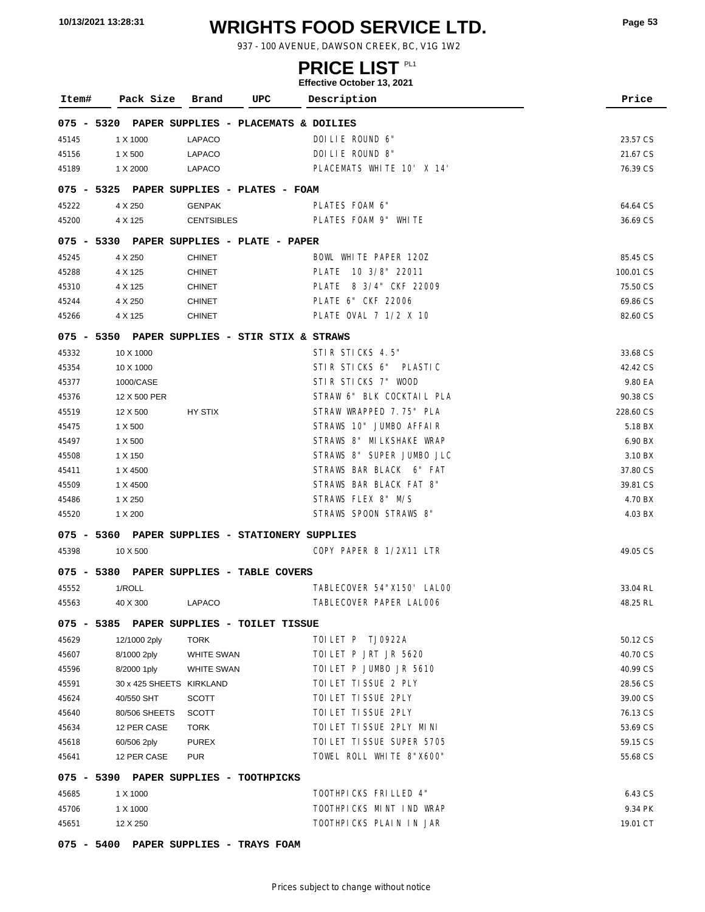# WRIGHTS FOOD SERVICE LTD.

937 - 100 AVENUE, DAWSON CREEK, BC, V1G 1W2

## PRICE LIST PL1

**Effective October 13, 2021**

10/13/2021 13:28:31

| Item# | Pack Size | Brand | UPC | Description | Price |
|---|---|---|---|---|---|
| **075 - 5320 PAPER SUPPLIES - PLACEMATS & DOILIES** | | | | | |
| 45145 | 1 X 1000 | LAPACO | | DOILIE ROUND 6" | 23.57 CS |
| 45156 | 1 X 500 | LAPACO | | DOILIE ROUND 8" | 21.67 CS |
| 45189 | 1 X 2000 | LAPACO | | PLACEMATS WHITE 10' X 14' | 76.39 CS |
| **075 - 5325 PAPER SUPPLIES - PLATES - FOAM** | | | | | |
| 45222 | 4 X 250 | GENPAK | | PLATES FOAM 6" | 64.64 CS |
| 45200 | 4 X 125 | CENTSIBLES | | PLATES FOAM 9" WHITE | 36.69 CS |
| **075 - 5330 PAPER SUPPLIES - PLATE - PAPER** | | | | | |
| 45245 | 4 X 250 | CHINET | | BOWL WHITE PAPER 12OZ | 85.45 CS |
| 45288 | 4 X 125 | CHINET | | PLATE 10 3/8" 22011 | 100.01 CS |
| 45310 | 4 X 125 | CHINET | | PLATE 8 3/4" CKF 22009 | 75.50 CS |
| 45244 | 4 X 250 | CHINET | | PLATE 6" CKF 22006 | 69.86 CS |
| 45266 | 4 X 125 | CHINET | | PLATE OVAL 7 1/2 X 10 | 82.60 CS |
| **075 - 5350 PAPER SUPPLIES - STIR STIX & STRAWS** | | | | | |
| 45332 | 10 X 1000 | | | STIR STICKS 4.5" | 33.68 CS |
| 45354 | 10 X 1000 | | | STIR STICKS 6" PLASTIC | 42.42 CS |
| 45377 | 1000/CASE | | | STIR STICKS 7" WOOD | 9.80 EA |
| 45376 | 12 X 500 PER | | | STRAW 6" BLK COCKTAIL PLA | 90.38 CS |
| 45519 | 12 X 500 | HY STIX | | STRAW WRAPPED 7.75" PLA | 228.60 CS |
| 45475 | 1 X 500 | | | STRAWS 10" JUMBO AFFAIR | 5.18 BX |
| 45497 | 1 X 500 | | | STRAWS 8" MILKSHAKE WRAP | 6.90 BX |
| 45508 | 1 X 150 | | | STRAWS 8" SUPER JUMBO JLC | 3.10 BX |
| 45411 | 1 X 4500 | | | STRAWS BAR BLACK 6" FAT | 37.80 CS |
| 45509 | 1 X 4500 | | | STRAWS BAR BLACK FAT 8" | 39.81 CS |
| 45486 | 1 X 250 | | | STRAWS FLEX 8" M/S | 4.70 BX |
| 45520 | 1 X 200 | | | STRAWS SPOON STRAWS 8" | 4.03 BX |
| **075 - 5360 PAPER SUPPLIES - STATIONERY SUPPLIES** | | | | | |
| 45398 | 10 X 500 | | | COPY PAPER 8 1/2X11 LTR | 49.05 CS |
| **075 - 5380 PAPER SUPPLIES - TABLE COVERS** | | | | | |
| 45552 | 1/ROLL | | | TABLECOVER 54"X150' LAL00 | 33.04 RL |
| 45563 | 40 X 300 | LAPACO | | TABLECOVER PAPER LAL006 | 48.25 RL |
| **075 - 5385 PAPER SUPPLIES - TOILET TISSUE** | | | | | |
| 45629 | 12/1000 2ply | TORK | | TOILET P TJ0922A | 50.12 CS |
| 45607 | 8/1000 2ply | WHITE SWAN | | TOILET P JRT JR 5620 | 40.70 CS |
| 45596 | 8/2000 1ply | WHITE SWAN | | TOILET P JUMBO JR 5610 | 40.99 CS |
| 45591 | 30 x 425 SHEETS | KIRKLAND | | TOILET TISSUE 2 PLY | 28.56 CS |
| 45624 | 40/550 SHT | SCOTT | | TOILET TISSUE 2PLY | 39.00 CS |
| 45640 | 80/506 SHEETS | SCOTT | | TOILET TISSUE 2PLY | 76.13 CS |
| 45634 | 12 PER CASE | TORK | | TOILET TISSUE 2PLY MINI | 53.69 CS |
| 45618 | 60/506 2ply | PUREX | | TOILET TISSUE SUPER 5705 | 59.15 CS |
| 45641 | 12 PER CASE | PUR | | TOWEL ROLL WHITE 8"X600" | 55.68 CS |
| **075 - 5390 PAPER SUPPLIES - TOOTHPICKS** | | | | | |
| 45685 | 1 X 1000 | | | TOOTHPICKS FRILLED 4" | 6.43 CS |
| 45706 | 1 X 1000 | | | TOOTHPICKS MINT IND WRAP | 9.34 PK |
| 45651 | 12 X 250 | | | TOOTHPICKS PLAIN IN JAR | 19.01 CT |
| **075 - 5400 PAPER SUPPLIES - TRAYS FOAM** | | | | | |

Prices subject to change without notice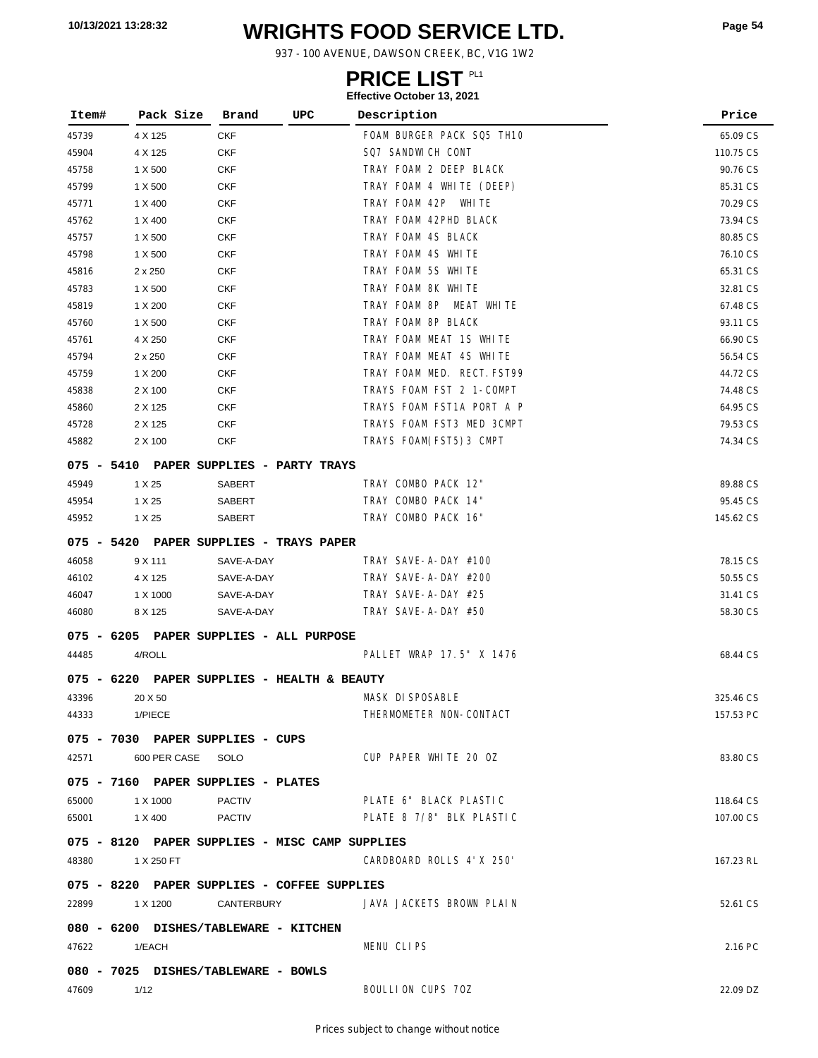# WRIGHTS FOOD SERVICE LTD.

937 - 100 AVENUE, DAWSON CREEK, BC, V1G 1W2

## PRICE LIST PL1

**Effective October 13, 2021**

| Item# | Pack Size | Brand | UPC | Description | Price |
|---|---|---|---|---|---|
| 45739 | 4 X 125 | CKF | | FOAM BURGER PACK SQ5 TH10 | 65.09 CS |
| 45904 | 4 X 125 | CKF | | SQ7 SANDWICH CONT | 110.75 CS |
| 45758 | 1 X 500 | CKF | | TRAY FOAM 2 DEEP BLACK | 90.76 CS |
| 45799 | 1 X 500 | CKF | | TRAY FOAM 4 WHITE (DEEP) | 85.31 CS |
| 45771 | 1 X 400 | CKF | | TRAY FOAM 42P WHITE | 70.29 CS |
| 45762 | 1 X 400 | CKF | | TRAY FOAM 42PHD BLACK | 73.94 CS |
| 45757 | 1 X 500 | CKF | | TRAY FOAM 4S BLACK | 80.85 CS |
| 45798 | 1 X 500 | CKF | | TRAY FOAM 4S WHITE | 76.10 CS |
| 45816 | 2 x 250 | CKF | | TRAY FOAM 5S WHITE | 65.31 CS |
| 45783 | 1 X 500 | CKF | | TRAY FOAM 8K WHITE | 32.81 CS |
| 45819 | 1 X 200 | CKF | | TRAY FOAM 8P MEAT WHITE | 67.48 CS |
| 45760 | 1 X 500 | CKF | | TRAY FOAM 8P BLACK | 93.11 CS |
| 45761 | 4 X 250 | CKF | | TRAY FOAM MEAT 1S WHITE | 66.90 CS |
| 45794 | 2 x 250 | CKF | | TRAY FOAM MEAT 4S WHITE | 56.54 CS |
| 45759 | 1 X 200 | CKF | | TRAY FOAM MED. RECT.FST99 | 44.72 CS |
| 45838 | 2 X 100 | CKF | | TRAYS FOAM FST 2 1-COMPT | 74.48 CS |
| 45860 | 2 X 125 | CKF | | TRAYS FOAM FST1A PORT A P | 64.95 CS |
| 45728 | 2 X 125 | CKF | | TRAYS FOAM FST3 MED 3CMPT | 79.53 CS |
| 45882 | 2 X 100 | CKF | | TRAYS FOAM(FST5)3 CMPT | 74.34 CS |
| **075 - 5410 PAPER SUPPLIES - PARTY TRAYS** | | | | | |
| 45949 | 1 X 25 | SABERT | | TRAY COMBO PACK 12" | 89.88 CS |
| 45954 | 1 X 25 | SABERT | | TRAY COMBO PACK 14" | 95.45 CS |
| 45952 | 1 X 25 | SABERT | | TRAY COMBO PACK 16" | 145.62 CS |
| **075 - 5420 PAPER SUPPLIES - TRAYS PAPER** | | | | | |
| 46058 | 9 X 111 | SAVE-A-DAY | | TRAY SAVE-A-DAY #100 | 78.15 CS |
| 46102 | 4 X 125 | SAVE-A-DAY | | TRAY SAVE-A-DAY #200 | 50.55 CS |
| 46047 | 1 X 1000 | SAVE-A-DAY | | TRAY SAVE-A-DAY #25 | 31.41 CS |
| 46080 | 8 X 125 | SAVE-A-DAY | | TRAY SAVE-A-DAY #50 | 58.30 CS |
| **075 - 6205 PAPER SUPPLIES - ALL PURPOSE** | | | | | |
| 44485 | 4/ROLL | | | PALLET WRAP 17.5" X 1476 | 68.44 CS |
| **075 - 6220 PAPER SUPPLIES - HEALTH & BEAUTY** | | | | | |
| 43396 | 20 X 50 | | | MASK DISPOSABLE | 325.46 CS |
| 44333 | 1/PIECE | | | THERMOMETER NON-CONTACT | 157.53 PC |
| **075 - 7030 PAPER SUPPLIES - CUPS** | | | | | |
| 42571 | 600 PER CASE | SOLO | | CUP PAPER WHITE 20 OZ | 83.80 CS |
| **075 - 7160 PAPER SUPPLIES - PLATES** | | | | | |
| 65000 | 1 X 1000 | PACTIV | | PLATE 6" BLACK PLASTIC | 118.64 CS |
| 65001 | 1 X 400 | PACTIV | | PLATE 8 7/8" BLK PLASTIC | 107.00 CS |
| **075 - 8120 PAPER SUPPLIES - MISC CAMP SUPPLIES** | | | | | |
| 48380 | 1 X 250 FT | | | CARDBOARD ROLLS 4'X 250' | 167.23 RL |
| **075 - 8220 PAPER SUPPLIES - COFFEE SUPPLIES** | | | | | |
| 22899 | 1 X 1200 | CANTERBURY | | JAVA JACKETS BROWN PLAIN | 52.61 CS |
| **080 - 6200 DISHES/TABLEWARE - KITCHEN** | | | | | |
| 47622 | 1/EACH | | | MENU CLIPS | 2.16 PC |
| **080 - 7025 DISHES/TABLEWARE - BOWLS** | | | | | |
| 47609 | 1/12 | | | BOULLION CUPS 7OZ | 22.09 DZ |

Prices subject to change without notice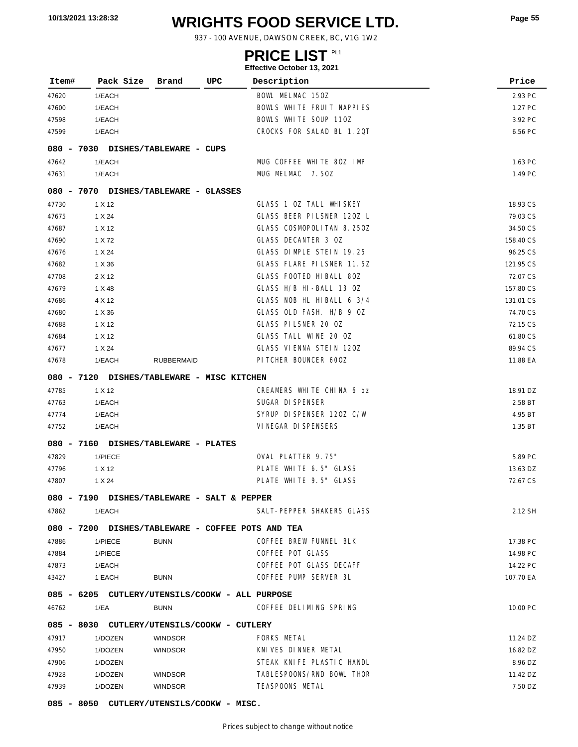# WRIGHTS FOOD SERVICE LTD.

937 - 100 AVENUE, DAWSON CREEK, BC, V1G 1W2

## PRICE LIST PL1

**Effective October 13, 2021**

| Item# | Pack Size | Brand | UPC | Description | Price |
|---|---|---|---|---|---|
| 47620 | 1/EACH | | | BOWL MELMAC 15OZ | 2.93 PC |
| 47600 | 1/EACH | | | BOWLS WHITE FRUIT NAPPIES | 1.27 PC |
| 47598 | 1/EACH | | | BOWLS WHITE SOUP 11OZ | 3.92 PC |
| 47599 | 1/EACH | | | CROCKS FOR SALAD BL 1.2QT | 6.56 PC |
| **080 - 7030 DISHES/TABLEWARE - CUPS** | | | | | |
| 47642 | 1/EACH | | | MUG COFFEE WHITE 8OZ IMP | 1.63 PC |
| 47631 | 1/EACH | | | MUG MELMAC 7.5OZ | 1.49 PC |
| **080 - 7070 DISHES/TABLEWARE - GLASSES** | | | | | |
| 47730 | 1 X 12 | | | GLASS 1 OZ TALL WHISKEY | 18.93 CS |
| 47675 | 1 X 24 | | | GLASS BEER PILSNER 12OZ L | 79.03 CS |
| 47687 | 1 X 12 | | | GLASS COSMOPOLITAN 8.25OZ | 34.50 CS |
| 47690 | 1 X 72 | | | GLASS DECANTER 3 OZ | 158.40 CS |
| 47676 | 1 X 24 | | | GLASS DIMPLE STEIN 19.25 | 96.25 CS |
| 47682 | 1 X 36 | | | GLASS FLARE PILSNER 11.5Z | 121.95 CS |
| 47708 | 2 X 12 | | | GLASS FOOTED HIBALL 8OZ | 72.07 CS |
| 47679 | 1 X 48 | | | GLASS H/B HI-BALL 13 OZ | 157.80 CS |
| 47686 | 4 X 12 | | | GLASS NOB HL HIBALL 6 3/4 | 131.01 CS |
| 47680 | 1 X 36 | | | GLASS OLD FASH. H/B 9 OZ | 74.70 CS |
| 47688 | 1 X 12 | | | GLASS PILSNER 20 OZ | 72.15 CS |
| 47684 | 1 X 12 | | | GLASS TALL WINE 20 OZ | 61.80 CS |
| 47677 | 1 X 24 | | | GLASS VIENNA STEIN 12OZ | 89.94 CS |
| 47678 | 1/EACH | RUBBERMAID | | PITCHER BOUNCER 60OZ | 11.88 EA |
| **080 - 7120 DISHES/TABLEWARE - MISC KITCHEN** | | | | | |
| 47785 | 1 X 12 | | | CREAMERS WHITE CHINA 6 oz | 18.91 DZ |
| 47763 | 1/EACH | | | SUGAR DISPENSER | 2.58 BT |
| 47774 | 1/EACH | | | SYRUP DISPENSER 12OZ C/W | 4.95 BT |
| 47752 | 1/EACH | | | VINEGAR DISPENSERS | 1.35 BT |
| **080 - 7160 DISHES/TABLEWARE - PLATES** | | | | | |
| 47829 | 1/PIECE | | | OVAL PLATTER 9.75" | 5.89 PC |
| 47796 | 1 X 12 | | | PLATE WHITE 6.5" GLASS | 13.63 DZ |
| 47807 | 1 X 24 | | | PLATE WHITE 9.5" GLASS | 72.67 CS |
| **080 - 7190 DISHES/TABLEWARE - SALT & PEPPER** | | | | | |
| 47862 | 1/EACH | | | SALT-PEPPER SHAKERS GLASS | 2.12 SH |
| **080 - 7200 DISHES/TABLEWARE - COFFEE POTS AND TEA** | | | | | |
| 47886 | 1/PIECE | BUNN | | COFFEE BREW FUNNEL BLK | 17.38 PC |
| 47884 | 1/PIECE | | | COFFEE POT GLASS | 14.98 PC |
| 47873 | 1/EACH | | | COFFEE POT GLASS DECAFF | 14.22 PC |
| 43427 | 1 EACH | BUNN | | COFFEE PUMP SERVER 3L | 107.70 EA |
| **085 - 6205 CUTLERY/UTENSILS/COOKW - ALL PURPOSE** | | | | | |
| 46762 | 1/EA | BUNN | | COFFEE DELIMING SPRING | 10.00 PC |
| **085 - 8030 CUTLERY/UTENSILS/COOKW - CUTLERY** | | | | | |
| 47917 | 1/DOZEN | WINDSOR | | FORKS METAL | 11.24 DZ |
| 47950 | 1/DOZEN | WINDSOR | | KNIVES DINNER METAL | 16.82 DZ |
| 47906 | 1/DOZEN | | | STEAK KNIFE PLASTIC HANDL | 8.96 DZ |
| 47928 | 1/DOZEN | WINDSOR | | TABLESPOONS/RND BOWL THOR | 11.42 DZ |
| 47939 | 1/DOZEN | WINDSOR | | TEASPOONS METAL | 7.50 DZ |
| **085 - 8050 CUTLERY/UTENSILS/COOKW - MISC.** | | | | | |

Prices subject to change without notice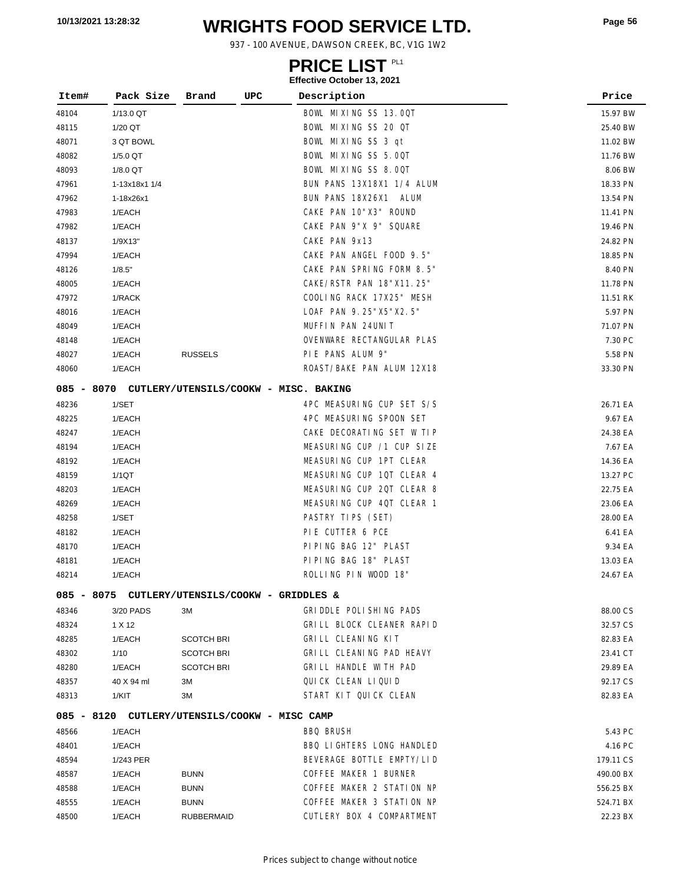# WRIGHTS FOOD SERVICE LTD.

937 - 100 AVENUE, DAWSON CREEK, BC, V1G 1W2

## PRICE LIST PL1

**Effective October 13, 2021**

| Item# | Pack Size | Brand | UPC | Description | Price |
|---|---|---|---|---|---|
| 48104 | 1/13.0 QT | | | BOWL MIXING SS 13.0QT | 15.97 BW |
| 48115 | 1/20 QT | | | BOWL MIXING SS 20 QT | 25.40 BW |
| 48071 | 3 QT BOWL | | | BOWL MIXING SS 3 qt | 11.02 BW |
| 48082 | 1/5.0 QT | | | BOWL MIXING SS 5.0QT | 11.76 BW |
| 48093 | 1/8.0 QT | | | BOWL MIXING SS 8.0QT | 8.06 BW |
| 47961 | 1-13x18x1 1/4 | | | BUN PANS 13X18X1 1/4 ALUM | 18.33 PN |
| 47962 | 1-18x26x1 | | | BUN PANS 18X26X1 ALUM | 13.54 PN |
| 47983 | 1/EACH | | | CAKE PAN 10"X3" ROUND | 11.41 PN |
| 47982 | 1/EACH | | | CAKE PAN 9"X 9" SQUARE | 19.46 PN |
| 48137 | 1/9X13" | | | CAKE PAN 9x13 | 24.82 PN |
| 47994 | 1/EACH | | | CAKE PAN ANGEL FOOD 9.5" | 18.85 PN |
| 48126 | 1/8.5" | | | CAKE PAN SPRING FORM 8.5" | 8.40 PN |
| 48005 | 1/EACH | | | CAKE/RSTR PAN 18"X11.25" | 11.78 PN |
| 47972 | 1/RACK | | | COOLING RACK 17X25" MESH | 11.51 RK |
| 48016 | 1/EACH | | | LOAF PAN 9.25"X5"X2.5" | 5.97 PN |
| 48049 | 1/EACH | | | MUFFIN PAN 24UNIT | 71.07 PN |
| 48148 | 1/EACH | | | OVENWARE RECTANGULAR PLAS | 7.30 PC |
| 48027 | 1/EACH | RUSSELS | | PIE PANS ALUM 9" | 5.58 PN |
| 48060 | 1/EACH | | | ROAST/BAKE PAN ALUM 12X18 | 33.30 PN |
| **085 - 8070** | **CUTLERY/UTENSILS/COOKW - MISC. BAKING** | | | | |
| 48236 | 1/SET | | | 4PC MEASURING CUP SET S/S | 26.71 EA |
| 48225 | 1/EACH | | | 4PC MEASURING SPOON SET | 9.67 EA |
| 48247 | 1/EACH | | | CAKE DECORATING SET W TIP | 24.38 EA |
| 48194 | 1/EACH | | | MEASURING CUP /1 CUP SIZE | 7.67 EA |
| 48192 | 1/EACH | | | MEASURING CUP 1PT CLEAR | 14.36 EA |
| 48159 | 1/1QT | | | MEASURING CUP 1QT CLEAR 4 | 13.27 PC |
| 48203 | 1/EACH | | | MEASURING CUP 2QT CLEAR 8 | 22.75 EA |
| 48269 | 1/EACH | | | MEASURING CUP 4QT CLEAR 1 | 23.06 EA |
| 48258 | 1/SET | | | PASTRY TIPS (SET) | 28.00 EA |
| 48182 | 1/EACH | | | PIE CUTTER 6 PCE | 6.41 EA |
| 48170 | 1/EACH | | | PIPING BAG 12" PLAST | 9.34 EA |
| 48181 | 1/EACH | | | PIPING BAG 18" PLAST | 13.03 EA |
| 48214 | 1/EACH | | | ROLLING PIN WOOD 18" | 24.67 EA |
| **085 - 8075** | **CUTLERY/UTENSILS/COOKW - GRIDDLES &** | | | | |
| 48346 | 3/20 PADS | 3M | | GRIDDLE POLISHING PADS | 88.00 CS |
| 48324 | 1 X 12 | | | GRILL BLOCK CLEANER RAPID | 32.57 CS |
| 48285 | 1/EACH | SCOTCH BRI | | GRILL CLEANING KIT | 82.83 EA |
| 48302 | 1/10 | SCOTCH BRI | | GRILL CLEANING PAD HEAVY | 23.41 CT |
| 48280 | 1/EACH | SCOTCH BRI | | GRILL HANDLE WITH PAD | 29.89 EA |
| 48357 | 40 X 94 ml | 3M | | QUICK CLEAN LIQUID | 92.17 CS |
| 48313 | 1/KIT | 3M | | START KIT QUICK CLEAN | 82.83 EA |
| **085 - 8120** | **CUTLERY/UTENSILS/COOKW - MISC CAMP** | | | | |
| 48566 | 1/EACH | | | BBQ BRUSH | 5.43 PC |
| 48401 | 1/EACH | | | BBQ LIGHTERS LONG HANDLED | 4.16 PC |
| 48594 | 1/243 PER | | | BEVERAGE BOTTLE EMPTY/LID | 179.11 CS |
| 48587 | 1/EACH | BUNN | | COFFEE MAKER 1 BURNER | 490.00 BX |
| 48588 | 1/EACH | BUNN | | COFFEE MAKER 2 STATION NP | 556.25 BX |
| 48555 | 1/EACH | BUNN | | COFFEE MAKER 3 STATION NP | 524.71 BX |
| 48500 | 1/EACH | RUBBERMAID | | CUTLERY BOX 4 COMPARTMENT | 22.23 BX |

Prices subject to change without notice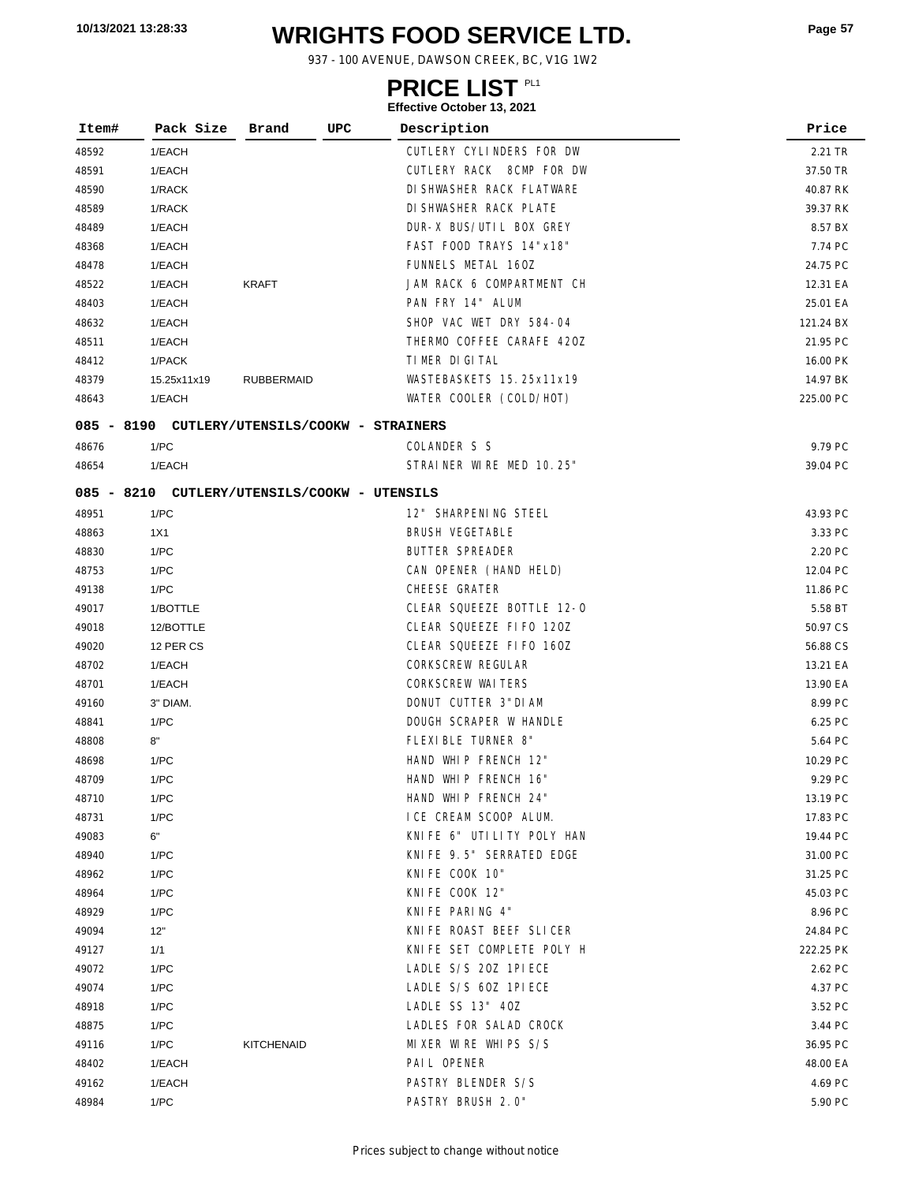# WRIGHTS FOOD SERVICE LTD.

937 - 100 AVENUE, DAWSON CREEK, BC, V1G 1W2

## PRICE LIST PL1

**Effective October 13, 2021**

| Item# | Pack Size | Brand | UPC | Description | Price |
|---|---|---|---|---|---|
| 48592 | 1/EACH | | | CUTLERY CYLINDERS FOR DW | 2.21 TR |
| 48591 | 1/EACH | | | CUTLERY RACK 8CMP FOR DW | 37.50 TR |
| 48590 | 1/RACK | | | DISHWASHER RACK FLATWARE | 40.87 RK |
| 48589 | 1/RACK | | | DISHWASHER RACK PLATE | 39.37 RK |
| 48489 | 1/EACH | | | DUR-X BUS/UTIL BOX GREY | 8.57 BX |
| 48368 | 1/EACH | | | FAST FOOD TRAYS 14"x18" | 7.74 PC |
| 48478 | 1/EACH | | | FUNNELS METAL 16OZ | 24.75 PC |
| 48522 | 1/EACH | KRAFT | | JAM RACK 6 COMPARTMENT CH | 12.31 EA |
| 48403 | 1/EACH | | | PAN FRY 14" ALUM | 25.01 EA |
| 48632 | 1/EACH | | | SHOP VAC WET DRY 584-04 | 121.24 BX |
| 48511 | 1/EACH | | | THERMO COFFEE CARAFE 42OZ | 21.95 PC |
| 48412 | 1/PACK | | | TIMER DIGITAL | 16.00 PK |
| 48379 | 15.25x11x19 | RUBBERMAID | | WASTEBASKETS 15.25x11x19 | 14.97 BK |
| 48643 | 1/EACH | | | WATER COOLER (COLD/HOT) | 225.00 PC |

### 085 - 8190 CUTLERY/UTENSILS/COOKW - STRAINERS

| Item# | Pack Size | Brand | UPC | Description | Price |
|---|---|---|---|---|---|
| 48676 | 1/PC | | | COLANDER S S | 9.79 PC |
| 48654 | 1/EACH | | | STRAINER WIRE MED 10.25" | 39.04 PC |

### 085 - 8210 CUTLERY/UTENSILS/COOKW - UTENSILS

| Item# | Pack Size | Brand | UPC | Description | Price |
|---|---|---|---|---|---|
| 48951 | 1/PC | | | 12" SHARPENING STEEL | 43.93 PC |
| 48863 | 1X1 | | | BRUSH VEGETABLE | 3.33 PC |
| 48830 | 1/PC | | | BUTTER SPREADER | 2.20 PC |
| 48753 | 1/PC | | | CAN OPENER (HAND HELD) | 12.04 PC |
| 49138 | 1/PC | | | CHEESE GRATER | 11.86 PC |
| 49017 | 1/BOTTLE | | | CLEAR SQUEEZE BOTTLE 12-O | 5.58 BT |
| 49018 | 12/BOTTLE | | | CLEAR SQUEEZE FIFO 12OZ | 50.97 CS |
| 49020 | 12 PER CS | | | CLEAR SQUEEZE FIFO 16OZ | 56.88 CS |
| 48702 | 1/EACH | | | CORKSCREW REGULAR | 13.21 EA |
| 48701 | 1/EACH | | | CORKSCREW WAITERS | 13.90 EA |
| 49160 | 3" DIAM. | | | DONUT CUTTER 3"DIAM | 8.99 PC |
| 48841 | 1/PC | | | DOUGH SCRAPER W HANDLE | 6.25 PC |
| 48808 | 8" | | | FLEXIBLE TURNER 8" | 5.64 PC |
| 48698 | 1/PC | | | HAND WHIP FRENCH 12" | 10.29 PC |
| 48709 | 1/PC | | | HAND WHIP FRENCH 16" | 9.29 PC |
| 48710 | 1/PC | | | HAND WHIP FRENCH 24" | 13.19 PC |
| 48731 | 1/PC | | | ICE CREAM SCOOP ALUM. | 17.83 PC |
| 49083 | 6" | | | KNIFE 6" UTILITY POLY HAN | 19.44 PC |
| 48940 | 1/PC | | | KNIFE 9.5" SERRATED EDGE | 31.00 PC |
| 48962 | 1/PC | | | KNIFE COOK 10" | 31.25 PC |
| 48964 | 1/PC | | | KNIFE COOK 12" | 45.03 PC |
| 48929 | 1/PC | | | KNIFE PARING 4" | 8.96 PC |
| 49094 | 12" | | | KNIFE ROAST BEEF SLICER | 24.84 PC |
| 49127 | 1/1 | | | KNIFE SET COMPLETE POLY H | 222.25 PK |
| 49072 | 1/PC | | | LADLE S/S 2OZ 1PIECE | 2.62 PC |
| 49074 | 1/PC | | | LADLE S/S 6OZ 1PIECE | 4.37 PC |
| 48918 | 1/PC | | | LADLE SS 13" 4OZ | 3.52 PC |
| 48875 | 1/PC | | | LADLES FOR SALAD CROCK | 3.44 PC |
| 49116 | 1/PC | KITCHENAID | | MIXER WIRE WHIPS S/S | 36.95 PC |
| 48402 | 1/EACH | | | PAIL OPENER | 48.00 EA |
| 49162 | 1/EACH | | | PASTRY BLENDER S/S | 4.69 PC |
| 48984 | 1/PC | | | PASTRY BRUSH 2.0" | 5.90 PC |

Prices subject to change without notice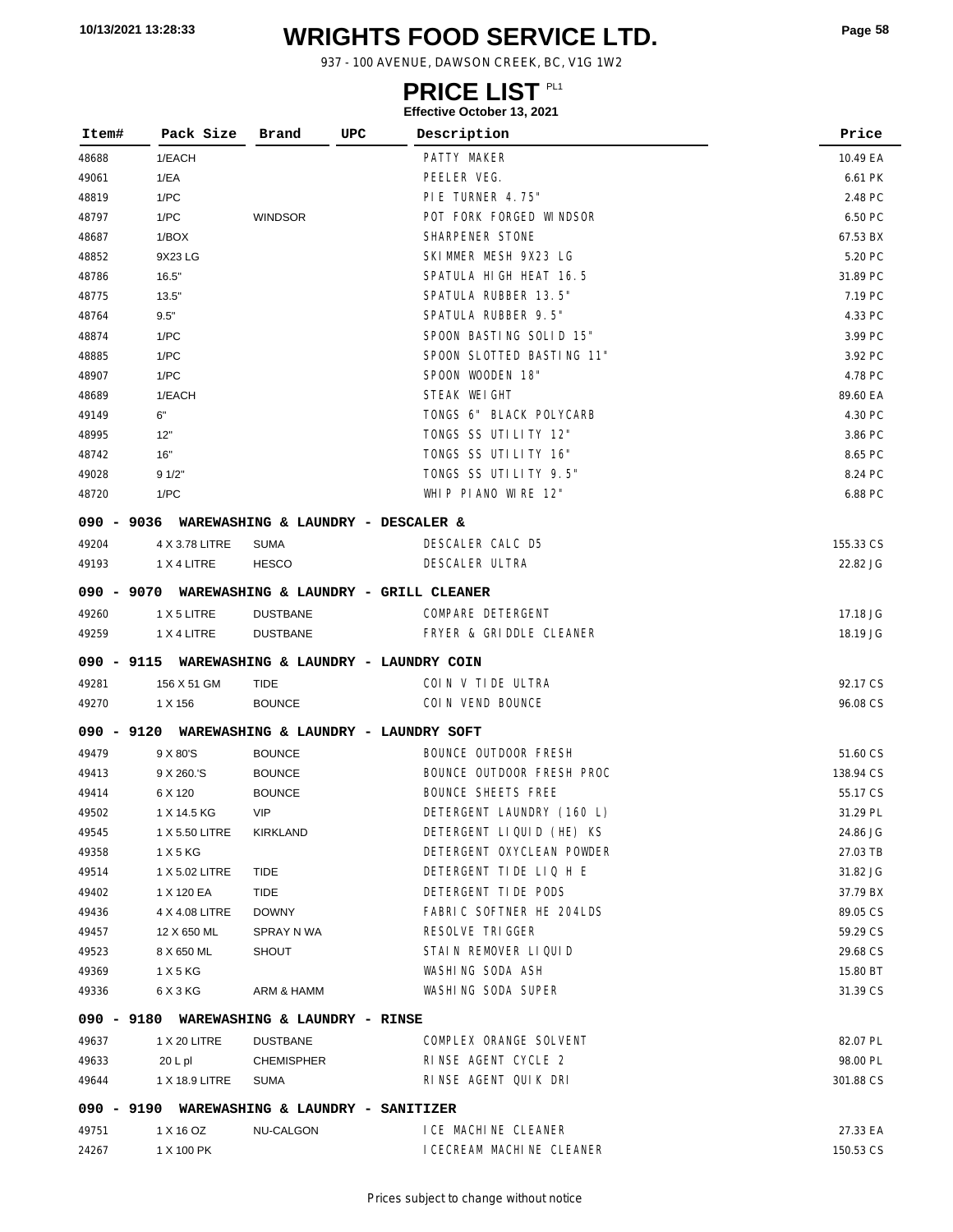# WRIGHTS FOOD SERVICE LTD.

937 - 100 AVENUE, DAWSON CREEK, BC, V1G 1W2

## PRICE LIST PL1

**Effective October 13, 2021**

| Item# | Pack Size | Brand | UPC | Description | Price |
|---|---|---|---|---|---|
| 48688 | 1/EACH | | | PATTY MAKER | 10.49 EA |
| 49061 | 1/EA | | | PEELER VEG. | 6.61 PK |
| 48819 | 1/PC | | | PIE TURNER 4.75" | 2.48 PC |
| 48797 | 1/PC | WINDSOR | | POT FORK FORGED WINDSOR | 6.50 PC |
| 48687 | 1/BOX | | | SHARPENER STONE | 67.53 BX |
| 48852 | 9X23 LG | | | SKIMMER MESH 9X23 LG | 5.20 PC |
| 48786 | 16.5" | | | SPATULA HIGH HEAT 16.5 | 31.89 PC |
| 48775 | 13.5" | | | SPATULA RUBBER 13.5" | 7.19 PC |
| 48764 | 9.5" | | | SPATULA RUBBER 9.5" | 4.33 PC |
| 48874 | 1/PC | | | SPOON BASTING SOLID 15" | 3.99 PC |
| 48885 | 1/PC | | | SPOON SLOTTED BASTING 11" | 3.92 PC |
| 48907 | 1/PC | | | SPOON WOODEN 18" | 4.78 PC |
| 48689 | 1/EACH | | | STEAK WEIGHT | 89.60 EA |
| 49149 | 6" | | | TONGS 6" BLACK POLYCARB | 4.30 PC |
| 48995 | 12" | | | TONGS SS UTILITY 12" | 3.86 PC |
| 48742 | 16" | | | TONGS SS UTILITY 16" | 8.65 PC |
| 49028 | 9 1/2" | | | TONGS SS UTILITY 9.5" | 8.24 PC |
| 48720 | 1/PC | | | WHIP PIANO WIRE 12" | 6.88 PC |
| **090 - 9036 WAREWASHING & LAUNDRY - DESCALER &** | | | | | |
| 49204 | 4 X 3.78 LITRE | SUMA | | DESCALER CALC D5 | 155.33 CS |
| 49193 | 1 X 4 LITRE | HESCO | | DESCALER ULTRA | 22.82 JG |
| **090 - 9070 WAREWASHING & LAUNDRY - GRILL CLEANER** | | | | | |
| 49260 | 1 X 5 LITRE | DUSTBANE | | COMPARE DETERGENT | 17.18 JG |
| 49259 | 1 X 4 LITRE | DUSTBANE | | FRYER & GRIDDLE CLEANER | 18.19 JG |
| **090 - 9115 WAREWASHING & LAUNDRY - LAUNDRY COIN** | | | | | |
| 49281 | 156 X 51 GM | TIDE | | COIN V TIDE ULTRA | 92.17 CS |
| 49270 | 1 X 156 | BOUNCE | | COIN VEND BOUNCE | 96.08 CS |
| **090 - 9120 WAREWASHING & LAUNDRY - LAUNDRY SOFT** | | | | | |
| 49479 | 9 X 80'S | BOUNCE | | BOUNCE OUTDOOR FRESH | 51.60 CS |
| 49413 | 9 X 260.'S | BOUNCE | | BOUNCE OUTDOOR FRESH PROC | 138.94 CS |
| 49414 | 6 X 120 | BOUNCE | | BOUNCE SHEETS FREE | 55.17 CS |
| 49502 | 1 X 14.5 KG | VIP | | DETERGENT LAUNDRY (160 L) | 31.29 PL |
| 49545 | 1 X 5.50 LITRE | KIRKLAND | | DETERGENT LIQUID (HE) KS | 24.86 JG |
| 49358 | 1 X 5 KG | | | DETERGENT OXYCLEAN POWDER | 27.03 TB |
| 49514 | 1 X 5.02 LITRE | TIDE | | DETERGENT TIDE LIQ H E | 31.82 JG |
| 49402 | 1 X 120 EA | TIDE | | DETERGENT TIDE PODS | 37.79 BX |
| 49436 | 4 X 4.08 LITRE | DOWNY | | FABRIC SOFTNER HE 204LDS | 89.05 CS |
| 49457 | 12 X 650 ML | SPRAY N WA | | RESOLVE TRIGGER | 59.29 CS |
| 49523 | 8 X 650 ML | SHOUT | | STAIN REMOVER LIQUID | 29.68 CS |
| 49369 | 1 X 5 KG | | | WASHING SODA ASH | 15.80 BT |
| 49336 | 6 X 3 KG | ARM & HAMM | | WASHING SODA SUPER | 31.39 CS |
| **090 - 9180 WAREWASHING & LAUNDRY - RINSE** | | | | | |
| 49637 | 1 X 20 LITRE | DUSTBANE | | COMPLEX ORANGE SOLVENT | 82.07 PL |
| 49633 | 20 L pl | CHEMISPHER | | RINSE AGENT CYCLE 2 | 98.00 PL |
| 49644 | 1 X 18.9 LITRE | SUMA | | RINSE AGENT QUIK DRI | 301.88 CS |
| **090 - 9190 WAREWASHING & LAUNDRY - SANITIZER** | | | | | |
| 49751 | 1 X 16 OZ | NU-CALGON | | ICE MACHINE CLEANER | 27.33 EA |
| 24267 | 1 X 100 PK | | | ICECREAM MACHINE CLEANER | 150.53 CS |

Prices subject to change without notice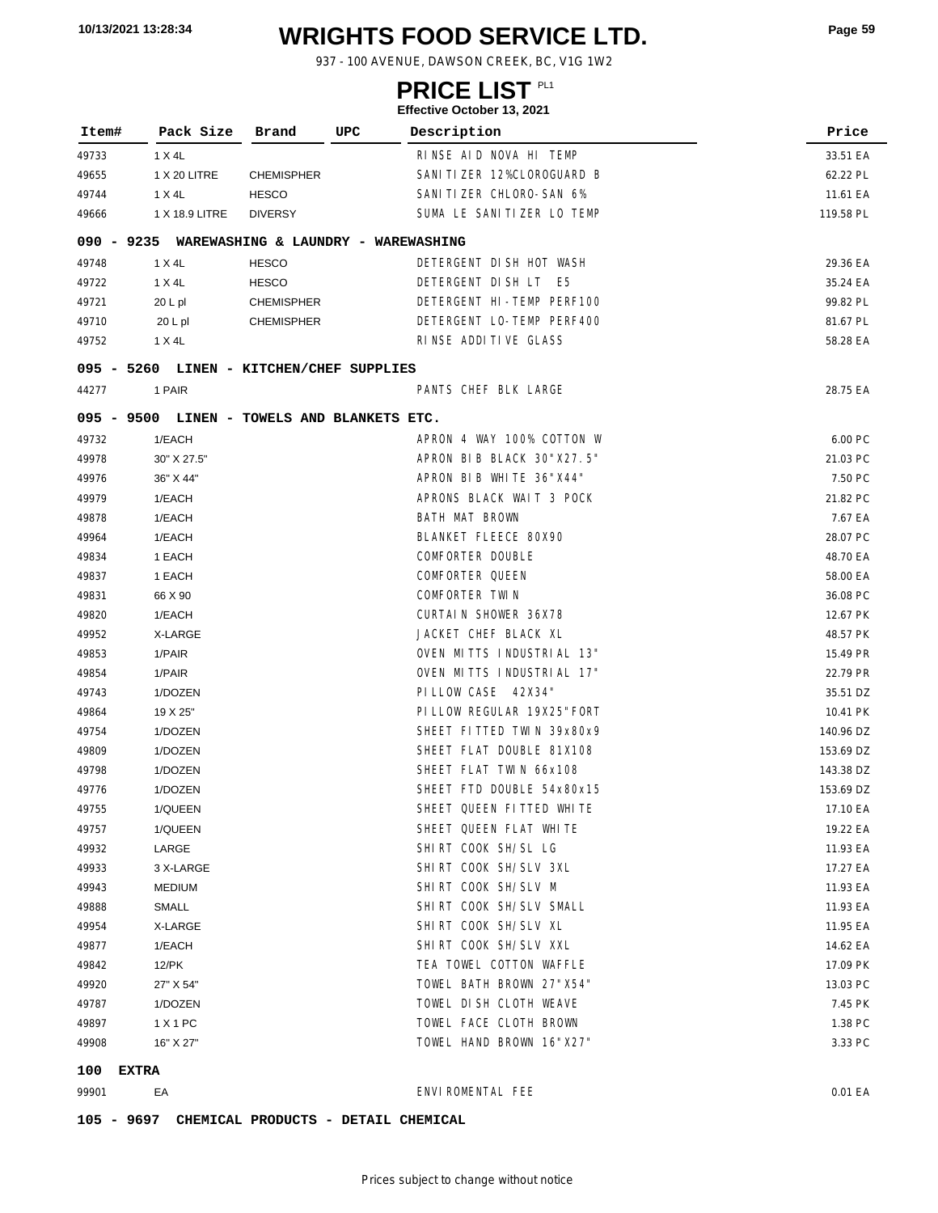# WRIGHTS FOOD SERVICE LTD.

937 - 100 AVENUE, DAWSON CREEK, BC, V1G 1W2

## PRICE LIST PL1

**Effective October 13, 2021**

| Item# | Pack Size | Brand | UPC | Description | Price |
|---|---|---|---|---|---|
| 49733 | 1 X 4L | | | RINSE AID NOVA HI TEMP | 33.51 EA |
| 49655 | 1 X 20 LITRE | CHEMISPHER | | SANITIZER 12%CLOROGUARD B | 62.22 PL |
| 49744 | 1 X 4L | HESCO | | SANITIZER CHLORO-SAN 6% | 11.61 EA |
| 49666 | 1 X 18.9 LITRE | DIVERSY | | SUMA LE SANITIZER LO TEMP | 119.58 PL |
| **090 - 9235 WAREWASHING & LAUNDRY - WAREWASHING** | | | | | |
| 49748 | 1 X 4L | HESCO | | DETERGENT DISH HOT WASH | 29.36 EA |
| 49722 | 1 X 4L | HESCO | | DETERGENT DISH LT E5 | 35.24 EA |
| 49721 | 20 L pl | CHEMISPHER | | DETERGENT HI-TEMP PERF100 | 99.82 PL |
| 49710 | 20 L pl | CHEMISPHER | | DETERGENT LO-TEMP PERF400 | 81.67 PL |
| 49752 | 1 X 4L | | | RINSE ADDITIVE GLASS | 58.28 EA |
| **095 - 5260 LINEN - KITCHEN/CHEF SUPPLIES** | | | | | |
| 44277 | 1 PAIR | | | PANTS CHEF BLK LARGE | 28.75 EA |
| **095 - 9500 LINEN - TOWELS AND BLANKETS ETC.** | | | | | |
| 49732 | 1/EACH | | | APRON 4 WAY 100% COTTON W | 6.00 PC |
| 49978 | 30" X 27.5" | | | APRON BIB BLACK 30"X27.5" | 21.03 PC |
| 49976 | 36" X 44" | | | APRON BIB WHITE 36"X44" | 7.50 PC |
| 49979 | 1/EACH | | | APRONS BLACK WAIT 3 POCK | 21.82 PC |
| 49878 | 1/EACH | | | BATH MAT BROWN | 7.67 EA |
| 49964 | 1/EACH | | | BLANKET FLEECE 80X90 | 28.07 PC |
| 49834 | 1 EACH | | | COMFORTER DOUBLE | 48.70 EA |
| 49837 | 1 EACH | | | COMFORTER QUEEN | 58.00 EA |
| 49831 | 66 X 90 | | | COMFORTER TWIN | 36.08 PC |
| 49820 | 1/EACH | | | CURTAIN SHOWER 36X78 | 12.67 PK |
| 49952 | X-LARGE | | | JACKET CHEF BLACK XL | 48.57 PK |
| 49853 | 1/PAIR | | | OVEN MITTS INDUSTRIAL 13" | 15.49 PR |
| 49854 | 1/PAIR | | | OVEN MITTS INDUSTRIAL 17" | 22.79 PR |
| 49743 | 1/DOZEN | | | PILLOW CASE 42X34" | 35.51 DZ |
| 49864 | 19 X 25" | | | PILLOW REGULAR 19X25"FORT | 10.41 PK |
| 49754 | 1/DOZEN | | | SHEET FITTED TWIN 39x80x9 | 140.96 DZ |
| 49809 | 1/DOZEN | | | SHEET FLAT DOUBLE 81X108 | 153.69 DZ |
| 49798 | 1/DOZEN | | | SHEET FLAT TWIN 66x108 | 143.38 DZ |
| 49776 | 1/DOZEN | | | SHEET FTD DOUBLE 54x80x15 | 153.69 DZ |
| 49755 | 1/QUEEN | | | SHEET QUEEN FITTED WHITE | 17.10 EA |
| 49757 | 1/QUEEN | | | SHEET QUEEN FLAT WHITE | 19.22 EA |
| 49932 | LARGE | | | SHIRT COOK SH/SL LG | 11.93 EA |
| 49933 | 3 X-LARGE | | | SHIRT COOK SH/SLV 3XL | 17.27 EA |
| 49943 | MEDIUM | | | SHIRT COOK SH/SLV M | 11.93 EA |
| 49888 | SMALL | | | SHIRT COOK SH/SLV SMALL | 11.93 EA |
| 49954 | X-LARGE | | | SHIRT COOK SH/SLV XL | 11.95 EA |
| 49877 | 1/EACH | | | SHIRT COOK SH/SLV XXL | 14.62 EA |
| 49842 | 12/PK | | | TEA TOWEL COTTON WAFFLE | 17.09 PK |
| 49920 | 27" X 54" | | | TOWEL BATH BROWN 27"X54" | 13.03 PC |
| 49787 | 1/DOZEN | | | TOWEL DISH CLOTH WEAVE | 7.45 PK |
| 49897 | 1 X 1 PC | | | TOWEL FACE CLOTH BROWN | 1.38 PC |
| 49908 | 16" X 27" | | | TOWEL HAND BROWN 16"X27" | 3.33 PC |
| **100 EXTRA** | | | | | |
| 99901 | EA | | | ENVIROMENTAL FEE | 0.01 EA |
| **105 - 9697 CHEMICAL PRODUCTS - DETAIL CHEMICAL** | | | | | |

Prices subject to change without notice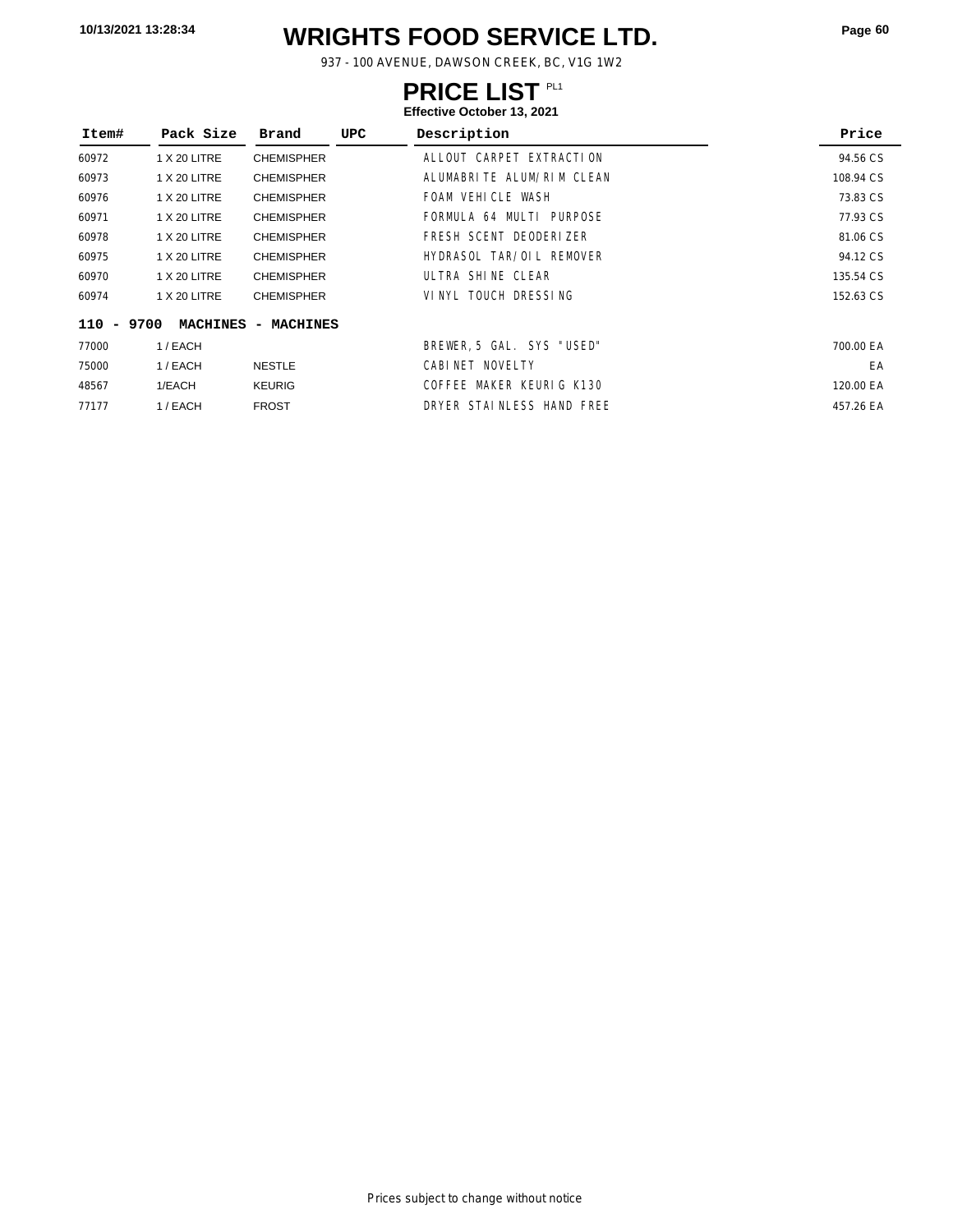# WRIGHTS FOOD SERVICE LTD.

937 - 100 AVENUE, DAWSON CREEK, BC, V1G 1W2

## PRICE LIST PL1

**Effective October 13, 2021**

| Item# | Pack Size | Brand | UPC | Description | Price |
|---|---|---|---|---|---|
| 60972 | 1 X 20 LITRE | CHEMISPHER | | ALLOUT CARPET EXTRACTION | 94.56 CS |
| 60973 | 1 X 20 LITRE | CHEMISPHER | | ALUMABRITE ALUM/RIM CLEAN | 108.94 CS |
| 60976 | 1 X 20 LITRE | CHEMISPHER | | FOAM VEHICLE WASH | 73.83 CS |
| 60971 | 1 X 20 LITRE | CHEMISPHER | | FORMULA 64 MULTI PURPOSE | 77.93 CS |
| 60978 | 1 X 20 LITRE | CHEMISPHER | | FRESH SCENT DEODERIZER | 81.06 CS |
| 60975 | 1 X 20 LITRE | CHEMISPHER | | HYDRASOL TAR/OIL REMOVER | 94.12 CS |
| 60970 | 1 X 20 LITRE | CHEMISPHER | | ULTRA SHINE CLEAR | 135.54 CS |
| 60974 | 1 X 20 LITRE | CHEMISPHER | | VINYL TOUCH DRESSING | 152.63 CS |
| **110 - 9700 MACHINES - MACHINES** | | | | | |
| 77000 | 1 / EACH | | | BREWER,5 GAL. SYS "USED" | 700.00 EA |
| 75000 | 1 / EACH | NESTLE | | CABINET NOVELTY | EA |
| 48567 | 1/EACH | KEURIG | | COFFEE MAKER KEURIG K130 | 120.00 EA |
| 77177 | 1 / EACH | FROST | | DRYER STAINLESS HAND FREE | 457.26 EA |

Prices subject to change without notice